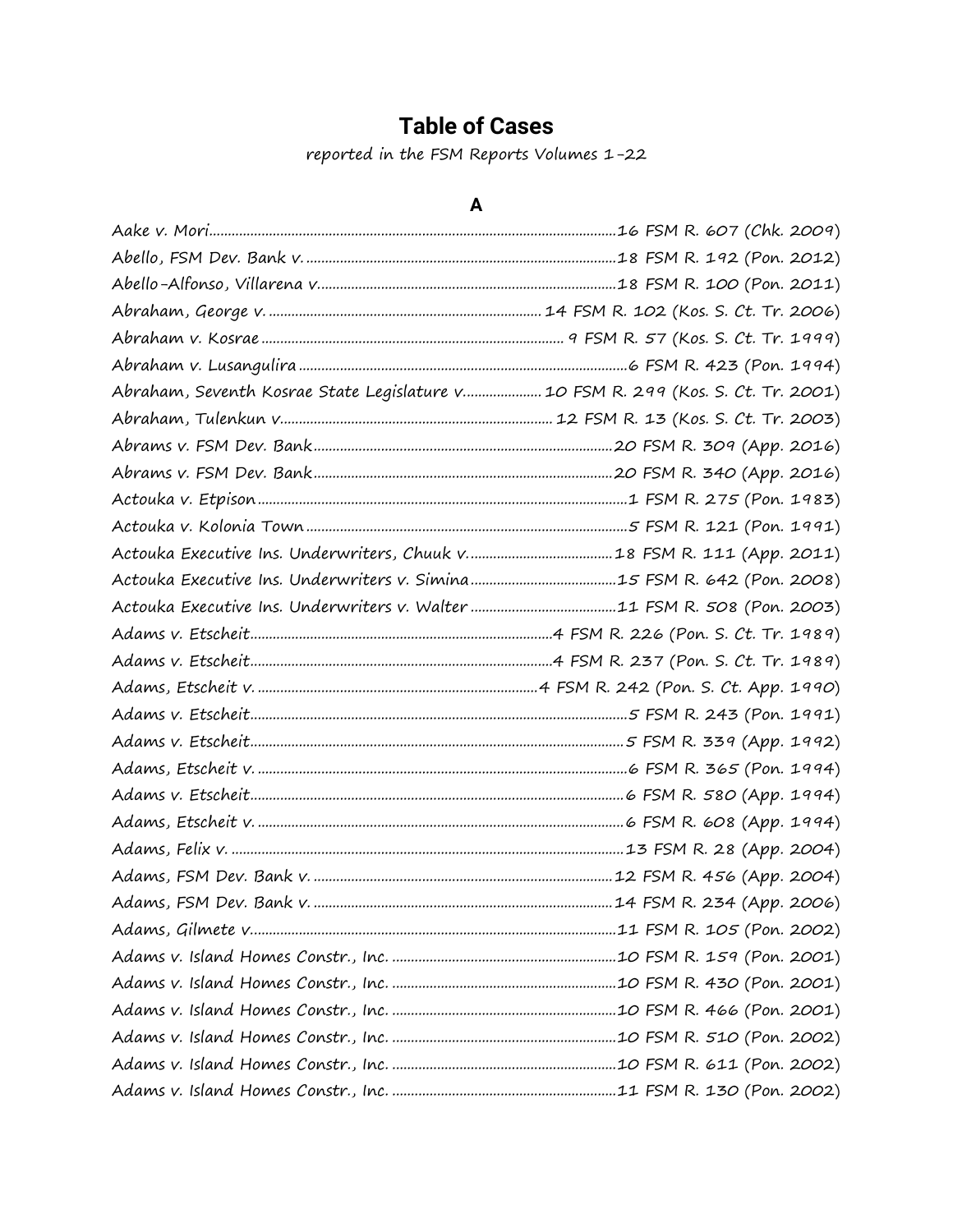# Table of Cases

*reported in the FSM Reports Volumes 1-22*

## A

Aake v. Mori....16 FSM R. 607 (Chk. 2009)
Abello, FSM Dev. Bank v. ....18 FSM R. 192 (Pon. 2012)
Abello-Alfonso, Villarena v. ....18 FSM R. 100 (Pon. 2011)
Abraham, George v. ....14 FSM R. 102 (Kos. S. Ct. Tr. 2006)
Abraham v. Kosrae....9 FSM R. 57 (Kos. S. Ct. Tr. 1999)
Abraham v. Lusangulira....6 FSM R. 423 (Pon. 1994)
Abraham, Seventh Kosrae State Legislature v. ....10 FSM R. 299 (Kos. S. Ct. Tr. 2001)
Abraham, Tulenkun v. ....12 FSM R. 13 (Kos. S. Ct. Tr. 2003)
Abrams v. FSM Dev. Bank....20 FSM R. 309 (App. 2016)
Abrams v. FSM Dev. Bank....20 FSM R. 340 (App. 2016)
Actouka v. Etpison....1 FSM R. 275 (Pon. 1983)
Actouka v. Kolonia Town....5 FSM R. 121 (Pon. 1991)
Actouka Executive Ins. Underwriters, Chuuk v. ....18 FSM R. 111 (App. 2011)
Actouka Executive Ins. Underwriters v. Simina....15 FSM R. 642 (Pon. 2008)
Actouka Executive Ins. Underwriters v. Walter....11 FSM R. 508 (Pon. 2003)
Adams v. Etscheit....4 FSM R. 226 (Pon. S. Ct. Tr. 1989)
Adams v. Etscheit....4 FSM R. 237 (Pon. S. Ct. Tr. 1989)
Adams, Etscheit v. ....4 FSM R. 242 (Pon. S. Ct. App. 1990)
Adams v. Etscheit....5 FSM R. 243 (Pon. 1991)
Adams v. Etscheit....5 FSM R. 339 (App. 1992)
Adams, Etscheit v. ....6 FSM R. 365 (Pon. 1994)
Adams v. Etscheit....6 FSM R. 580 (App. 1994)
Adams, Etscheit v. ....6 FSM R. 608 (App. 1994)
Adams, Felix v. ....13 FSM R. 28 (App. 2004)
Adams, FSM Dev. Bank v. ....12 FSM R. 456 (App. 2004)
Adams, FSM Dev. Bank v. ....14 FSM R. 234 (App. 2006)
Adams, Gilmete v. ....11 FSM R. 105 (Pon. 2002)
Adams v. Island Homes Constr., Inc. ....10 FSM R. 159 (Pon. 2001)
Adams v. Island Homes Constr., Inc. ....10 FSM R. 430 (Pon. 2001)
Adams v. Island Homes Constr., Inc. ....10 FSM R. 466 (Pon. 2001)
Adams v. Island Homes Constr., Inc. ....10 FSM R. 510 (Pon. 2002)
Adams v. Island Homes Constr., Inc. ....10 FSM R. 611 (Pon. 2002)
Adams v. Island Homes Constr., Inc. ....11 FSM R. 130 (Pon. 2002)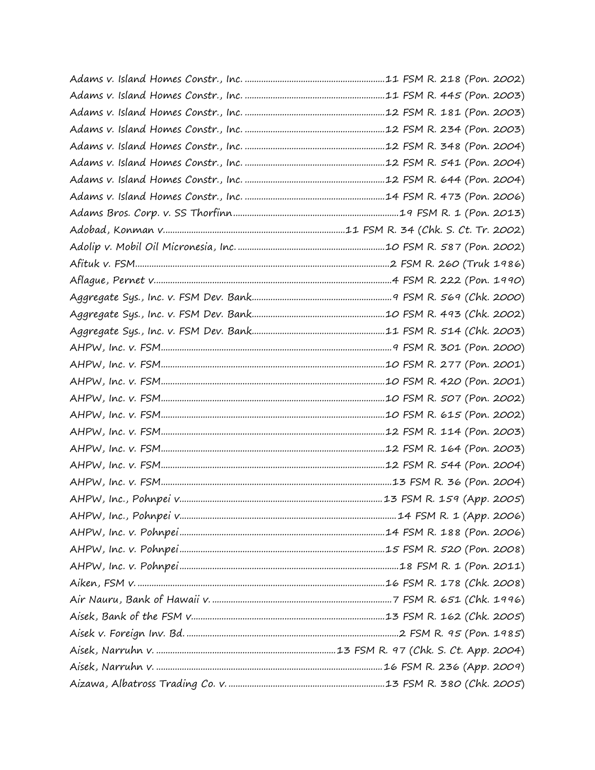Adams v. Island Homes Constr., Inc. ..........................................................11 FSM R. 218 (Pon. 2002)
Adams v. Island Homes Constr., Inc. ..........................................................11 FSM R. 445 (Pon. 2003)
Adams v. Island Homes Constr., Inc. ..........................................................12 FSM R. 181 (Pon. 2003)
Adams v. Island Homes Constr., Inc. ..........................................................12 FSM R. 234 (Pon. 2003)
Adams v. Island Homes Constr., Inc. ..........................................................12 FSM R. 348 (Pon. 2004)
Adams v. Island Homes Constr., Inc. ..........................................................12 FSM R. 541 (Pon. 2004)
Adams v. Island Homes Constr., Inc. ..........................................................12 FSM R. 644 (Pon. 2004)
Adams v. Island Homes Constr., Inc. ..........................................................14 FSM R. 473 (Pon. 2006)
Adams Bros. Corp. v. SS Thorfinn......................................................................19 FSM R. 1 (Pon. 2013)
Adobad, Konman v...........................................................................11 FSM R. 34 (Chk. S. Ct. Tr. 2002)
Adolip v. Mobil Oil Micronesia, Inc. ..............................................................10 FSM R. 587 (Pon. 2002)
Afituk v. FSM...........................................................................................................2 FSM R. 260 (Truk 1986)
Aflague, Pernet v....................................................................................................4 FSM R. 222 (Pon. 1990)
Aggregate Sys., Inc. v. FSM Dev. Bank............................................................9 FSM R. 569 (Chk. 2000)
Aggregate Sys., Inc. v. FSM Dev. Bank.........................................................10 FSM R. 493 (Chk. 2002)
Aggregate Sys., Inc. v. FSM Dev. Bank.........................................................11 FSM R. 514 (Chk. 2003)
AHPW, Inc. v. FSM..................................................................................................9 FSM R. 301 (Pon. 2000)
AHPW, Inc. v. FSM...............................................................................................10 FSM R. 277 (Pon. 2001)
AHPW, Inc. v. FSM...............................................................................................10 FSM R. 420 (Pon. 2001)
AHPW, Inc. v. FSM...............................................................................................10 FSM R. 507 (Pon. 2002)
AHPW, Inc. v. FSM...............................................................................................10 FSM R. 615 (Pon. 2002)
AHPW, Inc. v. FSM...............................................................................................12 FSM R. 114 (Pon. 2003)
AHPW, Inc. v. FSM...............................................................................................12 FSM R. 164 (Pon. 2003)
AHPW, Inc. v. FSM...............................................................................................12 FSM R. 544 (Pon. 2004)
AHPW, Inc. v. FSM.................................................................................................13 FSM R. 36 (Pon. 2004)
AHPW, Inc., Pohnpei v.......................................................................................13 FSM R. 159 (App. 2005)
AHPW, Inc., Pohnpei v............................................................................................14 FSM R. 1 (App. 2006)
AHPW, Inc. v. Pohnpei.......................................................................................14 FSM R. 188 (Pon. 2006)
AHPW, Inc. v. Pohnpei.......................................................................................15 FSM R. 520 (Pon. 2008)
AHPW, Inc. v. Pohnpei.............................................................................................18 FSM R. 1 (Pon. 2011)
Aiken, FSM v. .........................................................................................................16 FSM R. 178 (Chk. 2008)
Air Nauru, Bank of Hawaii v. .............................................................................7 FSM R. 651 (Chk. 1996)
Aisek, Bank of the FSM v..................................................................................13 FSM R. 162 (Chk. 2005)
Aisek v. Foreign Inv. Bd. ..........................................................................................2 FSM R. 95 (Pon. 1985)
Aisek, Narruhn v. ............................................................................13 FSM R. 97 (Chk. S. Ct. App. 2004)
Aisek, Narruhn v. ................................................................................................16 FSM R. 236 (App. 2009)
Aizawa, Albatross Trading Co. v. ..................................................................13 FSM R. 380 (Chk. 2005)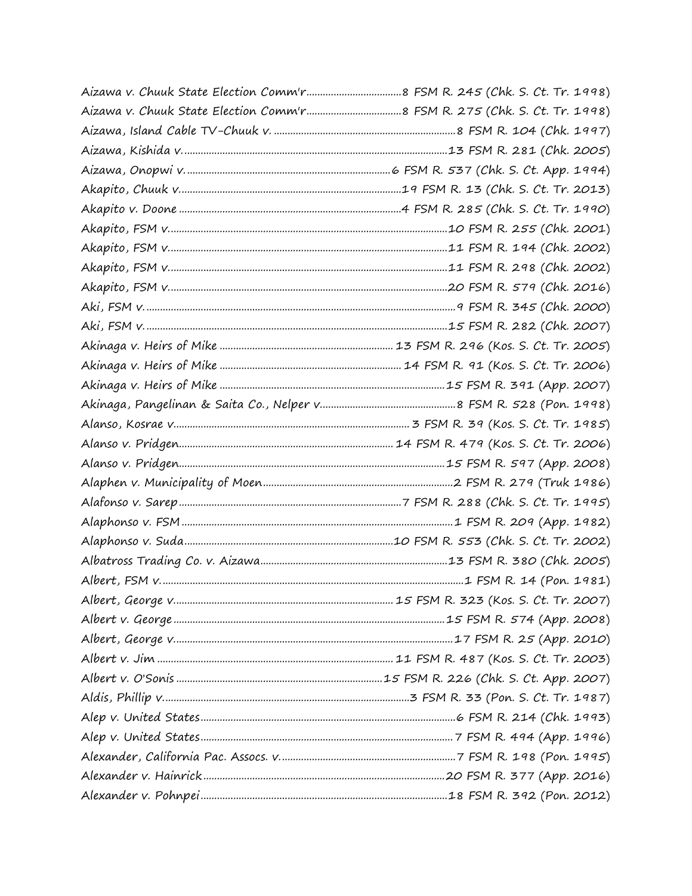Aizawa v. Chuuk State Election Comm'r....................................8 FSM R. 245 (Chk. S. Ct. Tr. 1998)
Aizawa v. Chuuk State Election Comm'r....................................8 FSM R. 275 (Chk. S. Ct. Tr. 1998)
Aizawa, Island Cable TV-Chuuk v. ....................................................................8 FSM R. 104 (Chk. 1997)
Aizawa, Kishida v. ................................................................................................13 FSM R. 281 (Chk. 2005)
Aizawa, Onopwi v. ...........................................................................6 FSM R. 537 (Chk. S. Ct. App. 1994)
Akapito, Chuuk v. ..................................................................................19 FSM R. 13 (Chk. S. Ct. Tr. 2013)
Akapito v. Doone ..................................................................................4 FSM R. 285 (Chk. S. Ct. Tr. 1990)
Akapito, FSM v. ....................................................................................................10 FSM R. 255 (Chk. 2001)
Akapito, FSM v. ....................................................................................................11 FSM R. 194 (Chk. 2002)
Akapito, FSM v. ....................................................................................................11 FSM R. 298 (Chk. 2002)
Akapito, FSM v. ....................................................................................................20 FSM R. 579 (Chk. 2016)
Aki, FSM v. ..............................................................................................................9 FSM R. 345 (Chk. 2000)
Aki, FSM v. ............................................................................................................15 FSM R. 282 (Chk. 2007)
Akinaga v. Heirs of Mike ................................................................13 FSM R. 296 (Kos. S. Ct. Tr. 2005)
Akinaga v. Heirs of Mike ..................................................................14 FSM R. 91 (Kos. S. Ct. Tr. 2006)
Akinaga v. Heirs of Mike ..................................................................................15 FSM R. 391 (App. 2007)
Akinaga, Pangelinan & Saita Co., Nelper v. ..................................................8 FSM R. 528 (Pon. 1998)
Alanso, Kosrae v. ......................................................................................3 FSM R. 39 (Kos. S. Ct. Tr. 1985)
Alanso v. Pridgen ..............................................................................14 FSM R. 479 (Kos. S. Ct. Tr. 2006)
Alanso v. Pridgen ..............................................................................................15 FSM R. 597 (App. 2008)
Alaphen v. Municipality of Moen......................................................................2 FSM R. 279 (Truk 1986)
Alafonso v. Sarep..................................................................................7 FSM R. 288 (Chk. S. Ct. Tr. 1995)
Alaphonso v. FSM ....................................................................................................1 FSM R. 209 (App. 1982)
Alaphonso v. Suda.............................................................................10 FSM R. 553 (Chk. S. Ct. Tr. 2002)
Albatross Trading Co. v. Aizawa....................................................................13 FSM R. 380 (Chk. 2005)
Albert, FSM v. ..............................................................................................................1 FSM R. 14 (Pon. 1981)
Albert, George v. ..............................................................................15 FSM R. 323 (Kos. S. Ct. Tr. 2007)
Albert v. George ..................................................................................................15 FSM R. 574 (App. 2008)
Albert, George v. ....................................................................................................17 FSM R. 25 (App. 2010)
Albert v. Jim .......................................................................................11 FSM R. 487 (Kos. S. Ct. Tr. 2003)
Albert v. O'Sonis ..........................................................................15 FSM R. 226 (Chk. S. Ct. App. 2007)
Aldis, Phillip v. ..........................................................................................3 FSM R. 33 (Pon. S. Ct. Tr. 1987)
Alep v. United States.............................................................................................6 FSM R. 214 (Chk. 1993)
Alep v. United States.............................................................................................7 FSM R. 494 (App. 1996)
Alexander, California Pac. Assocs. v. ................................................................7 FSM R. 198 (Pon. 1995)
Alexander v. Hainrick........................................................................................20 FSM R. 377 (App. 2016)
Alexander v. Pohnpei..........................................................................................18 FSM R. 392 (Pon. 2012)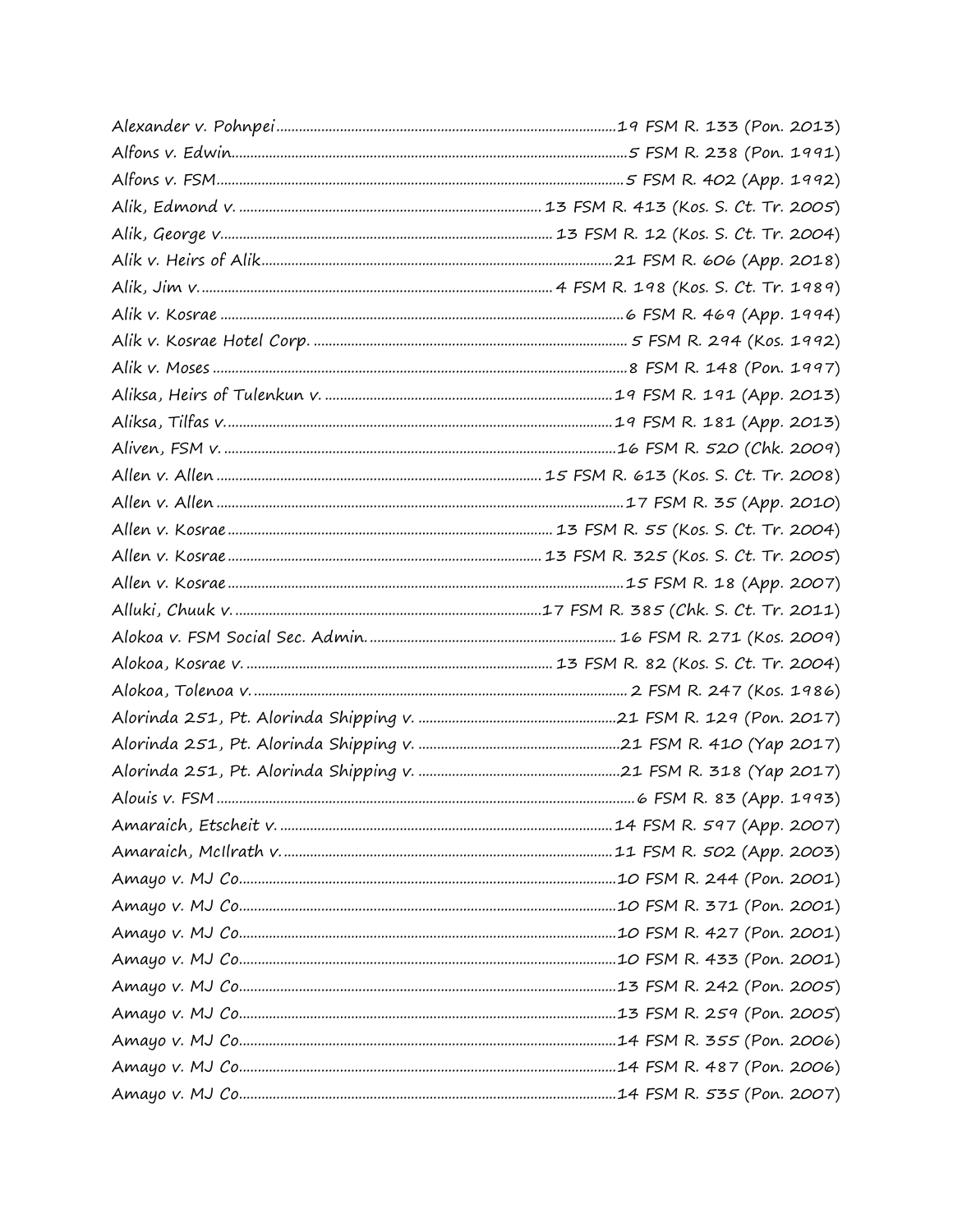Alexander v. Pohnpei........................................................................19 FSM R. 133 (Pon. 2013)
Alfons v. Edwin........................................................................5 FSM R. 238 (Pon. 1991)
Alfons v. FSM........................................................................5 FSM R. 402 (App. 1992)
Alik, Edmond v. ........................................................................13 FSM R. 413 (Kos. S. Ct. Tr. 2005)
Alik, George v........................................................................13 FSM R. 12 (Kos. S. Ct. Tr. 2004)
Alik v. Heirs of Alik........................................................................21 FSM R. 606 (App. 2018)
Alik, Jim v........................................................................4 FSM R. 198 (Kos. S. Ct. Tr. 1989)
Alik v. Kosrae ........................................................................6 FSM R. 469 (App. 1994)
Alik v. Kosrae Hotel Corp. ........................................................................5 FSM R. 294 (Kos. 1992)
Alik v. Moses ........................................................................8 FSM R. 148 (Pon. 1997)
Aliksa, Heirs of Tulenkun v. ........................................................................19 FSM R. 191 (App. 2013)
Aliksa, Tilfas v........................................................................19 FSM R. 181 (App. 2013)
Aliven, FSM v. ........................................................................16 FSM R. 520 (Chk. 2009)
Allen v. Allen ........................................................................15 FSM R. 613 (Kos. S. Ct. Tr. 2008)
Allen v. Allen ........................................................................17 FSM R. 35 (App. 2010)
Allen v. Kosrae ........................................................................13 FSM R. 55 (Kos. S. Ct. Tr. 2004)
Allen v. Kosrae ........................................................................13 FSM R. 325 (Kos. S. Ct. Tr. 2005)
Allen v. Kosrae ........................................................................15 FSM R. 18 (App. 2007)
Alluki, Chuuk v. ........................................................................17 FSM R. 385 (Chk. S. Ct. Tr. 2011)
Alokoa v. FSM Social Sec. Admin. ........................................................................16 FSM R. 271 (Kos. 2009)
Alokoa, Kosrae v. ........................................................................13 FSM R. 82 (Kos. S. Ct. Tr. 2004)
Alokoa, Tolenoa v. ........................................................................2 FSM R. 247 (Kos. 1986)
Alorinda 251, Pt. Alorinda Shipping v. ........................................................................21 FSM R. 129 (Pon. 2017)
Alorinda 251, Pt. Alorinda Shipping v. ........................................................................21 FSM R. 410 (Yap 2017)
Alorinda 251, Pt. Alorinda Shipping v. ........................................................................21 FSM R. 318 (Yap 2017)
Alouis v. FSM ........................................................................6 FSM R. 83 (App. 1993)
Amaraich, Etscheit v. ........................................................................14 FSM R. 597 (App. 2007)
Amaraich, McIlrath v. ........................................................................11 FSM R. 502 (App. 2003)
Amayo v. MJ Co........................................................................10 FSM R. 244 (Pon. 2001)
Amayo v. MJ Co........................................................................10 FSM R. 371 (Pon. 2001)
Amayo v. MJ Co........................................................................10 FSM R. 427 (Pon. 2001)
Amayo v. MJ Co........................................................................10 FSM R. 433 (Pon. 2001)
Amayo v. MJ Co........................................................................13 FSM R. 242 (Pon. 2005)
Amayo v. MJ Co........................................................................13 FSM R. 259 (Pon. 2005)
Amayo v. MJ Co........................................................................14 FSM R. 355 (Pon. 2006)
Amayo v. MJ Co........................................................................14 FSM R. 487 (Pon. 2006)
Amayo v. MJ Co........................................................................14 FSM R. 535 (Pon. 2007)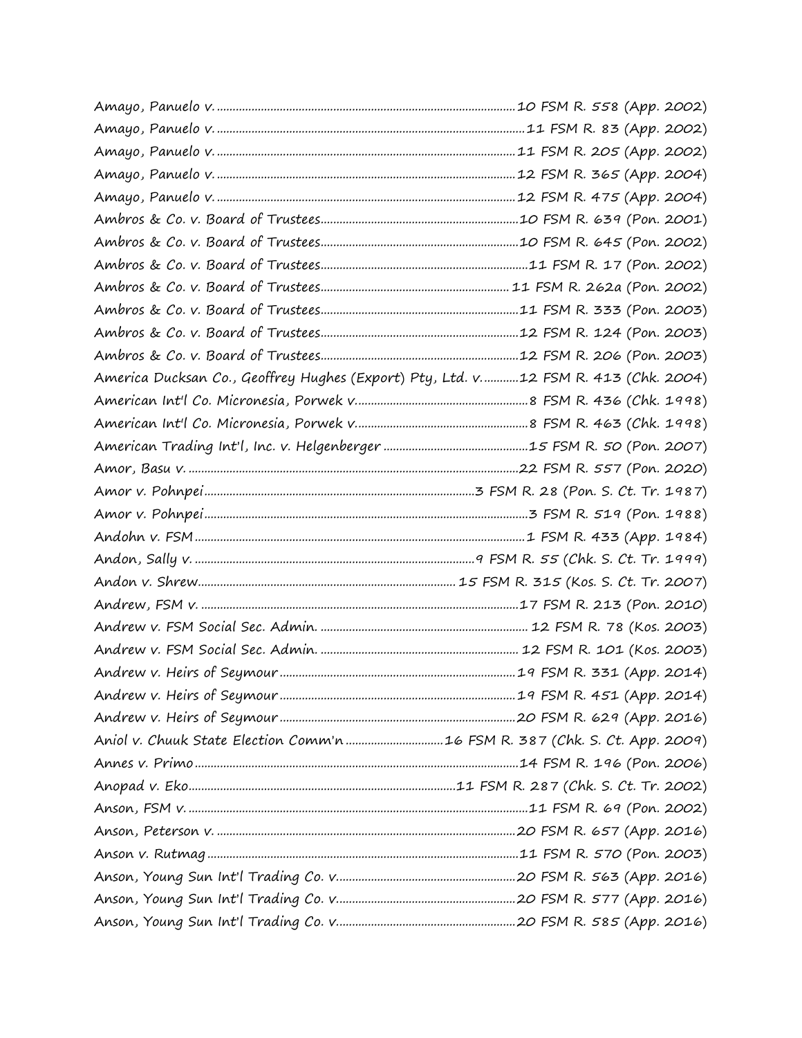Amayo, Panuelo v. ......................................................................................10 FSM R. 558 (App. 2002)
Amayo, Panuelo v. ......................................................................................11 FSM R. 83 (App. 2002)
Amayo, Panuelo v. ......................................................................................11 FSM R. 205 (App. 2002)
Amayo, Panuelo v. ......................................................................................12 FSM R. 365 (App. 2004)
Amayo, Panuelo v. ......................................................................................12 FSM R. 475 (App. 2004)
Ambros & Co. v. Board of Trustees..............................................................10 FSM R. 639 (Pon. 2001)
Ambros & Co. v. Board of Trustees..............................................................10 FSM R. 645 (Pon. 2002)
Ambros & Co. v. Board of Trustees..............................................................11 FSM R. 17 (Pon. 2002)
Ambros & Co. v. Board of Trustees..............................................................11 FSM R. 262a (Pon. 2002)
Ambros & Co. v. Board of Trustees..............................................................11 FSM R. 333 (Pon. 2003)
Ambros & Co. v. Board of Trustees..............................................................12 FSM R. 124 (Pon. 2003)
Ambros & Co. v. Board of Trustees..............................................................12 FSM R. 206 (Pon. 2003)
America Ducksan Co., Geoffrey Hughes (Export) Pty, Ltd. v...........12 FSM R. 413 (Chk. 2004)
American Int'l Co. Micronesia, Porwek v......................................................8 FSM R. 436 (Chk. 1998)
American Int'l Co. Micronesia, Porwek v......................................................8 FSM R. 463 (Chk. 1998)
American Trading Int'l, Inc. v. Helgenberger ..............................................15 FSM R. 50 (Pon. 2007)
Amor, Basu v. ...............................................................................................22 FSM R. 557 (Pon. 2020)
Amor v. Pohnpei....................................................................................3 FSM R. 28 (Pon. S. Ct. Tr. 1987)
Amor v. Pohnpei.....................................................................................3 FSM R. 519 (Pon. 1988)
Andohn v. FSM.......................................................................................1 FSM R. 433 (App. 1984)
Andon, Sally v. ...............................................................................9 FSM R. 55 (Chk. S. Ct. Tr. 1999)
Andon v. Shrew...........................................................................15 FSM R. 315 (Kos. S. Ct. Tr. 2007)
Andrew, FSM v. ...........................................................................................17 FSM R. 213 (Pon. 2010)
Andrew v. FSM Social Sec. Admin. .............................................................12 FSM R. 78 (Kos. 2003)
Andrew v. FSM Social Sec. Admin. .............................................................12 FSM R. 101 (Kos. 2003)
Andrew v. Heirs of Seymour..........................................................................19 FSM R. 331 (App. 2014)
Andrew v. Heirs of Seymour..........................................................................19 FSM R. 451 (App. 2014)
Andrew v. Heirs of Seymour..........................................................................20 FSM R. 629 (App. 2016)
Aniol v. Chuuk State Election Comm'n ..............................16 FSM R. 387 (Chk. S. Ct. App. 2009)
Annes v. Primo...............................................................................................14 FSM R. 196 (Pon. 2006)
Anopad v. Eko.......................................................................11 FSM R. 287 (Chk. S. Ct. Tr. 2002)
Anson, FSM v. ...............................................................................................11 FSM R. 69 (Pon. 2002)
Anson, Peterson v. .......................................................................................20 FSM R. 657 (App. 2016)
Anson v. Rutmag............................................................................................11 FSM R. 570 (Pon. 2003)
Anson, Young Sun Int'l Trading Co. v.........................................................20 FSM R. 563 (App. 2016)
Anson, Young Sun Int'l Trading Co. v.........................................................20 FSM R. 577 (App. 2016)
Anson, Young Sun Int'l Trading Co. v.........................................................20 FSM R. 585 (App. 2016)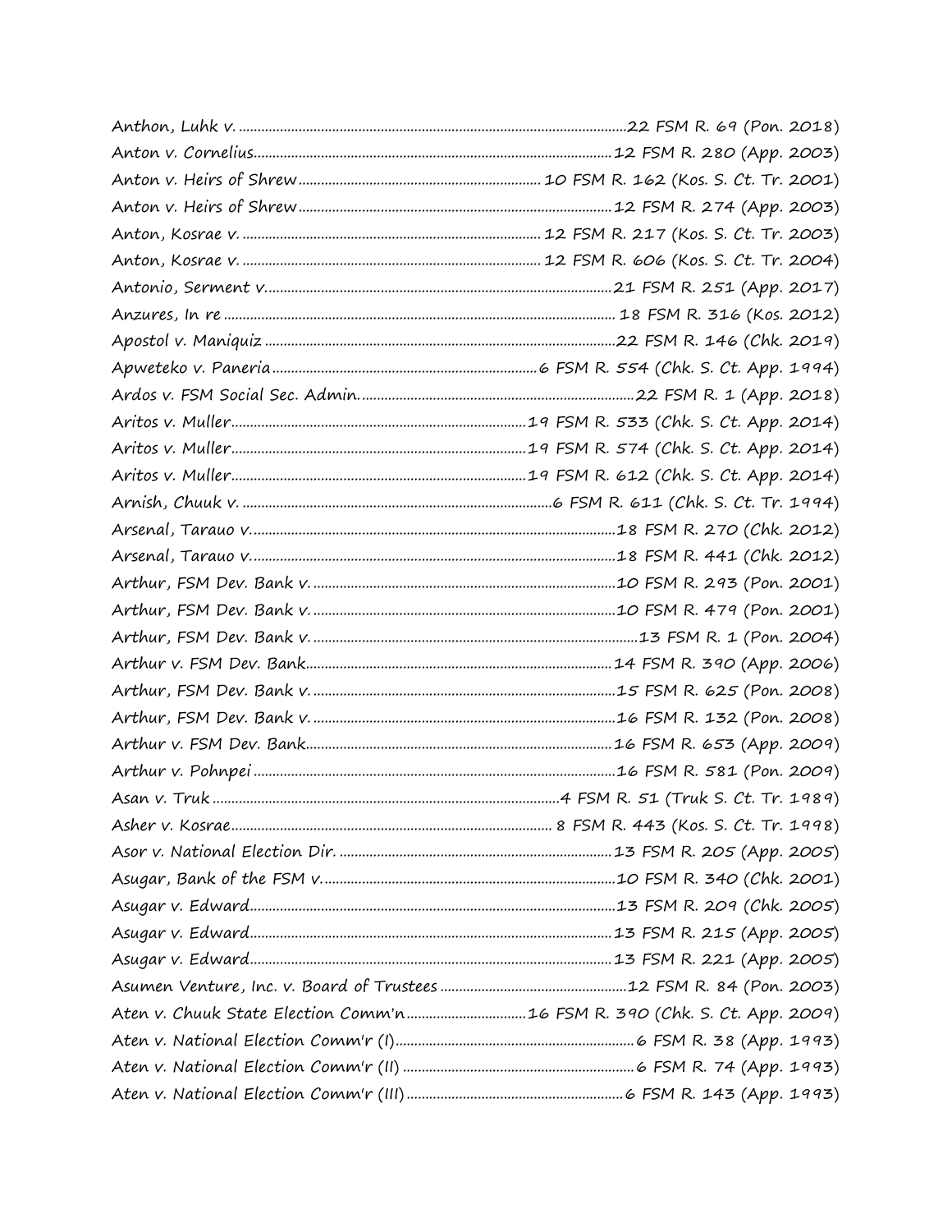Anthon, Luhk v. ....................................................................................................22 FSM R. 69 (Pon. 2018)
Anton v. Cornelius..............................................................................................12 FSM R. 280 (App. 2003)
Anton v. Heirs of Shrew ................................................................ 10 FSM R. 162 (Kos. S. Ct. Tr. 2001)
Anton v. Heirs of Shrew ..................................................................................12 FSM R. 274 (App. 2003)
Anton, Kosrae v. ............................................................................... 12 FSM R. 217 (Kos. S. Ct. Tr. 2003)
Anton, Kosrae v. ............................................................................... 12 FSM R. 606 (Kos. S. Ct. Tr. 2004)
Antonio, Serment v...........................................................................................21 FSM R. 251 (App. 2017)
Anzures, In re ....................................................................................................... 18 FSM R. 316 (Kos. 2012)
Apostol v. Maniquiz ............................................................................................22 FSM R. 146 (Chk. 2019)
Apweteko v. Paneria ......................................................................6 FSM R. 554 (Chk. S. Ct. App. 1994)
Ardos v. FSM Social Sec. Admin. ........................................................................22 FSM R. 1 (App. 2018)
Aritos v. Muller..............................................................................19 FSM R. 533 (Chk. S. Ct. App. 2014)
Aritos v. Muller..............................................................................19 FSM R. 574 (Chk. S. Ct. App. 2014)
Aritos v. Muller..............................................................................19 FSM R. 612 (Chk. S. Ct. App. 2014)
Arnish, Chuuk v. ..................................................................................6 FSM R. 611 (Chk. S. Ct. Tr. 1994)
Arsenal, Tarauo v................................................................................................18 FSM R. 270 (Chk. 2012)
Arsenal, Tarauo v................................................................................................18 FSM R. 441 (Chk. 2012)
Arthur, FSM Dev. Bank v. ...............................................................................10 FSM R. 293 (Pon. 2001)
Arthur, FSM Dev. Bank v. ...............................................................................10 FSM R. 479 (Pon. 2001)
Arthur, FSM Dev. Bank v. .....................................................................................13 FSM R. 1 (Pon. 2004)
Arthur v. FSM Dev. Bank.................................................................................14 FSM R. 390 (App. 2006)
Arthur, FSM Dev. Bank v. ...............................................................................15 FSM R. 625 (Pon. 2008)
Arthur, FSM Dev. Bank v. ...............................................................................16 FSM R. 132 (Pon. 2008)
Arthur v. FSM Dev. Bank.................................................................................16 FSM R. 653 (App. 2009)
Arthur v. Pohnpei ...............................................................................................16 FSM R. 581 (Pon. 2009)
Asan v. Truk ...........................................................................................4 FSM R. 51 (Truk S. Ct. Tr. 1989)
Asher v. Kosrae.................................................................................... 8 FSM R. 443 (Kos. S. Ct. Tr. 1998)
Asor v. National Election Dir. .........................................................................13 FSM R. 205 (App. 2005)
Asugar, Bank of the FSM v.............................................................................10 FSM R. 340 (Chk. 2001)
Asugar v. Edward................................................................................................13 FSM R. 209 (Chk. 2005)
Asugar v. Edward...............................................................................................13 FSM R. 215 (App. 2005)
Asugar v. Edward...............................................................................................13 FSM R. 221 (App. 2005)
Asumen Venture, Inc. v. Board of Trustees .................................................12 FSM R. 84 (Pon. 2003)
Aten v. Chuuk State Election Comm'n ................................16 FSM R. 390 (Chk. S. Ct. App. 2009)
Aten v. National Election Comm'r (I)................................................................6 FSM R. 38 (App. 1993)
Aten v. National Election Comm'r (II) .............................................................6 FSM R. 74 (App. 1993)
Aten v. National Election Comm'r (III)..........................................................6 FSM R. 143 (App. 1993)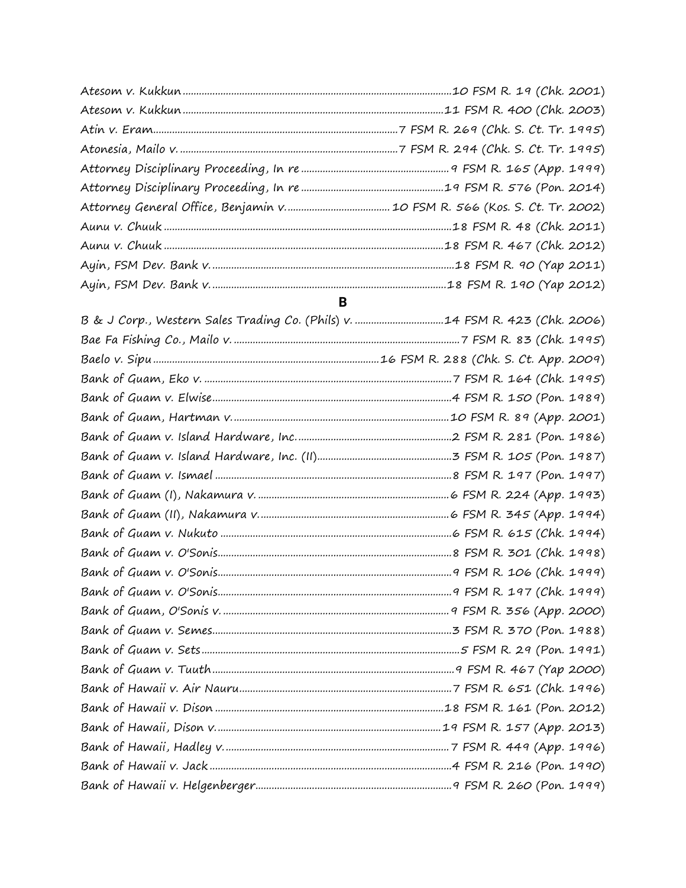Atesom v. Kukkun ........10 FSM R. 19 (Chk. 2001)
Atesom v. Kukkun ........11 FSM R. 400 (Chk. 2003)
Atin v. Eram ........7 FSM R. 269 (Chk. S. Ct. Tr. 1995)
Atonesia, Mailo v. ........7 FSM R. 294 (Chk. S. Ct. Tr. 1995)
Attorney Disciplinary Proceeding, In re ........9 FSM R. 165 (App. 1999)
Attorney Disciplinary Proceeding, In re ........19 FSM R. 576 (Pon. 2014)
Attorney General Office, Benjamin v. ........10 FSM R. 566 (Kos. S. Ct. Tr. 2002)
Aunu v. Chuuk ........18 FSM R. 48 (Chk. 2011)
Aunu v. Chuuk ........18 FSM R. 467 (Chk. 2012)
Ayin, FSM Dev. Bank v. ........18 FSM R. 90 (Yap 2011)
Ayin, FSM Dev. Bank v. ........18 FSM R. 190 (Yap 2012)

## B

B & J Corp., Western Sales Trading Co. (Phils) v. ........14 FSM R. 423 (Chk. 2006)
Bae Fa Fishing Co., Mailo v. ........7 FSM R. 83 (Chk. 1995)
Baelo v. Sipu ........16 FSM R. 288 (Chk. S. Ct. App. 2009)
Bank of Guam, Eko v. ........7 FSM R. 164 (Chk. 1995)
Bank of Guam v. Elwise ........4 FSM R. 150 (Pon. 1989)
Bank of Guam, Hartman v. ........10 FSM R. 89 (App. 2001)
Bank of Guam v. Island Hardware, Inc. ........2 FSM R. 281 (Pon. 1986)
Bank of Guam v. Island Hardware, Inc. (II) ........3 FSM R. 105 (Pon. 1987)
Bank of Guam v. Ismael ........8 FSM R. 197 (Pon. 1997)
Bank of Guam (I), Nakamura v. ........6 FSM R. 224 (App. 1993)
Bank of Guam (II), Nakamura v. ........6 FSM R. 345 (App. 1994)
Bank of Guam v. Nukuto ........6 FSM R. 615 (Chk. 1994)
Bank of Guam v. O'Sonis ........8 FSM R. 301 (Chk. 1998)
Bank of Guam v. O'Sonis ........9 FSM R. 106 (Chk. 1999)
Bank of Guam v. O'Sonis ........9 FSM R. 197 (Chk. 1999)
Bank of Guam, O'Sonis v. ........9 FSM R. 356 (App. 2000)
Bank of Guam v. Semes ........3 FSM R. 370 (Pon. 1988)
Bank of Guam v. Sets ........5 FSM R. 29 (Pon. 1991)
Bank of Guam v. Tuuth ........9 FSM R. 467 (Yap 2000)
Bank of Hawaii v. Air Nauru ........7 FSM R. 651 (Chk. 1996)
Bank of Hawaii v. Dison ........18 FSM R. 161 (Pon. 2012)
Bank of Hawaii, Dison v. ........19 FSM R. 157 (App. 2013)
Bank of Hawaii, Hadley v. ........7 FSM R. 449 (App. 1996)
Bank of Hawaii v. Jack ........4 FSM R. 216 (Pon. 1990)
Bank of Hawaii v. Helgenberger ........9 FSM R. 260 (Pon. 1999)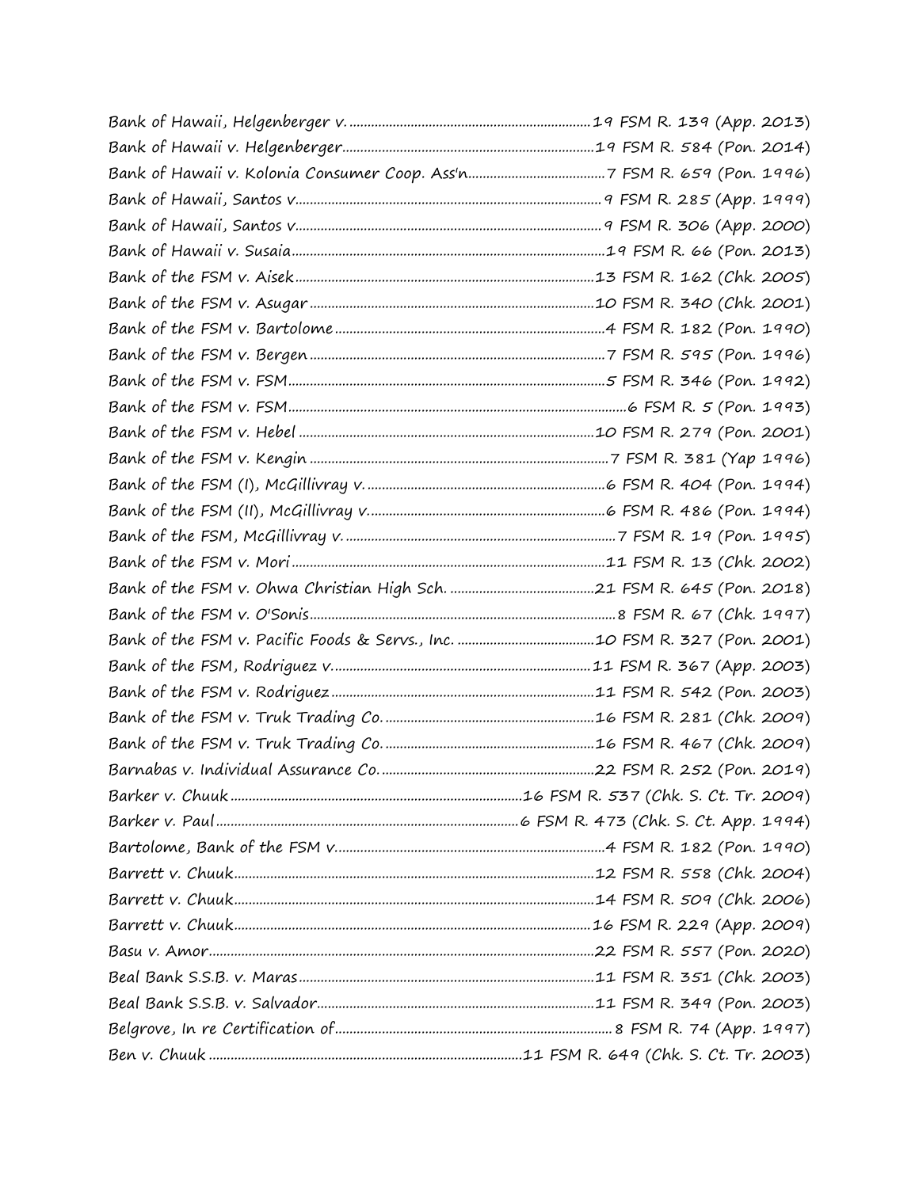Bank of Hawaii, Helgenberger v. .................................................................19 FSM R. 139 (App. 2013)
Bank of Hawaii v. Helgenberger.....................................................................19 FSM R. 584 (Pon. 2014)
Bank of Hawaii v. Kolonia Consumer Coop. Ass'n......................................7 FSM R. 659 (Pon. 1996)
Bank of Hawaii, Santos v.................................................................................9 FSM R. 285 (App. 1999)
Bank of Hawaii, Santos v.................................................................................9 FSM R. 306 (App. 2000)
Bank of Hawaii v. Susaia.................................................................................19 FSM R. 66 (Pon. 2013)
Bank of the FSM v. Aisek................................................................................13 FSM R. 162 (Chk. 2005)
Bank of the FSM v. Asugar.............................................................................10 FSM R. 340 (Chk. 2001)
Bank of the FSM v. Bartolome.........................................................................4 FSM R. 182 (Pon. 1990)
Bank of the FSM v. Bergen...............................................................................7 FSM R. 595 (Pon. 1996)
Bank of the FSM v. FSM...................................................................................5 FSM R. 346 (Pon. 1992)
Bank of the FSM v. FSM.......................................................................................6 FSM R. 5 (Pon. 1993)
Bank of the FSM v. Hebel ...............................................................................10 FSM R. 279 (Pon. 2001)
Bank of the FSM v. Kengin .................................................................................7 FSM R. 381 (Yap 1996)
Bank of the FSM (I), McGillivray v. ..................................................................6 FSM R. 404 (Pon. 1994)
Bank of the FSM (II), McGillivray v..................................................................6 FSM R. 486 (Pon. 1994)
Bank of the FSM, McGillivray v. ..........................................................................7 FSM R. 19 (Pon. 1995)
Bank of the FSM v. Mori .....................................................................................11 FSM R. 13 (Chk. 2002)
Bank of the FSM v. Ohwa Christian High Sch. ........................................21 FSM R. 645 (Pon. 2018)
Bank of the FSM v. O'Sonis...................................................................................8 FSM R. 67 (Chk. 1997)
Bank of the FSM v. Pacific Foods & Servs., Inc. ......................................10 FSM R. 327 (Pon. 2001)
Bank of the FSM, Rodriguez v.........................................................................11 FSM R. 367 (App. 2003)
Bank of the FSM v. Rodriguez .........................................................................11 FSM R. 542 (Pon. 2003)
Bank of the FSM v. Truk Trading Co. ..........................................................16 FSM R. 281 (Chk. 2009)
Bank of the FSM v. Truk Trading Co. ..........................................................16 FSM R. 467 (Chk. 2009)
Barnabas v. Individual Assurance Co. ..........................................................22 FSM R. 252 (Pon. 2019)
Barker v. Chuuk ..............................................................................16 FSM R. 537 (Chk. S. Ct. Tr. 2009)
Barker v. Paul ..................................................................................6 FSM R. 473 (Chk. S. Ct. App. 1994)
Bartolome, Bank of the FSM v..........................................................................4 FSM R. 182 (Pon. 1990)
Barrett v. Chuuk.................................................................................................12 FSM R. 558 (Chk. 2004)
Barrett v. Chuuk.................................................................................................14 FSM R. 509 (Chk. 2006)
Barrett v. Chuuk................................................................................................16 FSM R. 229 (App. 2009)
Basu v. Amor........................................................................................................22 FSM R. 557 (Pon. 2020)
Beal Bank S.S.B. v. Maras.................................................................................11 FSM R. 351 (Chk. 2003)
Beal Bank S.S.B. v. Salvador............................................................................11 FSM R. 349 (Pon. 2003)
Belgrove, In re Certification of............................................................................8 FSM R. 74 (App. 1997)
Ben v. Chuuk ....................................................................................11 FSM R. 649 (Chk. S. Ct. Tr. 2003)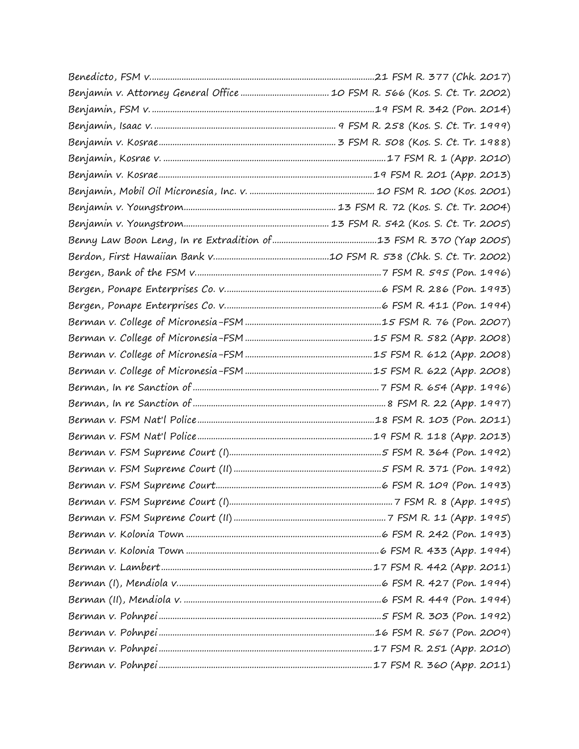Benedicto, FSM v. ....................................................................................................21 FSM R. 377 (Chk. 2017)
Benjamin v. Attorney General Office .......................................10 FSM R. 566 (Kos. S. Ct. Tr. 2002)
Benjamin, FSM v. ....................................................................................................19 FSM R. 342 (Pon. 2014)
Benjamin, Isaac v. ................................................................................... 9 FSM R. 258 (Kos. S. Ct. Tr. 1999)
Benjamin v. Kosrae.............................................................................. 3 FSM R. 508 (Kos. S. Ct. Tr. 1988)
Benjamin, Kosrae v. ....................................................................................................17 FSM R. 1 (App. 2010)
Benjamin v. Kosrae.............................................................................................19 FSM R. 201 (App. 2013)
Benjamin, Mobil Oil Micronesia, Inc. v. ...................................................... 10 FSM R. 100 (Kos. 2001)
Benjamin v. Youngstrom.................................................................... 13 FSM R. 72 (Kos. S. Ct. Tr. 2004)
Benjamin v. Youngstrom.................................................................. 13 FSM R. 542 (Kos. S. Ct. Tr. 2005)
Benny Law Boon Leng, In re Extradition of.............................................13 FSM R. 370 (Yap 2005)
Berdon, First Hawaiian Bank v..................................................10 FSM R. 538 (Chk. S. Ct. Tr. 2002)
Bergen, Bank of the FSM v. ....................................................................................7 FSM R. 595 (Pon. 1996)
Bergen, Ponape Enterprises Co. v. ........................................................................6 FSM R. 286 (Pon. 1993)
Bergen, Ponape Enterprises Co. v. ........................................................................6 FSM R. 411 (Pon. 1994)
Berman v. College of Micronesia-FSM .................................................................15 FSM R. 76 (Pon. 2007)
Berman v. College of Micronesia-FSM .............................................................15 FSM R. 582 (App. 2008)
Berman v. College of Micronesia-FSM .............................................................15 FSM R. 612 (App. 2008)
Berman v. College of Micronesia-FSM .............................................................15 FSM R. 622 (App. 2008)
Berman, In re Sanction of......................................................................................7 FSM R. 654 (App. 1996)
Berman, In re Sanction of........................................................................................8 FSM R. 22 (App. 1997)
Berman v. FSM Nat'l Police....................................................................................18 FSM R. 103 (Pon. 2011)
Berman v. FSM Nat'l Police...................................................................................19 FSM R. 118 (App. 2013)
Berman v. FSM Supreme Court (I)...........................................................................5 FSM R. 364 (Pon. 1992)
Berman v. FSM Supreme Court (II) .........................................................................5 FSM R. 371 (Pon. 1992)
Berman v. FSM Supreme Court...............................................................................6 FSM R. 109 (Pon. 1993)
Berman v. FSM Supreme Court (I)............................................................................7 FSM R. 8 (App. 1995)
Berman v. FSM Supreme Court (II) ..........................................................................7 FSM R. 11 (App. 1995)
Berman v. Kolonia Town ..........................................................................................6 FSM R. 242 (Pon. 1993)
Berman v. Kolonia Town ..........................................................................................6 FSM R. 433 (App. 1994)
Berman v. Lambert..................................................................................................17 FSM R. 442 (App. 2011)
Berman (I), Mendiola v. ..........................................................................................6 FSM R. 427 (Pon. 1994)
Berman (II), Mendiola v. .........................................................................................6 FSM R. 449 (Pon. 1994)
Berman v. Pohnpei ....................................................................................................5 FSM R. 303 (Pon. 1992)
Berman v. Pohnpei ..................................................................................................16 FSM R. 567 (Pon. 2009)
Berman v. Pohnpei ..................................................................................................17 FSM R. 251 (App. 2010)
Berman v. Pohnpei ..................................................................................................17 FSM R. 360 (App. 2011)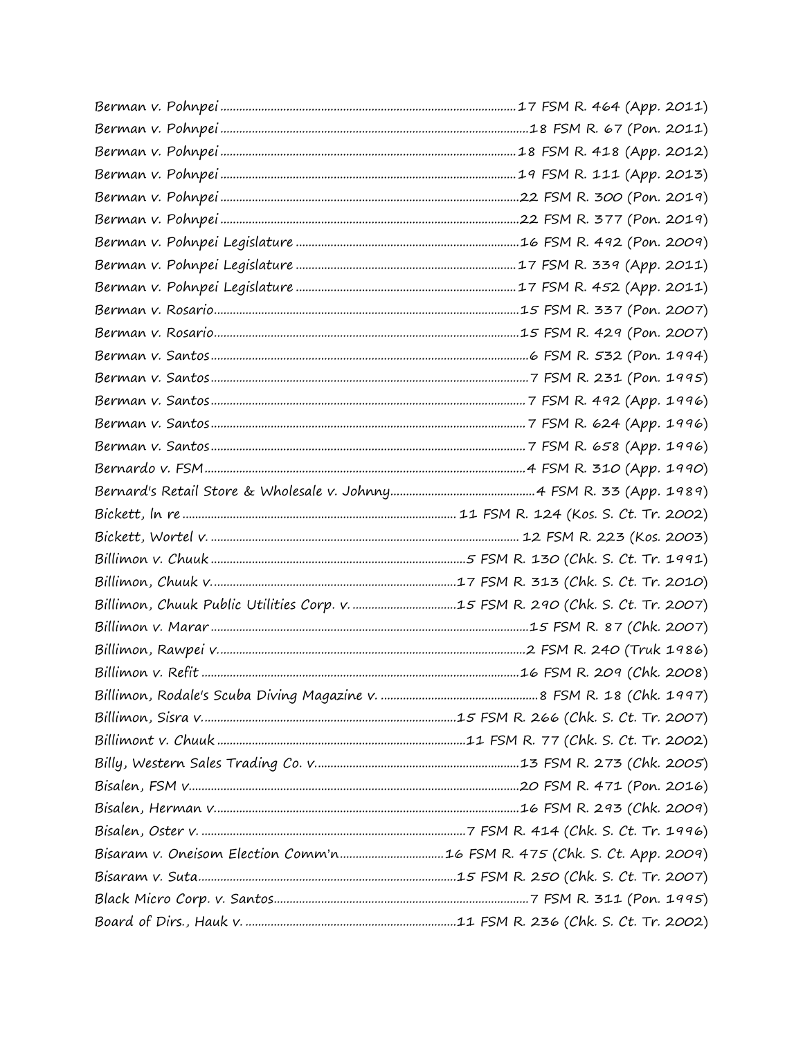*Berman v. Pohnpei* ............................................................ 17 FSM R. 464 (App. 2011)
*Berman v. Pohnpei* ............................................................ 18 FSM R. 67 (Pon. 2011)
*Berman v. Pohnpei* ............................................................ 18 FSM R. 418 (App. 2012)
*Berman v. Pohnpei* ............................................................ 19 FSM R. 111 (App. 2013)
*Berman v. Pohnpei* ............................................................ 22 FSM R. 300 (Pon. 2019)
*Berman v. Pohnpei* ............................................................ 22 FSM R. 377 (Pon. 2019)
*Berman v. Pohnpei Legislature* ............................................ 16 FSM R. 492 (Pon. 2009)
*Berman v. Pohnpei Legislature* ............................................ 17 FSM R. 339 (App. 2011)
*Berman v. Pohnpei Legislature* ............................................ 17 FSM R. 452 (App. 2011)
*Berman v. Rosario* ............................................................ 15 FSM R. 337 (Pon. 2007)
*Berman v. Rosario* ............................................................ 15 FSM R. 429 (Pon. 2007)
*Berman v. Santos* ............................................................ 6 FSM R. 532 (Pon. 1994)
*Berman v. Santos* ............................................................ 7 FSM R. 231 (Pon. 1995)
*Berman v. Santos* ............................................................ 7 FSM R. 492 (App. 1996)
*Berman v. Santos* ............................................................ 7 FSM R. 624 (App. 1996)
*Berman v. Santos* ............................................................ 7 FSM R. 658 (App. 1996)
*Bernardo v. FSM* ............................................................ 4 FSM R. 310 (App. 1990)
*Bernard's Retail Store & Wholesale v. Johnny* ........................ 4 FSM R. 33 (App. 1989)
*Bickett, In re* ............................................................ 11 FSM R. 124 (Kos. S. Ct. Tr. 2002)
*Bickett, Wortel v.* ............................................................ 12 FSM R. 223 (Kos. 2003)
*Billimon v. Chuuk* ............................................................ 5 FSM R. 130 (Chk. S. Ct. Tr. 1991)
*Billimon, Chuuk v.* ............................................................ 17 FSM R. 313 (Chk. S. Ct. Tr. 2010)
*Billimon, Chuuk Public Utilities Corp. v.* ............................ 15 FSM R. 290 (Chk. S. Ct. Tr. 2007)
*Billimon v. Marar* ............................................................ 15 FSM R. 87 (Chk. 2007)
*Billimon, Rawpei v.* ............................................................ 2 FSM R. 240 (Truk 1986)
*Billimon v. Refit* ............................................................ 16 FSM R. 209 (Chk. 2008)
*Billimon, Rodale's Scuba Diving Magazine v.* ........................ 8 FSM R. 18 (Chk. 1997)
*Billimon, Sisra v.* ............................................................ 15 FSM R. 266 (Chk. S. Ct. Tr. 2007)
*Billimont v. Chuuk* ............................................................ 11 FSM R. 77 (Chk. S. Ct. Tr. 2002)
*Billy, Western Sales Trading Co. v.* .................................... 13 FSM R. 273 (Chk. 2005)
*Bisalen, FSM v.* ............................................................ 20 FSM R. 471 (Pon. 2016)
*Bisalen, Herman v.* ............................................................ 16 FSM R. 293 (Chk. 2009)
*Bisalen, Oster v.* ............................................................ 7 FSM R. 414 (Chk. S. Ct. Tr. 1996)
*Bisaram v. Oneisom Election Comm'n* .................................. 16 FSM R. 475 (Chk. S. Ct. App. 2009)
*Bisaram v. Suta* ............................................................ 15 FSM R. 250 (Chk. S. Ct. Tr. 2007)
*Black Micro Corp. v. Santos* ................................................ 7 FSM R. 311 (Pon. 1995)
*Board of Dirs., Hauk v.* ..................................................... 11 FSM R. 236 (Chk. S. Ct. Tr. 2002)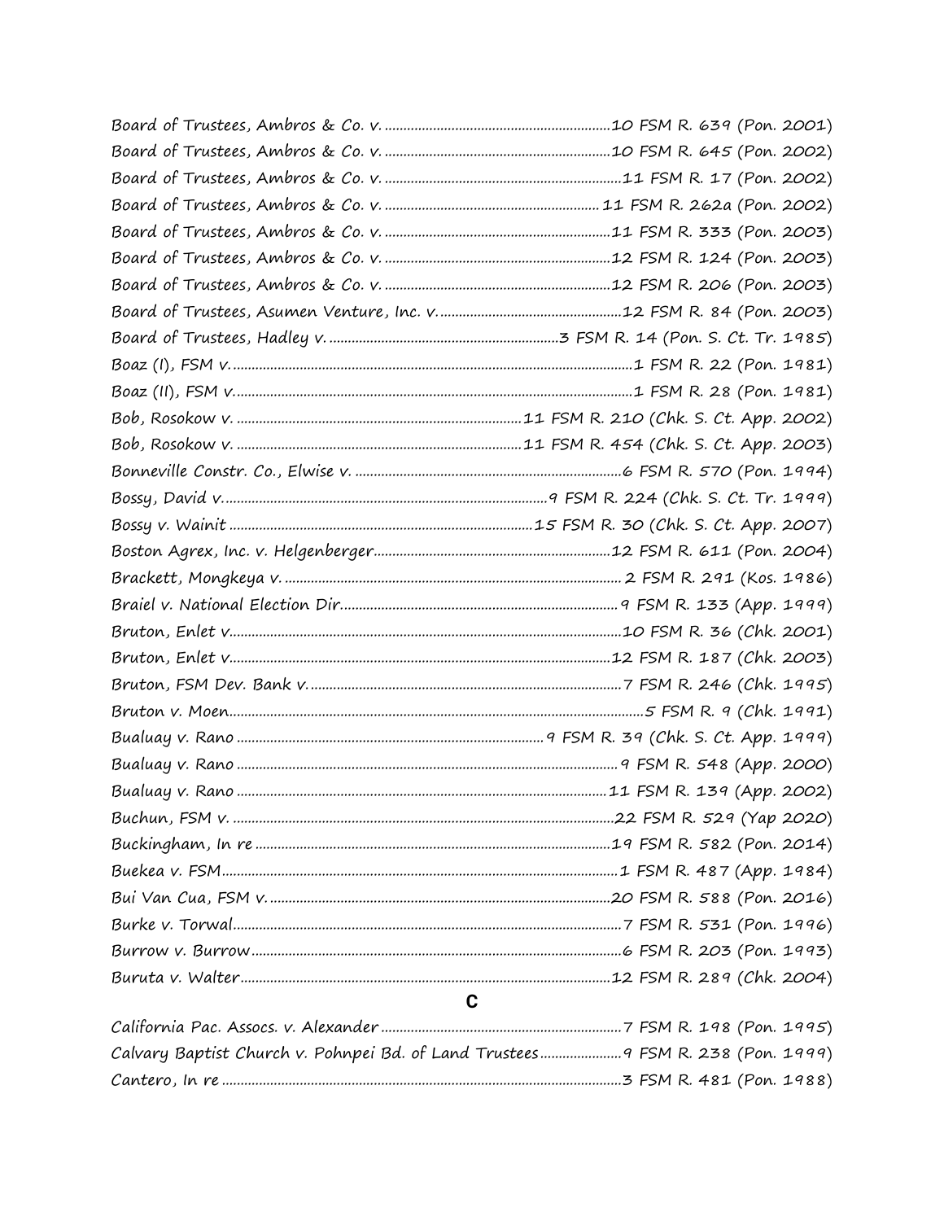*Board of Trustees, Ambros & Co. v.* ............ 10 FSM R. 639 (Pon. 2001)
*Board of Trustees, Ambros & Co. v.* ............ 10 FSM R. 645 (Pon. 2002)
*Board of Trustees, Ambros & Co. v.* ............ 11 FSM R. 17 (Pon. 2002)
*Board of Trustees, Ambros & Co. v.* ............ 11 FSM R. 262a (Pon. 2002)
*Board of Trustees, Ambros & Co. v.* ............ 11 FSM R. 333 (Pon. 2003)
*Board of Trustees, Ambros & Co. v.* ............ 12 FSM R. 124 (Pon. 2003)
*Board of Trustees, Ambros & Co. v.* ............ 12 FSM R. 206 (Pon. 2003)
*Board of Trustees, Asumen Venture, Inc. v.* ............ 12 FSM R. 84 (Pon. 2003)
*Board of Trustees, Hadley v.* ............ 3 FSM R. 14 (Pon. S. Ct. Tr. 1985)
*Boaz (I), FSM v.* ............ 1 FSM R. 22 (Pon. 1981)
*Boaz (II), FSM v.* ............ 1 FSM R. 28 (Pon. 1981)
*Bob, Rosokow v.* ............ 11 FSM R. 210 (Chk. S. Ct. App. 2002)
*Bob, Rosokow v.* ............ 11 FSM R. 454 (Chk. S. Ct. App. 2003)
*Bonneville Constr. Co., Elwise v.* ............ 6 FSM R. 570 (Pon. 1994)
*Bossy, David v.* ............ 9 FSM R. 224 (Chk. S. Ct. Tr. 1999)
*Bossy v. Wainit* ............ 15 FSM R. 30 (Chk. S. Ct. App. 2007)
*Boston Agrex, Inc. v. Helgenberger* ............ 12 FSM R. 611 (Pon. 2004)
*Brackett, Mongkeya v.* ............ 2 FSM R. 291 (Kos. 1986)
*Braiel v. National Election Dir.* ............ 9 FSM R. 133 (App. 1999)
*Bruton, Enlet v.* ............ 10 FSM R. 36 (Chk. 2001)
*Bruton, Enlet v.* ............ 12 FSM R. 187 (Chk. 2003)
*Bruton, FSM Dev. Bank v.* ............ 7 FSM R. 246 (Chk. 1995)
*Bruton v. Moen* ............ 5 FSM R. 9 (Chk. 1991)
*Bualuay v. Rano* ............ 9 FSM R. 39 (Chk. S. Ct. App. 1999)
*Bualuay v. Rano* ............ 9 FSM R. 548 (App. 2000)
*Bualuay v. Rano* ............ 11 FSM R. 139 (App. 2002)
*Buchun, FSM v.* ............ 22 FSM R. 529 (Yap 2020)
*Buckingham, In re* ............ 19 FSM R. 582 (Pon. 2014)
*Buekea v. FSM* ............ 1 FSM R. 487 (App. 1984)
*Bui Van Cua, FSM v.* ............ 20 FSM R. 588 (Pon. 2016)
*Burke v. Torwal* ............ 7 FSM R. 531 (Pon. 1996)
*Burrow v. Burrow* ............ 6 FSM R. 203 (Pon. 1993)
*Buruta v. Walter* ............ 12 FSM R. 289 (Chk. 2004)

## C

*California Pac. Assocs. v. Alexander* ............ 7 FSM R. 198 (Pon. 1995)
*Calvary Baptist Church v. Pohnpei Bd. of Land Trustees* ............ 9 FSM R. 238 (Pon. 1999)
*Cantero, In re* ............ 3 FSM R. 481 (Pon. 1988)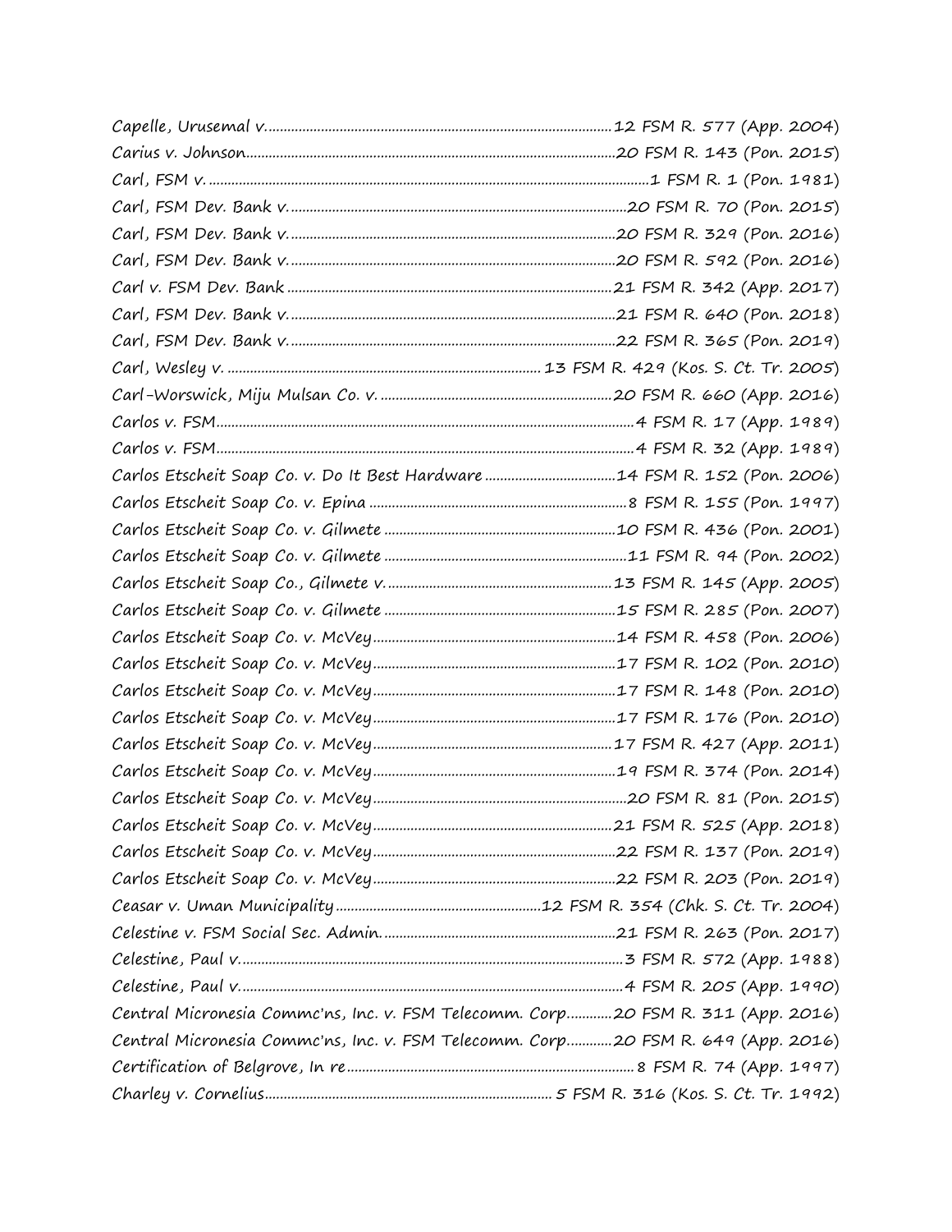Capelle, Urusemal v. ........................................................................................12 FSM R. 577 (App. 2004)
Carius v. Johnson........................................................................................20 FSM R. 143 (Pon. 2015)
Carl, FSM v. ........................................................................................1 FSM R. 1 (Pon. 1981)
Carl, FSM Dev. Bank v. ........................................................................................20 FSM R. 70 (Pon. 2015)
Carl, FSM Dev. Bank v. ........................................................................................20 FSM R. 329 (Pon. 2016)
Carl, FSM Dev. Bank v. ........................................................................................20 FSM R. 592 (Pon. 2016)
Carl v. FSM Dev. Bank ........................................................................................21 FSM R. 342 (App. 2017)
Carl, FSM Dev. Bank v. ........................................................................................21 FSM R. 640 (Pon. 2018)
Carl, FSM Dev. Bank v. ........................................................................................22 FSM R. 365 (Pon. 2019)
Carl, Wesley v. ........................................................................................13 FSM R. 429 (Kos. S. Ct. Tr. 2005)
Carl-Worswick, Miju Mulsan Co. v. ........................................................................................20 FSM R. 660 (App. 2016)
Carlos v. FSM........................................................................................4 FSM R. 17 (App. 1989)
Carlos v. FSM........................................................................................4 FSM R. 32 (App. 1989)
Carlos Etscheit Soap Co. v. Do It Best Hardware ........................................................................................14 FSM R. 152 (Pon. 2006)
Carlos Etscheit Soap Co. v. Epina ........................................................................................8 FSM R. 155 (Pon. 1997)
Carlos Etscheit Soap Co. v. Gilmete ........................................................................................10 FSM R. 436 (Pon. 2001)
Carlos Etscheit Soap Co. v. Gilmete ........................................................................................11 FSM R. 94 (Pon. 2002)
Carlos Etscheit Soap Co., Gilmete v. ........................................................................................13 FSM R. 145 (App. 2005)
Carlos Etscheit Soap Co. v. Gilmete ........................................................................................15 FSM R. 285 (Pon. 2007)
Carlos Etscheit Soap Co. v. McVey........................................................................................14 FSM R. 458 (Pon. 2006)
Carlos Etscheit Soap Co. v. McVey........................................................................................17 FSM R. 102 (Pon. 2010)
Carlos Etscheit Soap Co. v. McVey........................................................................................17 FSM R. 148 (Pon. 2010)
Carlos Etscheit Soap Co. v. McVey........................................................................................17 FSM R. 176 (Pon. 2010)
Carlos Etscheit Soap Co. v. McVey........................................................................................17 FSM R. 427 (App. 2011)
Carlos Etscheit Soap Co. v. McVey........................................................................................19 FSM R. 374 (Pon. 2014)
Carlos Etscheit Soap Co. v. McVey........................................................................................20 FSM R. 81 (Pon. 2015)
Carlos Etscheit Soap Co. v. McVey........................................................................................21 FSM R. 525 (App. 2018)
Carlos Etscheit Soap Co. v. McVey........................................................................................22 FSM R. 137 (Pon. 2019)
Carlos Etscheit Soap Co. v. McVey........................................................................................22 FSM R. 203 (Pon. 2019)
Ceasar v. Uman Municipality ........................................................................................12 FSM R. 354 (Chk. S. Ct. Tr. 2004)
Celestine v. FSM Social Sec. Admin. ........................................................................................21 FSM R. 263 (Pon. 2017)
Celestine, Paul v. ........................................................................................3 FSM R. 572 (App. 1988)
Celestine, Paul v. ........................................................................................4 FSM R. 205 (App. 1990)
Central Micronesia Commc'ns, Inc. v. FSM Telecomm. Corp............20 FSM R. 311 (App. 2016)
Central Micronesia Commc'ns, Inc. v. FSM Telecomm. Corp............20 FSM R. 649 (App. 2016)
Certification of Belgrove, In re........................................................................................8 FSM R. 74 (App. 1997)
Charley v. Cornelius........................................................................................5 FSM R. 316 (Kos. S. Ct. Tr. 1992)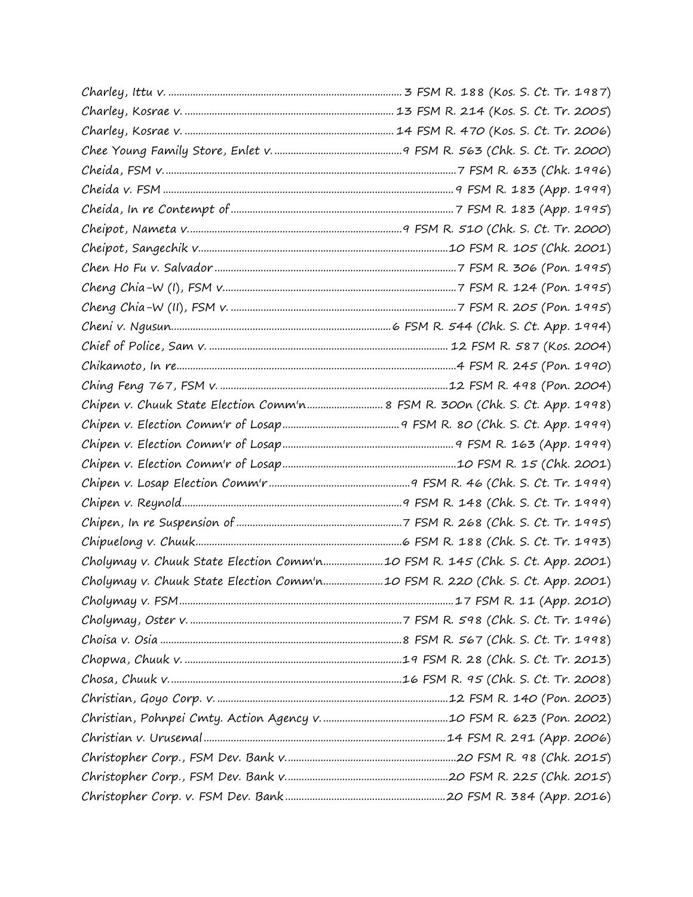Charley, Ittu v. .................................................................................... 3 FSM R. 188 (Kos. S. Ct. Tr. 1987)
Charley, Kosrae v. ........................................................................... 13 FSM R. 214 (Kos. S. Ct. Tr. 2005)
Charley, Kosrae v. ........................................................................... 14 FSM R. 470 (Kos. S. Ct. Tr. 2006)
Chee Young Family Store, Enlet v. ............................................... 9 FSM R. 563 (Chk. S. Ct. Tr. 2000)
Cheida, FSM v. ........................................................................................................ 7 FSM R. 633 (Chk. 1996)
Cheida v. FSM ......................................................................................................... 9 FSM R. 183 (App. 1999)
Cheida, In re Contempt of ................................................................................ 7 FSM R. 183 (App. 1995)
Cheipot, Nameta v. ............................................................................. 9 FSM R. 510 (Chk. S. Ct. Tr. 2000)
Cheipot, Sangechik v. ........................................................................................ 10 FSM R. 105 (Chk. 2001)
Chen Ho Fu v. Salvador ....................................................................................... 7 FSM R. 306 (Pon. 1995)
Cheng Chia-W (I), FSM v. .................................................................................... 7 FSM R. 124 (Pon. 1995)
Cheng Chia-W (II), FSM v. ................................................................................. 7 FSM R. 205 (Pon. 1995)
Cheni v. Ngusun ................................................................................ 6 FSM R. 544 (Chk. S. Ct. App. 1994)
Chief of Police, Sam v. ...................................................................................... 12 FSM R. 587 (Kos. 2004)
Chikamoto, In re ..................................................................................................... 4 FSM R. 245 (Pon. 1990)
Ching Feng 767, FSM v. ..................................................................................... 12 FSM R. 498 (Pon. 2004)
Chipen v. Chuuk State Election Comm'n ........................... 8 FSM R. 300n (Chk. S. Ct. App. 1998)
Chipen v. Election Comm'r of Losap .......................................... 9 FSM R. 80 (Chk. S. Ct. App. 1999)
Chipen v. Election Comm'r of Losap .............................................................. 9 FSM R. 163 (App. 1999)
Chipen v. Election Comm'r of Losap ............................................................... 10 FSM R. 15 (Chk. 2001)
Chipen v. Losap Election Comm'r ................................................... 9 FSM R. 46 (Chk. S. Ct. Tr. 1999)
Chipen v. Reynold ................................................................................ 9 FSM R. 148 (Chk. S. Ct. Tr. 1999)
Chipen, In re Suspension of ............................................................ 7 FSM R. 268 (Chk. S. Ct. Tr. 1995)
Chipuelong v. Chuuk ........................................................................... 6 FSM R. 188 (Chk. S. Ct. Tr. 1993)
Cholymay v. Chuuk State Election Comm'n ..................... 10 FSM R. 145 (Chk. S. Ct. App. 2001)
Cholymay v. Chuuk State Election Comm'n ..................... 10 FSM R. 220 (Chk. S. Ct. App. 2001)
Cholymay v. FSM ................................................................................................... 17 FSM R. 11 (App. 2010)
Cholymay, Oster v. ............................................................................. 7 FSM R. 598 (Chk. S. Ct. Tr. 1996)
Choisa v. Osia ........................................................................................ 8 FSM R. 567 (Chk. S. Ct. Tr. 1998)
Chopwa, Chuuk v. ............................................................................... 19 FSM R. 28 (Chk. S. Ct. Tr. 2013)
Chosa, Chuuk v. .................................................................................... 16 FSM R. 95 (Chk. S. Ct. Tr. 2008)
Christian, Goyo Corp. v. .................................................................................... 12 FSM R. 140 (Pon. 2003)
Christian, Pohnpei Cmty. Action Agency v. ............................................. 10 FSM R. 623 (Pon. 2002)
Christian v. Urusemal ........................................................................................ 14 FSM R. 291 (App. 2006)
Christopher Corp., FSM Dev. Bank v. .............................................................. 20 FSM R. 98 (Chk. 2015)
Christopher Corp., FSM Dev. Bank v. ........................................................... 20 FSM R. 225 (Chk. 2015)
Christopher Corp. v. FSM Dev. Bank .......................................................... 20 FSM R. 384 (App. 2016)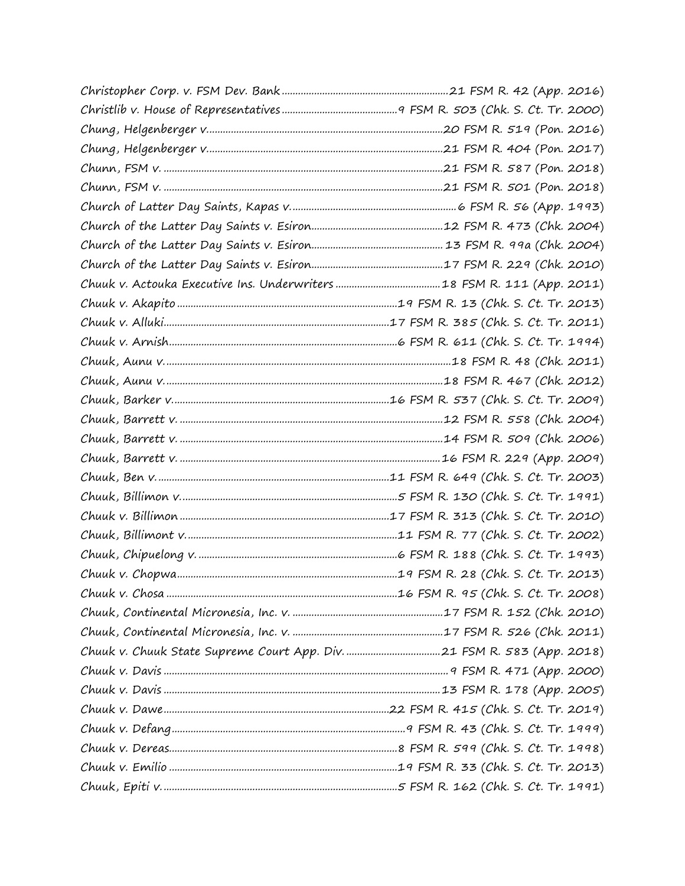Christopher Corp. v. FSM Dev. Bank .......................................................... 21 FSM R. 42 (App. 2016)
Christlib v. House of Representatives .......................................... 9 FSM R. 503 (Chk. S. Ct. Tr. 2000)
Chung, Helgenberger v. ...................................................................................... 20 FSM R. 519 (Pon. 2016)
Chung, Helgenberger v. ...................................................................................... 21 FSM R. 404 (Pon. 2017)
Chunn, FSM v. ...................................................................................................... 21 FSM R. 587 (Pon. 2018)
Chunn, FSM v. ...................................................................................................... 21 FSM R. 501 (Pon. 2018)
Church of Latter Day Saints, Kapas v. ............................................................... 6 FSM R. 56 (App. 1993)
Church of the Latter Day Saints v. Esiron ........................................................ 12 FSM R. 473 (Chk. 2004)
Church of the Latter Day Saints v. Esiron ........................................................ 13 FSM R. 99a (Chk. 2004)
Church of the Latter Day Saints v. Esiron ........................................................ 17 FSM R. 229 (Chk. 2010)
Chuuk v. Actouka Executive Ins. Underwriters ...................................... 18 FSM R. 111 (App. 2011)
Chuuk v. Akapito ................................................................................ 19 FSM R. 13 (Chk. S. Ct. Tr. 2013)
Chuuk v. Alluki ................................................................................. 17 FSM R. 385 (Chk. S. Ct. Tr. 2011)
Chuuk v. Arnish ................................................................................... 6 FSM R. 611 (Chk. S. Ct. Tr. 1994)
Chuuk, Aunu v. ........................................................................................................ 18 FSM R. 48 (Chk. 2011)
Chuuk, Aunu v. ...................................................................................................... 18 FSM R. 467 (Chk. 2012)
Chuuk, Barker v. ............................................................................... 16 FSM R. 537 (Chk. S. Ct. Tr. 2009)
Chuuk, Barrett v. ................................................................................................ 12 FSM R. 558 (Chk. 2004)
Chuuk, Barrett v. ................................................................................................ 14 FSM R. 509 (Chk. 2006)
Chuuk, Barrett v. ................................................................................................ 16 FSM R. 229 (App. 2009)
Chuuk, Ben v. .................................................................................... 11 FSM R. 649 (Chk. S. Ct. Tr. 2003)
Chuuk, Billimon v. ............................................................................... 5 FSM R. 130 (Chk. S. Ct. Tr. 1991)
Chuuk v. Billimon ............................................................................. 17 FSM R. 313 (Chk. S. Ct. Tr. 2010)
Chuuk, Billimont v. ............................................................................ 11 FSM R. 77 (Chk. S. Ct. Tr. 2002)
Chuuk, Chipuelong v. .......................................................................... 6 FSM R. 188 (Chk. S. Ct. Tr. 1993)
Chuuk v. Chopwa ................................................................................ 19 FSM R. 28 (Chk. S. Ct. Tr. 2013)
Chuuk v. Chosa ................................................................................... 16 FSM R. 95 (Chk. S. Ct. Tr. 2008)
Chuuk, Continental Micronesia, Inc. v. ........................................................ 17 FSM R. 152 (Chk. 2010)
Chuuk, Continental Micronesia, Inc. v. ........................................................ 17 FSM R. 526 (Chk. 2011)
Chuuk v. Chuuk State Supreme Court App. Div. .................................. 21 FSM R. 583 (App. 2018)
Chuuk v. Davis .......................................................................................................... 9 FSM R. 471 (App. 2000)
Chuuk v. Davis ........................................................................................................ 13 FSM R. 178 (App. 2005)
Chuuk v. Dawe .................................................................................. 22 FSM R. 415 (Chk. S. Ct. Tr. 2019)
Chuuk v. Defang ................................................................................... 9 FSM R. 43 (Chk. S. Ct. Tr. 1999)
Chuuk v. Dereas .................................................................................. 8 FSM R. 599 (Chk. S. Ct. Tr. 1998)
Chuuk v. Emilio ................................................................................. 19 FSM R. 33 (Chk. S. Ct. Tr. 2013)
Chuuk, Epiti v. .................................................................................... 5 FSM R. 162 (Chk. S. Ct. Tr. 1991)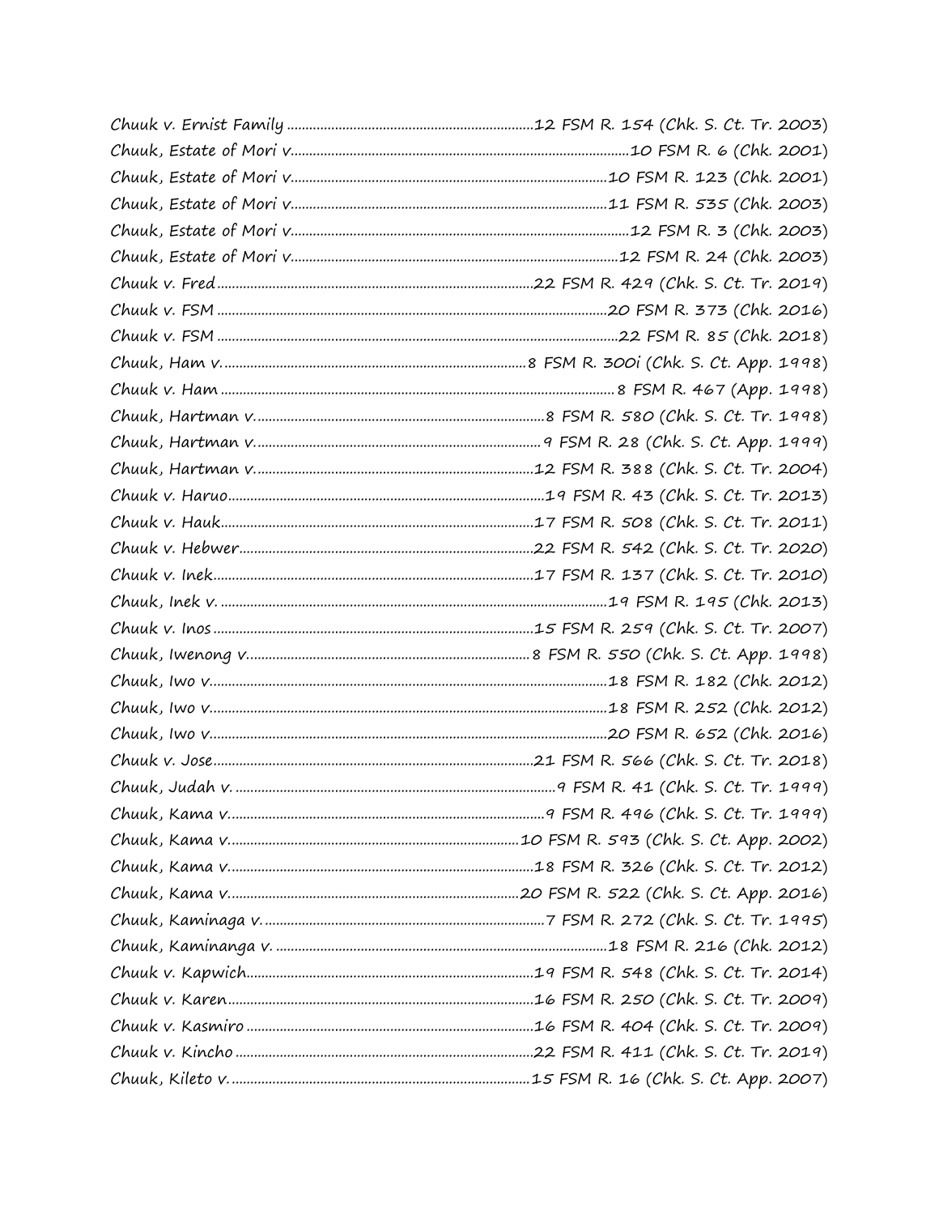*Chuuk v. Ernist Family* ....................................................................12 FSM R. 154 (Chk. S. Ct. Tr. 2003)
*Chuuk, Estate of Mori v.*..........................................................................................10 FSM R. 6 (Chk. 2001)
*Chuuk, Estate of Mori v.*....................................................................................10 FSM R. 123 (Chk. 2001)
*Chuuk, Estate of Mori v.*....................................................................................11 FSM R. 535 (Chk. 2003)
*Chuuk, Estate of Mori v.*..........................................................................................12 FSM R. 3 (Chk. 2003)
*Chuuk, Estate of Mori v.*........................................................................................12 FSM R. 24 (Chk. 2003)
*Chuuk v. Fred*....................................................................................22 FSM R. 429 (Chk. S. Ct. Tr. 2019)
*Chuuk v. FSM* ........................................................................................................20 FSM R. 373 (Chk. 2016)
*Chuuk v. FSM* ..........................................................................................................22 FSM R. 85 (Chk. 2018)
*Chuuk, Ham v.*.................................................................................8 FSM R. 300i (Chk. S. Ct. App. 1998)
*Chuuk v. Ham* ..........................................................................................................8 FSM R. 467 (App. 1998)
*Chuuk, Hartman v.*.............................................................................8 FSM R. 580 (Chk. S. Ct. Tr. 1998)
*Chuuk, Hartman v.*............................................................................9 FSM R. 28 (Chk. S. Ct. App. 1999)
*Chuuk, Hartman v.*..........................................................................12 FSM R. 388 (Chk. S. Ct. Tr. 2004)
*Chuuk v. Haruo*.....................................................................................19 FSM R. 43 (Chk. S. Ct. Tr. 2013)
*Chuuk v. Hauk*....................................................................................17 FSM R. 508 (Chk. S. Ct. Tr. 2011)
*Chuuk v. Hebwer*................................................................................22 FSM R. 542 (Chk. S. Ct. Tr. 2020)
*Chuuk v. Inek*......................................................................................17 FSM R. 137 (Chk. S. Ct. Tr. 2010)
*Chuuk, Inek v.* ......................................................................................................19 FSM R. 195 (Chk. 2013)
*Chuuk v. Inos* ......................................................................................15 FSM R. 259 (Chk. S. Ct. Tr. 2007)
*Chuuk, Iwenong v.*...........................................................................8 FSM R. 550 (Chk. S. Ct. App. 1998)
*Chuuk, Iwo v.*........................................................................................................18 FSM R. 182 (Chk. 2012)
*Chuuk, Iwo v.*........................................................................................................18 FSM R. 252 (Chk. 2012)
*Chuuk, Iwo v.*........................................................................................................20 FSM R. 652 (Chk. 2016)
*Chuuk v. Jose*......................................................................................21 FSM R. 566 (Chk. S. Ct. Tr. 2018)
*Chuuk, Judah v.* ......................................................................................9 FSM R. 41 (Chk. S. Ct. Tr. 1999)
*Chuuk, Kama v.*....................................................................................9 FSM R. 496 (Chk. S. Ct. Tr. 1999)
*Chuuk, Kama v.*.............................................................................10 FSM R. 593 (Chk. S. Ct. App. 2002)
*Chuuk, Kama v.*..................................................................................18 FSM R. 326 (Chk. S. Ct. Tr. 2012)
*Chuuk, Kama v.*..............................................................................20 FSM R. 522 (Chk. S. Ct. App. 2016)
*Chuuk, Kaminaga v.*...........................................................................7 FSM R. 272 (Chk. S. Ct. Tr. 1995)
*Chuuk, Kaminanga v.* ........................................................................................18 FSM R. 216 (Chk. 2012)
*Chuuk v. Kapwich*.............................................................................19 FSM R. 548 (Chk. S. Ct. Tr. 2014)
*Chuuk v. Karen*..................................................................................16 FSM R. 250 (Chk. S. Ct. Tr. 2009)
*Chuuk v. Kasmiro* .............................................................................16 FSM R. 404 (Chk. S. Ct. Tr. 2009)
*Chuuk v. Kincho* ................................................................................22 FSM R. 411 (Chk. S. Ct. Tr. 2019)
*Chuuk, Kileto v.*...............................................................................15 FSM R. 16 (Chk. S. Ct. App. 2007)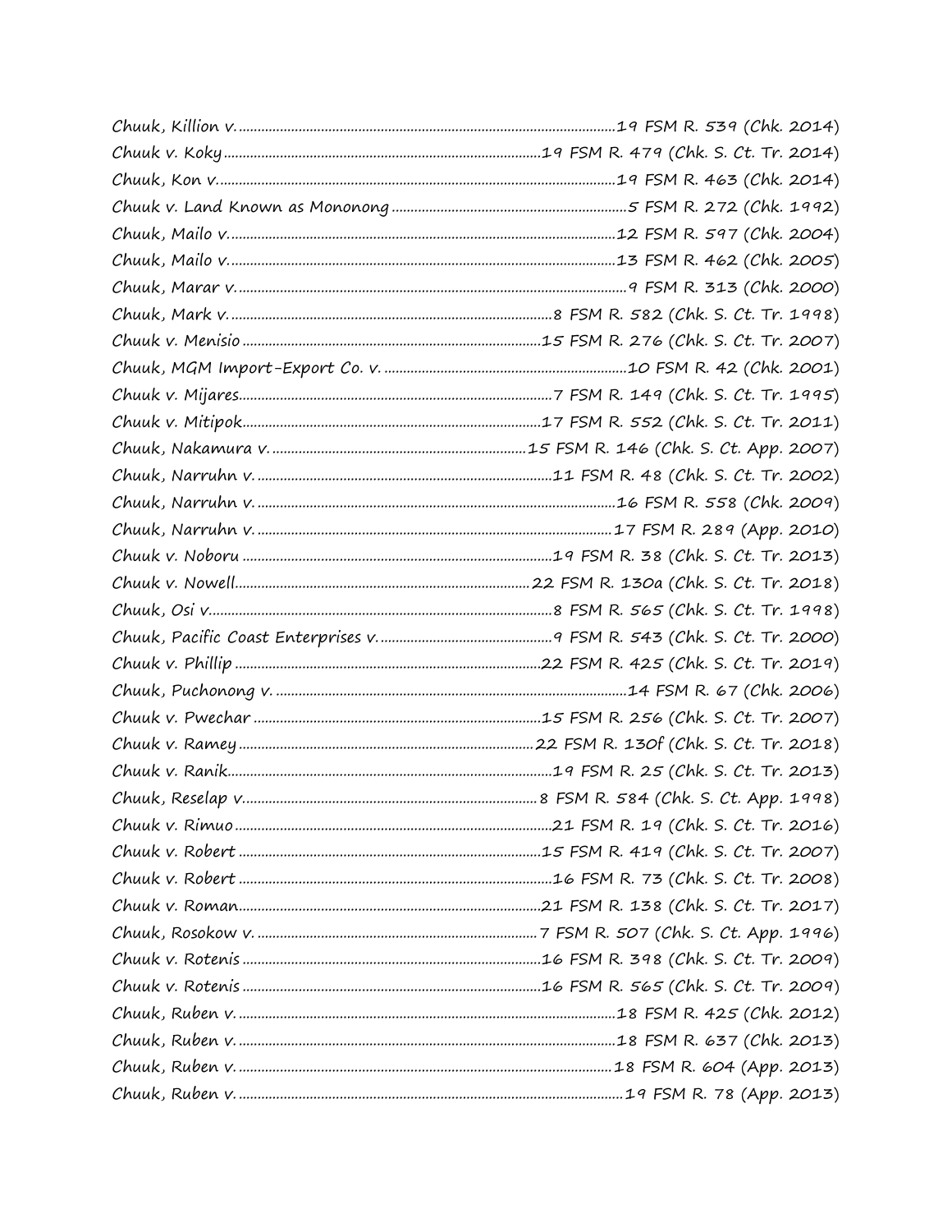Chuk, Killion v. ....................................................................19 FSM R. 539 (Chk. 2014)
Chuuk v. Koky ....................................................................19 FSM R. 479 (Chk. S. Ct. Tr. 2014)
Chuuk, Kon v. ....................................................................19 FSM R. 463 (Chk. 2014)
Chuuk v. Land Known as Mononong ....................................................................5 FSM R. 272 (Chk. 1992)
Chuuk, Mailo v. ....................................................................12 FSM R. 597 (Chk. 2004)
Chuuk, Mailo v. ....................................................................13 FSM R. 462 (Chk. 2005)
Chuuk, Marar v. ....................................................................9 FSM R. 313 (Chk. 2000)
Chuuk, Mark v. ....................................................................8 FSM R. 582 (Chk. S. Ct. Tr. 1998)
Chuuk v. Menisio ....................................................................15 FSM R. 276 (Chk. S. Ct. Tr. 2007)
Chuuk, MGM Import-Export Co. v. ....................................................................10 FSM R. 42 (Chk. 2001)
Chuuk v. Mijares ....................................................................7 FSM R. 149 (Chk. S. Ct. Tr. 1995)
Chuuk v. Mitipok ....................................................................17 FSM R. 552 (Chk. S. Ct. Tr. 2011)
Chuuk, Nakamura v. ....................................................................15 FSM R. 146 (Chk. S. Ct. App. 2007)
Chuuk, Narruhn v. ....................................................................11 FSM R. 48 (Chk. S. Ct. Tr. 2002)
Chuuk, Narruhn v. ....................................................................16 FSM R. 558 (Chk. 2009)
Chuuk, Narruhn v. ....................................................................17 FSM R. 289 (App. 2010)
Chuuk v. Noboru ....................................................................19 FSM R. 38 (Chk. S. Ct. Tr. 2013)
Chuuk v. Nowell ....................................................................22 FSM R. 130a (Chk. S. Ct. Tr. 2018)
Chuuk, Osi v. ....................................................................8 FSM R. 565 (Chk. S. Ct. Tr. 1998)
Chuuk, Pacific Coast Enterprises v. ....................................................................9 FSM R. 543 (Chk. S. Ct. Tr. 2000)
Chuuk v. Phillip ....................................................................22 FSM R. 425 (Chk. S. Ct. Tr. 2019)
Chuuk, Puchonong v. ....................................................................14 FSM R. 67 (Chk. 2006)
Chuuk v. Pwechar ....................................................................15 FSM R. 256 (Chk. S. Ct. Tr. 2007)
Chuuk v. Ramey ....................................................................22 FSM R. 130f (Chk. S. Ct. Tr. 2018)
Chuuk v. Ranik ....................................................................19 FSM R. 25 (Chk. S. Ct. Tr. 2013)
Chuuk, Reselap v. ....................................................................8 FSM R. 584 (Chk. S. Ct. App. 1998)
Chuuk v. Rimuo ....................................................................21 FSM R. 19 (Chk. S. Ct. Tr. 2016)
Chuuk v. Robert ....................................................................15 FSM R. 419 (Chk. S. Ct. Tr. 2007)
Chuuk v. Robert ....................................................................16 FSM R. 73 (Chk. S. Ct. Tr. 2008)
Chuuk v. Roman ....................................................................21 FSM R. 138 (Chk. S. Ct. Tr. 2017)
Chuuk, Rosokow v. ....................................................................7 FSM R. 507 (Chk. S. Ct. App. 1996)
Chuuk v. Rotenis ....................................................................16 FSM R. 398 (Chk. S. Ct. Tr. 2009)
Chuuk v. Rotenis ....................................................................16 FSM R. 565 (Chk. S. Ct. Tr. 2009)
Chuuk, Ruben v. ....................................................................18 FSM R. 425 (Chk. 2012)
Chuuk, Ruben v. ....................................................................18 FSM R. 637 (Chk. 2013)
Chuuk, Ruben v. ....................................................................18 FSM R. 604 (App. 2013)
Chuuk, Ruben v. ....................................................................19 FSM R. 78 (App. 2013)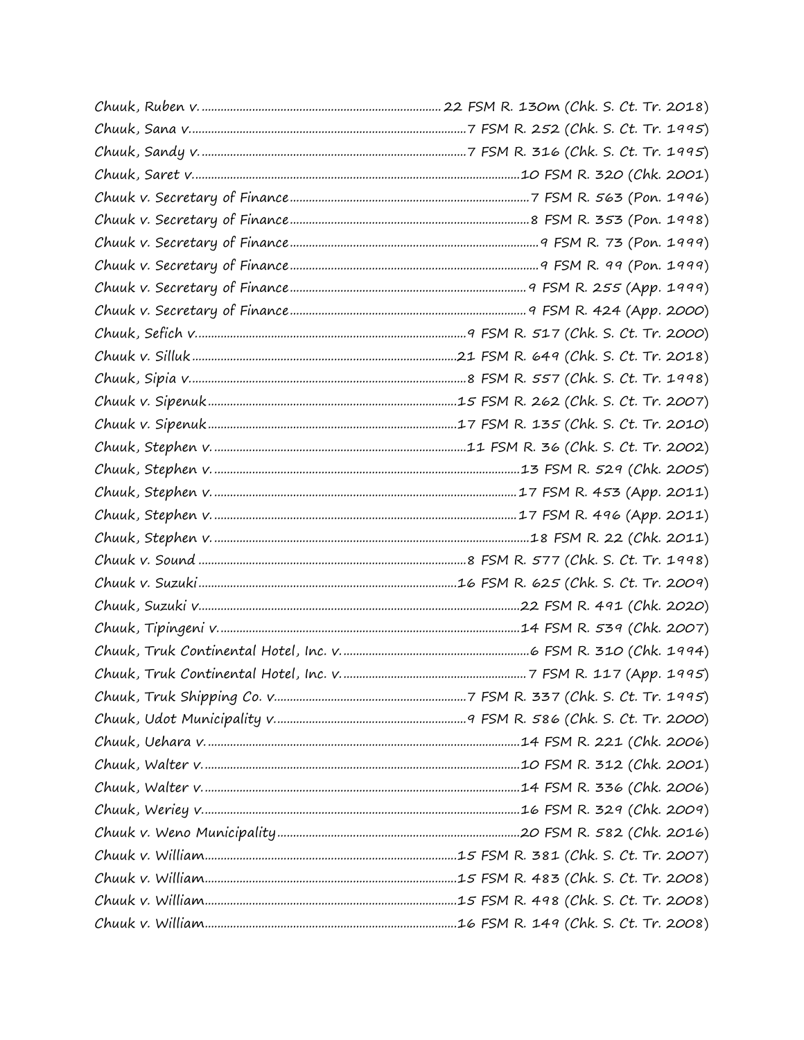Chuuk, Ruben v. ........................................................................ 22 FSM R. 130m (Chk. S. Ct. Tr. 2018)
Chuuk, Sana v. ........................................................................ 7 FSM R. 252 (Chk. S. Ct. Tr. 1995)
Chuuk, Sandy v. ........................................................................ 7 FSM R. 316 (Chk. S. Ct. Tr. 1995)
Chuuk, Saret v. ........................................................................ 10 FSM R. 320 (Chk. 2001)
Chuuk v. Secretary of Finance ........................................................................ 7 FSM R. 563 (Pon. 1996)
Chuuk v. Secretary of Finance ........................................................................ 8 FSM R. 353 (Pon. 1998)
Chuuk v. Secretary of Finance ........................................................................ 9 FSM R. 73 (Pon. 1999)
Chuuk v. Secretary of Finance ........................................................................ 9 FSM R. 99 (Pon. 1999)
Chuuk v. Secretary of Finance ........................................................................ 9 FSM R. 255 (App. 1999)
Chuuk v. Secretary of Finance ........................................................................ 9 FSM R. 424 (App. 2000)
Chuuk, Sefich v. ........................................................................ 9 FSM R. 517 (Chk. S. Ct. Tr. 2000)
Chuuk v. Silluk ........................................................................ 21 FSM R. 649 (Chk. S. Ct. Tr. 2018)
Chuuk, Sipia v. ........................................................................ 8 FSM R. 557 (Chk. S. Ct. Tr. 1998)
Chuuk v. Sipenuk ........................................................................ 15 FSM R. 262 (Chk. S. Ct. Tr. 2007)
Chuuk v. Sipenuk ........................................................................ 17 FSM R. 135 (Chk. S. Ct. Tr. 2010)
Chuuk, Stephen v. ........................................................................ 11 FSM R. 36 (Chk. S. Ct. Tr. 2002)
Chuuk, Stephen v. ........................................................................ 13 FSM R. 529 (Chk. 2005)
Chuuk, Stephen v. ........................................................................ 17 FSM R. 453 (App. 2011)
Chuuk, Stephen v. ........................................................................ 17 FSM R. 496 (App. 2011)
Chuuk, Stephen v. ........................................................................ 18 FSM R. 22 (Chk. 2011)
Chuuk v. Sound ........................................................................ 8 FSM R. 577 (Chk. S. Ct. Tr. 1998)
Chuuk v. Suzuki ........................................................................ 16 FSM R. 625 (Chk. S. Ct. Tr. 2009)
Chuuk, Suzuki v. ........................................................................ 22 FSM R. 491 (Chk. 2020)
Chuuk, Tipingeni v. ........................................................................ 14 FSM R. 539 (Chk. 2007)
Chuuk, Truk Continental Hotel, Inc. v. ........................................................................ 6 FSM R. 310 (Chk. 1994)
Chuuk, Truk Continental Hotel, Inc. v. ........................................................................ 7 FSM R. 117 (App. 1995)
Chuuk, Truk Shipping Co. v. ........................................................................ 7 FSM R. 337 (Chk. S. Ct. Tr. 1995)
Chuuk, Udot Municipality v. ........................................................................ 9 FSM R. 586 (Chk. S. Ct. Tr. 2000)
Chuuk, Uehara v. ........................................................................ 14 FSM R. 221 (Chk. 2006)
Chuuk, Walter v. ........................................................................ 10 FSM R. 312 (Chk. 2001)
Chuuk, Walter v. ........................................................................ 14 FSM R. 336 (Chk. 2006)
Chuuk, Weriey v. ........................................................................ 16 FSM R. 329 (Chk. 2009)
Chuuk v. Weno Municipality ........................................................................ 20 FSM R. 582 (Chk. 2016)
Chuuk v. William ........................................................................ 15 FSM R. 381 (Chk. S. Ct. Tr. 2007)
Chuuk v. William ........................................................................ 15 FSM R. 483 (Chk. S. Ct. Tr. 2008)
Chuuk v. William ........................................................................ 15 FSM R. 498 (Chk. S. Ct. Tr. 2008)
Chuuk v. William ........................................................................ 16 FSM R. 149 (Chk. S. Ct. Tr. 2008)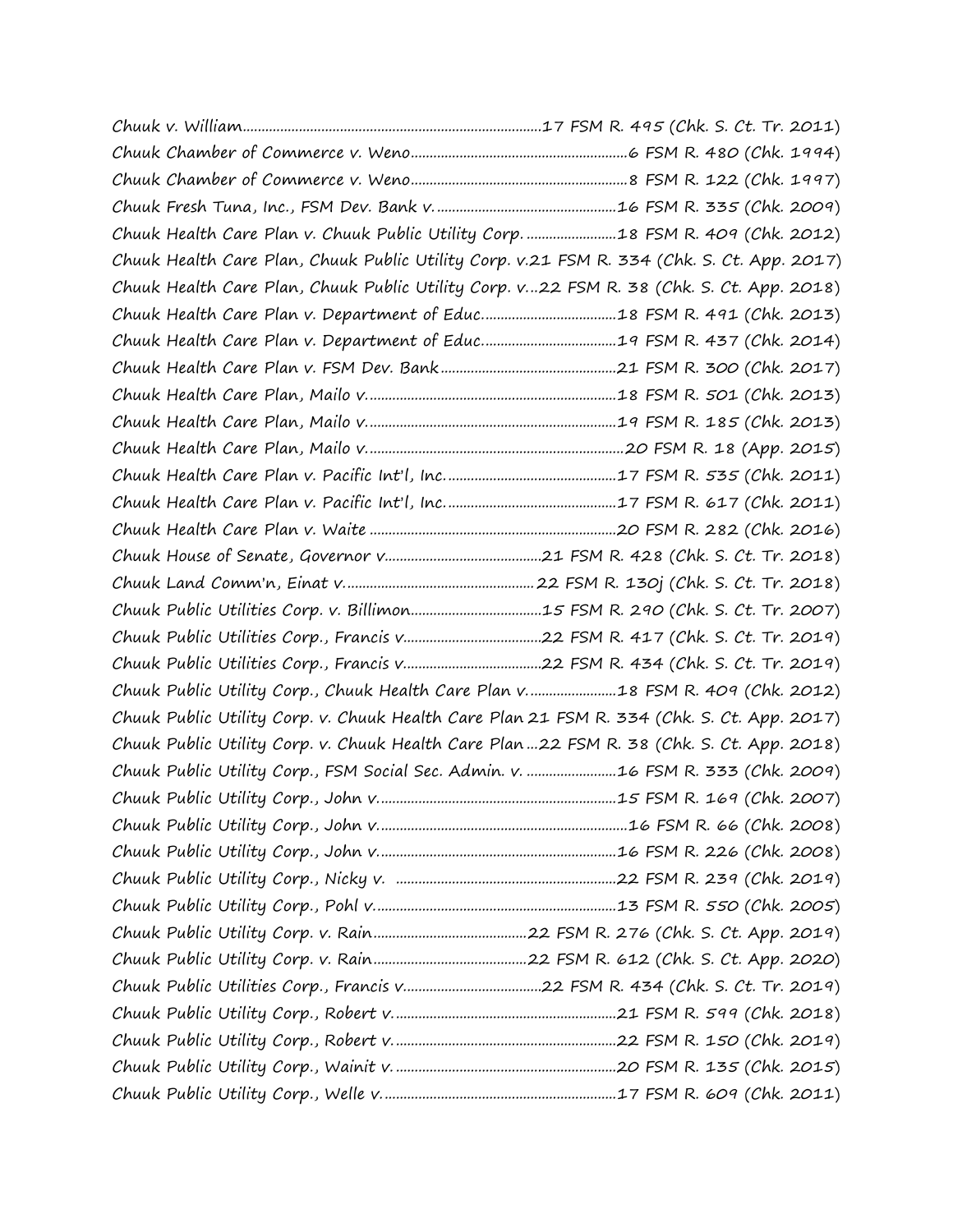*Chuuk v. William*..............................................................................17 FSM R. 495 (Chk. S. Ct. Tr. 2011)
*Chuuk Chamber of Commerce v. Weno*........................................................6 FSM R. 480 (Chk. 1994)
*Chuuk Chamber of Commerce v. Weno*........................................................8 FSM R. 122 (Chk. 1997)
*Chuuk Fresh Tuna, Inc., FSM Dev. Bank v.* ...............................................16 FSM R. 335 (Chk. 2009)
*Chuuk Health Care Plan v. Chuuk Public Utility Corp.* .......................18 FSM R. 409 (Chk. 2012)
*Chuuk Health Care Plan, Chuuk Public Utility Corp. v.*21 FSM R. 334 (Chk. S. Ct. App. 2017)
*Chuuk Health Care Plan, Chuuk Public Utility Corp. v.*...22 FSM R. 38 (Chk. S. Ct. App. 2018)
*Chuuk Health Care Plan v. Department of Educ.*..................................18 FSM R. 491 (Chk. 2013)
*Chuuk Health Care Plan v. Department of Educ.*..................................19 FSM R. 437 (Chk. 2014)
*Chuuk Health Care Plan v. FSM Dev. Bank*..............................................21 FSM R. 300 (Chk. 2017)
*Chuuk Health Care Plan, Mailo v.*.................................................................18 FSM R. 501 (Chk. 2013)
*Chuuk Health Care Plan, Mailo v.*.................................................................19 FSM R. 185 (Chk. 2013)
*Chuuk Health Care Plan, Mailo v.*...................................................................20 FSM R. 18 (App. 2015)
*Chuuk Health Care Plan v. Pacific Int'l, Inc.*............................................17 FSM R. 535 (Chk. 2011)
*Chuuk Health Care Plan v. Pacific Int'l, Inc.*............................................17 FSM R. 617 (Chk. 2011)
*Chuuk Health Care Plan v. Waite* .................................................................20 FSM R. 282 (Chk. 2016)
*Chuuk House of Senate, Governor v.*.........................................21 FSM R. 428 (Chk. S. Ct. Tr. 2018)
*Chuuk Land Comm'n, Einat v.*.................................................22 FSM R. 130j (Chk. S. Ct. Tr. 2018)
*Chuuk Public Utilities Corp. v. Billimon*..................................15 FSM R. 290 (Chk. S. Ct. Tr. 2007)
*Chuuk Public Utilities Corp., Francis v.*....................................22 FSM R. 417 (Chk. S. Ct. Tr. 2019)
*Chuuk Public Utilities Corp., Francis v.*....................................22 FSM R. 434 (Chk. S. Ct. Tr. 2019)
*Chuuk Public Utility Corp., Chuuk Health Care Plan v.*.......................18 FSM R. 409 (Chk. 2012)
*Chuuk Public Utility Corp. v. Chuuk Health Care Plan* 21 FSM R. 334 (Chk. S. Ct. App. 2017)
*Chuuk Public Utility Corp. v. Chuuk Health Care Plan*...22 FSM R. 38 (Chk. S. Ct. App. 2018)
*Chuuk Public Utility Corp., FSM Social Sec. Admin. v.* ........................16 FSM R. 333 (Chk. 2009)
*Chuuk Public Utility Corp., John v.*..............................................................15 FSM R. 169 (Chk. 2007)
*Chuuk Public Utility Corp., John v.*.................................................................16 FSM R. 66 (Chk. 2008)
*Chuuk Public Utility Corp., John v.*..............................................................16 FSM R. 226 (Chk. 2008)
*Chuuk Public Utility Corp., Nicky v.* ..........................................................22 FSM R. 239 (Chk. 2019)
*Chuuk Public Utility Corp., Pohl v.*................................................................13 FSM R. 550 (Chk. 2005)
*Chuuk Public Utility Corp. v. Rain*.........................................22 FSM R. 276 (Chk. S. Ct. App. 2019)
*Chuuk Public Utility Corp. v. Rain*.........................................22 FSM R. 612 (Chk. S. Ct. App. 2020)
*Chuuk Public Utilities Corp., Francis v.*....................................22 FSM R. 434 (Chk. S. Ct. Tr. 2019)
*Chuuk Public Utility Corp., Robert v.*..........................................................21 FSM R. 599 (Chk. 2018)
*Chuuk Public Utility Corp., Robert v.*..........................................................22 FSM R. 150 (Chk. 2019)
*Chuuk Public Utility Corp., Wainit v.*..........................................................20 FSM R. 135 (Chk. 2015)
*Chuuk Public Utility Corp., Welle v.*.............................................................17 FSM R. 609 (Chk. 2011)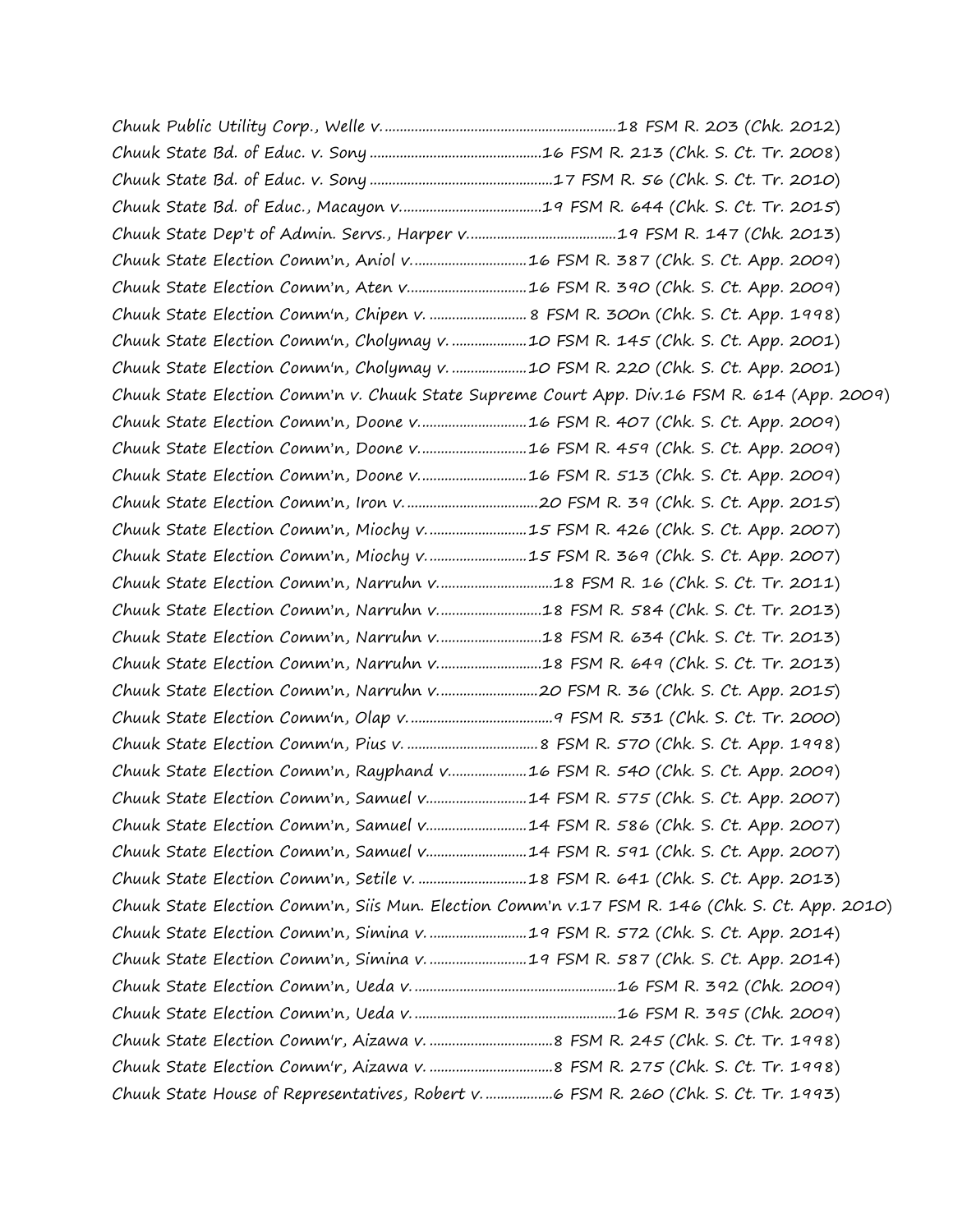Chuuk Public Utility Corp., Welle v. ............................................................18 FSM R. 203 (Chk. 2012)
Chuuk State Bd. of Educ. v. Sony .............................................16 FSM R. 213 (Chk. S. Ct. Tr. 2008)
Chuuk State Bd. of Educ. v. Sony ................................................17 FSM R. 56 (Chk. S. Ct. Tr. 2010)
Chuuk State Bd. of Educ., Macayon v.....................................19 FSM R. 644 (Chk. S. Ct. Tr. 2015)
Chuuk State Dep't of Admin. Servs., Harper v......................................19 FSM R. 147 (Chk. 2013)
Chuuk State Election Comm'n, Aniol v..............................16 FSM R. 387 (Chk. S. Ct. App. 2009)
Chuuk State Election Comm'n, Aten v...............................16 FSM R. 390 (Chk. S. Ct. App. 2009)
Chuuk State Election Comm'n, Chipen v. .......................... 8 FSM R. 300n (Chk. S. Ct. App. 1998)
Chuuk State Election Comm'n, Cholymay v. ....................10 FSM R. 145 (Chk. S. Ct. App. 2001)
Chuuk State Election Comm'n, Cholymay v. ....................10 FSM R. 220 (Chk. S. Ct. App. 2001)
Chuuk State Election Comm'n v. Chuuk State Supreme Court App. Div.16 FSM R. 614 (App. 2009)
Chuuk State Election Comm'n, Doone v............................16 FSM R. 407 (Chk. S. Ct. App. 2009)
Chuuk State Election Comm'n, Doone v............................16 FSM R. 459 (Chk. S. Ct. App. 2009)
Chuuk State Election Comm'n, Doone v............................16 FSM R. 513 (Chk. S. Ct. App. 2009)
Chuuk State Election Comm'n, Iron v...................................20 FSM R. 39 (Chk. S. Ct. App. 2015)
Chuuk State Election Comm'n, Miochy v..........................15 FSM R. 426 (Chk. S. Ct. App. 2007)
Chuuk State Election Comm'n, Miochy v..........................15 FSM R. 369 (Chk. S. Ct. App. 2007)
Chuuk State Election Comm'n, Narruhn v..............................18 FSM R. 16 (Chk. S. Ct. Tr. 2011)
Chuuk State Election Comm'n, Narruhn v...........................18 FSM R. 584 (Chk. S. Ct. Tr. 2013)
Chuuk State Election Comm'n, Narruhn v...........................18 FSM R. 634 (Chk. S. Ct. Tr. 2013)
Chuuk State Election Comm'n, Narruhn v...........................18 FSM R. 649 (Chk. S. Ct. Tr. 2013)
Chuuk State Election Comm'n, Narruhn v..........................20 FSM R. 36 (Chk. S. Ct. App. 2015)
Chuuk State Election Comm'n, Olap v......................................9 FSM R. 531 (Chk. S. Ct. Tr. 2000)
Chuuk State Election Comm'n, Pius v. .................................. 8 FSM R. 570 (Chk. S. Ct. App. 1998)
Chuuk State Election Comm'n, Rayphand v....................16 FSM R. 540 (Chk. S. Ct. App. 2009)
Chuuk State Election Comm'n, Samuel v..........................14 FSM R. 575 (Chk. S. Ct. App. 2007)
Chuuk State Election Comm'n, Samuel v..........................14 FSM R. 586 (Chk. S. Ct. App. 2007)
Chuuk State Election Comm'n, Samuel v..........................14 FSM R. 591 (Chk. S. Ct. App. 2007)
Chuuk State Election Comm'n, Setile v. ............................18 FSM R. 641 (Chk. S. Ct. App. 2013)
Chuuk State Election Comm'n, Siis Mun. Election Comm'n v.17 FSM R. 146 (Chk. S. Ct. App. 2010)
Chuuk State Election Comm'n, Simina v. ..........................19 FSM R. 572 (Chk. S. Ct. App. 2014)
Chuuk State Election Comm'n, Simina v. ..........................19 FSM R. 587 (Chk. S. Ct. App. 2014)
Chuuk State Election Comm'n, Ueda v. .....................................................16 FSM R. 392 (Chk. 2009)
Chuuk State Election Comm'n, Ueda v. .....................................................16 FSM R. 395 (Chk. 2009)
Chuuk State Election Comm'r, Aizawa v. .................................8 FSM R. 245 (Chk. S. Ct. Tr. 1998)
Chuuk State Election Comm'r, Aizawa v. .................................8 FSM R. 275 (Chk. S. Ct. Tr. 1998)
Chuuk State House of Representatives, Robert v. .................6 FSM R. 260 (Chk. S. Ct. Tr. 1993)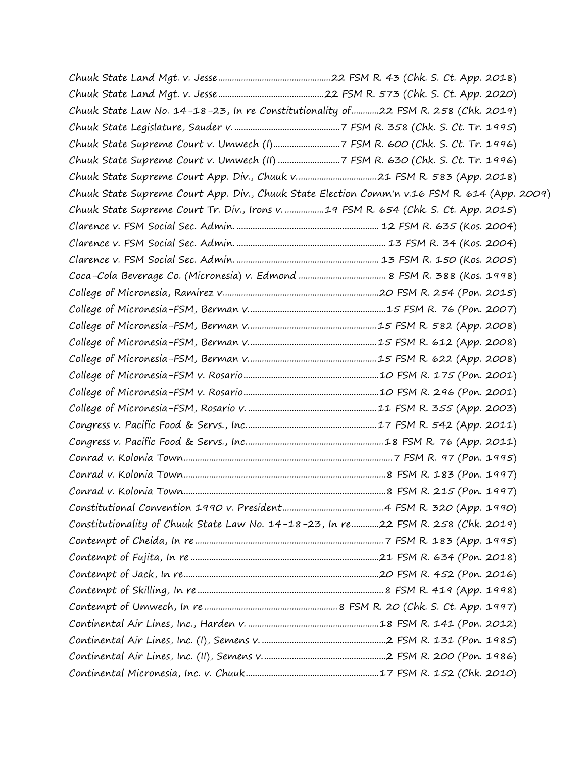Chuuk State Land Mgt. v. Jesse ................................................22 FSM R. 43 (Chk. S. Ct. App. 2018)

Chuuk State Land Mgt. v. Jesse ..............................................22 FSM R. 573 (Chk. S. Ct. App. 2020)

Chuuk State Law No. 14-18-23, In re Constitutionality of............22 FSM R. 258 (Chk. 2019)

Chuuk State Legislature, Sauder v. ..............................................7 FSM R. 358 (Chk. S. Ct. Tr. 1995)

Chuuk State Supreme Court v. Umwech (I).............................7 FSM R. 600 (Chk. S. Ct. Tr. 1996)

Chuuk State Supreme Court v. Umwech (II) ...........................7 FSM R. 630 (Chk. S. Ct. Tr. 1996)

Chuuk State Supreme Court App. Div., Chuuk v. ..................................21 FSM R. 583 (App. 2018)

Chuuk State Supreme Court App. Div., Chuuk State Election Comm'n v.16 FSM R. 614 (App. 2009)

Chuuk State Supreme Court Tr. Div., Irons v. .................19 FSM R. 654 (Chk. S. Ct. App. 2015)

Clarence v. FSM Social Sec. Admin. ............................................................. 12 FSM R. 635 (Kos. 2004)

Clarence v. FSM Social Sec. Admin. ................................................................ 13 FSM R. 34 (Kos. 2004)

Clarence v. FSM Social Sec. Admin. ............................................................. 13 FSM R. 150 (Kos. 2005)

Coca-Cola Beverage Co. (Micronesia) v. Edmond ..................................... 8 FSM R. 388 (Kos. 1998)

College of Micronesia, Ramirez v. ..................................................................20 FSM R. 254 (Pon. 2015)

College of Micronesia-FSM, Berman v. ...........................................................15 FSM R. 76 (Pon. 2007)

College of Micronesia-FSM, Berman v. .......................................................15 FSM R. 582 (App. 2008)

College of Micronesia-FSM, Berman v. .......................................................15 FSM R. 612 (App. 2008)

College of Micronesia-FSM, Berman v. .......................................................15 FSM R. 622 (App. 2008)

College of Micronesia-FSM v. Rosario..........................................................10 FSM R. 175 (Pon. 2001)

College of Micronesia-FSM v. Rosario..........................................................10 FSM R. 296 (Pon. 2001)

College of Micronesia-FSM, Rosario v. .......................................................11 FSM R. 355 (App. 2003)

Congress v. Pacific Food & Servs., Inc. ........................................................17 FSM R. 542 (App. 2011)

Congress v. Pacific Food & Servs., Inc. ...........................................................18 FSM R. 76 (App. 2011)

Conrad v. Kolonia Town...........................................................................................7 FSM R. 97 (Pon. 1995)

Conrad v. Kolonia Town.......................................................................................8 FSM R. 183 (Pon. 1997)

Conrad v. Kolonia Town.......................................................................................8 FSM R. 215 (Pon. 1997)

Constitutional Convention 1990 v. President............................................4 FSM R. 320 (App. 1990)

Constitutionality of Chuuk State Law No. 14-18-23, In re............22 FSM R. 258 (Chk. 2019)

Contempt of Cheida, In re .................................................................................7 FSM R. 183 (App. 1995)

Contempt of Fujita, In re .................................................................................21 FSM R. 634 (Pon. 2018)

Contempt of Jack, In re....................................................................................20 FSM R. 452 (Pon. 2016)

Contempt of Skilling, In re ................................................................................8 FSM R. 419 (App. 1998)

Contempt of Umwech, In re .........................................................8 FSM R. 20 (Chk. S. Ct. App. 1997)

Continental Air Lines, Inc., Harden v. .........................................................18 FSM R. 141 (Pon. 2012)

Continental Air Lines, Inc. (I), Semens v. .....................................................2 FSM R. 131 (Pon. 1985)

Continental Air Lines, Inc. (II), Semens v. .....................................................2 FSM R. 200 (Pon. 1986)

Continental Micronesia, Inc. v. Chuuk .........................................................17 FSM R. 152 (Chk. 2010)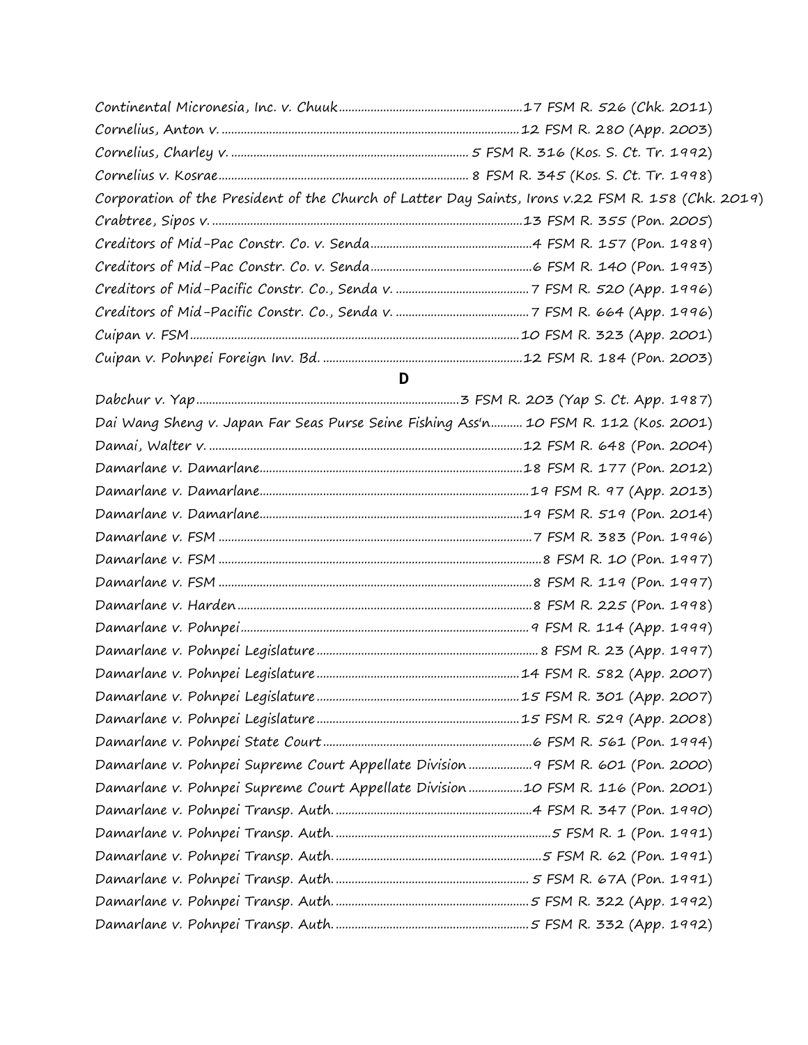Continental Micronesia, Inc. v. Chuuk....................................................17 FSM R. 526 (Chk. 2011)
Cornelius, Anton v. ........................................................................................12 FSM R. 280 (App. 2003)
Cornelius, Charley v. .......................................................................... 5 FSM R. 316 (Kos. S. Ct. Tr. 1992)
Cornelius v. Kosrae........................................................................... 8 FSM R. 345 (Kos. S. Ct. Tr. 1998)
Corporation of the President of the Church of Latter Day Saints, Irons v.22 FSM R. 158 (Chk. 2019)
Crabtree, Sipos v. ...........................................................................................13 FSM R. 355 (Pon. 2005)
Creditors of Mid-Pac Constr. Co. v. Senda..................................................4 FSM R. 157 (Pon. 1989)
Creditors of Mid-Pac Constr. Co. v. Senda..................................................6 FSM R. 140 (Pon. 1993)
Creditors of Mid-Pacific Constr. Co., Senda v. ..........................................7 FSM R. 520 (App. 1996)
Creditors of Mid-Pacific Constr. Co., Senda v. ..........................................7 FSM R. 664 (App. 1996)
Cuipan v. FSM.................................................................................................10 FSM R. 323 (App. 2001)
Cuipan v. Pohnpei Foreign Inv. Bd. ..............................................................12 FSM R. 184 (Pon. 2003)

## D

Dabchur v. Yap..................................................................................3 FSM R. 203 (Yap S. Ct. App. 1987)
Dai Wang Sheng v. Japan Far Seas Purse Seine Fishing Ass'n.......... 10 FSM R. 112 (Kos. 2001)
Damai, Walter v. ..............................................................................................12 FSM R. 648 (Pon. 2004)
Damarlane v. Damarlane.................................................................................18 FSM R. 177 (Pon. 2012)
Damarlane v. Damarlane..................................................................................19 FSM R. 97 (App. 2013)
Damarlane v. Damarlane.................................................................................19 FSM R. 519 (Pon. 2014)
Damarlane v. FSM .............................................................................................7 FSM R. 383 (Pon. 1996)
Damarlane v. FSM ...............................................................................................8 FSM R. 10 (Pon. 1997)
Damarlane v. FSM .............................................................................................8 FSM R. 119 (Pon. 1997)
Damarlane v. Harden.........................................................................................8 FSM R. 225 (Pon. 1998)
Damarlane v. Pohnpei.........................................................................................9 FSM R. 114 (App. 1999)
Damarlane v. Pohnpei Legislature.....................................................................8 FSM R. 23 (App. 1997)
Damarlane v. Pohnpei Legislature...............................................................14 FSM R. 582 (App. 2007)
Damarlane v. Pohnpei Legislature...............................................................15 FSM R. 301 (App. 2007)
Damarlane v. Pohnpei Legislature...............................................................15 FSM R. 529 (App. 2008)
Damarlane v. Pohnpei State Court.................................................................6 FSM R. 561 (Pon. 1994)
Damarlane v. Pohnpei Supreme Court Appellate Division....................9 FSM R. 601 (Pon. 2000)
Damarlane v. Pohnpei Supreme Court Appellate Division.................10 FSM R. 116 (Pon. 2001)
Damarlane v. Pohnpei Transp. Auth. ..............................................................4 FSM R. 347 (Pon. 1990)
Damarlane v. Pohnpei Transp. Auth. ....................................................................5 FSM R. 1 (Pon. 1991)
Damarlane v. Pohnpei Transp. Auth. ................................................................5 FSM R. 62 (Pon. 1991)
Damarlane v. Pohnpei Transp. Auth. ............................................................ 5 FSM R. 67A (Pon. 1991)
Damarlane v. Pohnpei Transp. Auth. ............................................................5 FSM R. 322 (App. 1992)
Damarlane v. Pohnpei Transp. Auth. ............................................................5 FSM R. 332 (App. 1992)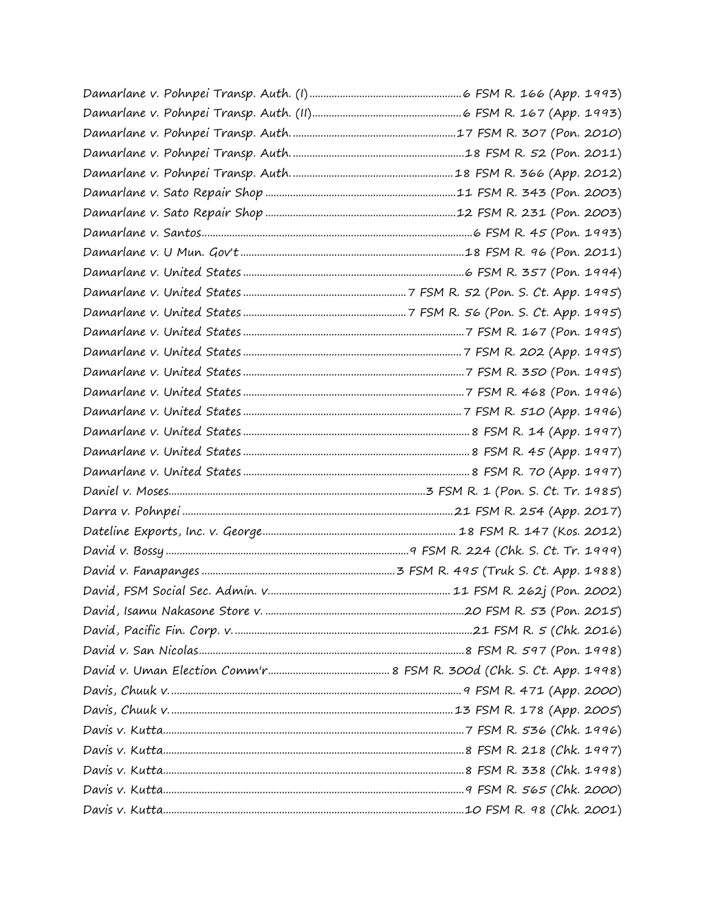*Damarlane v. Pohnpei Transp. Auth. (I)*......................................................6 FSM R. 166 (App. 1993)
*Damarlane v. Pohnpei Transp. Auth. (II)*......................................................6 FSM R. 167 (App. 1993)
*Damarlane v. Pohnpei Transp. Auth.*...........................................................17 FSM R. 307 (Pon. 2010)
*Damarlane v. Pohnpei Transp. Auth.*.............................................................18 FSM R. 52 (Pon. 2011)
*Damarlane v. Pohnpei Transp. Auth.*..........................................................18 FSM R. 366 (App. 2012)
*Damarlane v. Sato Repair Shop*.....................................................................11 FSM R. 343 (Pon. 2003)
*Damarlane v. Sato Repair Shop*.....................................................................12 FSM R. 231 (Pon. 2003)
*Damarlane v. Santos*.................................................................................................6 FSM R. 45 (Pon. 1993)
*Damarlane v. U Mun. Gov't*................................................................................18 FSM R. 96 (Pon. 2011)
*Damarlane v. United States*................................................................................6 FSM R. 357 (Pon. 1994)
*Damarlane v. United States*...........................................................7 FSM R. 52 (Pon. S. Ct. App. 1995)
*Damarlane v. United States*...........................................................7 FSM R. 56 (Pon. S. Ct. App. 1995)
*Damarlane v. United States*................................................................................7 FSM R. 167 (Pon. 1995)
*Damarlane v. United States*...............................................................................7 FSM R. 202 (App. 1995)
*Damarlane v. United States*................................................................................7 FSM R. 350 (Pon. 1995)
*Damarlane v. United States*................................................................................7 FSM R. 468 (Pon. 1996)
*Damarlane v. United States*...............................................................................7 FSM R. 510 (App. 1996)
*Damarlane v. United States*..................................................................................8 FSM R. 14 (App. 1997)
*Damarlane v. United States*..................................................................................8 FSM R. 45 (App. 1997)
*Damarlane v. United States*..................................................................................8 FSM R. 70 (App. 1997)
*Daniel v. Moses*...........................................................................................3 FSM R. 1 (Pon. S. Ct. Tr. 1985)
*Darra v. Pohnpei*..................................................................................................21 FSM R. 254 (App. 2017)
*Dateline Exports, Inc. v. George*..................................................................... 18 FSM R. 147 (Kos. 2012)
*David v. Bossy*........................................................................................9 FSM R. 224 (Chk. S. Ct. Tr. 1999)
*David v. Fanapanges*.....................................................................3 FSM R. 495 (Truk S. Ct. App. 1988)
*David, FSM Social Sec. Admin. v.*................................................................. 11 FSM R. 262j (Pon. 2002)
*David, Isamu Nakasone Store v.*.......................................................................20 FSM R. 53 (Pon. 2015)
*David, Pacific Fin. Corp. v.*......................................................................................21 FSM R. 5 (Chk. 2016)
*David v. San Nicolas*................................................................................................8 FSM R. 597 (Pon. 1998)
*David v. Uman Election Comm'r*............................................ 8 FSM R. 300d (Chk. S. Ct. App. 1998)
*Davis, Chuuk v.*........................................................................................................9 FSM R. 471 (App. 2000)
*Davis, Chuuk v.*......................................................................................................13 FSM R. 178 (App. 2005)
*Davis v. Kutta*.............................................................................................................7 FSM R. 536 (Chk. 1996)
*Davis v. Kutta*.............................................................................................................8 FSM R. 218 (Chk. 1997)
*Davis v. Kutta*.............................................................................................................8 FSM R. 338 (Chk. 1998)
*Davis v. Kutta*.............................................................................................................9 FSM R. 565 (Chk. 2000)
*Davis v. Kutta*.............................................................................................................10 FSM R. 98 (Chk. 2001)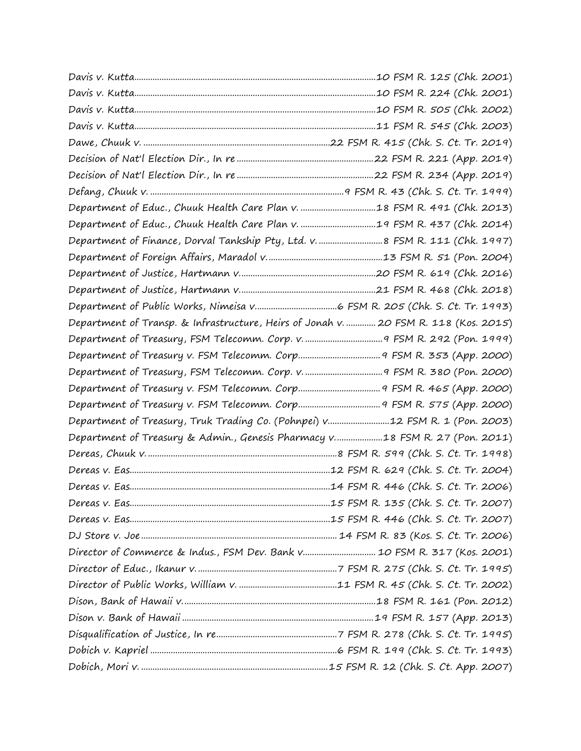Davis v. Kutta....................................................................................................10 FSM R. 125 (Chk. 2001)
Davis v. Kutta....................................................................................................10 FSM R. 224 (Chk. 2001)
Davis v. Kutta....................................................................................................10 FSM R. 505 (Chk. 2002)
Davis v. Kutta....................................................................................................11 FSM R. 545 (Chk. 2003)
Dawe, Chuuk v. ..............................................................................22 FSM R. 415 (Chk. S. Ct. Tr. 2019)
Decision of Nat'l Election Dir., In re ......................................................22 FSM R. 221 (App. 2019)
Decision of Nat'l Election Dir., In re ......................................................22 FSM R. 234 (App. 2019)
Defang, Chuuk v. ..................................................................................9 FSM R. 43 (Chk. S. Ct. Tr. 1999)
Department of Educ., Chuuk Health Care Plan v. ................................18 FSM R. 491 (Chk. 2013)
Department of Educ., Chuuk Health Care Plan v. ................................19 FSM R. 437 (Chk. 2014)
Department of Finance, Dorval Tankship Pty, Ltd. v. ............................8 FSM R. 111 (Chk. 1997)
Department of Foreign Affairs, Maradol v. ...............................................13 FSM R. 51 (Pon. 2004)
Department of Justice, Hartmann v. ........................................................20 FSM R. 619 (Chk. 2016)
Department of Justice, Hartmann v. ........................................................21 FSM R. 468 (Chk. 2018)
Department of Public Works, Nimeisa v. ...................................6 FSM R. 205 (Chk. S. Ct. Tr. 1993)
Department of Transp. & Infrastructure, Heirs of Jonah v. ............20 FSM R. 118 (Kos. 2015)
Department of Treasury, FSM Telecomm. Corp. v. ...............................9 FSM R. 292 (Pon. 1999)
Department of Treasury v. FSM Telecomm. Corp. ...................................9 FSM R. 353 (App. 2000)
Department of Treasury, FSM Telecomm. Corp. v. ...............................9 FSM R. 380 (Pon. 2000)
Department of Treasury v. FSM Telecomm. Corp. ...................................9 FSM R. 465 (App. 2000)
Department of Treasury v. FSM Telecomm. Corp. ...................................9 FSM R. 575 (App. 2000)
Department of Treasury, Truk Trading Co. (Pohnpei) v. ..........................12 FSM R. 1 (Pon. 2003)
Department of Treasury & Admin., Genesis Pharmacy v. ....................18 FSM R. 27 (Pon. 2011)
Dereas, Chuuk v. ...............................................................................8 FSM R. 599 (Chk. S. Ct. Tr. 1998)
Dereas v. Eas......................................................................................12 FSM R. 629 (Chk. S. Ct. Tr. 2004)
Dereas v. Eas......................................................................................14 FSM R. 446 (Chk. S. Ct. Tr. 2006)
Dereas v. Eas......................................................................................15 FSM R. 135 (Chk. S. Ct. Tr. 2007)
Dereas v. Eas......................................................................................15 FSM R. 446 (Chk. S. Ct. Tr. 2007)
DJ Store v. Joe ..................................................................................... 14 FSM R. 83 (Kos. S. Ct. Tr. 2006)
Director of Commerce & Indus., FSM Dev. Bank v. ............................... 10 FSM R. 317 (Kos. 2001)
Director of Educ., Ikanur v. .................................................................7 FSM R. 275 (Chk. S. Ct. Tr. 1995)
Director of Public Works, William v. ........................................11 FSM R. 45 (Chk. S. Ct. Tr. 2002)
Dison, Bank of Hawaii v. ...............................................................................18 FSM R. 161 (Pon. 2012)
Dison v. Bank of Hawaii ...............................................................................19 FSM R. 157 (App. 2013)
Disqualification of Justice, In re......................................................7 FSM R. 278 (Chk. S. Ct. Tr. 1995)
Dobich v. Kapriel ...............................................................................6 FSM R. 199 (Chk. S. Ct. Tr. 1993)
Dobich, Mori v. ...............................................................................15 FSM R. 12 (Chk. S. Ct. App. 2007)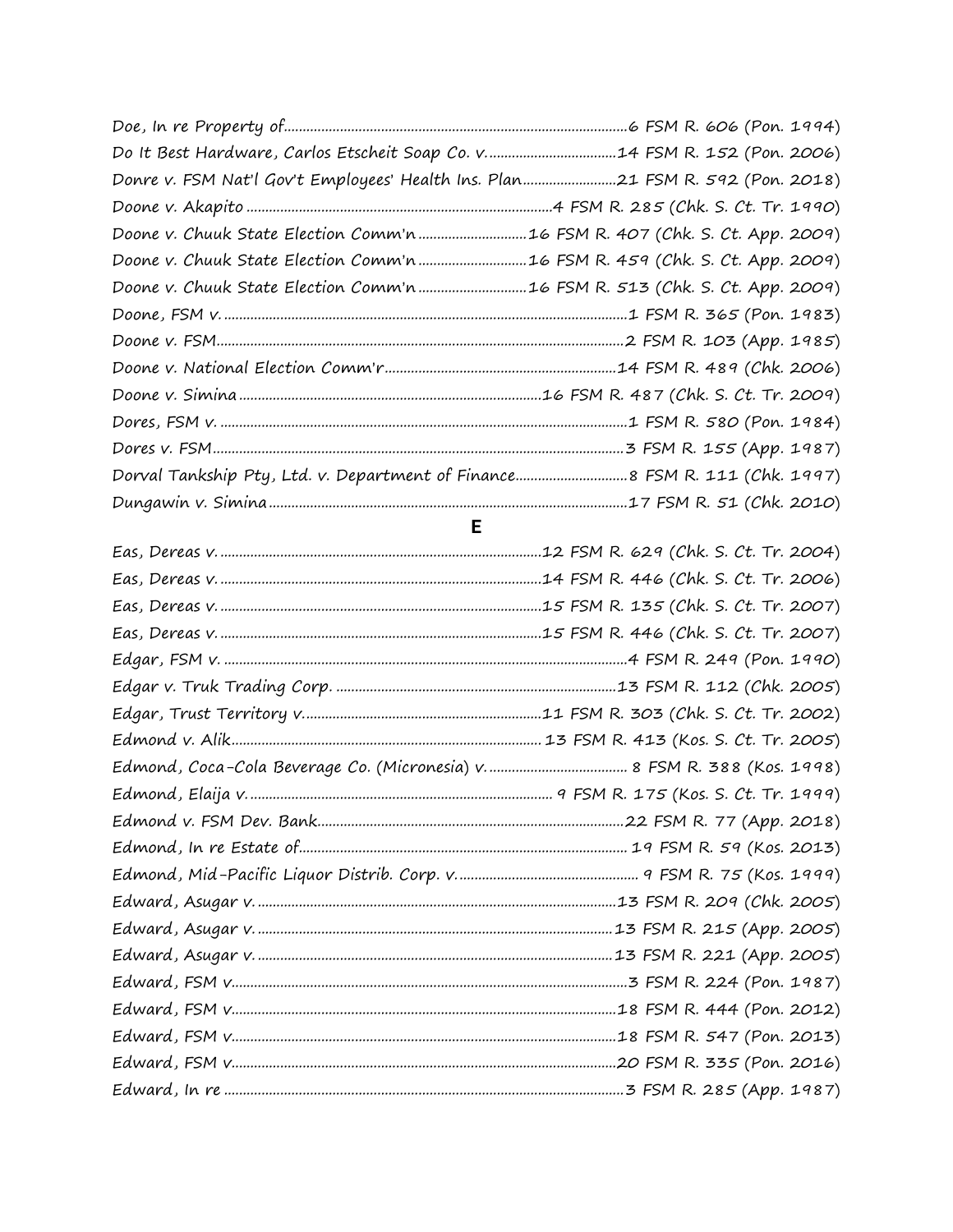Doe, In re Property of ........................................................................................6 FSM R. 606 (Pon. 1994)
Do It Best Hardware, Carlos Etscheit Soap Co. v. .................................14 FSM R. 152 (Pon. 2006)
Donre v. FSM Nat'l Gov't Employees' Health Ins. Plan.........................21 FSM R. 592 (Pon. 2018)
Doone v. Akapito ................................................................................4 FSM R. 285 (Chk. S. Ct. Tr. 1990)
Doone v. Chuuk State Election Comm'n ............................16 FSM R. 407 (Chk. S. Ct. App. 2009)
Doone v. Chuuk State Election Comm'n ............................16 FSM R. 459 (Chk. S. Ct. App. 2009)
Doone v. Chuuk State Election Comm'n ............................16 FSM R. 513 (Chk. S. Ct. App. 2009)
Doone, FSM v. .......................................................................................................1 FSM R. 365 (Pon. 1983)
Doone v. FSM.........................................................................................................2 FSM R. 103 (App. 1985)
Doone v. National Election Comm'r ........................................................14 FSM R. 489 (Chk. 2006)
Doone v. Simina ..............................................................................16 FSM R. 487 (Chk. S. Ct. Tr. 2009)
Dores, FSM v. ........................................................................................................1 FSM R. 580 (Pon. 1984)
Dores v. FSM..........................................................................................................3 FSM R. 155 (App. 1987)
Dorval Tankship Pty, Ltd. v. Department of Finance.............................8 FSM R. 111 (Chk. 1997)
Dungawin v. Simina...........................................................................................17 FSM R. 51 (Chk. 2010)

## E

Eas, Dereas v. ....................................................................................12 FSM R. 629 (Chk. S. Ct. Tr. 2004)
Eas, Dereas v. ....................................................................................14 FSM R. 446 (Chk. S. Ct. Tr. 2006)
Eas, Dereas v. ....................................................................................15 FSM R. 135 (Chk. S. Ct. Tr. 2007)
Eas, Dereas v. ....................................................................................15 FSM R. 446 (Chk. S. Ct. Tr. 2007)
Edgar, FSM v. ........................................................................................................4 FSM R. 249 (Pon. 1990)
Edgar v. Truk Trading Corp. ..........................................................................13 FSM R. 112 (Chk. 2005)
Edgar, Trust Territory v. ..............................................................11 FSM R. 303 (Chk. S. Ct. Tr. 2002)
Edmond v. Alik.................................................................................13 FSM R. 413 (Kos. S. Ct. Tr. 2005)
Edmond, Coca-Cola Beverage Co. (Micronesia) v. ..................................... 8 FSM R. 388 (Kos. 1998)
Edmond, Elaija v. ............................................................................... 9 FSM R. 175 (Kos. S. Ct. Tr. 1999)
Edmond v. FSM Dev. Bank...............................................................................22 FSM R. 77 (App. 2018)
Edmond, In re Estate of...................................................................................... 19 FSM R. 59 (Kos. 2013)
Edmond, Mid-Pacific Liquor Distrib. Corp. v. ............................................... 9 FSM R. 75 (Kos. 1999)
Edward, Asugar v. ...............................................................................................13 FSM R. 209 (Chk. 2005)
Edward, Asugar v. ...............................................................................................13 FSM R. 215 (App. 2005)
Edward, Asugar v. ...............................................................................................13 FSM R. 221 (App. 2005)
Edward, FSM v.......................................................................................................3 FSM R. 224 (Pon. 1987)
Edward, FSM v.....................................................................................................18 FSM R. 444 (Pon. 2012)
Edward, FSM v.....................................................................................................18 FSM R. 547 (Pon. 2013)
Edward, FSM v.....................................................................................................20 FSM R. 335 (Pon. 2016)
Edward, In re ........................................................................................................3 FSM R. 285 (App. 1987)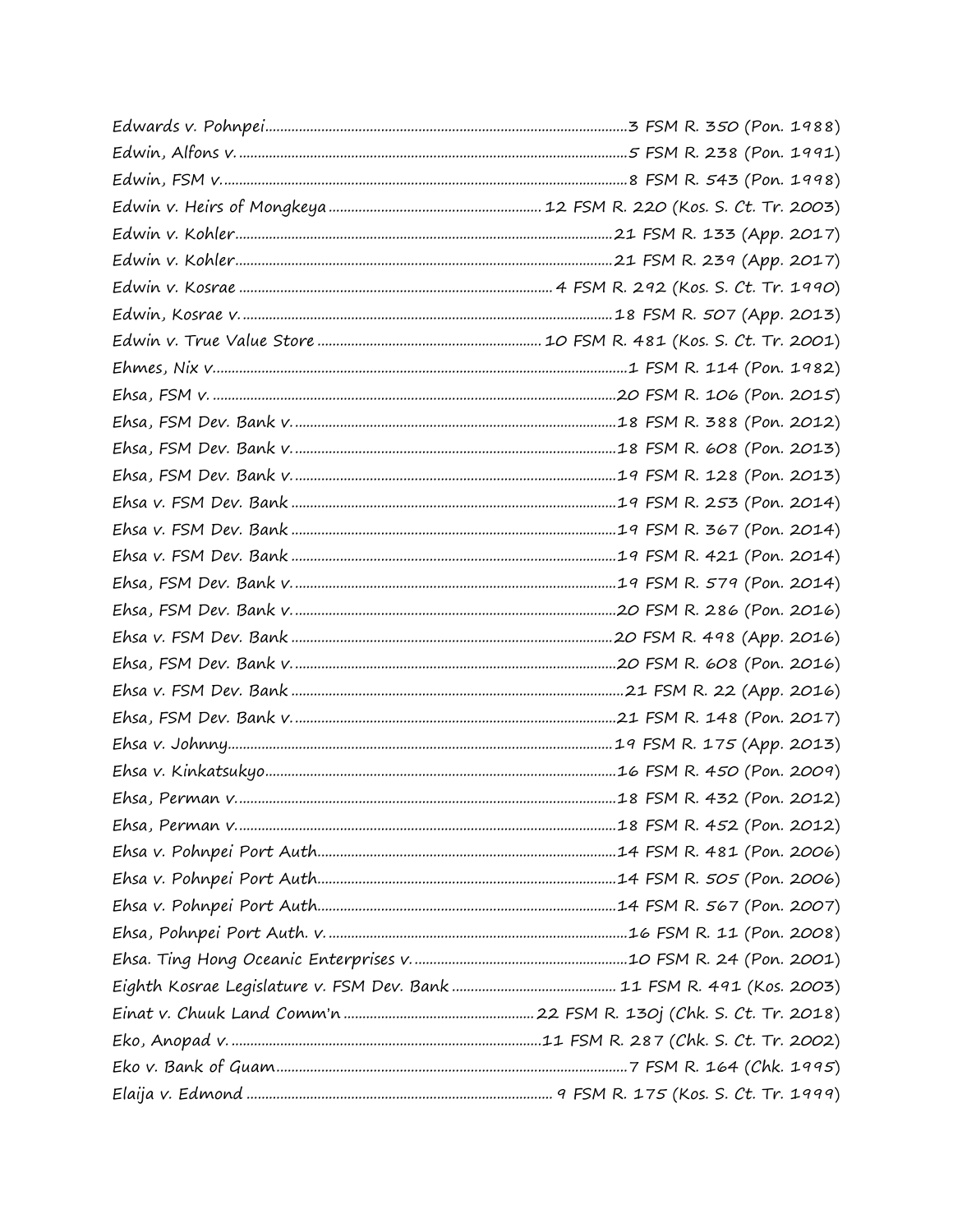Edwards v. Pohnpei ............................................................................................3 FSM R. 350 (Pon. 1988)
Edwin, Alfons v. ..................................................................................................5 FSM R. 238 (Pon. 1991)
Edwin, FSM v. ......................................................................................................8 FSM R. 543 (Pon. 1998)
Edwin v. Heirs of Mongkeya ...................................................... 12 FSM R. 220 (Kos. S. Ct. Tr. 2003)
Edwin v. Kohler ................................................................................................21 FSM R. 133 (App. 2017)
Edwin v. Kohler ................................................................................................21 FSM R. 239 (App. 2017)
Edwin v. Kosrae ................................................................................ 4 FSM R. 292 (Kos. S. Ct. Tr. 1990)
Edwin, Kosrae v. ..............................................................................................18 FSM R. 507 (App. 2013)
Edwin v. True Value Store ........................................................ 10 FSM R. 481 (Kos. S. Ct. Tr. 2001)
Ehmes, Nix v. ........................................................................................................1 FSM R. 114 (Pon. 1982)
Ehsa, FSM v. ......................................................................................................20 FSM R. 106 (Pon. 2015)
Ehsa, FSM Dev. Bank v. ..................................................................................18 FSM R. 388 (Pon. 2012)
Ehsa, FSM Dev. Bank v. ..................................................................................18 FSM R. 608 (Pon. 2013)
Ehsa, FSM Dev. Bank v. ..................................................................................19 FSM R. 128 (Pon. 2013)
Ehsa v. FSM Dev. Bank ..................................................................................19 FSM R. 253 (Pon. 2014)
Ehsa v. FSM Dev. Bank ..................................................................................19 FSM R. 367 (Pon. 2014)
Ehsa v. FSM Dev. Bank ..................................................................................19 FSM R. 421 (Pon. 2014)
Ehsa, FSM Dev. Bank v. ..................................................................................19 FSM R. 579 (Pon. 2014)
Ehsa, FSM Dev. Bank v. ..................................................................................20 FSM R. 286 (Pon. 2016)
Ehsa v. FSM Dev. Bank ..................................................................................20 FSM R. 498 (App. 2016)
Ehsa, FSM Dev. Bank v. ..................................................................................20 FSM R. 608 (Pon. 2016)
Ehsa v. FSM Dev. Bank ......................................................................................21 FSM R. 22 (App. 2016)
Ehsa, FSM Dev. Bank v. ..................................................................................21 FSM R. 148 (Pon. 2017)
Ehsa v. Johnny ..................................................................................................19 FSM R. 175 (App. 2013)
Ehsa v. Kinkatsukyo ..........................................................................................16 FSM R. 450 (Pon. 2009)
Ehsa, Perman v. ................................................................................................18 FSM R. 432 (Pon. 2012)
Ehsa, Perman v. ................................................................................................18 FSM R. 452 (Pon. 2012)
Ehsa v. Pohnpei Port Auth. ..............................................................................14 FSM R. 481 (Pon. 2006)
Ehsa v. Pohnpei Port Auth. ..............................................................................14 FSM R. 505 (Pon. 2006)
Ehsa v. Pohnpei Port Auth. ..............................................................................14 FSM R. 567 (Pon. 2007)
Ehsa, Pohnpei Port Auth. v. ................................................................................16 FSM R. 11 (Pon. 2008)
Ehsa. Ting Hong Oceanic Enterprises v. ..........................................................10 FSM R. 24 (Pon. 2001)
Eighth Kosrae Legislature v. FSM Dev. Bank ........................................... 11 FSM R. 491 (Kos. 2003)
Einat v. Chuuk Land Comm'n ................................................. 22 FSM R. 130j (Chk. S. Ct. Tr. 2018)
Eko, Anopad v. ...................................................................... 11 FSM R. 287 (Chk. S. Ct. Tr. 2002)
Eko v. Bank of Guam ............................................................................................7 FSM R. 164 (Chk. 1995)
Elaija v. Edmond ................................................................................ 9 FSM R. 175 (Kos. S. Ct. Tr. 1999)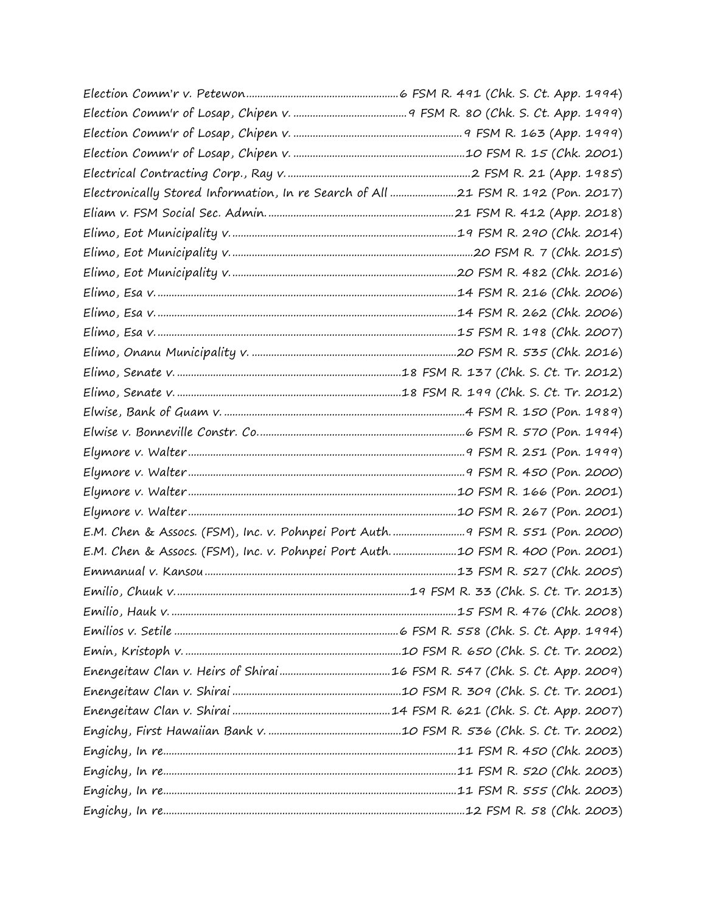Election Comm'r v. Petewon....................................................6 FSM R. 491 (Chk. S. Ct. App. 1994)
Election Comm'r of Losap, Chipen v. .......................................9 FSM R. 80 (Chk. S. Ct. App. 1999)
Election Comm'r of Losap, Chipen v. ..........................................................9 FSM R. 163 (App. 1999)
Election Comm'r of Losap, Chipen v. ...........................................................10 FSM R. 15 (Chk. 2001)
Electrical Contracting Corp., Ray v. ................................................................2 FSM R. 21 (App. 1985)
Electronically Stored Information, In re Search of All ........................21 FSM R. 192 (Pon. 2017)
Eliam v. FSM Social Sec. Admin. .................................................................21 FSM R. 412 (App. 2018)
Elimo, Eot Municipality v. ................................................................................19 FSM R. 290 (Chk. 2014)
Elimo, Eot Municipality v. ....................................................................................20 FSM R. 7 (Chk. 2015)
Elimo, Eot Municipality v. ...............................................................................20 FSM R. 482 (Chk. 2016)
Elimo, Esa v. ......................................................................................................14 FSM R. 216 (Chk. 2006)
Elimo, Esa v. ......................................................................................................14 FSM R. 262 (Chk. 2006)
Elimo, Esa v. ......................................................................................................15 FSM R. 198 (Chk. 2007)
Elimo, Onanu Municipality v. .........................................................................20 FSM R. 535 (Chk. 2016)
Elimo, Senate v. ...............................................................................18 FSM R. 137 (Chk. S. Ct. Tr. 2012)
Elimo, Senate v. ...............................................................................18 FSM R. 199 (Chk. S. Ct. Tr. 2012)
Elwise, Bank of Guam v. .....................................................................................4 FSM R. 150 (Pon. 1989)
Elwise v. Bonneville Constr. Co. .........................................................................6 FSM R. 570 (Pon. 1994)
Elymore v. Walter .................................................................................................9 FSM R. 251 (Pon. 1999)
Elymore v. Walter .................................................................................................9 FSM R. 450 (Pon. 2000)
Elymore v. Walter ..............................................................................................10 FSM R. 166 (Pon. 2001)
Elymore v. Walter ..............................................................................................10 FSM R. 267 (Pon. 2001)
E.M. Chen & Assocs. (FSM), Inc. v. Pohnpei Port Auth. .........................9 FSM R. 551 (Pon. 2000)
E.M. Chen & Assocs. (FSM), Inc. v. Pohnpei Port Auth. ......................10 FSM R. 400 (Pon. 2001)
Emmanual v. Kansou .........................................................................................13 FSM R. 527 (Chk. 2005)
Emilio, Chuuk v. ..................................................................................19 FSM R. 33 (Chk. S. Ct. Tr. 2013)
Emilio, Hauk v. ...................................................................................................15 FSM R. 476 (Chk. 2008)
Emilios v. Setile ...............................................................................6 FSM R. 558 (Chk. S. Ct. App. 1994)
Emin, Kristoph v. .............................................................................10 FSM R. 650 (Chk. S. Ct. Tr. 2002)
Enengeitaw Clan v. Heirs of Shirai .......................................16 FSM R. 547 (Chk. S. Ct. App. 2009)
Enengeitaw Clan v. Shirai ..............................................................10 FSM R. 309 (Chk. S. Ct. Tr. 2001)
Enengeitaw Clan v. Shirai ........................................................14 FSM R. 621 (Chk. S. Ct. App. 2007)
Engichy, First Hawaiian Bank v. ...............................................10 FSM R. 536 (Chk. S. Ct. Tr. 2002)
Engichy, In re.....................................................................................................11 FSM R. 450 (Chk. 2003)
Engichy, In re.....................................................................................................11 FSM R. 520 (Chk. 2003)
Engichy, In re.....................................................................................................11 FSM R. 555 (Chk. 2003)
Engichy, In re.......................................................................................................12 FSM R. 58 (Chk. 2003)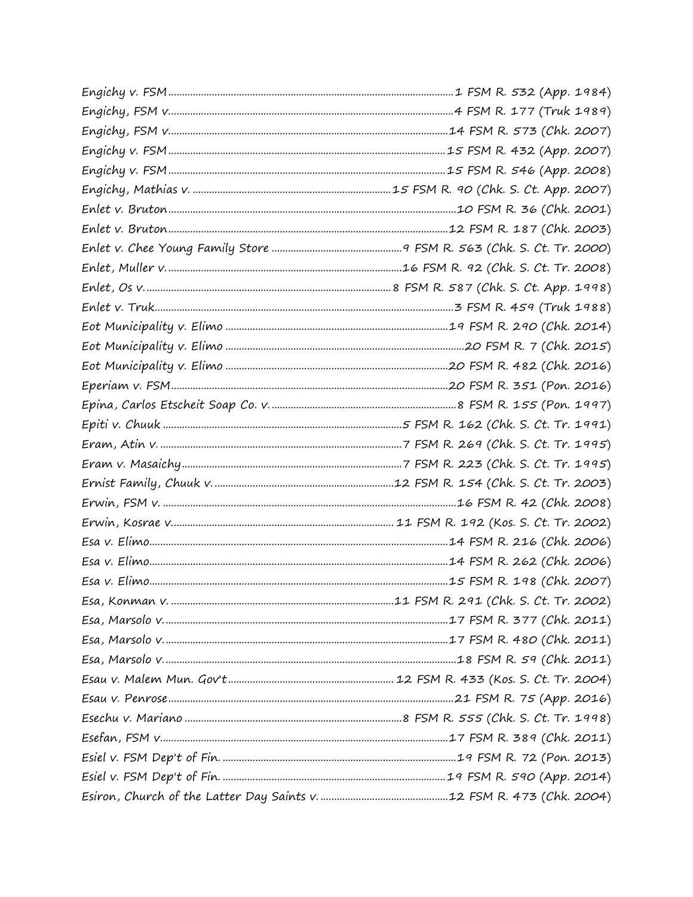Engichy v. FSM ........................................................................................................1 FSM R. 532 (App. 1984)
Engichy, FSM v. ......................................................................................................4 FSM R. 177 (Truk 1989)
Engichy, FSM v. ....................................................................................................14 FSM R. 573 (Chk. 2007)
Engichy v. FSM ....................................................................................................15 FSM R. 432 (App. 2007)
Engichy v. FSM ....................................................................................................15 FSM R. 546 (App. 2008)
Engichy, Mathias v. ..........................................................................15 FSM R. 90 (Chk. S. Ct. App. 2007)
Enlet v. Bruton ........................................................................................................10 FSM R. 36 (Chk. 2001)
Enlet v. Bruton ......................................................................................................12 FSM R. 187 (Chk. 2003)
Enlet v. Chee Young Family Store ................................................9 FSM R. 563 (Chk. S. Ct. Tr. 2000)
Enlet, Muller v. .........................................................................................16 FSM R. 92 (Chk. S. Ct. Tr. 2008)
Enlet, Os v. ..........................................................................................8 FSM R. 587 (Chk. S. Ct. App. 1998)
Enlet v. Truk ...........................................................................................................3 FSM R. 459 (Truk 1988)
Eot Municipality v. Elimo ..................................................................................19 FSM R. 290 (Chk. 2014)
Eot Municipality v. Elimo ........................................................................................20 FSM R. 7 (Chk. 2015)
Eot Municipality v. Elimo ..................................................................................20 FSM R. 482 (Chk. 2016)
Eperiam v. FSM ....................................................................................................20 FSM R. 351 (Pon. 2016)
Epina, Carlos Etscheit Soap Co. v. ....................................................................8 FSM R. 155 (Pon. 1997)
Epiti v. Chuuk .........................................................................................5 FSM R. 162 (Chk. S. Ct. Tr. 1991)
Eram, Atin v. ..........................................................................................7 FSM R. 269 (Chk. S. Ct. Tr. 1995)
Eram v. Masaichy ................................................................................7 FSM R. 223 (Chk. S. Ct. Tr. 1995)
Ernist Family, Chuuk v. ....................................................................12 FSM R. 154 (Chk. S. Ct. Tr. 2003)
Erwin, FSM v. ..........................................................................................................16 FSM R. 42 (Chk. 2008)
Erwin, Kosrae v. ..................................................................................11 FSM R. 192 (Kos. S. Ct. Tr. 2002)
Esa v. Elimo ............................................................................................................14 FSM R. 216 (Chk. 2006)
Esa v. Elimo ............................................................................................................14 FSM R. 262 (Chk. 2006)
Esa v. Elimo ............................................................................................................15 FSM R. 198 (Chk. 2007)
Esa, Konman v. .....................................................................................11 FSM R. 291 (Chk. S. Ct. Tr. 2002)
Esa, Marsolo v. ......................................................................................................17 FSM R. 377 (Chk. 2011)
Esa, Marsolo v. ......................................................................................................17 FSM R. 480 (Chk. 2011)
Esa, Marsolo v. ........................................................................................................18 FSM R. 59 (Chk. 2011)
Esau v. Malem Mun. Gov't ...............................................................12 FSM R. 433 (Kos. S. Ct. Tr. 2004)
Esau v. Penrose ........................................................................................................21 FSM R. 75 (App. 2016)
Esechu v. Mariano ................................................................................8 FSM R. 555 (Chk. S. Ct. Tr. 1998)
Esefan, FSM v. ........................................................................................................17 FSM R. 389 (Chk. 2011)
Esiel v. FSM Dep't of Fin. .......................................................................................19 FSM R. 72 (Pon. 2013)
Esiel v. FSM Dep't of Fin. ...................................................................................19 FSM R. 590 (App. 2014)
Esiron, Church of the Latter Day Saints v. ..............................................12 FSM R. 473 (Chk. 2004)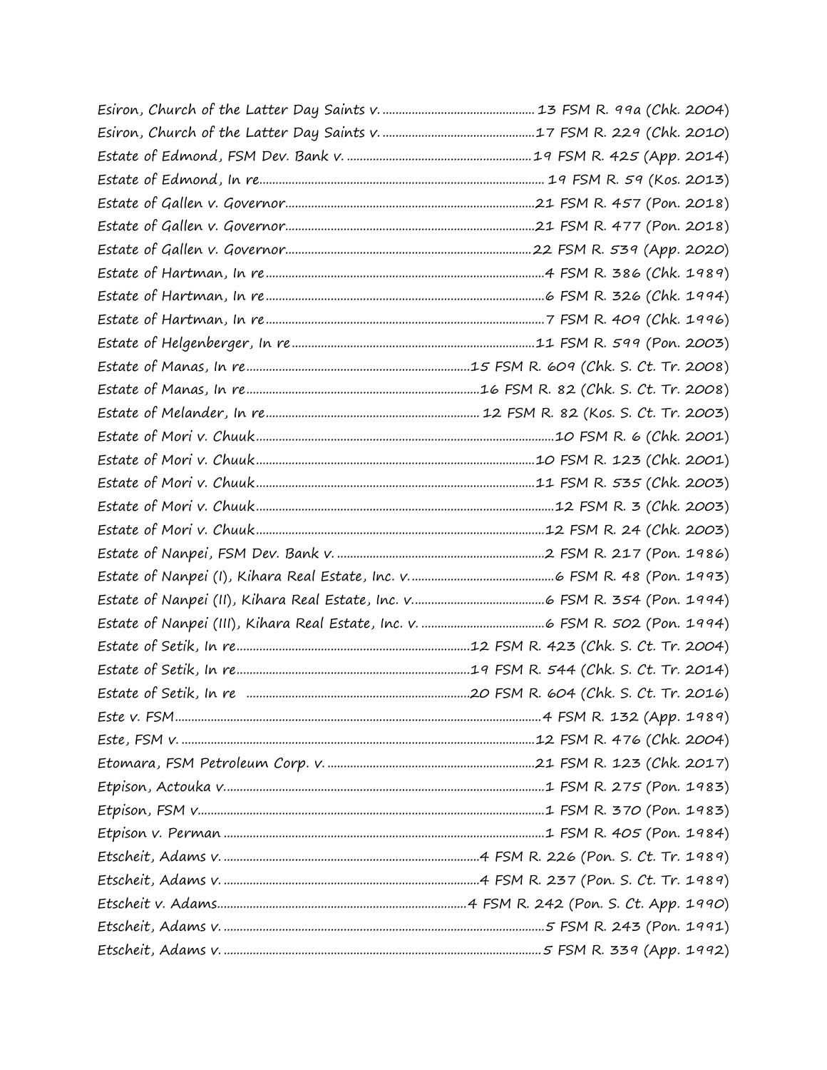Esiron, Church of the Latter Day Saints v. .............................................. 13 FSM R. 99a (Chk. 2004)
Esiron, Church of the Latter Day Saints v. ..............................................17 FSM R. 229 (Chk. 2010)
Estate of Edmond, FSM Dev. Bank v. ........................................................19 FSM R. 425 (App. 2014)
Estate of Edmond, In re....................................................................................... 19 FSM R. 59 (Kos. 2013)
Estate of Gallen v. Governor...........................................................................21 FSM R. 457 (Pon. 2018)
Estate of Gallen v. Governor...........................................................................21 FSM R. 477 (Pon. 2018)
Estate of Gallen v. Governor..........................................................................22 FSM R. 539 (App. 2020)
Estate of Hartman, In re...................................................................................4 FSM R. 386 (Chk. 1989)
Estate of Hartman, In re...................................................................................6 FSM R. 326 (Chk. 1994)
Estate of Hartman, In re...................................................................................7 FSM R. 409 (Chk. 1996)
Estate of Helgenberger, In re.........................................................................11 FSM R. 599 (Pon. 2003)
Estate of Manas, In re...................................................................15 FSM R. 609 (Chk. S. Ct. Tr. 2008)
Estate of Manas, In re......................................................................16 FSM R. 82 (Chk. S. Ct. Tr. 2008)
Estate of Melander, In re................................................................ 12 FSM R. 82 (Kos. S. Ct. Tr. 2003)
Estate of Mori v. Chuuk.........................................................................................10 FSM R. 6 (Chk. 2001)
Estate of Mori v. Chuuk....................................................................................10 FSM R. 123 (Chk. 2001)
Estate of Mori v. Chuuk....................................................................................11 FSM R. 535 (Chk. 2003)
Estate of Mori v. Chuuk.........................................................................................12 FSM R. 3 (Chk. 2003)
Estate of Mori v. Chuuk.......................................................................................12 FSM R. 24 (Chk. 2003)
Estate of Nanpei, FSM Dev. Bank v. ...............................................................2 FSM R. 217 (Pon. 1986)
Estate of Nanpei (I), Kihara Real Estate, Inc. v. ..........................................6 FSM R. 48 (Pon. 1993)
Estate of Nanpei (II), Kihara Real Estate, Inc. v.......................................6 FSM R. 354 (Pon. 1994)
Estate of Nanpei (III), Kihara Real Estate, Inc. v. ....................................6 FSM R. 502 (Pon. 1994)
Estate of Setik, In re......................................................................12 FSM R. 423 (Chk. S. Ct. Tr. 2004)
Estate of Setik, In re......................................................................19 FSM R. 544 (Chk. S. Ct. Tr. 2014)
Estate of Setik, In re ...................................................................20 FSM R. 604 (Chk. S. Ct. Tr. 2016)
Este v. FSM.............................................................................................................4 FSM R. 132 (App. 1989)
Este, FSM v. ..........................................................................................................12 FSM R. 476 (Chk. 2004)
Etomara, FSM Petroleum Corp. v. ................................................................21 FSM R. 123 (Chk. 2017)
Etpison, Actouka v.................................................................................................1 FSM R. 275 (Pon. 1983)
Etpison, FSM v.........................................................................................................1 FSM R. 370 (Pon. 1983)
Etpison v. Perman .................................................................................................1 FSM R. 405 (Pon. 1984)
Etscheit, Adams v. .............................................................................4 FSM R. 226 (Pon. S. Ct. Tr. 1989)
Etscheit, Adams v. .............................................................................4 FSM R. 237 (Pon. S. Ct. Tr. 1989)
Etscheit v. Adams...........................................................................4 FSM R. 242 (Pon. S. Ct. App. 1990)
Etscheit, Adams v. ................................................................................................5 FSM R. 243 (Pon. 1991)
Etscheit, Adams v. ................................................................................................5 FSM R. 339 (App. 1992)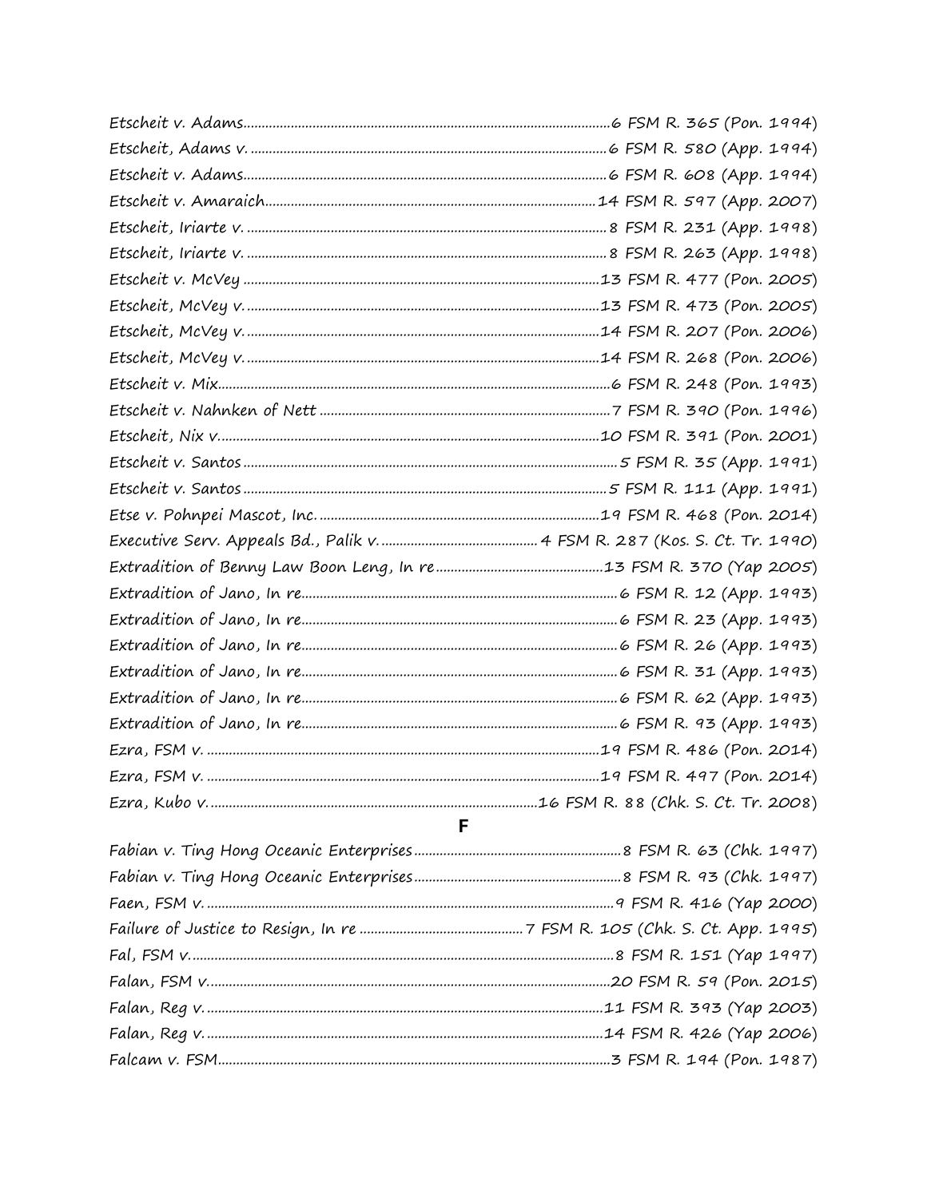Etscheit v. Adams....................................................................................6 FSM R. 365 (Pon. 1994)
Etscheit, Adams v. ..................................................................................6 FSM R. 580 (App. 1994)
Etscheit v. Adams....................................................................................6 FSM R. 608 (App. 1994)
Etscheit v. Amaraich..............................................................................14 FSM R. 597 (App. 2007)
Etscheit, Iriarte v. ...................................................................................8 FSM R. 231 (App. 1998)
Etscheit, Iriarte v. ...................................................................................8 FSM R. 263 (App. 1998)
Etscheit v. McVey ..................................................................................13 FSM R. 477 (Pon. 2005)
Etscheit, McVey v. .................................................................................13 FSM R. 473 (Pon. 2005)
Etscheit, McVey v. .................................................................................14 FSM R. 207 (Pon. 2006)
Etscheit, McVey v. .................................................................................14 FSM R. 268 (Pon. 2006)
Etscheit v. Mix.........................................................................................6 FSM R. 248 (Pon. 1993)
Etscheit v. Nahnken of Nett ..................................................................7 FSM R. 390 (Pon. 1996)
Etscheit, Nix v.......................................................................................10 FSM R. 391 (Pon. 2001)
Etscheit v. Santos ....................................................................................5 FSM R. 35 (App. 1991)
Etscheit v. Santos ..................................................................................5 FSM R. 111 (App. 1991)
Etse v. Pohnpei Mascot, Inc. ................................................................19 FSM R. 468 (Pon. 2014)
Executive Serv. Appeals Bd., Palik v. ...........................................4 FSM R. 287 (Kos. S. Ct. Tr. 1990)
Extradition of Benny Law Boon Leng, In re.............................................13 FSM R. 370 (Yap 2005)
Extradition of Jano, In re..........................................................................6 FSM R. 12 (App. 1993)
Extradition of Jano, In re..........................................................................6 FSM R. 23 (App. 1993)
Extradition of Jano, In re..........................................................................6 FSM R. 26 (App. 1993)
Extradition of Jano, In re..........................................................................6 FSM R. 31 (App. 1993)
Extradition of Jano, In re..........................................................................6 FSM R. 62 (App. 1993)
Extradition of Jano, In re..........................................................................6 FSM R. 93 (App. 1993)
Ezra, FSM v. ..........................................................................................19 FSM R. 486 (Pon. 2014)
Ezra, FSM v. ..........................................................................................19 FSM R. 497 (Pon. 2014)
Ezra, Kubo v. ...........................................................................16 FSM R. 88 (Chk. S. Ct. Tr. 2008)

## F

Fabian v. Ting Hong Oceanic Enterprises.................................................8 FSM R. 63 (Chk. 1997)
Fabian v. Ting Hong Oceanic Enterprises.................................................8 FSM R. 93 (Chk. 1997)
Faen, FSM v. ..........................................................................................9 FSM R. 416 (Yap 2000)
Failure of Justice to Resign, In re ...............................................7 FSM R. 105 (Chk. S. Ct. App. 1995)
Fal, FSM v. ............................................................................................8 FSM R. 151 (Yap 1997)
Falan, FSM v. ........................................................................................20 FSM R. 59 (Pon. 2015)
Falan, Reg v. .........................................................................................11 FSM R. 393 (Yap 2003)
Falan, Reg v. .........................................................................................14 FSM R. 426 (Yap 2006)
Falcam v. FSM.........................................................................................3 FSM R. 194 (Pon. 1987)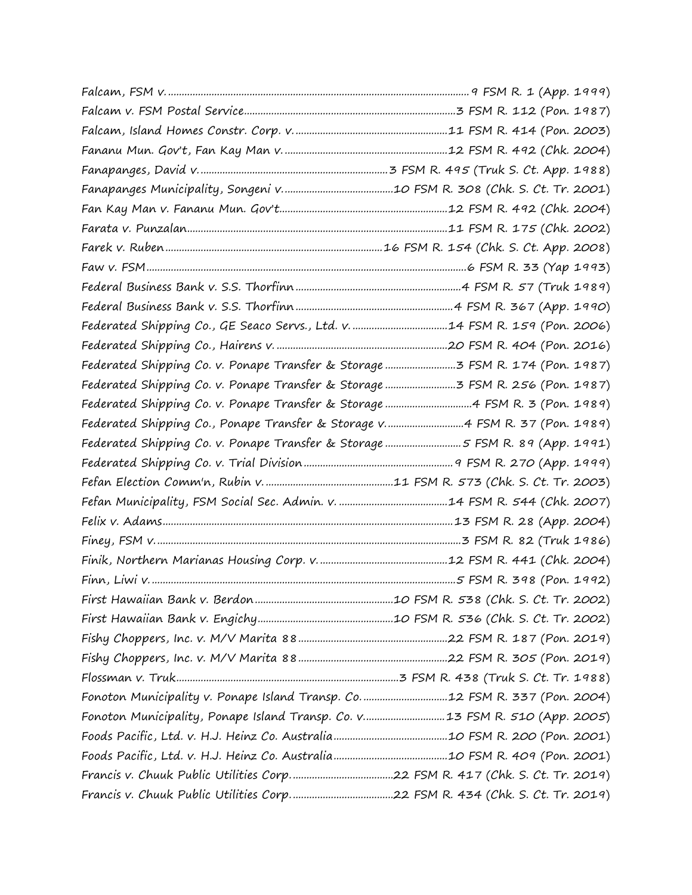Falcam, FSM v. ....................................................................................................9 FSM R. 1 (App. 1999)
Falcam v. FSM Postal Service..........................................................................3 FSM R. 112 (Pon. 1987)
Falcam, Island Homes Constr. Corp. v. .......................................................11 FSM R. 414 (Pon. 2003)
Fananu Mun. Gov't, Fan Kay Man v. ...........................................................12 FSM R. 492 (Chk. 2004)
Fanapanges, David v. ...................................................................3 FSM R. 495 (Truk S. Ct. App. 1988)
Fanapanges Municipality, Songeni v. .......................................10 FSM R. 308 (Chk. S. Ct. Tr. 2001)
Fan Kay Man v. Fananu Mun. Gov't............................................................12 FSM R. 492 (Chk. 2004)
Farata v. Punzalan...........................................................................................11 FSM R. 175 (Chk. 2002)
Farek v. Ruben ...............................................................................16 FSM R. 154 (Chk. S. Ct. App. 2008)
Faw v. FSM.............................................................................................................6 FSM R. 33 (Yap 1993)
Federal Business Bank v. S.S. Thorfinn ............................................................4 FSM R. 57 (Truk 1989)
Federal Business Bank v. S.S. Thorfinn ..........................................................4 FSM R. 367 (App. 1990)
Federated Shipping Co., GE Seaco Servs., Ltd. v. ..................................14 FSM R. 159 (Pon. 2006)
Federated Shipping Co., Hairens v. ..............................................................20 FSM R. 404 (Pon. 2016)
Federated Shipping Co. v. Ponape Transfer & Storage ..........................3 FSM R. 174 (Pon. 1987)
Federated Shipping Co. v. Ponape Transfer & Storage ..........................3 FSM R. 256 (Pon. 1987)
Federated Shipping Co. v. Ponape Transfer & Storage ................................4 FSM R. 3 (Pon. 1989)
Federated Shipping Co., Ponape Transfer & Storage v. ............................4 FSM R. 37 (Pon. 1989)
Federated Shipping Co. v. Ponape Transfer & Storage ............................5 FSM R. 89 (App. 1991)
Federated Shipping Co. v. Trial Division ......................................................9 FSM R. 270 (App. 1999)
Fefan Election Comm'n, Rubin v. ..............................................11 FSM R. 573 (Chk. S. Ct. Tr. 2003)
Fefan Municipality, FSM Social Sec. Admin. v. ........................................14 FSM R. 544 (Chk. 2007)
Felix v. Adams..........................................................................................13 FSM R. 28 (App. 2004)
Finey, FSM v. ...............................................................................................3 FSM R. 82 (Truk 1986)
Finik, Northern Marianas Housing Corp. v. ..............................................12 FSM R. 441 (Chk. 2004)
Finn, Liwi v. ...............................................................................................5 FSM R. 398 (Pon. 1992)
First Hawaiian Bank v. Berdon ..................................................10 FSM R. 538 (Chk. S. Ct. Tr. 2002)
First Hawaiian Bank v. Engichy..................................................10 FSM R. 536 (Chk. S. Ct. Tr. 2002)
Fishy Choppers, Inc. v. M/V Marita 88 ......................................................22 FSM R. 187 (Pon. 2019)
Fishy Choppers, Inc. v. M/V Marita 88 ......................................................22 FSM R. 305 (Pon. 2019)
Flossman v. Truk.................................................................................3 FSM R. 438 (Truk S. Ct. Tr. 1988)
Fonoton Municipality v. Ponape Island Transp. Co. ...............................12 FSM R. 337 (Pon. 2004)
Fonoton Municipality, Ponape Island Transp. Co. v. .............................13 FSM R. 510 (App. 2005)
Foods Pacific, Ltd. v. H.J. Heinz Co. Australia..........................................10 FSM R. 200 (Pon. 2001)
Foods Pacific, Ltd. v. H.J. Heinz Co. Australia..........................................10 FSM R. 409 (Pon. 2001)
Francis v. Chuuk Public Utilities Corp. .....................................22 FSM R. 417 (Chk. S. Ct. Tr. 2019)
Francis v. Chuuk Public Utilities Corp. .....................................22 FSM R. 434 (Chk. S. Ct. Tr. 2019)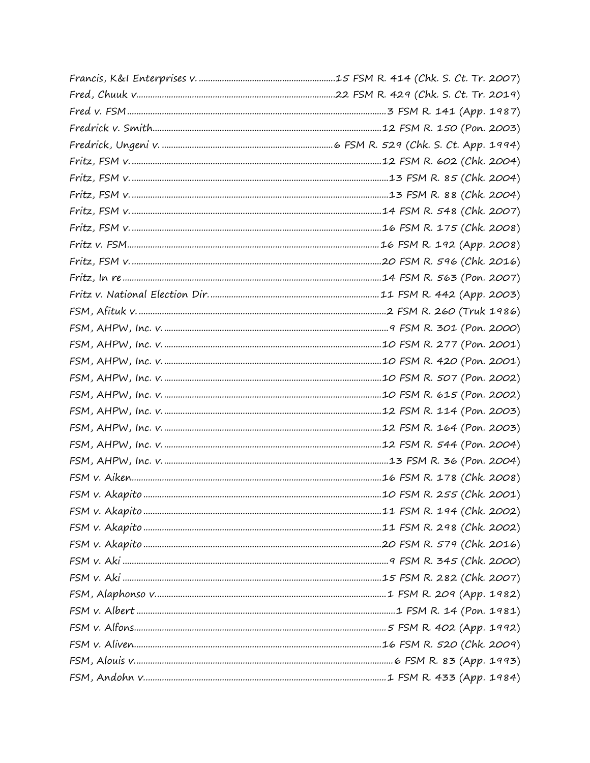Francis, K&I Enterprises v. ............................................................15 FSM R. 414 (Chk. S. Ct. Tr. 2007)
Fred, Chuuk v.......................................................................................22 FSM R. 429 (Chk. S. Ct. Tr. 2019)
Fred v. FSM ..................................................................................................3 FSM R. 141 (App. 1987)
Fredrick v. Smith.....................................................................................12 FSM R. 150 (Pon. 2003)
Fredrick, Ungeni v. .............................................................................6 FSM R. 529 (Chk. S. Ct. App. 1994)
Fritz, FSM v. ...............................................................................................12 FSM R. 602 (Chk. 2004)
Fritz, FSM v. ................................................................................................13 FSM R. 85 (Chk. 2004)
Fritz, FSM v. ................................................................................................13 FSM R. 88 (Chk. 2004)
Fritz, FSM v. ...............................................................................................14 FSM R. 548 (Chk. 2007)
Fritz, FSM v. ...............................................................................................16 FSM R. 175 (Chk. 2008)
Fritz v. FSM................................................................................................16 FSM R. 192 (App. 2008)
Fritz, FSM v. ...............................................................................................20 FSM R. 596 (Chk. 2016)
Fritz, In re ..................................................................................................14 FSM R. 563 (Pon. 2007)
Fritz v. National Election Dir. .............................................................11 FSM R. 442 (App. 2003)
FSM, Afituk v. .............................................................................................2 FSM R. 260 (Truk 1986)
FSM, AHPW, Inc. v. ......................................................................................9 FSM R. 301 (Pon. 2000)
FSM, AHPW, Inc. v. ....................................................................................10 FSM R. 277 (Pon. 2001)
FSM, AHPW, Inc. v. ....................................................................................10 FSM R. 420 (Pon. 2001)
FSM, AHPW, Inc. v. ....................................................................................10 FSM R. 507 (Pon. 2002)
FSM, AHPW, Inc. v. ....................................................................................10 FSM R. 615 (Pon. 2002)
FSM, AHPW, Inc. v. ....................................................................................12 FSM R. 114 (Pon. 2003)
FSM, AHPW, Inc. v. ....................................................................................12 FSM R. 164 (Pon. 2003)
FSM, AHPW, Inc. v. ....................................................................................12 FSM R. 544 (Pon. 2004)
FSM, AHPW, Inc. v. ......................................................................................13 FSM R. 36 (Pon. 2004)
FSM v. Aiken...............................................................................................16 FSM R. 178 (Chk. 2008)
FSM v. Akapito ..........................................................................................10 FSM R. 255 (Chk. 2001)
FSM v. Akapito ..........................................................................................11 FSM R. 194 (Chk. 2002)
FSM v. Akapito ..........................................................................................11 FSM R. 298 (Chk. 2002)
FSM v. Akapito ..........................................................................................20 FSM R. 579 (Chk. 2016)
FSM v. Aki .....................................................................................................9 FSM R. 345 (Chk. 2000)
FSM v. Aki ...................................................................................................15 FSM R. 282 (Chk. 2007)
FSM, Alaphonso v.........................................................................................1 FSM R. 209 (App. 1982)
FSM v. Albert .................................................................................................1 FSM R. 14 (Pon. 1981)
FSM v. Alfons.................................................................................................5 FSM R. 402 (App. 1992)
FSM v. Aliven..............................................................................................16 FSM R. 520 (Chk. 2009)
FSM, Alouis v..................................................................................................6 FSM R. 83 (App. 1993)
FSM, Andohn v. .............................................................................................1 FSM R. 433 (App. 1984)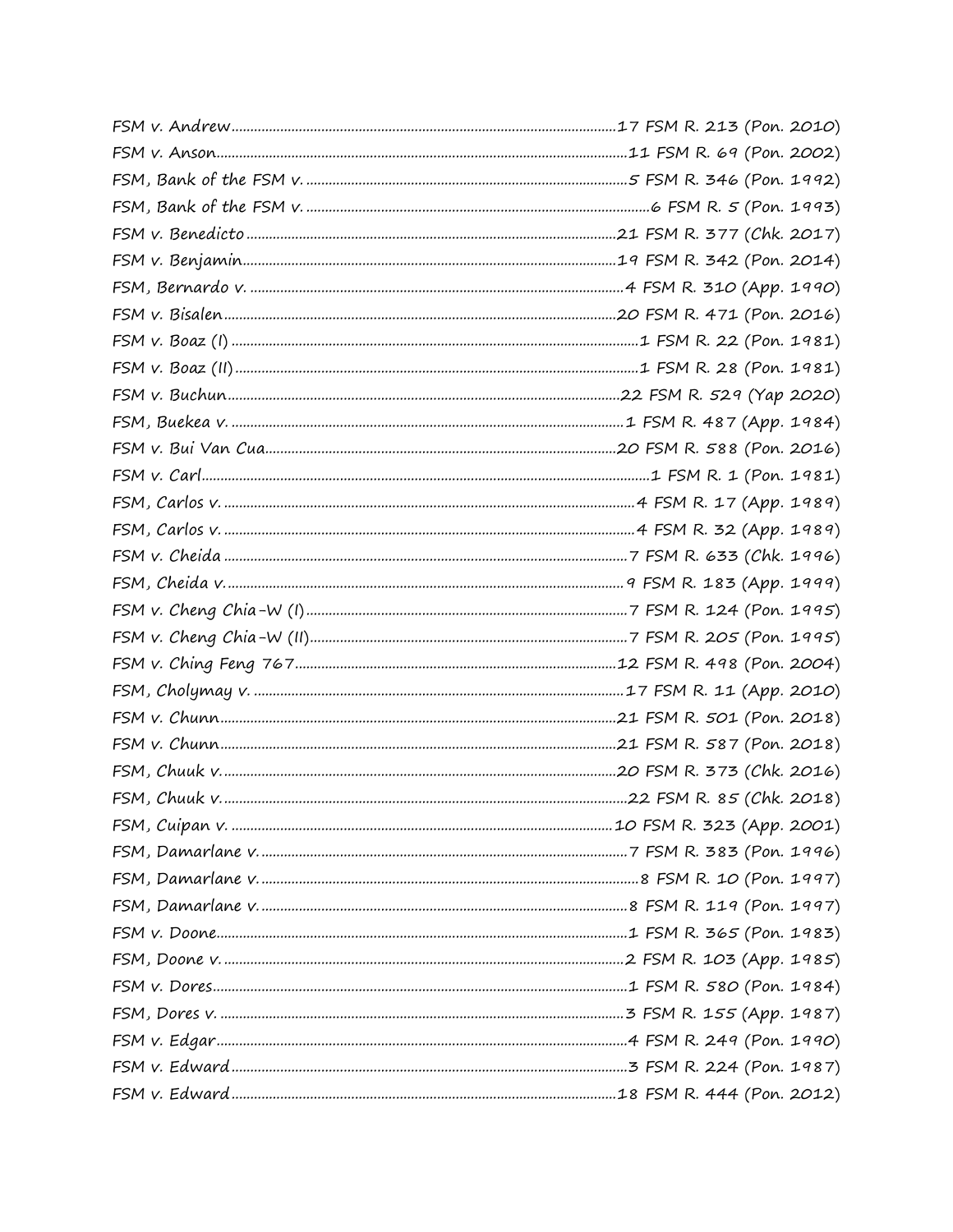FSM v. Andrew....................................................................................................17 FSM R. 213 (Pon. 2010)
FSM v. Anson.........................................................................................................11 FSM R. 69 (Pon. 2002)
FSM, Bank of the FSM v. ....................................................................................5 FSM R. 346 (Pon. 1992)
FSM, Bank of the FSM v. .......................................................................................6 FSM R. 5 (Pon. 1993)
FSM v. Benedicto...............................................................................................21 FSM R. 377 (Chk. 2017)
FSM v. Benjamin..................................................................................................19 FSM R. 342 (Pon. 2014)
FSM, Bernardo v. ................................................................................................4 FSM R. 310 (App. 1990)
FSM v. Bisalen......................................................................................................20 FSM R. 471 (Pon. 2016)
FSM v. Boaz (I) ......................................................................................................1 FSM R. 22 (Pon. 1981)
FSM v. Boaz (II)......................................................................................................1 FSM R. 28 (Pon. 1981)
FSM v. Buchun.....................................................................................................22 FSM R. 529 (Yap 2020)
FSM, Buekea v. .....................................................................................................1 FSM R. 487 (App. 1984)
FSM v. Bui Van Cua.............................................................................................20 FSM R. 588 (Pon. 2016)
FSM v. Carl..................................................................................................................1 FSM R. 1 (Pon. 1981)
FSM, Carlos v. .........................................................................................................4 FSM R. 17 (App. 1989)
FSM, Carlos v. .........................................................................................................4 FSM R. 32 (App. 1989)
FSM v. Cheida .......................................................................................................7 FSM R. 633 (Chk. 1996)
FSM, Cheida v. ......................................................................................................9 FSM R. 183 (App. 1999)
FSM v. Cheng Chia-W (I)....................................................................................7 FSM R. 124 (Pon. 1995)
FSM v. Cheng Chia-W (II)...................................................................................7 FSM R. 205 (Pon. 1995)
FSM v. Ching Feng 767.......................................................................................12 FSM R. 498 (Pon. 2004)
FSM, Cholymay v. ...............................................................................................17 FSM R. 11 (App. 2010)
FSM v. Chunn......................................................................................................21 FSM R. 501 (Pon. 2018)
FSM v. Chunn......................................................................................................21 FSM R. 587 (Pon. 2018)
FSM, Chuuk v. ......................................................................................................20 FSM R. 373 (Chk. 2016)
FSM, Chuuk v. .......................................................................................................22 FSM R. 85 (Chk. 2018)
FSM, Cuipan v. ...................................................................................................10 FSM R. 323 (App. 2001)
FSM, Damarlane v. ...............................................................................................7 FSM R. 383 (Pon. 1996)
FSM, Damarlane v. .................................................................................................8 FSM R. 10 (Pon. 1997)
FSM, Damarlane v. ...............................................................................................8 FSM R. 119 (Pon. 1997)
FSM v. Doone.........................................................................................................1 FSM R. 365 (Pon. 1983)
FSM, Doone v. ......................................................................................................2 FSM R. 103 (App. 1985)
FSM v. Dores..........................................................................................................1 FSM R. 580 (Pon. 1984)
FSM, Dores v. ........................................................................................................3 FSM R. 155 (App. 1987)
FSM v. Edgar..........................................................................................................4 FSM R. 249 (Pon. 1990)
FSM v. Edward.......................................................................................................3 FSM R. 224 (Pon. 1987)
FSM v. Edward....................................................................................................18 FSM R. 444 (Pon. 2012)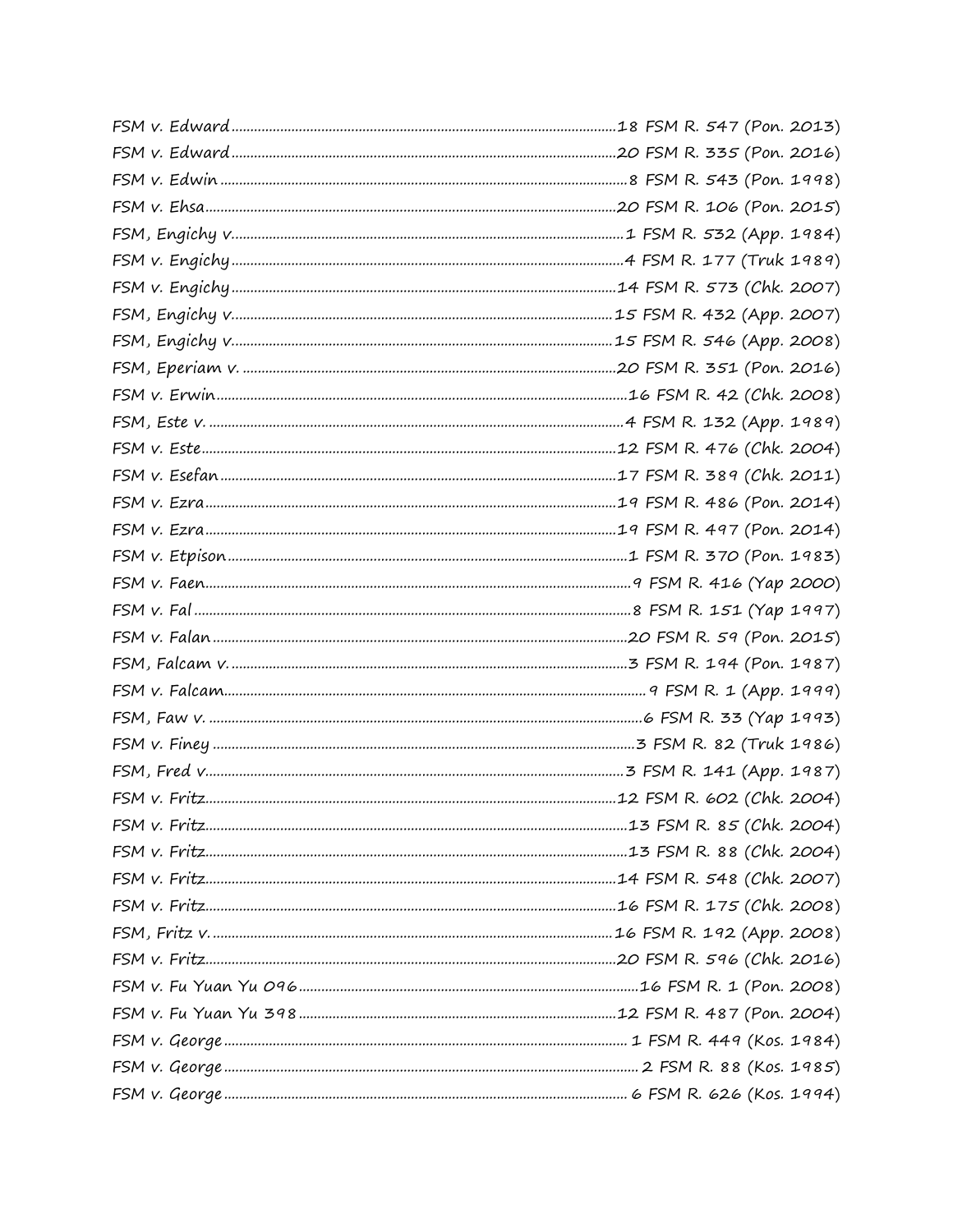FSM v. Edward ........................................................................................18 FSM R. 547 (Pon. 2013)
FSM v. Edward ........................................................................................20 FSM R. 335 (Pon. 2016)
FSM v. Edwin ...........................................................................................8 FSM R. 543 (Pon. 1998)
FSM v. Ehsa .............................................................................................20 FSM R. 106 (Pon. 2015)
FSM, Engichy v. .......................................................................................1 FSM R. 532 (App. 1984)
FSM v. Engichy .........................................................................................4 FSM R. 177 (Truk 1989)
FSM v. Engichy .......................................................................................14 FSM R. 573 (Chk. 2007)
FSM, Engichy v. .....................................................................................15 FSM R. 432 (App. 2007)
FSM, Engichy v. .....................................................................................15 FSM R. 546 (App. 2008)
FSM, Eperiam v. .....................................................................................20 FSM R. 351 (Pon. 2016)
FSM v. Erwin ............................................................................................16 FSM R. 42 (Chk. 2008)
FSM, Este v. ..............................................................................................4 FSM R. 132 (App. 1989)
FSM v. Este .............................................................................................12 FSM R. 476 (Chk. 2004)
FSM v. Esefan .........................................................................................17 FSM R. 389 (Chk. 2011)
FSM v. Ezra ............................................................................................19 FSM R. 486 (Pon. 2014)
FSM v. Ezra ............................................................................................19 FSM R. 497 (Pon. 2014)
FSM v. Etpison ..........................................................................................1 FSM R. 370 (Pon. 1983)
FSM v. Faen ................................................................................................9 FSM R. 416 (Yap 2000)
FSM v. Fal ...................................................................................................8 FSM R. 151 (Yap 1997)
FSM v. Falan .............................................................................................20 FSM R. 59 (Pon. 2015)
FSM, Falcam v. ..........................................................................................3 FSM R. 194 (Pon. 1987)
FSM v. Falcam .............................................................................................9 FSM R. 1 (App. 1999)
FSM, Faw v. ....................................................................................................6 FSM R. 33 (Yap 1993)
FSM v. Finey ..................................................................................................3 FSM R. 82 (Truk 1986)
FSM, Fred v. ...............................................................................................3 FSM R. 141 (App. 1987)
FSM v. Fritz .............................................................................................12 FSM R. 602 (Chk. 2004)
FSM v. Fritz ...............................................................................................13 FSM R. 85 (Chk. 2004)
FSM v. Fritz ...............................................................................................13 FSM R. 88 (Chk. 2004)
FSM v. Fritz .............................................................................................14 FSM R. 548 (Chk. 2007)
FSM v. Fritz .............................................................................................16 FSM R. 175 (Chk. 2008)
FSM, Fritz v. ...........................................................................................16 FSM R. 192 (App. 2008)
FSM v. Fritz .............................................................................................20 FSM R. 596 (Chk. 2016)
FSM v. Fu Yuan Yu 096 ..................................................................................16 FSM R. 1 (Pon. 2008)
FSM v. Fu Yuan Yu 398 ..............................................................................12 FSM R. 487 (Pon. 2004)
FSM v. George ............................................................................................1 FSM R. 449 (Kos. 1984)
FSM v. George ..............................................................................................2 FSM R. 88 (Kos. 1985)
FSM v. George ............................................................................................6 FSM R. 626 (Kos. 1994)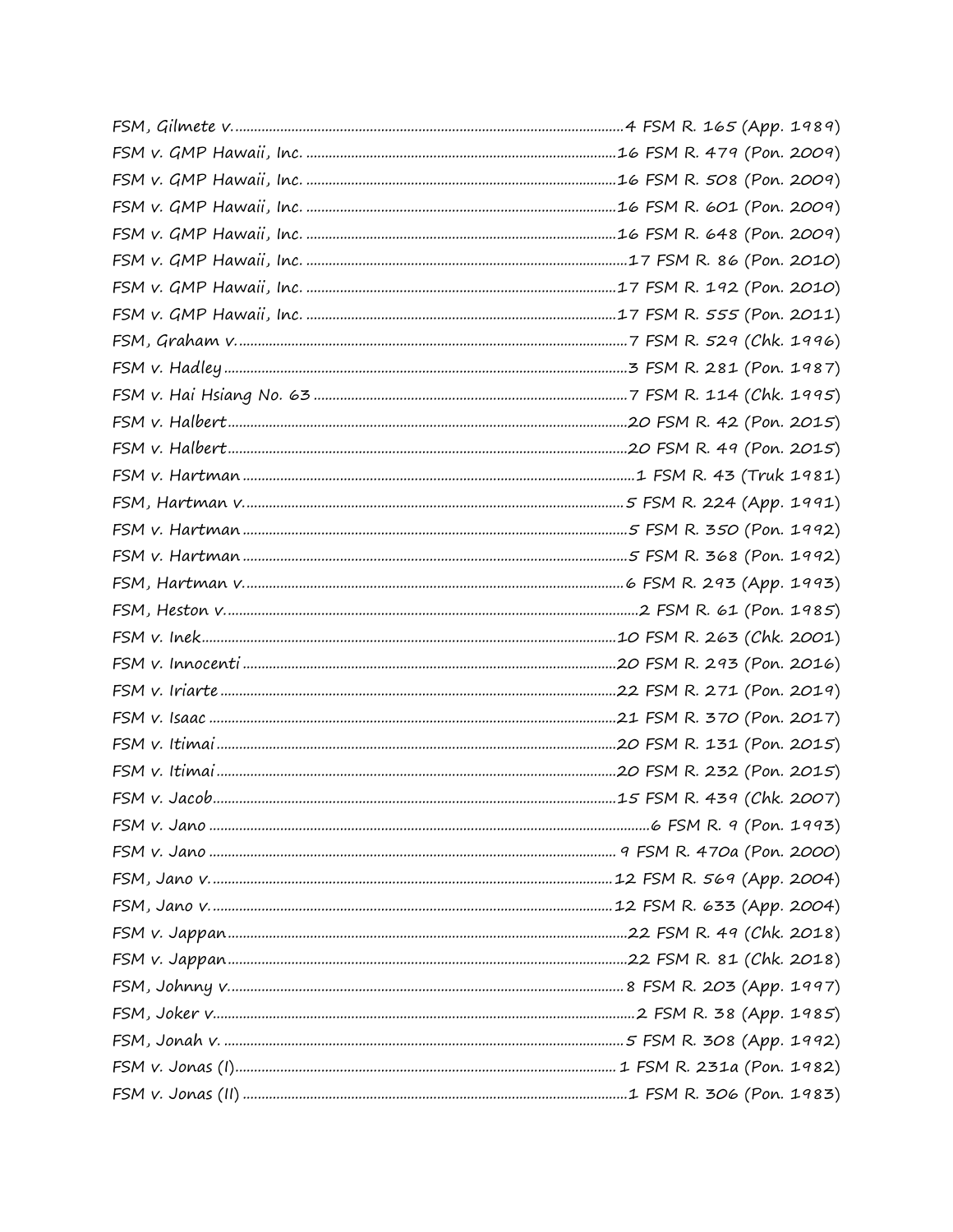FSM, Gilmete v. ......................................................................................4 FSM R. 165 (App. 1989)
FSM v. GMP Hawaii, Inc. ..................................................................................16 FSM R. 479 (Pon. 2009)
FSM v. GMP Hawaii, Inc. ..................................................................................16 FSM R. 508 (Pon. 2009)
FSM v. GMP Hawaii, Inc. ..................................................................................16 FSM R. 601 (Pon. 2009)
FSM v. GMP Hawaii, Inc. ..................................................................................16 FSM R. 648 (Pon. 2009)
FSM v. GMP Hawaii, Inc. ....................................................................................17 FSM R. 86 (Pon. 2010)
FSM v. GMP Hawaii, Inc. ..................................................................................17 FSM R. 192 (Pon. 2010)
FSM v. GMP Hawaii, Inc. ..................................................................................17 FSM R. 555 (Pon. 2011)
FSM, Graham v. .......................................................................................7 FSM R. 529 (Chk. 1996)
FSM v. Hadley ..........................................................................................3 FSM R. 281 (Pon. 1987)
FSM v. Hai Hsiang No. 63 ...................................................................................7 FSM R. 114 (Chk. 1995)
FSM v. Halbert ........................................................................................20 FSM R. 42 (Pon. 2015)
FSM v. Halbert ........................................................................................20 FSM R. 49 (Pon. 2015)
FSM v. Hartman ......................................................................................1 FSM R. 43 (Truk 1981)
FSM, Hartman v. ....................................................................................5 FSM R. 224 (App. 1991)
FSM v. Hartman .......................................................................................5 FSM R. 350 (Pon. 1992)
FSM v. Hartman .......................................................................................5 FSM R. 368 (Pon. 1992)
FSM, Hartman v. ....................................................................................6 FSM R. 293 (App. 1993)
FSM, Heston v. ..........................................................................................2 FSM R. 61 (Pon. 1985)
FSM v. Inek .............................................................................................10 FSM R. 263 (Chk. 2001)
FSM v. Innocenti ......................................................................................20 FSM R. 293 (Pon. 2016)
FSM v. Iriarte ..........................................................................................22 FSM R. 271 (Pon. 2019)
FSM v. Isaac ...........................................................................................21 FSM R. 370 (Pon. 2017)
FSM v. Itimai ..........................................................................................20 FSM R. 131 (Pon. 2015)
FSM v. Itimai ..........................................................................................20 FSM R. 232 (Pon. 2015)
FSM v. Jacob ..........................................................................................15 FSM R. 439 (Chk. 2007)
FSM v. Jano ...............................................................................................6 FSM R. 9 (Pon. 1993)
FSM v. Jano ..........................................................................................9 FSM R. 470a (Pon. 2000)
FSM, Jano v. .........................................................................................12 FSM R. 569 (App. 2004)
FSM, Jano v. .........................................................................................12 FSM R. 633 (App. 2004)
FSM v. Jappan ..........................................................................................22 FSM R. 49 (Chk. 2018)
FSM v. Jappan ..........................................................................................22 FSM R. 81 (Chk. 2018)
FSM, Johnny v. .......................................................................................8 FSM R. 203 (App. 1997)
FSM, Joker v. ...........................................................................................2 FSM R. 38 (App. 1985)
FSM, Jonah v. .........................................................................................5 FSM R. 308 (App. 1992)
FSM v. Jonas (I) ....................................................................................1 FSM R. 231a (Pon. 1982)
FSM v. Jonas (II) .......................................................................................1 FSM R. 306 (Pon. 1983)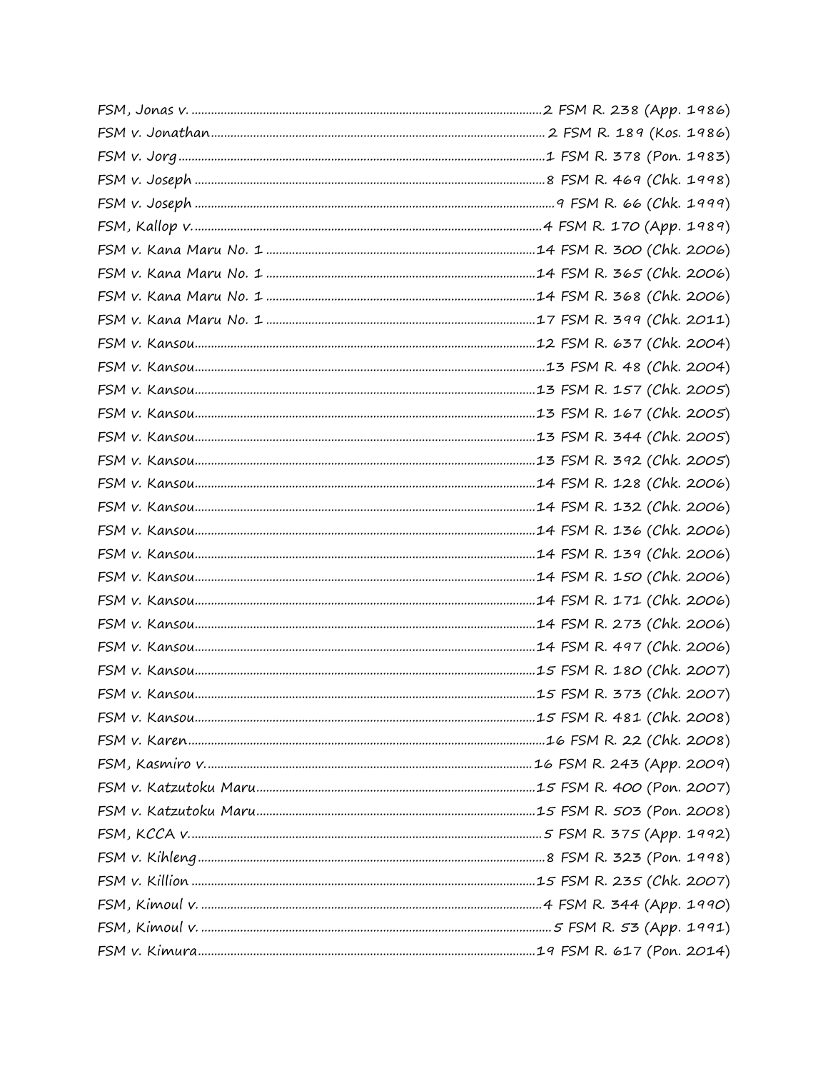FSM, Jonas v. ........................................................................................... 2 FSM R. 238 (App. 1986)
FSM v. Jonathan....................................................................................... 2 FSM R. 189 (Kos. 1986)
FSM v. Jorg ............................................................................................... 1 FSM R. 378 (Pon. 1983)
FSM v. Joseph ........................................................................................... 8 FSM R. 469 (Chk. 1998)
FSM v. Joseph ............................................................................................. 9 FSM R. 66 (Chk. 1999)
FSM, Kallop v. ........................................................................................... 4 FSM R. 170 (App. 1989)
FSM v. Kana Maru No. 1 .................................................................................. 14 FSM R. 300 (Chk. 2006)
FSM v. Kana Maru No. 1 .................................................................................. 14 FSM R. 365 (Chk. 2006)
FSM v. Kana Maru No. 1 .................................................................................. 14 FSM R. 368 (Chk. 2006)
FSM v. Kana Maru No. 1 .................................................................................. 17 FSM R. 399 (Chk. 2011)
FSM v. Kansou........................................................................................ 12 FSM R. 637 (Chk. 2004)
FSM v. Kansou............................................................................................ 13 FSM R. 48 (Chk. 2004)
FSM v. Kansou........................................................................................ 13 FSM R. 157 (Chk. 2005)
FSM v. Kansou........................................................................................ 13 FSM R. 167 (Chk. 2005)
FSM v. Kansou........................................................................................ 13 FSM R. 344 (Chk. 2005)
FSM v. Kansou........................................................................................ 13 FSM R. 392 (Chk. 2005)
FSM v. Kansou........................................................................................ 14 FSM R. 128 (Chk. 2006)
FSM v. Kansou........................................................................................ 14 FSM R. 132 (Chk. 2006)
FSM v. Kansou........................................................................................ 14 FSM R. 136 (Chk. 2006)
FSM v. Kansou........................................................................................ 14 FSM R. 139 (Chk. 2006)
FSM v. Kansou........................................................................................ 14 FSM R. 150 (Chk. 2006)
FSM v. Kansou........................................................................................ 14 FSM R. 171 (Chk. 2006)
FSM v. Kansou........................................................................................ 14 FSM R. 273 (Chk. 2006)
FSM v. Kansou........................................................................................ 14 FSM R. 497 (Chk. 2006)
FSM v. Kansou........................................................................................ 15 FSM R. 180 (Chk. 2007)
FSM v. Kansou........................................................................................ 15 FSM R. 373 (Chk. 2007)
FSM v. Kansou........................................................................................ 15 FSM R. 481 (Chk. 2008)
FSM v. Karen.............................................................................................. 16 FSM R. 22 (Chk. 2008)
FSM, Kasmiro v. ...................................................................................... 16 FSM R. 243 (App. 2009)
FSM v. Katzutoku Maru..................................................................................... 15 FSM R. 400 (Pon. 2007)
FSM v. Katzutoku Maru..................................................................................... 15 FSM R. 503 (Pon. 2008)
FSM, KCCA v. ........................................................................................... 5 FSM R. 375 (App. 1992)
FSM v. Kihleng ......................................................................................... 8 FSM R. 323 (Pon. 1998)
FSM v. Killion ......................................................................................... 15 FSM R. 235 (Chk. 2007)
FSM, Kimoul v. ......................................................................................... 4 FSM R. 344 (App. 1990)
FSM, Kimoul v. ........................................................................................... 5 FSM R. 53 (App. 1991)
FSM v. Kimura.......................................................................................... 19 FSM R. 617 (Pon. 2014)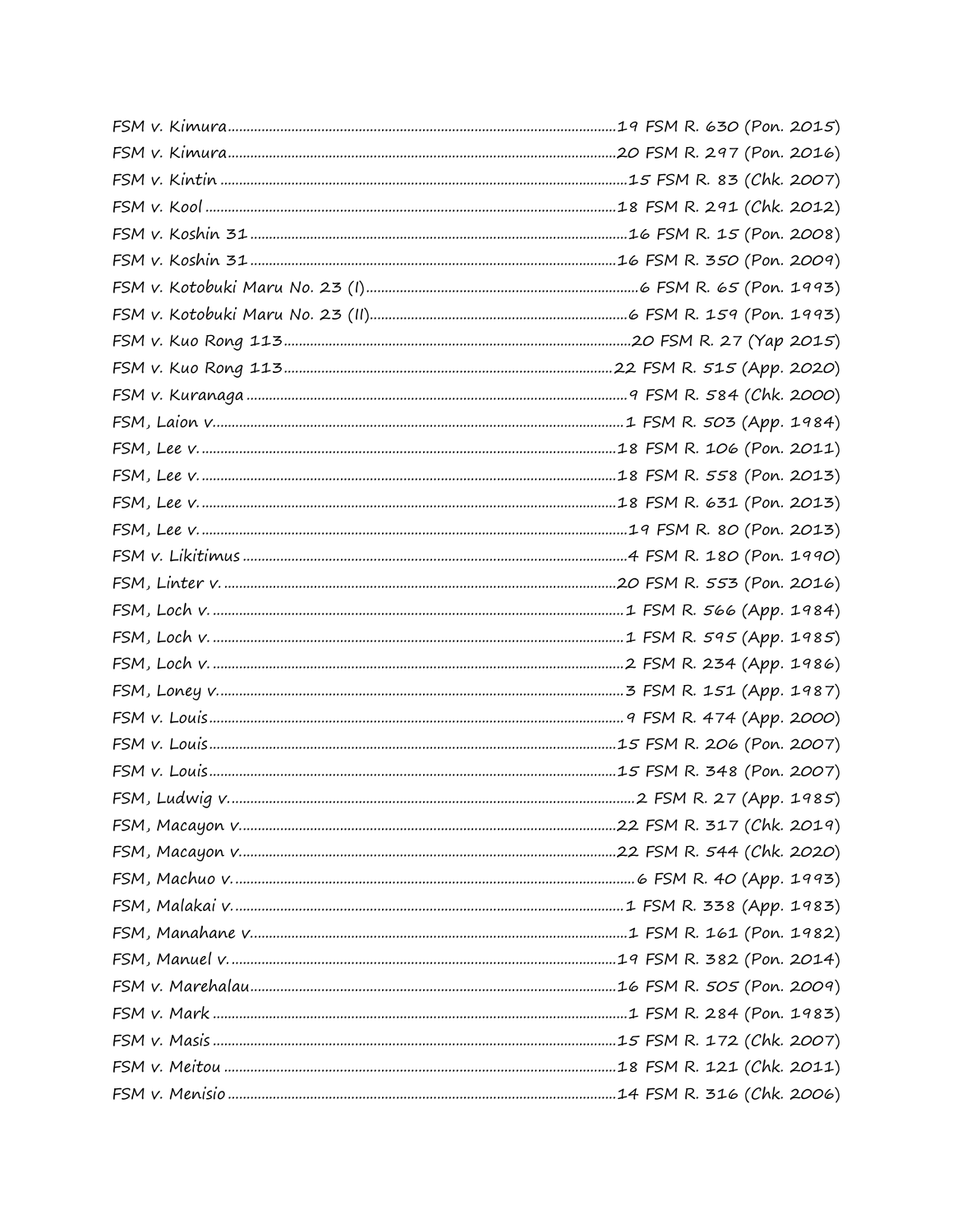FSM v. Kimura....................................................................................................19 FSM R. 630 (Pon. 2015)
FSM v. Kimura....................................................................................................20 FSM R. 297 (Pon. 2016)
FSM v. Kintin ......................................................................................................15 FSM R. 83 (Chk. 2007)
FSM v. Kool .........................................................................................................18 FSM R. 291 (Chk. 2012)
FSM v. Koshin 31 ...............................................................................................16 FSM R. 15 (Pon. 2008)
FSM v. Koshin 31 ...............................................................................................16 FSM R. 350 (Pon. 2009)
FSM v. Kotobuki Maru No. 23 (I).......................................................................6 FSM R. 65 (Pon. 1993)
FSM v. Kotobuki Maru No. 23 (II)......................................................................6 FSM R. 159 (Pon. 1993)
FSM v. Kuo Rong 113.........................................................................................20 FSM R. 27 (Yap 2015)
FSM v. Kuo Rong 113.........................................................................................22 FSM R. 515 (App. 2020)
FSM v. Kuranaga .................................................................................................9 FSM R. 584 (Chk. 2000)
FSM, Laion v........................................................................................................1 FSM R. 503 (App. 1984)
FSM, Lee v. ..........................................................................................................18 FSM R. 106 (Pon. 2011)
FSM, Lee v. ..........................................................................................................18 FSM R. 558 (Pon. 2013)
FSM, Lee v. ..........................................................................................................18 FSM R. 631 (Pon. 2013)
FSM, Lee v. ..........................................................................................................19 FSM R. 80 (Pon. 2013)
FSM v. Likitimus ..................................................................................................4 FSM R. 180 (Pon. 1990)
FSM, Linter v. .......................................................................................................20 FSM R. 553 (Pon. 2016)
FSM, Loch v. .........................................................................................................1 FSM R. 566 (App. 1984)
FSM, Loch v. .........................................................................................................1 FSM R. 595 (App. 1985)
FSM, Loch v. .........................................................................................................2 FSM R. 234 (App. 1986)
FSM, Loney v.........................................................................................................3 FSM R. 151 (App. 1987)
FSM v. Louis..........................................................................................................9 FSM R. 474 (App. 2000)
FSM v. Louis..........................................................................................................15 FSM R. 206 (Pon. 2007)
FSM v. Louis..........................................................................................................15 FSM R. 348 (Pon. 2007)
FSM, Ludwig v. .....................................................................................................2 FSM R. 27 (App. 1985)
FSM, Macayon v....................................................................................................22 FSM R. 317 (Chk. 2019)
FSM, Macayon v....................................................................................................22 FSM R. 544 (Chk. 2020)
FSM, Machuo v. ....................................................................................................6 FSM R. 40 (App. 1993)
FSM, Malakai v. .....................................................................................................1 FSM R. 338 (App. 1983)
FSM, Manahane v..................................................................................................1 FSM R. 161 (Pon. 1982)
FSM, Manuel v. .....................................................................................................19 FSM R. 382 (Pon. 2014)
FSM v. Marehalau..................................................................................................16 FSM R. 505 (Pon. 2009)
FSM v. Mark ..........................................................................................................1 FSM R. 284 (Pon. 1983)
FSM v. Masis .........................................................................................................15 FSM R. 172 (Chk. 2007)
FSM v. Meitou .......................................................................................................18 FSM R. 121 (Chk. 2011)
FSM v. Menisio ......................................................................................................14 FSM R. 316 (Chk. 2006)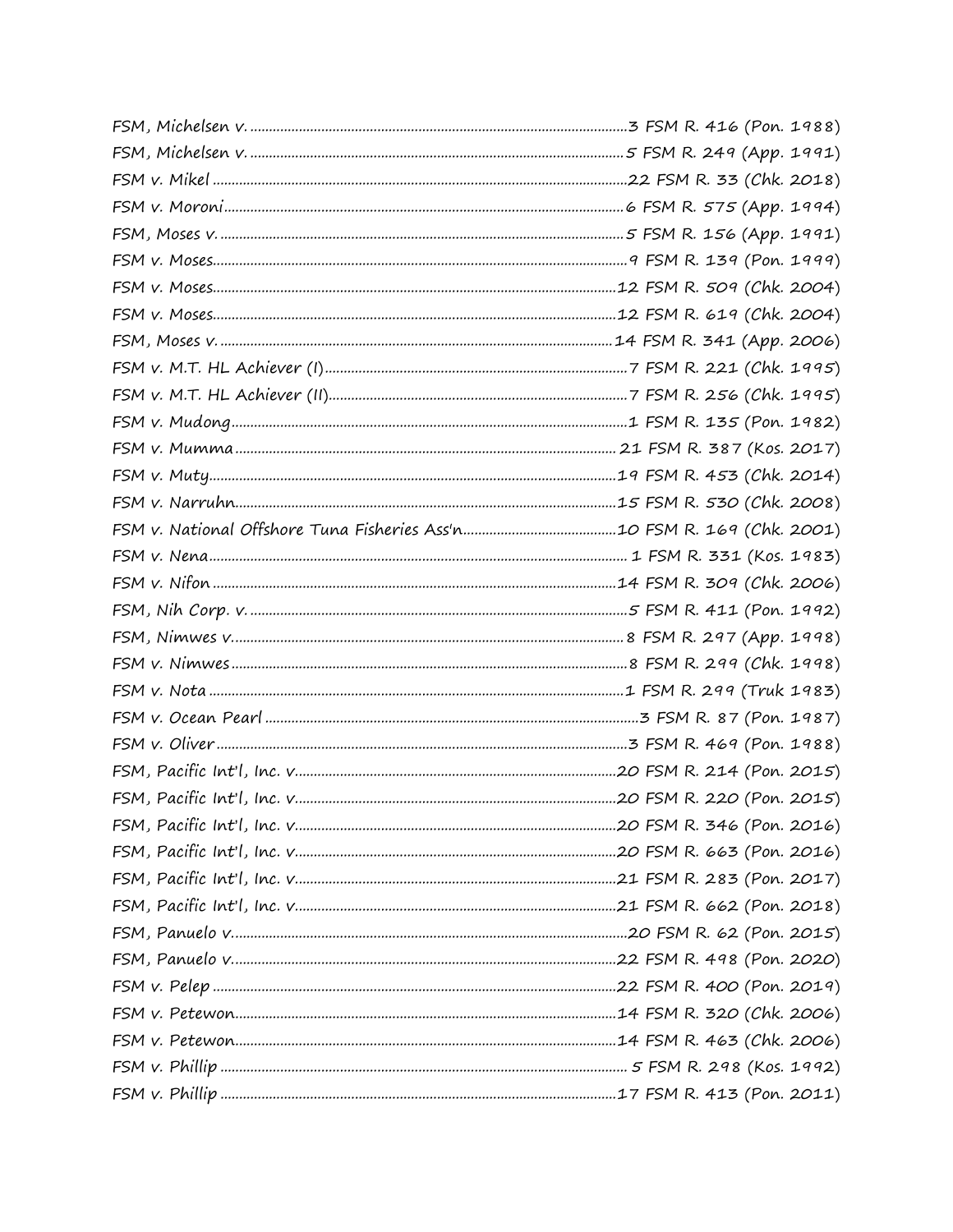FSM, Michelsen v. ....................................................................................................3 FSM R. 416 (Pon. 1988)
FSM, Michelsen v. ....................................................................................................5 FSM R. 249 (App. 1991)
FSM v. Mikel ..........................................................................................................22 FSM R. 33 (Chk. 2018)
FSM v. Moroni..........................................................................................................6 FSM R. 575 (App. 1994)
FSM, Moses v. ...........................................................................................................5 FSM R. 156 (App. 1991)
FSM v. Moses.............................................................................................................9 FSM R. 139 (Pon. 1999)
FSM v. Moses...........................................................................................................12 FSM R. 509 (Chk. 2004)
FSM v. Moses...........................................................................................................12 FSM R. 619 (Chk. 2004)
FSM, Moses v. .........................................................................................................14 FSM R. 341 (App. 2006)
FSM v. M.T. HL Achiever (I).....................................................................................7 FSM R. 221 (Chk. 1995)
FSM v. M.T. HL Achiever (II)....................................................................................7 FSM R. 256 (Chk. 1995)
FSM v. Mudong.........................................................................................................1 FSM R. 135 (Pon. 1982)
FSM v. Mumma ........................................................................................................21 FSM R. 387 (Kos. 2017)
FSM v. Muty.............................................................................................................19 FSM R. 453 (Chk. 2014)
FSM v. Narruhn.........................................................................................................15 FSM R. 530 (Chk. 2008)
FSM v. National Offshore Tuna Fisheries Ass'n.......................................................10 FSM R. 169 (Chk. 2001)
FSM v. Nena...............................................................................................................1 FSM R. 331 (Kos. 1983)
FSM v. Nifon ...........................................................................................................14 FSM R. 309 (Chk. 2006)
FSM, Nih Corp. v. ......................................................................................................5 FSM R. 411 (Pon. 1992)
FSM, Nimwes v...........................................................................................................8 FSM R. 297 (App. 1998)
FSM v. Nimwes ..........................................................................................................8 FSM R. 299 (Chk. 1998)
FSM v. Nota ...............................................................................................................1 FSM R. 299 (Truk 1983)
FSM v. Ocean Pearl .....................................................................................................3 FSM R. 87 (Pon. 1987)
FSM v. Oliver..............................................................................................................3 FSM R. 469 (Pon. 1988)
FSM, Pacific Int'l, Inc. v.........................................................................................20 FSM R. 214 (Pon. 2015)
FSM, Pacific Int'l, Inc. v.........................................................................................20 FSM R. 220 (Pon. 2015)
FSM, Pacific Int'l, Inc. v.........................................................................................20 FSM R. 346 (Pon. 2016)
FSM, Pacific Int'l, Inc. v.........................................................................................20 FSM R. 663 (Pon. 2016)
FSM, Pacific Int'l, Inc. v.........................................................................................21 FSM R. 283 (Pon. 2017)
FSM, Pacific Int'l, Inc. v.........................................................................................21 FSM R. 662 (Pon. 2018)
FSM, Panuelo v...........................................................................................................20 FSM R. 62 (Pon. 2015)
FSM, Panuelo v.........................................................................................................22 FSM R. 498 (Pon. 2020)
FSM v. Pelep ............................................................................................................22 FSM R. 400 (Pon. 2019)
FSM v. Petewon........................................................................................................14 FSM R. 320 (Chk. 2006)
FSM v. Petewon........................................................................................................14 FSM R. 463 (Chk. 2006)
FSM v. Phillip .............................................................................................................5 FSM R. 298 (Kos. 1992)
FSM v. Phillip ...........................................................................................................17 FSM R. 413 (Pon. 2011)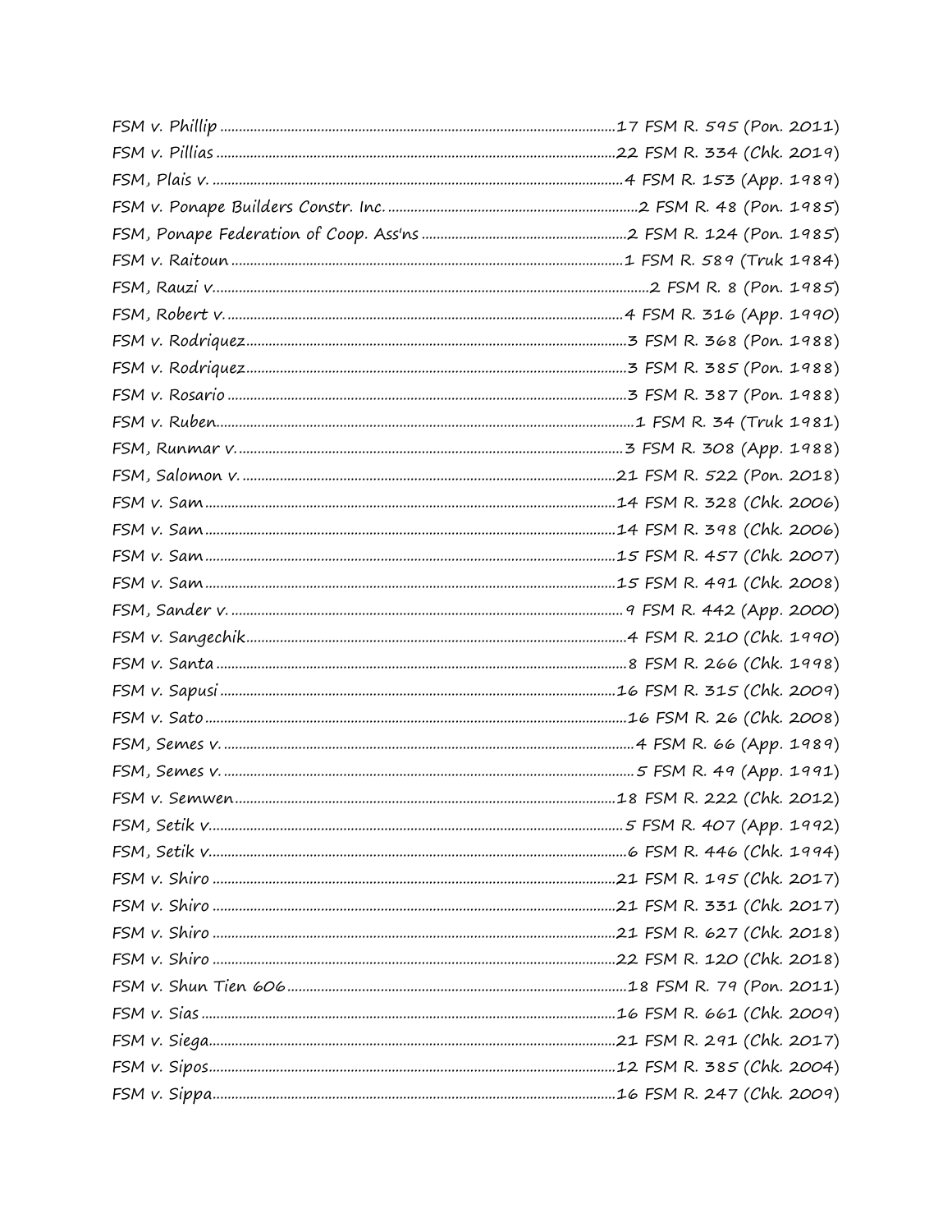FSM v. Phillip ....................................................................................................17 FSM R. 595 (Pon. 2011)
FSM v. Pillias ......................................................................................................22 FSM R. 334 (Chk. 2019)
FSM, Plais v. .........................................................................................................4 FSM R. 153 (App. 1989)
FSM v. Ponape Builders Constr. Inc. ..................................................................2 FSM R. 48 (Pon. 1985)
FSM, Ponape Federation of Coop. Ass'ns .........................................................2 FSM R. 124 (Pon. 1985)
FSM v. Raitoun ....................................................................................................1 FSM R. 589 (Truk 1984)
FSM, Rauzi v. ........................................................................................................2 FSM R. 8 (Pon. 1985)
FSM, Robert v. .....................................................................................................4 FSM R. 316 (App. 1990)
FSM v. Rodriquez .................................................................................................3 FSM R. 368 (Pon. 1988)
FSM v. Rodriquez .................................................................................................3 FSM R. 385 (Pon. 1988)
FSM v. Rosario .....................................................................................................3 FSM R. 387 (Pon. 1988)
FSM v. Ruben .........................................................................................................1 FSM R. 34 (Truk 1981)
FSM, Runmar v. ....................................................................................................3 FSM R. 308 (App. 1988)
FSM, Salomon v. ..................................................................................................21 FSM R. 522 (Pon. 2018)
FSM v. Sam ..........................................................................................................14 FSM R. 328 (Chk. 2006)
FSM v. Sam ..........................................................................................................14 FSM R. 398 (Chk. 2006)
FSM v. Sam ..........................................................................................................15 FSM R. 457 (Chk. 2007)
FSM v. Sam ..........................................................................................................15 FSM R. 491 (Chk. 2008)
FSM, Sander v. .....................................................................................................9 FSM R. 442 (App. 2000)
FSM v. Sangechik .................................................................................................4 FSM R. 210 (Chk. 1990)
FSM v. Santa ..........................................................................................................8 FSM R. 266 (Chk. 1998)
FSM v. Sapusi .......................................................................................................16 FSM R. 315 (Chk. 2009)
FSM v. Sato ..........................................................................................................16 FSM R. 26 (Chk. 2008)
FSM, Semes v. .......................................................................................................4 FSM R. 66 (App. 1989)
FSM, Semes v. .......................................................................................................5 FSM R. 49 (App. 1991)
FSM v. Semwen ....................................................................................................18 FSM R. 222 (Chk. 2012)
FSM, Setik v. ..........................................................................................................5 FSM R. 407 (App. 1992)
FSM, Setik v. ..........................................................................................................6 FSM R. 446 (Chk. 1994)
FSM v. Shiro ........................................................................................................21 FSM R. 195 (Chk. 2017)
FSM v. Shiro ........................................................................................................21 FSM R. 331 (Chk. 2017)
FSM v. Shiro ........................................................................................................21 FSM R. 627 (Chk. 2018)
FSM v. Shiro ........................................................................................................22 FSM R. 120 (Chk. 2018)
FSM v. Shun Tien 606 ..........................................................................................18 FSM R. 79 (Pon. 2011)
FSM v. Sias ..........................................................................................................16 FSM R. 661 (Chk. 2009)
FSM v. Siega .........................................................................................................21 FSM R. 291 (Chk. 2017)
FSM v. Sipos .........................................................................................................12 FSM R. 385 (Chk. 2004)
FSM v. Sippa .........................................................................................................16 FSM R. 247 (Chk. 2009)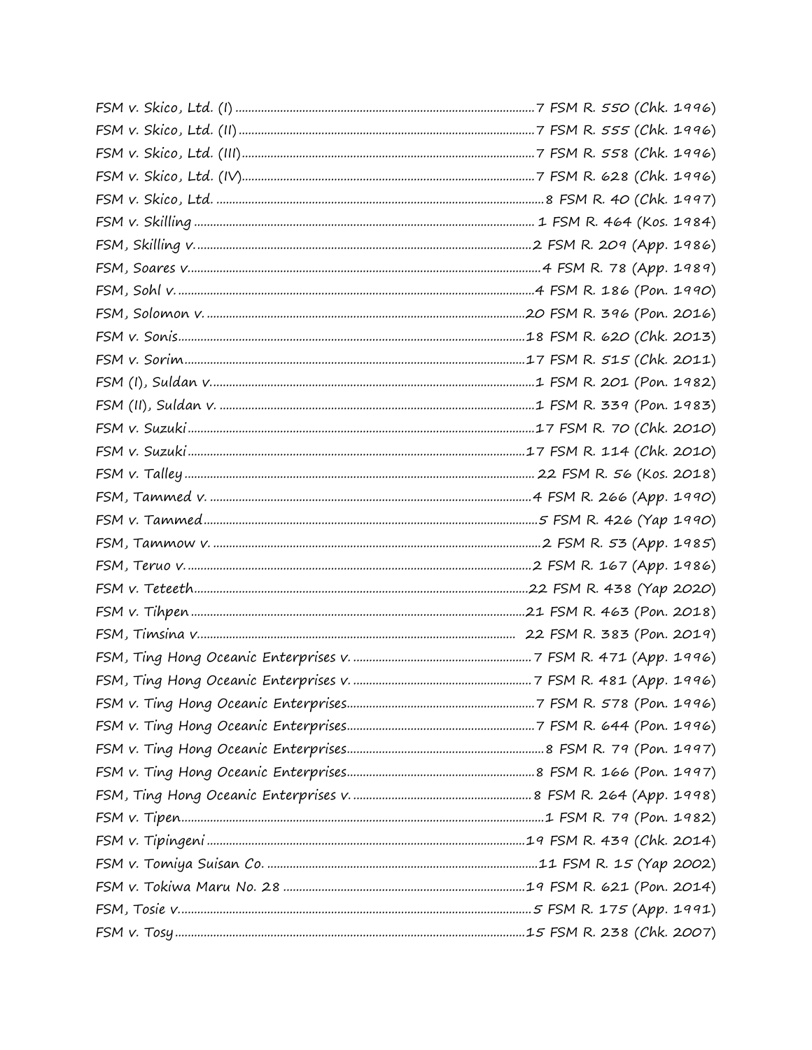FSM v. Skico, Ltd. (I) ............................................................................................7 FSM R. 550 (Chk. 1996)
FSM v. Skico, Ltd. (II)...........................................................................................7 FSM R. 555 (Chk. 1996)
FSM v. Skico, Ltd. (III)..........................................................................................7 FSM R. 558 (Chk. 1996)
FSM v. Skico, Ltd. (IV)..........................................................................................7 FSM R. 628 (Chk. 1996)
FSM v. Skico, Ltd. ....................................................................................................8 FSM R. 40 (Chk. 1997)
FSM v. Skilling ........................................................................................................ 1 FSM R. 464 (Kos. 1984)
FSM, Skilling v.......................................................................................................2 FSM R. 209 (App. 1986)
FSM, Soares v............................................................................................................4 FSM R. 78 (App. 1989)
FSM, Sohl v. ............................................................................................................4 FSM R. 186 (Pon. 1990)
FSM, Solomon v. ..................................................................................................20 FSM R. 396 (Pon. 2016)
FSM v. Sonis..........................................................................................................18 FSM R. 620 (Chk. 2013)
FSM v. Sorim.........................................................................................................17 FSM R. 515 (Chk. 2011)
FSM (I), Suldan v....................................................................................................1 FSM R. 201 (Pon. 1982)
FSM (II), Suldan v. .................................................................................................1 FSM R. 339 (Pon. 1983)
FSM v. Suzuki ..........................................................................................................17 FSM R. 70 (Chk. 2010)
FSM v. Suzuki ........................................................................................................17 FSM R. 114 (Chk. 2010)
FSM v. Talley ........................................................................................................... 22 FSM R. 56 (Kos. 2018)
FSM, Tammed v. ..................................................................................................4 FSM R. 266 (App. 1990)
FSM v. Tammed.......................................................................................................5 FSM R. 426 (Yap 1990)
FSM, Tammow v. .....................................................................................................2 FSM R. 53 (App. 1985)
FSM, Teruo v. .........................................................................................................2 FSM R. 167 (App. 1986)
FSM v. Teteeth........................................................................................................22 FSM R. 438 (Yap 2020)
FSM v. Tihpen .......................................................................................................21 FSM R. 463 (Pon. 2018)
FSM, Timsina v.................................................................................................. 22 FSM R. 383 (Pon. 2019)
FSM, Ting Hong Oceanic Enterprises v. .......................................................7 FSM R. 471 (App. 1996)
FSM, Ting Hong Oceanic Enterprises v. .......................................................7 FSM R. 481 (App. 1996)
FSM v. Ting Hong Oceanic Enterprises..........................................................7 FSM R. 578 (Pon. 1996)
FSM v. Ting Hong Oceanic Enterprises..........................................................7 FSM R. 644 (Pon. 1996)
FSM v. Ting Hong Oceanic Enterprises............................................................8 FSM R. 79 (Pon. 1997)
FSM v. Ting Hong Oceanic Enterprises..........................................................8 FSM R. 166 (Pon. 1997)
FSM, Ting Hong Oceanic Enterprises v. .......................................................8 FSM R. 264 (App. 1998)
FSM v. Tipen................................................................................................................1 FSM R. 79 (Pon. 1982)
FSM v. Tipingeni ..................................................................................................19 FSM R. 439 (Chk. 2014)
FSM v. Tomiya Suisan Co. ....................................................................................11 FSM R. 15 (Yap 2002)
FSM v. Tokiwa Maru No. 28 ..........................................................................19 FSM R. 621 (Pon. 2014)
FSM, Tosie v............................................................................................................5 FSM R. 175 (App. 1991)
FSM v. Tosy ...........................................................................................................15 FSM R. 238 (Chk. 2007)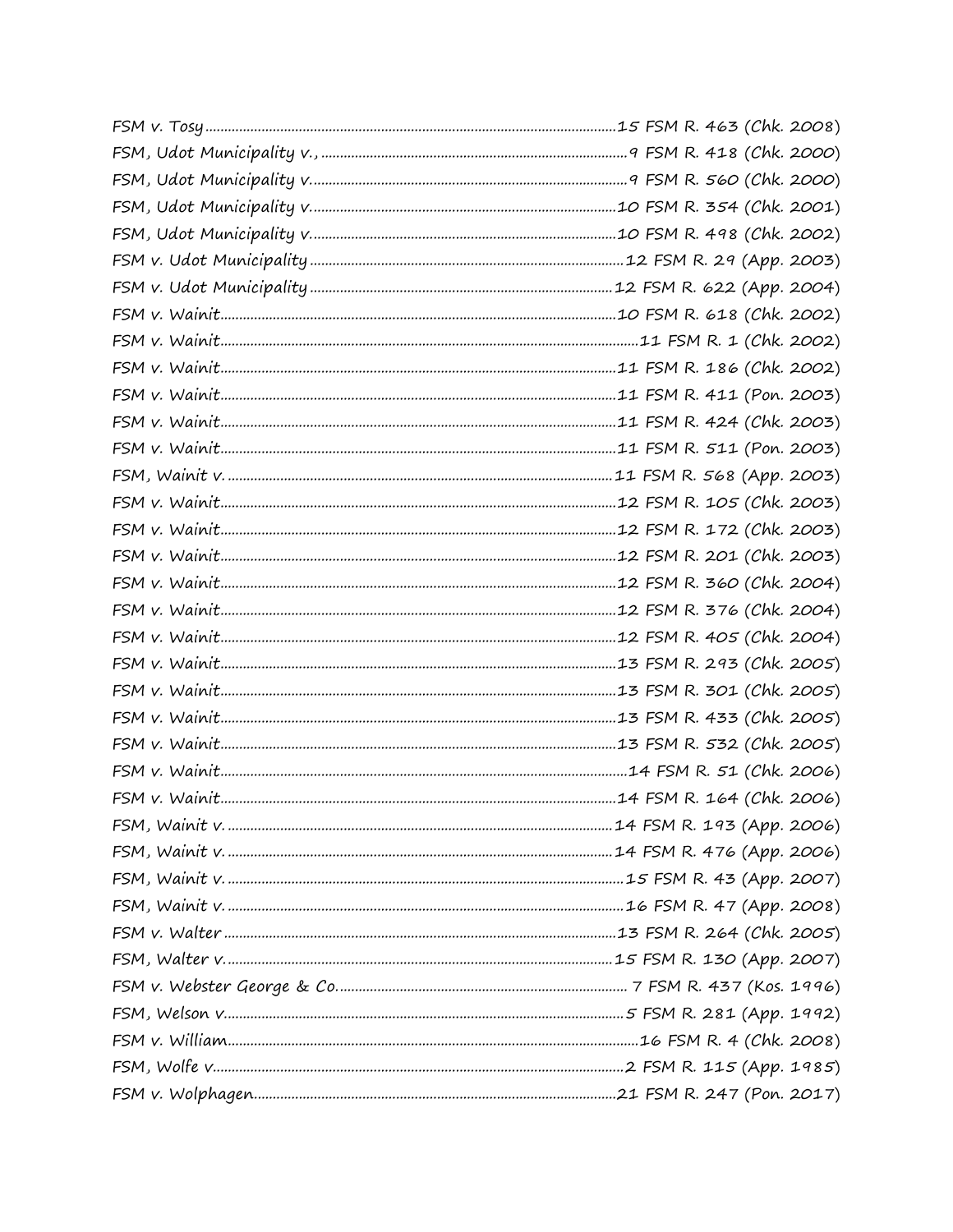FSM v. Tosy ............................................................................................................15 FSM R. 463 (Chk. 2008)
FSM, Udot Municipality v., ....................................................................................9 FSM R. 418 (Chk. 2000)
FSM, Udot Municipality v. .....................................................................................9 FSM R. 560 (Chk. 2000)
FSM, Udot Municipality v. ...................................................................................10 FSM R. 354 (Chk. 2001)
FSM, Udot Municipality v. ...................................................................................10 FSM R. 498 (Chk. 2002)
FSM v. Udot Municipality .......................................................................................12 FSM R. 29 (App. 2003)
FSM v. Udot Municipality .....................................................................................12 FSM R. 622 (App. 2004)
FSM v. Wainit..........................................................................................................10 FSM R. 618 (Chk. 2002)
FSM v. Wainit..............................................................................................................11 FSM R. 1 (Chk. 2002)
FSM v. Wainit..........................................................................................................11 FSM R. 186 (Chk. 2002)
FSM v. Wainit..........................................................................................................11 FSM R. 411 (Pon. 2003)
FSM v. Wainit..........................................................................................................11 FSM R. 424 (Chk. 2003)
FSM v. Wainit..........................................................................................................11 FSM R. 511 (Pon. 2003)
FSM, Wainit v. .......................................................................................................11 FSM R. 568 (App. 2003)
FSM v. Wainit..........................................................................................................12 FSM R. 105 (Chk. 2003)
FSM v. Wainit..........................................................................................................12 FSM R. 172 (Chk. 2003)
FSM v. Wainit..........................................................................................................12 FSM R. 201 (Chk. 2003)
FSM v. Wainit..........................................................................................................12 FSM R. 360 (Chk. 2004)
FSM v. Wainit..........................................................................................................12 FSM R. 376 (Chk. 2004)
FSM v. Wainit..........................................................................................................12 FSM R. 405 (Chk. 2004)
FSM v. Wainit..........................................................................................................13 FSM R. 293 (Chk. 2005)
FSM v. Wainit..........................................................................................................13 FSM R. 301 (Chk. 2005)
FSM v. Wainit..........................................................................................................13 FSM R. 433 (Chk. 2005)
FSM v. Wainit..........................................................................................................13 FSM R. 532 (Chk. 2005)
FSM v. Wainit............................................................................................................14 FSM R. 51 (Chk. 2006)
FSM v. Wainit..........................................................................................................14 FSM R. 164 (Chk. 2006)
FSM, Wainit v. .......................................................................................................14 FSM R. 193 (App. 2006)
FSM, Wainit v. .......................................................................................................14 FSM R. 476 (App. 2006)
FSM, Wainit v. .........................................................................................................15 FSM R. 43 (App. 2007)
FSM, Wainit v. .........................................................................................................16 FSM R. 47 (App. 2008)
FSM v. Walter .........................................................................................................13 FSM R. 264 (Chk. 2005)
FSM, Walter v. .......................................................................................................15 FSM R. 130 (App. 2007)
FSM v. Webster George & Co. .............................................................................. 7 FSM R. 437 (Kos. 1996)
FSM, Welson v. ..........................................................................................................5 FSM R. 281 (App. 1992)
FSM v. William..............................................................................................................16 FSM R. 4 (Chk. 2008)
FSM, Wolfe v. ............................................................................................................2 FSM R. 115 (App. 1985)
FSM v. Wolphagen.................................................................................................21 FSM R. 247 (Pon. 2017)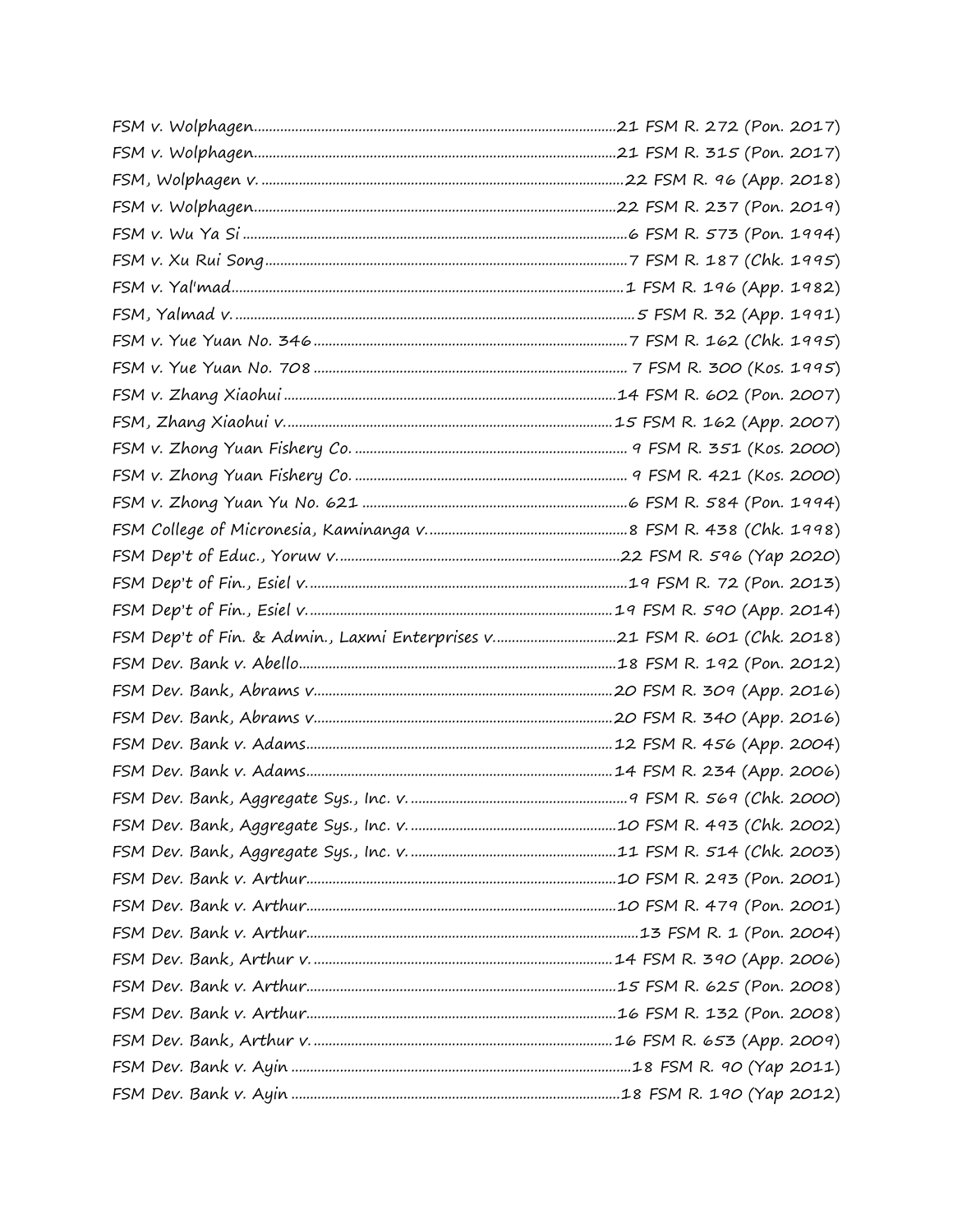FSM v. Wolphagen.................................................................................................21 FSM R. 272 (Pon. 2017)
FSM v. Wolphagen.................................................................................................21 FSM R. 315 (Pon. 2017)
FSM, Wolphagen v. ................................................................................................22 FSM R. 96 (App. 2018)
FSM v. Wolphagen.................................................................................................22 FSM R. 237 (Pon. 2019)
FSM v. Wu Ya Si ......................................................................................................6 FSM R. 573 (Pon. 1994)
FSM v. Xu Rui Song.................................................................................................7 FSM R. 187 (Chk. 1995)
FSM v. Yal'mad........................................................................................................1 FSM R. 196 (App. 1982)
FSM, Yalmad v. ..........................................................................................................5 FSM R. 32 (App. 1991)
FSM v. Yue Yuan No. 346 ....................................................................................7 FSM R. 162 (Chk. 1995)
FSM v. Yue Yuan No. 708 .................................................................................... 7 FSM R. 300 (Kos. 1995)
FSM v. Zhang Xiaohui ........................................................................................14 FSM R. 602 (Pon. 2007)
FSM, Zhang Xiaohui v. .......................................................................................15 FSM R. 162 (App. 2007)
FSM v. Zhong Yuan Fishery Co. ........................................................................ 9 FSM R. 351 (Kos. 2000)
FSM v. Zhong Yuan Fishery Co. ........................................................................ 9 FSM R. 421 (Kos. 2000)
FSM v. Zhong Yuan Yu No. 621 .......................................................................6 FSM R. 584 (Pon. 1994)
FSM College of Micronesia, Kaminanga v. .....................................................8 FSM R. 438 (Chk. 1998)
FSM Dep't of Educ., Yoruw v. ...........................................................................22 FSM R. 596 (Yap 2020)
FSM Dep't of Fin., Esiel v. ....................................................................................19 FSM R. 72 (Pon. 2013)
FSM Dep't of Fin., Esiel v. .................................................................................19 FSM R. 590 (App. 2014)
FSM Dep't of Fin. & Admin., Laxmi Enterprises v. ................................21 FSM R. 601 (Chk. 2018)
FSM Dev. Bank v. Abello....................................................................................18 FSM R. 192 (Pon. 2012)
FSM Dev. Bank, Abrams v. ...............................................................................20 FSM R. 309 (App. 2016)
FSM Dev. Bank, Abrams v. ...............................................................................20 FSM R. 340 (App. 2016)
FSM Dev. Bank v. Adams.................................................................................12 FSM R. 456 (App. 2004)
FSM Dev. Bank v. Adams.................................................................................14 FSM R. 234 (App. 2006)
FSM Dev. Bank, Aggregate Sys., Inc. v. .........................................................9 FSM R. 569 (Chk. 2000)
FSM Dev. Bank, Aggregate Sys., Inc. v. .......................................................10 FSM R. 493 (Chk. 2002)
FSM Dev. Bank, Aggregate Sys., Inc. v. .......................................................11 FSM R. 514 (Chk. 2003)
FSM Dev. Bank v. Arthur..................................................................................10 FSM R. 293 (Pon. 2001)
FSM Dev. Bank v. Arthur..................................................................................10 FSM R. 479 (Pon. 2001)
FSM Dev. Bank v. Arthur.......................................................................................13 FSM R. 1 (Pon. 2004)
FSM Dev. Bank, Arthur v. ................................................................................14 FSM R. 390 (App. 2006)
FSM Dev. Bank v. Arthur..................................................................................15 FSM R. 625 (Pon. 2008)
FSM Dev. Bank v. Arthur..................................................................................16 FSM R. 132 (Pon. 2008)
FSM Dev. Bank, Arthur v. ................................................................................16 FSM R. 653 (App. 2009)
FSM Dev. Bank v. Ayin .........................................................................................18 FSM R. 90 (Yap 2011)
FSM Dev. Bank v. Ayin .......................................................................................18 FSM R. 190 (Yap 2012)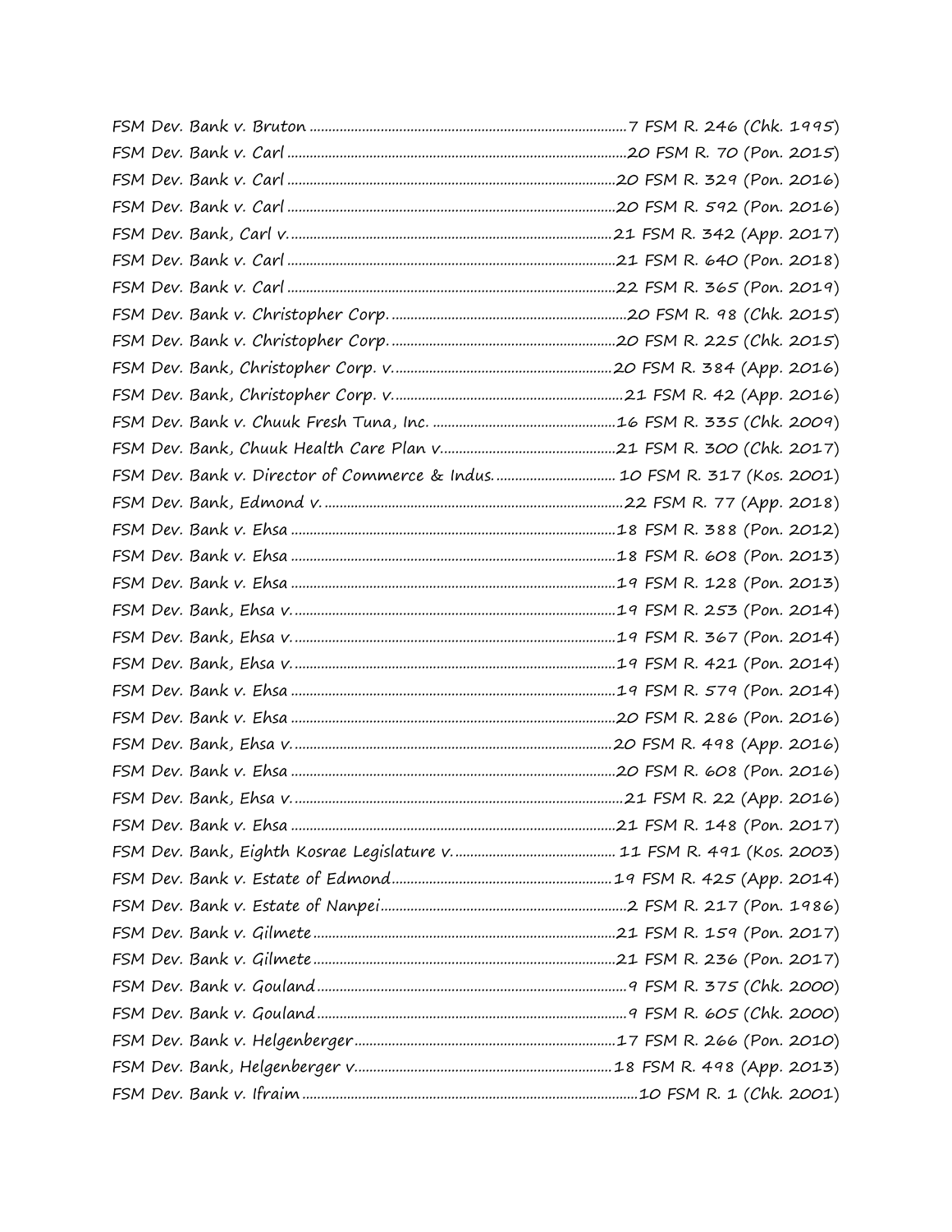FSM Dev. Bank v. Bruton ........................................................................7 FSM R. 246 (Chk. 1995)
FSM Dev. Bank v. Carl ..........................................................................20 FSM R. 70 (Pon. 2015)
FSM Dev. Bank v. Carl ........................................................................20 FSM R. 329 (Pon. 2016)
FSM Dev. Bank v. Carl ........................................................................20 FSM R. 592 (Pon. 2016)
FSM Dev. Bank, Carl v. ......................................................................21 FSM R. 342 (App. 2017)
FSM Dev. Bank v. Carl ........................................................................21 FSM R. 640 (Pon. 2018)
FSM Dev. Bank v. Carl ........................................................................22 FSM R. 365 (Pon. 2019)
FSM Dev. Bank v. Christopher Corp. ...............................................20 FSM R. 98 (Chk. 2015)
FSM Dev. Bank v. Christopher Corp. ...............................................20 FSM R. 225 (Chk. 2015)
FSM Dev. Bank, Christopher Corp. v. ..............................................20 FSM R. 384 (App. 2016)
FSM Dev. Bank, Christopher Corp. v. ................................................21 FSM R. 42 (App. 2016)
FSM Dev. Bank v. Chuuk Fresh Tuna, Inc. ......................................16 FSM R. 335 (Chk. 2009)
FSM Dev. Bank, Chuuk Health Care Plan v. .....................................21 FSM R. 300 (Chk. 2017)
FSM Dev. Bank v. Director of Commerce & Indus. ..........................10 FSM R. 317 (Kos. 2001)
FSM Dev. Bank, Edmond v. ...................................................................22 FSM R. 77 (App. 2018)
FSM Dev. Bank v. Ehsa ........................................................................18 FSM R. 388 (Pon. 2012)
FSM Dev. Bank v. Ehsa ........................................................................18 FSM R. 608 (Pon. 2013)
FSM Dev. Bank v. Ehsa ........................................................................19 FSM R. 128 (Pon. 2013)
FSM Dev. Bank, Ehsa v. ......................................................................19 FSM R. 253 (Pon. 2014)
FSM Dev. Bank, Ehsa v. ......................................................................19 FSM R. 367 (Pon. 2014)
FSM Dev. Bank, Ehsa v. ......................................................................19 FSM R. 421 (Pon. 2014)
FSM Dev. Bank v. Ehsa ........................................................................19 FSM R. 579 (Pon. 2014)
FSM Dev. Bank v. Ehsa ........................................................................20 FSM R. 286 (Pon. 2016)
FSM Dev. Bank, Ehsa v. ......................................................................20 FSM R. 498 (App. 2016)
FSM Dev. Bank v. Ehsa ........................................................................20 FSM R. 608 (Pon. 2016)
FSM Dev. Bank, Ehsa v. ........................................................................21 FSM R. 22 (App. 2016)
FSM Dev. Bank v. Ehsa ........................................................................21 FSM R. 148 (Pon. 2017)
FSM Dev. Bank, Eighth Kosrae Legislature v. .................................11 FSM R. 491 (Kos. 2003)
FSM Dev. Bank v. Estate of Edmond ...............................................19 FSM R. 425 (App. 2014)
FSM Dev. Bank v. Estate of Nanpei ....................................................2 FSM R. 217 (Pon. 1986)
FSM Dev. Bank v. Gilmete ..................................................................21 FSM R. 159 (Pon. 2017)
FSM Dev. Bank v. Gilmete ..................................................................21 FSM R. 236 (Pon. 2017)
FSM Dev. Bank v. Gouland ....................................................................9 FSM R. 375 (Chk. 2000)
FSM Dev. Bank v. Gouland ....................................................................9 FSM R. 605 (Chk. 2000)
FSM Dev. Bank v. Helgenberger .........................................................17 FSM R. 266 (Pon. 2010)
FSM Dev. Bank, Helgenberger v. .......................................................18 FSM R. 498 (App. 2013)
FSM Dev. Bank v. Ifraim ..........................................................................10 FSM R. 1 (Chk. 2001)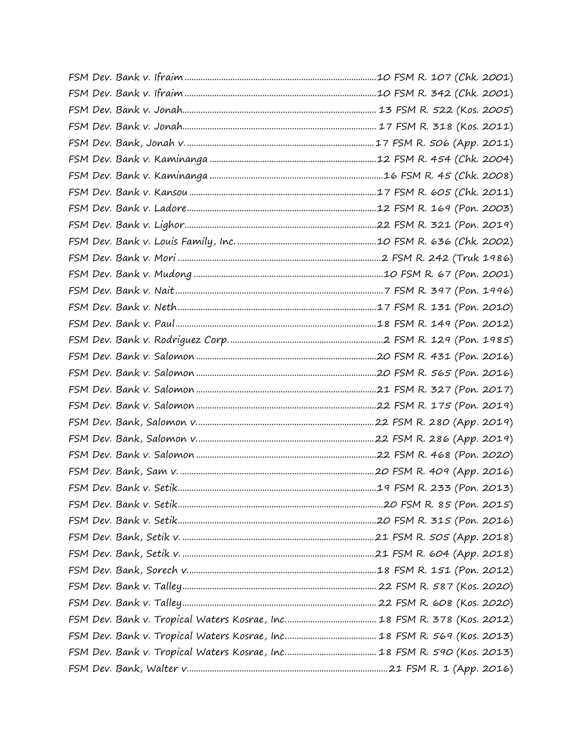FSM Dev. Bank v. Ifraim ....................................................................................10 FSM R. 107 (Chk. 2001)
FSM Dev. Bank v. Ifraim ....................................................................................10 FSM R. 342 (Chk. 2001)
FSM Dev. Bank v. Jonah.................................................................................... 13 FSM R. 522 (Kos. 2005)
FSM Dev. Bank v. Jonah.................................................................................... 17 FSM R. 318 (Kos. 2011)
FSM Dev. Bank, Jonah v. ..................................................................................17 FSM R. 506 (App. 2011)
FSM Dev. Bank v. Kaminanga .........................................................................12 FSM R. 454 (Chk. 2004)
FSM Dev. Bank v. Kaminanga ...........................................................................16 FSM R. 45 (Chk. 2008)
FSM Dev. Bank v. Kansou ..................................................................................17 FSM R. 605 (Chk. 2011)
FSM Dev. Bank v. Ladore...................................................................................12 FSM R. 169 (Pon. 2003)
FSM Dev. Bank v. Lighor....................................................................................22 FSM R. 321 (Pon. 2019)
FSM Dev. Bank v. Louis Family, Inc. .............................................................10 FSM R. 636 (Chk. 2002)
FSM Dev. Bank v. Mori .........................................................................................2 FSM R. 242 (Truk 1986)
FSM Dev. Bank v. Mudong ..................................................................................10 FSM R. 67 (Pon. 2001)
FSM Dev. Bank v. Nait..........................................................................................7 FSM R. 397 (Pon. 1996)
FSM Dev. Bank v. Neth.......................................................................................17 FSM R. 131 (Pon. 2010)
FSM Dev. Bank v. Paul........................................................................................18 FSM R. 149 (Pon. 2012)
FSM Dev. Bank v. Rodriguez Corp. ...................................................................2 FSM R. 129 (Pon. 1985)
FSM Dev. Bank v. Salomon ...............................................................................20 FSM R. 431 (Pon. 2016)
FSM Dev. Bank v. Salomon ...............................................................................20 FSM R. 565 (Pon. 2016)
FSM Dev. Bank v. Salomon ...............................................................................21 FSM R. 327 (Pon. 2017)
FSM Dev. Bank v. Salomon ...............................................................................22 FSM R. 175 (Pon. 2019)
FSM Dev. Bank, Salomon v. .............................................................................22 FSM R. 280 (App. 2019)
FSM Dev. Bank, Salomon v. .............................................................................22 FSM R. 286 (App. 2019)
FSM Dev. Bank v. Salomon ...............................................................................22 FSM R. 468 (Pon. 2020)
FSM Dev. Bank, Sam v. .....................................................................................20 FSM R. 409 (App. 2016)
FSM Dev. Bank v. Setik.......................................................................................19 FSM R. 233 (Pon. 2013)
FSM Dev. Bank v. Setik.........................................................................................20 FSM R. 85 (Pon. 2015)
FSM Dev. Bank v. Setik.......................................................................................20 FSM R. 315 (Pon. 2016)
FSM Dev. Bank, Setik v. ....................................................................................21 FSM R. 505 (App. 2018)
FSM Dev. Bank, Setik v. ....................................................................................21 FSM R. 604 (App. 2018)
FSM Dev. Bank, Sorech v...................................................................................18 FSM R. 151 (Pon. 2012)
FSM Dev. Bank v. Talley..................................................................................... 22 FSM R. 587 (Kos. 2020)
FSM Dev. Bank v. Talley..................................................................................... 22 FSM R. 608 (Kos. 2020)
FSM Dev. Bank v. Tropical Waters Kosrae, Inc........................................ 18 FSM R. 378 (Kos. 2012)
FSM Dev. Bank v. Tropical Waters Kosrae, Inc........................................ 18 FSM R. 569 (Kos. 2013)
FSM Dev. Bank v. Tropical Waters Kosrae, Inc........................................ 18 FSM R. 590 (Kos. 2013)
FSM Dev. Bank, Walter v........................................................................................21 FSM R. 1 (App. 2016)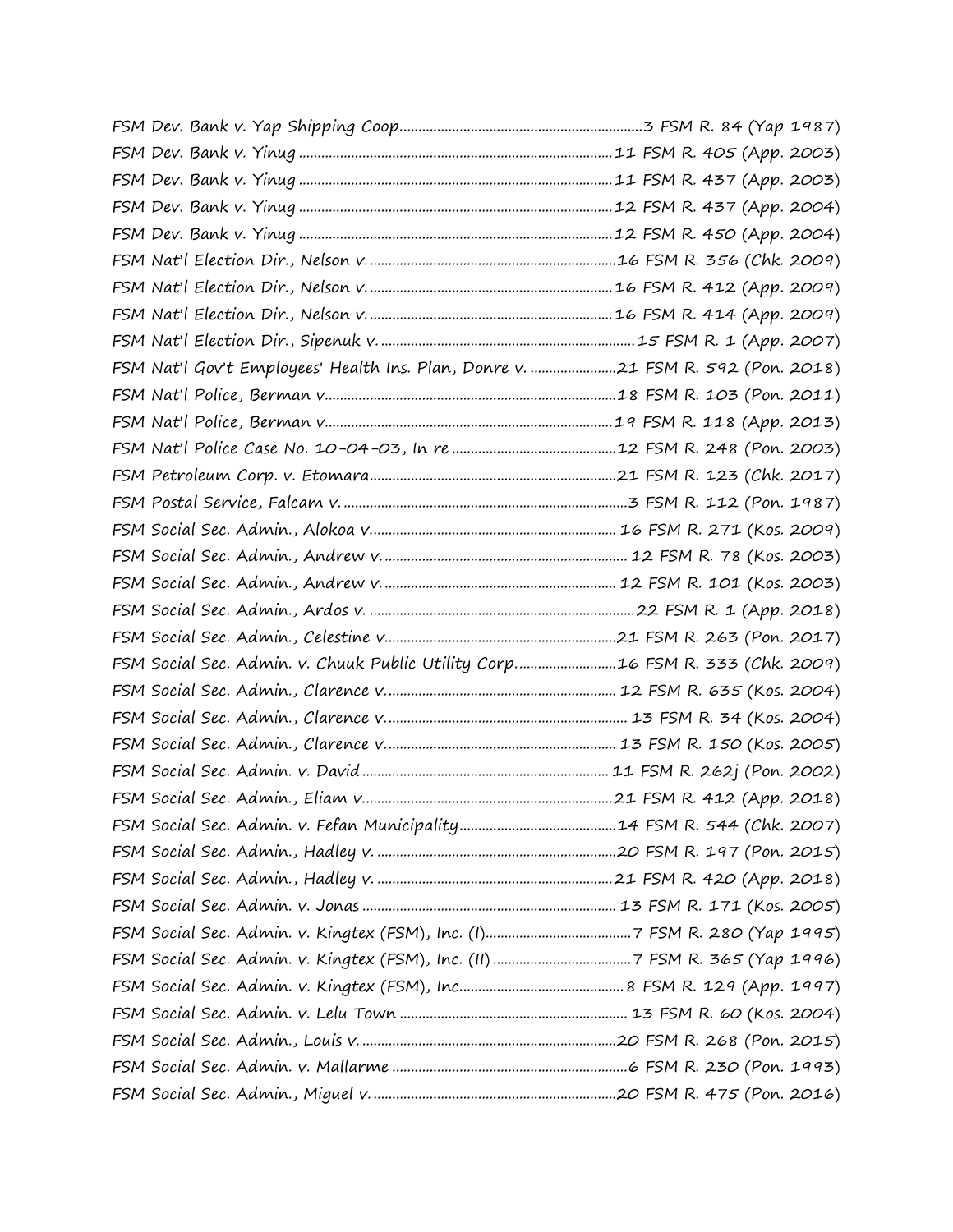FSM Dev. Bank v. Yap Shipping Coop. .................................................3 FSM R. 84 (Yap 1987)
FSM Dev. Bank v. Yinug ..................................................................11 FSM R. 405 (App. 2003)
FSM Dev. Bank v. Yinug ..................................................................11 FSM R. 437 (App. 2003)
FSM Dev. Bank v. Yinug ..................................................................12 FSM R. 437 (App. 2004)
FSM Dev. Bank v. Yinug ..................................................................12 FSM R. 450 (App. 2004)
FSM Nat'l Election Dir., Nelson v. ...................................................16 FSM R. 356 (Chk. 2009)
FSM Nat'l Election Dir., Nelson v. ...................................................16 FSM R. 412 (App. 2009)
FSM Nat'l Election Dir., Nelson v. ...................................................16 FSM R. 414 (App. 2009)
FSM Nat'l Election Dir., Sipenuk v. ..................................................15 FSM R. 1 (App. 2007)
FSM Nat'l Gov't Employees' Health Ins. Plan, Donre v. ......................21 FSM R. 592 (Pon. 2018)
FSM Nat'l Police, Berman v. ...........................................................18 FSM R. 103 (Pon. 2011)
FSM Nat'l Police, Berman v. ...........................................................19 FSM R. 118 (App. 2013)
FSM Nat'l Police Case No. 10-04-03, In re ........................................12 FSM R. 248 (Pon. 2003)
FSM Petroleum Corp. v. Etomara .....................................................21 FSM R. 123 (Chk. 2017)
FSM Postal Service, Falcam v. ..........................................................3 FSM R. 112 (Pon. 1987)
FSM Social Sec. Admin., Alokoa v. ...................................................16 FSM R. 271 (Kos. 2009)
FSM Social Sec. Admin., Andrew v. ..................................................12 FSM R. 78 (Kos. 2003)
FSM Social Sec. Admin., Andrew v. ..................................................12 FSM R. 101 (Kos. 2003)
FSM Social Sec. Admin., Ardos v. .....................................................22 FSM R. 1 (App. 2018)
FSM Social Sec. Admin., Celestine v. ................................................21 FSM R. 263 (Pon. 2017)
FSM Social Sec. Admin. v. Chuuk Public Utility Corp. ...........................16 FSM R. 333 (Chk. 2009)
FSM Social Sec. Admin., Clarence v. .................................................12 FSM R. 635 (Kos. 2004)
FSM Social Sec. Admin., Clarence v. .................................................13 FSM R. 34 (Kos. 2004)
FSM Social Sec. Admin., Clarence v. .................................................13 FSM R. 150 (Kos. 2005)
FSM Social Sec. Admin. v. David .......................................................11 FSM R. 262j (Pon. 2002)
FSM Social Sec. Admin., Eliam v. ......................................................21 FSM R. 412 (App. 2018)
FSM Social Sec. Admin. v. Fefan Municipality .....................................14 FSM R. 544 (Chk. 2007)
FSM Social Sec. Admin., Hadley v. .....................................................20 FSM R. 197 (Pon. 2015)
FSM Social Sec. Admin., Hadley v. .....................................................21 FSM R. 420 (App. 2018)
FSM Social Sec. Admin. v. Jonas .......................................................13 FSM R. 171 (Kos. 2005)
FSM Social Sec. Admin. v. Kingtex (FSM), Inc. (I) ..............................7 FSM R. 280 (Yap 1995)
FSM Social Sec. Admin. v. Kingtex (FSM), Inc. (II) .............................7 FSM R. 365 (Yap 1996)
FSM Social Sec. Admin. v. Kingtex (FSM), Inc. ...................................8 FSM R. 129 (App. 1997)
FSM Social Sec. Admin. v. Lelu Town .................................................13 FSM R. 60 (Kos. 2004)
FSM Social Sec. Admin., Louis v. .......................................................20 FSM R. 268 (Pon. 2015)
FSM Social Sec. Admin. v. Mallarme ..................................................6 FSM R. 230 (Pon. 1993)
FSM Social Sec. Admin., Miguel v. .....................................................20 FSM R. 475 (Pon. 2016)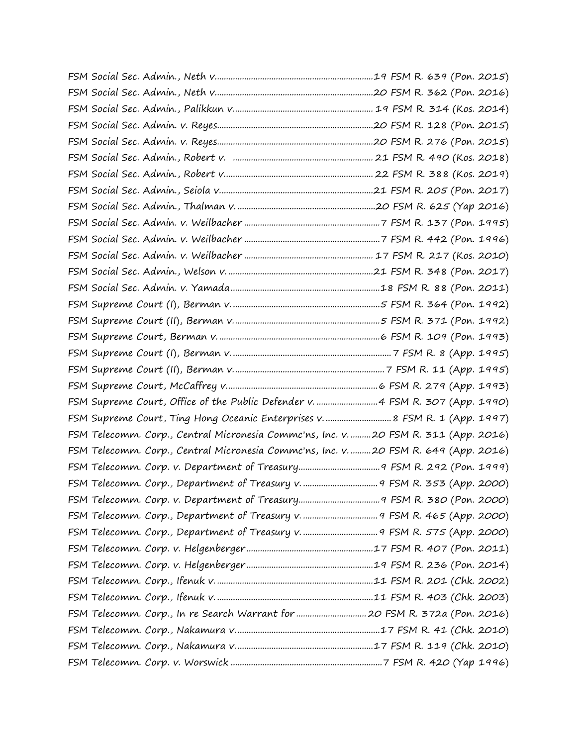FSM Social Sec. Admin., Neth v. ....................................................................19 FSM R. 639 (Pon. 2015)
FSM Social Sec. Admin., Neth v. ....................................................................20 FSM R. 362 (Pon. 2016)
FSM Social Sec. Admin., Palikkun v. ............................................................ 19 FSM R. 314 (Kos. 2014)
FSM Social Sec. Admin. v. Reyes....................................................................20 FSM R. 128 (Pon. 2015)
FSM Social Sec. Admin. v. Reyes....................................................................20 FSM R. 276 (Pon. 2015)
FSM Social Sec. Admin., Robert v. ............................................................. 21 FSM R. 490 (Kos. 2018)
FSM Social Sec. Admin., Robert v. ................................................................ 22 FSM R. 388 (Kos. 2019)
FSM Social Sec. Admin., Seiola v. ..................................................................21 FSM R. 205 (Pon. 2017)
FSM Social Sec. Admin., Thalman v. ............................................................20 FSM R. 625 (Yap 2016)
FSM Social Sec. Admin. v. Weilbacher ...........................................................7 FSM R. 137 (Pon. 1995)
FSM Social Sec. Admin. v. Weilbacher ...........................................................7 FSM R. 442 (Pon. 1996)
FSM Social Sec. Admin. v. Weilbacher ........................................................ 17 FSM R. 217 (Kos. 2010)
FSM Social Sec. Admin., Welson v. ...............................................................21 FSM R. 348 (Pon. 2017)
FSM Social Sec. Admin. v. Yamada.................................................................18 FSM R. 88 (Pon. 2011)
FSM Supreme Court (I), Berman v. ................................................................5 FSM R. 364 (Pon. 1992)
FSM Supreme Court (II), Berman v. ...............................................................5 FSM R. 371 (Pon. 1992)
FSM Supreme Court, Berman v. .......................................................................6 FSM R. 109 (Pon. 1993)
FSM Supreme Court (I), Berman v. ..................................................................... 7 FSM R. 8 (App. 1995)
FSM Supreme Court (II), Berman v. ................................................................. 7 FSM R. 11 (App. 1995)
FSM Supreme Court, McCaffrey v. .................................................................6 FSM R. 279 (App. 1993)
FSM Supreme Court, Office of the Public Defender v. ...........................4 FSM R. 307 (App. 1990)
FSM Supreme Court, Ting Hong Oceanic Enterprises v. ............................ 8 FSM R. 1 (App. 1997)
FSM Telecomm. Corp., Central Micronesia Commc'ns, Inc. v. .........20 FSM R. 311 (App. 2016)
FSM Telecomm. Corp., Central Micronesia Commc'ns, Inc. v. .........20 FSM R. 649 (App. 2016)
FSM Telecomm. Corp. v. Department of Treasury...................................9 FSM R. 292 (Pon. 1999)
FSM Telecomm. Corp., Department of Treasury v. ................................ 9 FSM R. 353 (App. 2000)
FSM Telecomm. Corp. v. Department of Treasury...................................9 FSM R. 380 (Pon. 2000)
FSM Telecomm. Corp., Department of Treasury v. ................................ 9 FSM R. 465 (App. 2000)
FSM Telecomm. Corp., Department of Treasury v. ................................ 9 FSM R. 575 (App. 2000)
FSM Telecomm. Corp. v. Helgenberger.......................................................17 FSM R. 407 (Pon. 2011)
FSM Telecomm. Corp. v. Helgenberger.......................................................19 FSM R. 236 (Pon. 2014)
FSM Telecomm. Corp., Ifenuk v. ....................................................................11 FSM R. 201 (Chk. 2002)
FSM Telecomm. Corp., Ifenuk v. ....................................................................11 FSM R. 403 (Chk. 2003)
FSM Telecomm. Corp., In re Search Warrant for ..............................20 FSM R. 372a (Pon. 2016)
FSM Telecomm. Corp., Nakamura v. ..............................................................17 FSM R. 41 (Chk. 2010)
FSM Telecomm. Corp., Nakamura v. ............................................................17 FSM R. 119 (Chk. 2010)
FSM Telecomm. Corp. v. Worswick ..................................................................7 FSM R. 420 (Yap 1996)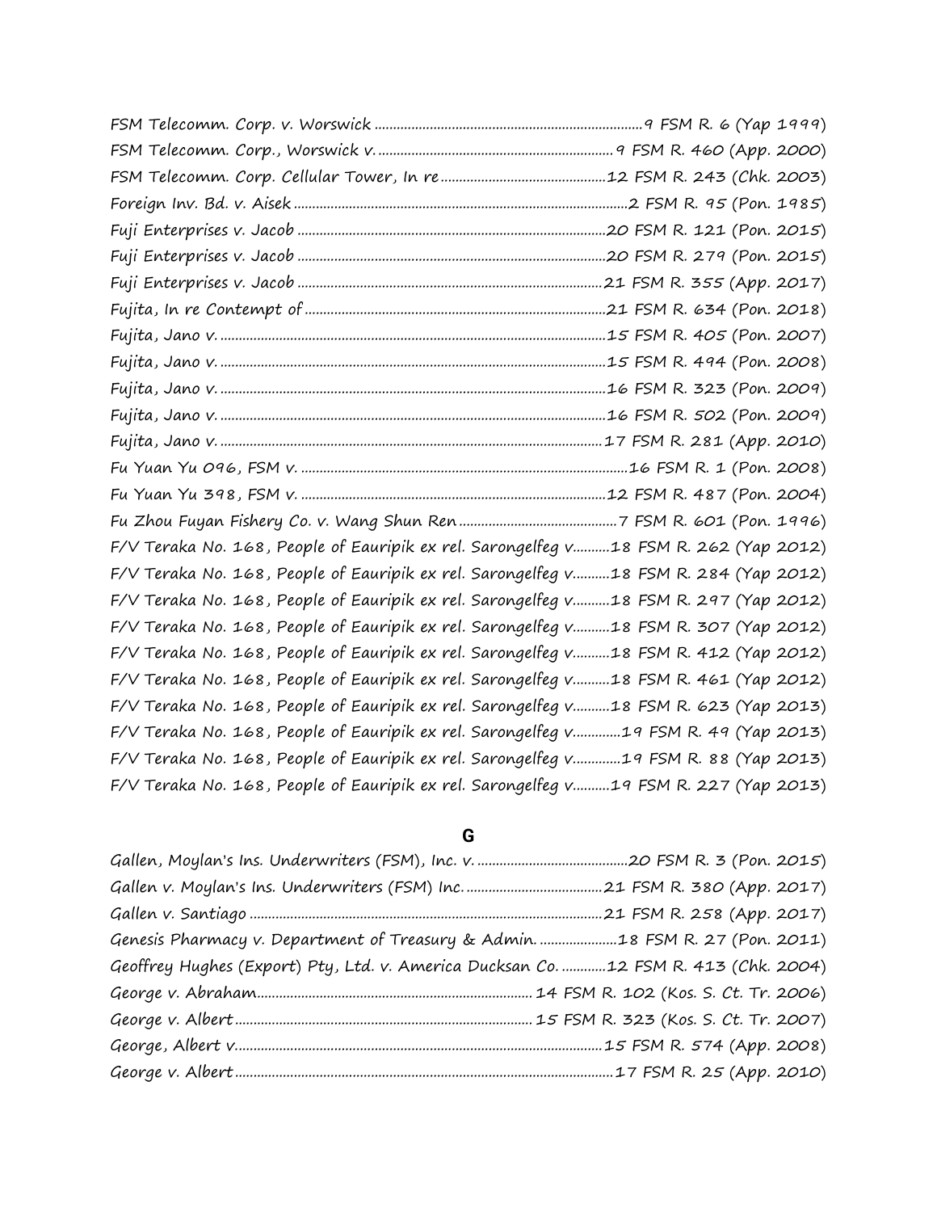FSM Telecomm. Corp. v. Worswick ........................................................................9 FSM R. 6 (Yap 1999)
FSM Telecomm. Corp., Worswick v. ................................................................9 FSM R. 460 (App. 2000)
FSM Telecomm. Corp. Cellular Tower, In re ............................................12 FSM R. 243 (Chk. 2003)
Foreign Inv. Bd. v. Aisek ..........................................................................................2 FSM R. 95 (Pon. 1985)
Fuji Enterprises v. Jacob ..................................................................................20 FSM R. 121 (Pon. 2015)
Fuji Enterprises v. Jacob ..................................................................................20 FSM R. 279 (Pon. 2015)
Fuji Enterprises v. Jacob ..................................................................................21 FSM R. 355 (App. 2017)
Fujita, In re Contempt of .................................................................................21 FSM R. 634 (Pon. 2018)
Fujita, Jano v. .......................................................................................................15 FSM R. 405 (Pon. 2007)
Fujita, Jano v. .......................................................................................................15 FSM R. 494 (Pon. 2008)
Fujita, Jano v. .......................................................................................................16 FSM R. 323 (Pon. 2009)
Fujita, Jano v. .......................................................................................................16 FSM R. 502 (Pon. 2009)
Fujita, Jano v. .......................................................................................................17 FSM R. 281 (App. 2010)
Fu Yuan Yu 096, FSM v. .........................................................................................16 FSM R. 1 (Pon. 2008)
Fu Yuan Yu 398, FSM v. ...................................................................................12 FSM R. 487 (Pon. 2004)
Fu Zhou Fuyan Fishery Co. v. Wang Shun Ren ..........................................7 FSM R. 601 (Pon. 1996)
F/V Teraka No. 168, People of Eauripik ex rel. Sarongelfeg v..........18 FSM R. 262 (Yap 2012)
F/V Teraka No. 168, People of Eauripik ex rel. Sarongelfeg v..........18 FSM R. 284 (Yap 2012)
F/V Teraka No. 168, People of Eauripik ex rel. Sarongelfeg v..........18 FSM R. 297 (Yap 2012)
F/V Teraka No. 168, People of Eauripik ex rel. Sarongelfeg v..........18 FSM R. 307 (Yap 2012)
F/V Teraka No. 168, People of Eauripik ex rel. Sarongelfeg v..........18 FSM R. 412 (Yap 2012)
F/V Teraka No. 168, People of Eauripik ex rel. Sarongelfeg v..........18 FSM R. 461 (Yap 2012)
F/V Teraka No. 168, People of Eauripik ex rel. Sarongelfeg v..........18 FSM R. 623 (Yap 2013)
F/V Teraka No. 168, People of Eauripik ex rel. Sarongelfeg v.............19 FSM R. 49 (Yap 2013)
F/V Teraka No. 168, People of Eauripik ex rel. Sarongelfeg v.............19 FSM R. 88 (Yap 2013)
F/V Teraka No. 168, People of Eauripik ex rel. Sarongelfeg v..........19 FSM R. 227 (Yap 2013)

## G

Gallen, Moylan's Ins. Underwriters (FSM), Inc. v. .........................................20 FSM R. 3 (Pon. 2015)
Gallen v. Moylan's Ins. Underwriters (FSM) Inc. .....................................21 FSM R. 380 (App. 2017)
Gallen v. Santiago ..............................................................................................21 FSM R. 258 (App. 2017)
Genesis Pharmacy v. Department of Treasury & Admin. .....................18 FSM R. 27 (Pon. 2011)
Geoffrey Hughes (Export) Pty, Ltd. v. America Ducksan Co. ............12 FSM R. 413 (Chk. 2004)
George v. Abraham.......................................................................... 14 FSM R. 102 (Kos. S. Ct. Tr. 2006)
George v. Albert ................................................................................ 15 FSM R. 323 (Kos. S. Ct. Tr. 2007)
George, Albert v. ...................................................................................................15 FSM R. 574 (App. 2008)
George v. Albert .....................................................................................................17 FSM R. 25 (App. 2010)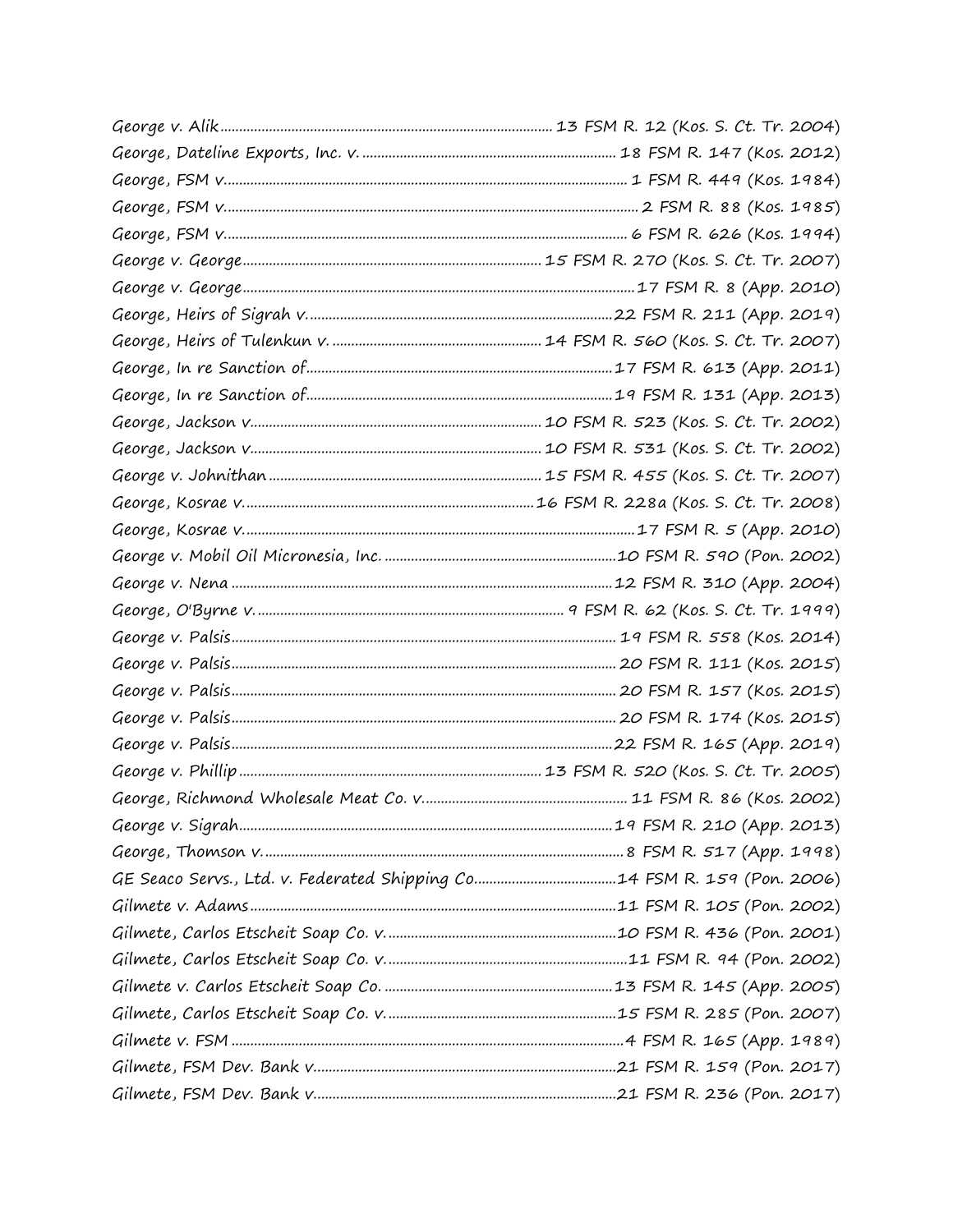George v. Alik ........................................................................................ 13 FSM R. 12 (Kos. S. Ct. Tr. 2004)
George, Dateline Exports, Inc. v. .................................................................... 18 FSM R. 147 (Kos. 2012)
George, FSM v. ............................................................................................ 1 FSM R. 449 (Kos. 1984)
George, FSM v. ............................................................................................ 2 FSM R. 88 (Kos. 1985)
George, FSM v. ............................................................................................ 6 FSM R. 626 (Kos. 1994)
George v. George ................................................................................ 15 FSM R. 270 (Kos. S. Ct. Tr. 2007)
George v. George ....................................................................................... 17 FSM R. 8 (App. 2010)
George, Heirs of Sigrah v. ............................................................................ 22 FSM R. 211 (App. 2019)
George, Heirs of Tulenkun v. ................................................................ 14 FSM R. 560 (Kos. S. Ct. Tr. 2007)
George, In re Sanction of ............................................................................ 17 FSM R. 613 (App. 2011)
George, In re Sanction of ............................................................................ 19 FSM R. 131 (App. 2013)
George, Jackson v. .............................................................................. 10 FSM R. 523 (Kos. S. Ct. Tr. 2002)
George, Jackson v. .............................................................................. 10 FSM R. 531 (Kos. S. Ct. Tr. 2002)
George v. Johnithan ............................................................................ 15 FSM R. 455 (Kos. S. Ct. Tr. 2007)
George, Kosrae v. ............................................................................... 16 FSM R. 228a (Kos. S. Ct. Tr. 2008)
George, Kosrae v. ...................................................................................... 17 FSM R. 5 (App. 2010)
George v. Mobil Oil Micronesia, Inc. ............................................................. 10 FSM R. 590 (Pon. 2002)
George v. Nena .......................................................................................... 12 FSM R. 310 (App. 2004)
George, O'Byrne v. ................................................................................ 9 FSM R. 62 (Kos. S. Ct. Tr. 1999)
George v. Palsis .......................................................................................... 19 FSM R. 558 (Kos. 2014)
George v. Palsis .......................................................................................... 20 FSM R. 111 (Kos. 2015)
George v. Palsis .......................................................................................... 20 FSM R. 157 (Kos. 2015)
George v. Palsis .......................................................................................... 20 FSM R. 174 (Kos. 2015)
George v. Palsis .......................................................................................... 22 FSM R. 165 (App. 2019)
George v. Phillip .................................................................................. 13 FSM R. 520 (Kos. S. Ct. Tr. 2005)
George, Richmond Wholesale Meat Co. v. ...................................................... 11 FSM R. 86 (Kos. 2002)
George v. Sigrah ........................................................................................ 19 FSM R. 210 (App. 2013)
George, Thomson v. ..................................................................................... 8 FSM R. 517 (App. 1998)
GE Seaco Servs., Ltd. v. Federated Shipping Co. ............................................. 14 FSM R. 159 (Pon. 2006)
Gilmete v. Adams ........................................................................................ 11 FSM R. 105 (Pon. 2002)
Gilmete, Carlos Etscheit Soap Co. v. ............................................................. 10 FSM R. 436 (Pon. 2001)
Gilmete, Carlos Etscheit Soap Co. v. ............................................................. 11 FSM R. 94 (Pon. 2002)
Gilmete v. Carlos Etscheit Soap Co. ............................................................. 13 FSM R. 145 (App. 2005)
Gilmete, Carlos Etscheit Soap Co. v. ............................................................. 15 FSM R. 285 (Pon. 2007)
Gilmete v. FSM ............................................................................................ 4 FSM R. 165 (App. 1989)
Gilmete, FSM Dev. Bank v. .......................................................................... 21 FSM R. 159 (Pon. 2017)
Gilmete, FSM Dev. Bank v. .......................................................................... 21 FSM R. 236 (Pon. 2017)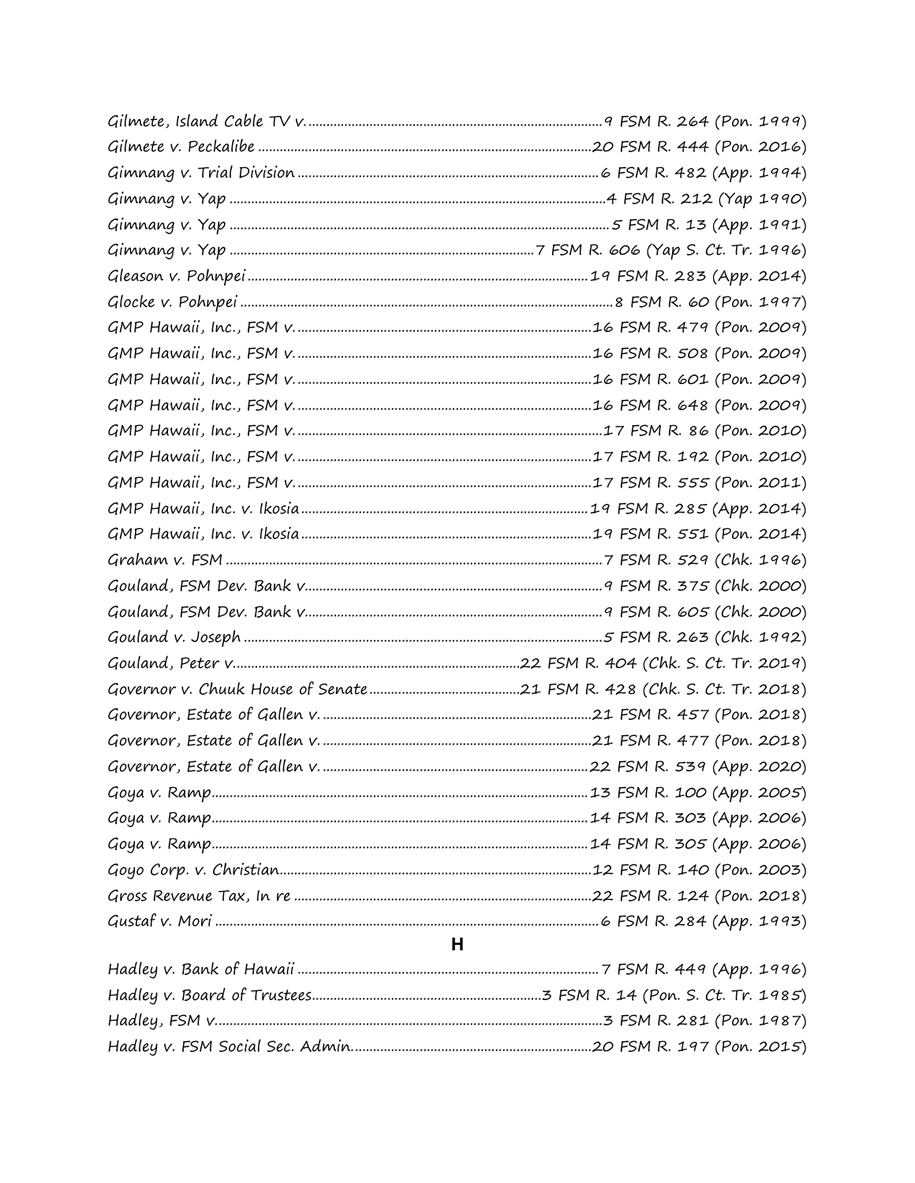Gilmete, Island Cable TV v. ....................................................................................9 FSM R. 264 (Pon. 1999)
Gilmete v. Peckalibe ...............................................................................................20 FSM R. 444 (Pon. 2016)
Gimnang v. Trial Division ......................................................................................6 FSM R. 482 (App. 1994)
Gimnang v. Yap ..........................................................................................................4 FSM R. 212 (Yap 1990)
Gimnang v. Yap ...........................................................................................................5 FSM R. 13 (App. 1991)
Gimnang v. Yap .......................................................................................7 FSM R. 606 (Yap S. Ct. Tr. 1996)
Gleason v. Pohnpei ...............................................................................................19 FSM R. 283 (App. 2014)
Glocke v. Pohnpei .........................................................................................................8 FSM R. 60 (Pon. 1997)
GMP Hawaii, Inc., FSM v. ....................................................................................16 FSM R. 479 (Pon. 2009)
GMP Hawaii, Inc., FSM v. ....................................................................................16 FSM R. 508 (Pon. 2009)
GMP Hawaii, Inc., FSM v. ....................................................................................16 FSM R. 601 (Pon. 2009)
GMP Hawaii, Inc., FSM v. ....................................................................................16 FSM R. 648 (Pon. 2009)
GMP Hawaii, Inc., FSM v. ......................................................................................17 FSM R. 86 (Pon. 2010)
GMP Hawaii, Inc., FSM v. ....................................................................................17 FSM R. 192 (Pon. 2010)
GMP Hawaii, Inc., FSM v. ....................................................................................17 FSM R. 555 (Pon. 2011)
GMP Hawaii, Inc. v. Ikosia ..................................................................................19 FSM R. 285 (App. 2014)
GMP Hawaii, Inc. v. Ikosia ...................................................................................19 FSM R. 551 (Pon. 2014)
Graham v. FSM ..........................................................................................................7 FSM R. 529 (Chk. 1996)
Gouland, FSM Dev. Bank v. ....................................................................................9 FSM R. 375 (Chk. 2000)
Gouland, FSM Dev. Bank v. ....................................................................................9 FSM R. 605 (Chk. 2000)
Gouland v. Joseph .....................................................................................................5 FSM R. 263 (Chk. 1992)
Gouland, Peter v. ..................................................................................22 FSM R. 404 (Chk. S. Ct. Tr. 2019)
Governor v. Chuuk House of Senate ............................................21 FSM R. 428 (Chk. S. Ct. Tr. 2018)
Governor, Estate of Gallen v. .............................................................................21 FSM R. 457 (Pon. 2018)
Governor, Estate of Gallen v. .............................................................................21 FSM R. 477 (Pon. 2018)
Governor, Estate of Gallen v. ............................................................................22 FSM R. 539 (App. 2020)
Goya v. Ramp..........................................................................................................13 FSM R. 100 (App. 2005)
Goya v. Ramp..........................................................................................................14 FSM R. 303 (App. 2006)
Goya v. Ramp..........................................................................................................14 FSM R. 305 (App. 2006)
Goyo Corp. v. Christian.........................................................................................12 FSM R. 140 (Pon. 2003)
Gross Revenue Tax, In re .....................................................................................22 FSM R. 124 (Pon. 2018)
Gustaf v. Mori ............................................................................................................6 FSM R. 284 (App. 1993)

## H

Hadley v. Bank of Hawaii ......................................................................................7 FSM R. 449 (App. 1996)
Hadley v. Board of Trustees.................................................................3 FSM R. 14 (Pon. S. Ct. Tr. 1985)
Hadley, FSM v. ............................................................................................................3 FSM R. 281 (Pon. 1987)
Hadley v. FSM Social Sec. Admin. ....................................................................20 FSM R. 197 (Pon. 2015)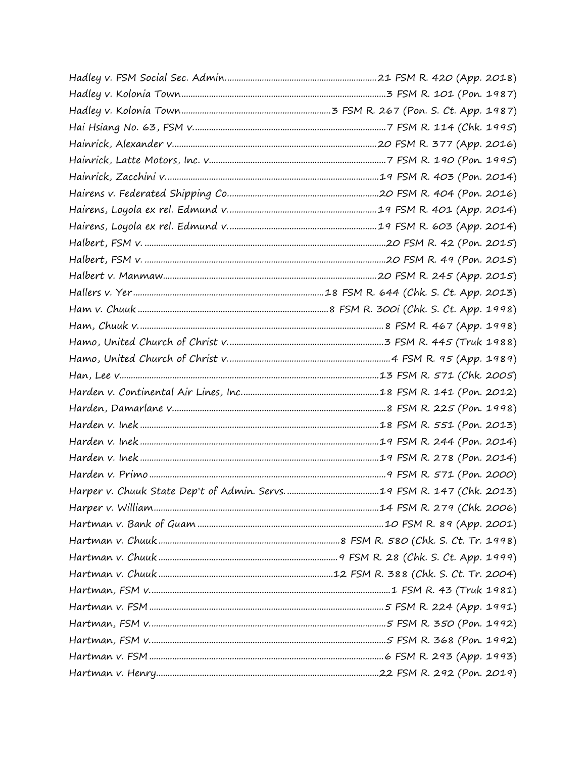*Hadley v. FSM Social Sec. Admin.*................................................................21 FSM R. 420 (App. 2018)
*Hadley v. Kolonia Town*........................................................................................3 FSM R. 101 (Pon. 1987)
*Hadley v. Kolonia Town*................................................................3 FSM R. 267 (Pon. S. Ct. App. 1987)
*Hai Hsiang No. 63, FSM v.*..................................................................................7 FSM R. 114 (Chk. 1995)
*Hainrick, Alexander v.*.......................................................................................20 FSM R. 377 (App. 2016)
*Hainrick, Latte Motors, Inc. v.*............................................................................7 FSM R. 190 (Pon. 1995)
*Hainrick, Zacchini v.*..........................................................................................19 FSM R. 403 (Pon. 2014)
*Hairens v. Federated Shipping Co.*.................................................................20 FSM R. 404 (Pon. 2016)
*Hairens, Loyola ex rel. Edmund v.*................................................................19 FSM R. 401 (App. 2014)
*Hairens, Loyola ex rel. Edmund v.*................................................................19 FSM R. 603 (App. 2014)
*Halbert, FSM v.* ........................................................................................................20 FSM R. 42 (Pon. 2015)
*Halbert, FSM v.* ........................................................................................................20 FSM R. 49 (Pon. 2015)
*Halbert v. Manmaw*...........................................................................................20 FSM R. 245 (App. 2015)
*Hallers v. Yer*..................................................................................18 FSM R. 644 (Chk. S. Ct. App. 2013)
*Ham v. Chuuk*..................................................................................8 FSM R. 300i (Chk. S. Ct. App. 1998)
*Ham, Chuuk v.*........................................................................................................8 FSM R. 467 (App. 1998)
*Hamo, United Church of Christ v.*...................................................................3 FSM R. 445 (Truk 1988)
*Hamo, United Church of Christ v.*......................................................................4 FSM R. 95 (App. 1989)
*Han, Lee v.*...............................................................................................................13 FSM R. 571 (Chk. 2005)
*Harden v. Continental Air Lines, Inc.*..........................................................18 FSM R. 141 (Pon. 2012)
*Harden, Damarlane v.*...........................................................................................8 FSM R. 225 (Pon. 1998)
*Harden v. Inek*.......................................................................................................18 FSM R. 551 (Pon. 2013)
*Harden v. Inek*.......................................................................................................19 FSM R. 244 (Pon. 2014)
*Harden v. Inek*.......................................................................................................19 FSM R. 278 (Pon. 2014)
*Harden v. Primo*.....................................................................................................9 FSM R. 571 (Pon. 2000)
*Harper v. Chuuk State Dep't of Admin. Servs.*........................................19 FSM R. 147 (Chk. 2013)
*Harper v. William*.................................................................................................14 FSM R. 279 (Chk. 2006)
*Hartman v. Bank of Guam*................................................................................10 FSM R. 89 (App. 2001)
*Hartman v. Chuuk*...............................................................................8 FSM R. 580 (Chk. S. Ct. Tr. 1998)
*Hartman v. Chuuk*.............................................................................9 FSM R. 28 (Chk. S. Ct. App. 1999)
*Hartman v. Chuuk*...........................................................................12 FSM R. 388 (Chk. S. Ct. Tr. 2004)
*Hartman, FSM v.*.......................................................................................................1 FSM R. 43 (Truk 1981)
*Hartman v. FSM*.....................................................................................................5 FSM R. 224 (App. 1991)
*Hartman, FSM v.*.....................................................................................................5 FSM R. 350 (Pon. 1992)
*Hartman, FSM v.*.....................................................................................................5 FSM R. 368 (Pon. 1992)
*Hartman v. FSM*.....................................................................................................6 FSM R. 293 (App. 1993)
*Hartman v. Henry*................................................................................................22 FSM R. 292 (Pon. 2019)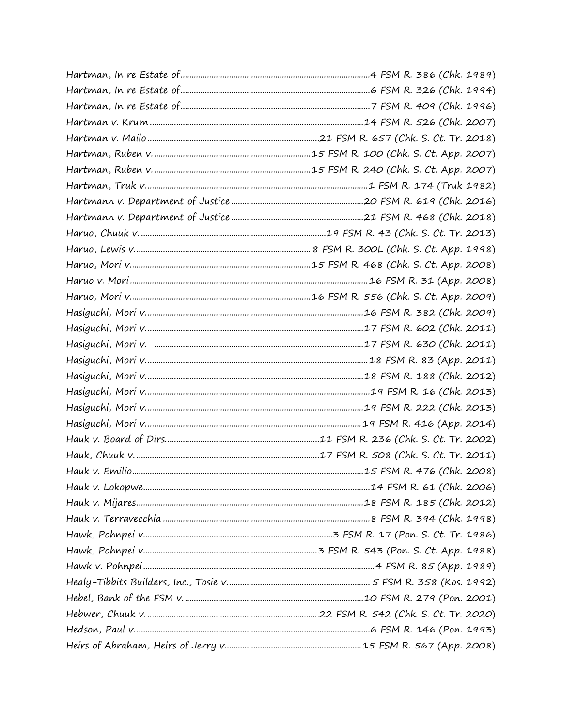Hartman, In re Estate of....................................................................................4 FSM R. 386 (Chk. 1989)
Hartman, In re Estate of....................................................................................6 FSM R. 326 (Chk. 1994)
Hartman, In re Estate of....................................................................................7 FSM R. 409 (Chk. 1996)
Hartman v. Krum ...............................................................................................14 FSM R. 526 (Chk. 2007)
Hartman v. Mailo .............................................................................21 FSM R. 657 (Chk. S. Ct. Tr. 2018)
Hartman, Ruben v. .....................................................................15 FSM R. 100 (Chk. S. Ct. App. 2007)
Hartman, Ruben v. .....................................................................15 FSM R. 240 (Chk. S. Ct. App. 2007)
Hartman, Truk v. ..................................................................................................1 FSM R. 174 (Truk 1982)
Hartmann v. Department of Justice ...........................................................20 FSM R. 619 (Chk. 2016)
Hartmann v. Department of Justice ...........................................................21 FSM R. 468 (Chk. 2018)
Haruo, Chuuk v. ...................................................................................19 FSM R. 43 (Chk. S. Ct. Tr. 2013)
Haruo, Lewis v. ............................................................................. 8 FSM R. 300L (Chk. S. Ct. App. 1998)
Haruo, Mori v. ................................................................................15 FSM R. 468 (Chk. S. Ct. App. 2008)
Haruo v. Mori ..........................................................................................................16 FSM R. 31 (App. 2008)
Haruo, Mori v. ................................................................................16 FSM R. 556 (Chk. S. Ct. App. 2009)
Hasiguchi, Mori v. .................................................................................................16 FSM R. 382 (Chk. 2009)
Hasiguchi, Mori v. .................................................................................................17 FSM R. 602 (Chk. 2011)
Hasiguchi, Mori v. .............................................................................................17 FSM R. 630 (Chk. 2011)
Hasiguchi, Mori v. ..................................................................................................18 FSM R. 83 (App. 2011)
Hasiguchi, Mori v. .................................................................................................18 FSM R. 188 (Chk. 2012)
Hasiguchi, Mori v. ...................................................................................................19 FSM R. 16 (Chk. 2013)
Hasiguchi, Mori v. .................................................................................................19 FSM R. 222 (Chk. 2013)
Hasiguchi, Mori v. ................................................................................................19 FSM R. 416 (App. 2014)
Hauk v. Board of Dirs. .....................................................................11 FSM R. 236 (Chk. S. Ct. Tr. 2002)
Hauk, Chuuk v. ..................................................................................17 FSM R. 508 (Chk. S. Ct. Tr. 2011)
Hauk v. Emilio .......................................................................................................15 FSM R. 476 (Chk. 2008)
Hauk v. Lokopwe ....................................................................................................14 FSM R. 61 (Chk. 2006)
Hauk v. Mijares ......................................................................................................18 FSM R. 185 (Chk. 2012)
Hauk v. Terravecchia ............................................................................................8 FSM R. 394 (Chk. 1998)
Hawk, Pohnpei v. ...................................................................................3 FSM R. 17 (Pon. S. Ct. Tr. 1986)
Hawk, Pohnpei v. .............................................................................3 FSM R. 543 (Pon. S. Ct. App. 1988)
Hawk v. Pohnpei .......................................................................................................4 FSM R. 85 (App. 1989)
Healy-Tibbits Builders, Inc., Tosie v. ................................................................ 5 FSM R. 358 (Kos. 1992)
Hebel, Bank of the FSM v. ...............................................................................10 FSM R. 279 (Pon. 2001)
Hebwer, Chuuk v. .............................................................................22 FSM R. 542 (Chk. S. Ct. Tr. 2020)
Hedson, Paul v. ........................................................................................................6 FSM R. 146 (Pon. 1993)
Heirs of Abraham, Heirs of Jerry v. ............................................................15 FSM R. 567 (App. 2008)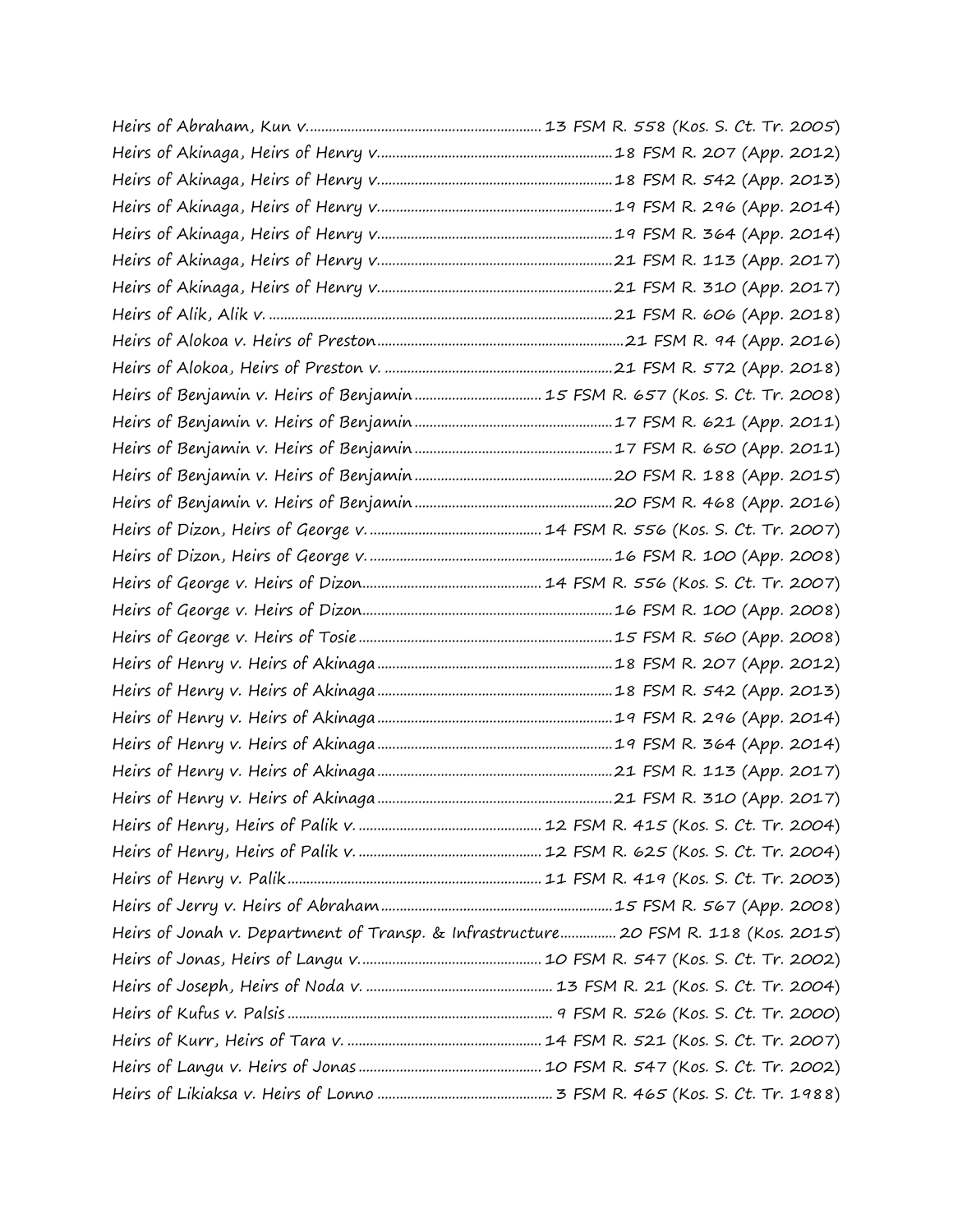Heirs of Abraham, Kun v. .............................................................. 13 FSM R. 558 (Kos. S. Ct. Tr. 2005)
Heirs of Akinaga, Heirs of Henry v. .............................................................. 18 FSM R. 207 (App. 2012)
Heirs of Akinaga, Heirs of Henry v. .............................................................. 18 FSM R. 542 (App. 2013)
Heirs of Akinaga, Heirs of Henry v. .............................................................. 19 FSM R. 296 (App. 2014)
Heirs of Akinaga, Heirs of Henry v. .............................................................. 19 FSM R. 364 (App. 2014)
Heirs of Akinaga, Heirs of Henry v. .............................................................. 21 FSM R. 113 (App. 2017)
Heirs of Akinaga, Heirs of Henry v. .............................................................. 21 FSM R. 310 (App. 2017)
Heirs of Alik, Alik v. .............................................................. 21 FSM R. 606 (App. 2018)
Heirs of Alokoa v. Heirs of Preston .............................................................. 21 FSM R. 94 (App. 2016)
Heirs of Alokoa, Heirs of Preston v. .............................................................. 21 FSM R. 572 (App. 2018)
Heirs of Benjamin v. Heirs of Benjamin .............................................................. 15 FSM R. 657 (Kos. S. Ct. Tr. 2008)
Heirs of Benjamin v. Heirs of Benjamin .............................................................. 17 FSM R. 621 (App. 2011)
Heirs of Benjamin v. Heirs of Benjamin .............................................................. 17 FSM R. 650 (App. 2011)
Heirs of Benjamin v. Heirs of Benjamin .............................................................. 20 FSM R. 188 (App. 2015)
Heirs of Benjamin v. Heirs of Benjamin .............................................................. 20 FSM R. 468 (App. 2016)
Heirs of Dizon, Heirs of George v. .............................................................. 14 FSM R. 556 (Kos. S. Ct. Tr. 2007)
Heirs of Dizon, Heirs of George v. .............................................................. 16 FSM R. 100 (App. 2008)
Heirs of George v. Heirs of Dizon .............................................................. 14 FSM R. 556 (Kos. S. Ct. Tr. 2007)
Heirs of George v. Heirs of Dizon .............................................................. 16 FSM R. 100 (App. 2008)
Heirs of George v. Heirs of Tosie .............................................................. 15 FSM R. 560 (App. 2008)
Heirs of Henry v. Heirs of Akinaga .............................................................. 18 FSM R. 207 (App. 2012)
Heirs of Henry v. Heirs of Akinaga .............................................................. 18 FSM R. 542 (App. 2013)
Heirs of Henry v. Heirs of Akinaga .............................................................. 19 FSM R. 296 (App. 2014)
Heirs of Henry v. Heirs of Akinaga .............................................................. 19 FSM R. 364 (App. 2014)
Heirs of Henry v. Heirs of Akinaga .............................................................. 21 FSM R. 113 (App. 2017)
Heirs of Henry v. Heirs of Akinaga .............................................................. 21 FSM R. 310 (App. 2017)
Heirs of Henry, Heirs of Palik v. .............................................................. 12 FSM R. 415 (Kos. S. Ct. Tr. 2004)
Heirs of Henry, Heirs of Palik v. .............................................................. 12 FSM R. 625 (Kos. S. Ct. Tr. 2004)
Heirs of Henry v. Palik .............................................................. 11 FSM R. 419 (Kos. S. Ct. Tr. 2003)
Heirs of Jerry v. Heirs of Abraham .............................................................. 15 FSM R. 567 (App. 2008)
Heirs of Jonah v. Department of Transp. & Infrastructure .............................................................. 20 FSM R. 118 (Kos. 2015)
Heirs of Jonas, Heirs of Langu v. .............................................................. 10 FSM R. 547 (Kos. S. Ct. Tr. 2002)
Heirs of Joseph, Heirs of Noda v. .............................................................. 13 FSM R. 21 (Kos. S. Ct. Tr. 2004)
Heirs of Kufus v. Palsis .............................................................. 9 FSM R. 526 (Kos. S. Ct. Tr. 2000)
Heirs of Kurr, Heirs of Tara v. .............................................................. 14 FSM R. 521 (Kos. S. Ct. Tr. 2007)
Heirs of Langu v. Heirs of Jonas .............................................................. 10 FSM R. 547 (Kos. S. Ct. Tr. 2002)
Heirs of Likiaksa v. Heirs of Lonno .............................................................. 3 FSM R. 465 (Kos. S. Ct. Tr. 1988)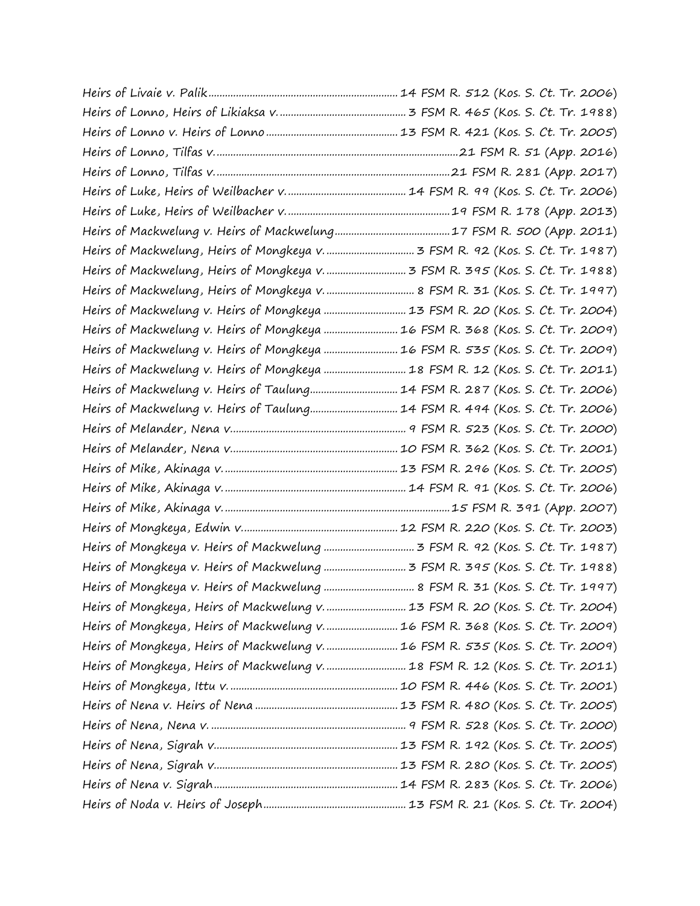*Heirs of Livaie v. Palik* .................................................... 14 FSM R. 512 (Kos. S. Ct. Tr. 2006)
*Heirs of Lonno, Heirs of Likiaksa v.* ........................................ 3 FSM R. 465 (Kos. S. Ct. Tr. 1988)
*Heirs of Lonno v. Heirs of Lonno* ............................................ 13 FSM R. 421 (Kos. S. Ct. Tr. 2005)
*Heirs of Lonno, Tilfas v.* .......................................................................... 21 FSM R. 51 (App. 2016)
*Heirs of Lonno, Tilfas v.* .......................................................................... 21 FSM R. 281 (App. 2017)
*Heirs of Luke, Heirs of Weilbacher v.* ...................................... 14 FSM R. 99 (Kos. S. Ct. Tr. 2006)
*Heirs of Luke, Heirs of Weilbacher v.* .......................................................... 19 FSM R. 178 (App. 2013)
*Heirs of Mackwelung v. Heirs of Mackwelung* .............................................. 17 FSM R. 500 (App. 2011)
*Heirs of Mackwelung, Heirs of Mongkeya v.* ................................ 3 FSM R. 92 (Kos. S. Ct. Tr. 1987)
*Heirs of Mackwelung, Heirs of Mongkeya v.* .............................. 3 FSM R. 395 (Kos. S. Ct. Tr. 1988)
*Heirs of Mackwelung, Heirs of Mongkeya v.* ................................ 8 FSM R. 31 (Kos. S. Ct. Tr. 1997)
*Heirs of Mackwelung v. Heirs of Mongkeya* ............................... 13 FSM R. 20 (Kos. S. Ct. Tr. 2004)
*Heirs of Mackwelung v. Heirs of Mongkeya* ............................. 16 FSM R. 368 (Kos. S. Ct. Tr. 2009)
*Heirs of Mackwelung v. Heirs of Mongkeya* ............................. 16 FSM R. 535 (Kos. S. Ct. Tr. 2009)
*Heirs of Mackwelung v. Heirs of Mongkeya* ............................... 18 FSM R. 12 (Kos. S. Ct. Tr. 2011)
*Heirs of Mackwelung v. Heirs of Taulung* ................................. 14 FSM R. 287 (Kos. S. Ct. Tr. 2006)
*Heirs of Mackwelung v. Heirs of Taulung* ................................. 14 FSM R. 494 (Kos. S. Ct. Tr. 2006)
*Heirs of Melander, Nena v.* ........................................................ 9 FSM R. 523 (Kos. S. Ct. Tr. 2000)
*Heirs of Melander, Nena v.* ...................................................... 10 FSM R. 362 (Kos. S. Ct. Tr. 2001)
*Heirs of Mike, Akinaga v.* ......................................................... 13 FSM R. 296 (Kos. S. Ct. Tr. 2005)
*Heirs of Mike, Akinaga v.* ........................................................... 14 FSM R. 91 (Kos. S. Ct. Tr. 2006)
*Heirs of Mike, Akinaga v.* .......................................................................... 15 FSM R. 391 (App. 2007)
*Heirs of Mongkeya, Edwin v.* .................................................... 12 FSM R. 220 (Kos. S. Ct. Tr. 2003)
*Heirs of Mongkeya v. Heirs of Mackwelung* ................................. 3 FSM R. 92 (Kos. S. Ct. Tr. 1987)
*Heirs of Mongkeya v. Heirs of Mackwelung* ............................... 3 FSM R. 395 (Kos. S. Ct. Tr. 1988)
*Heirs of Mongkeya v. Heirs of Mackwelung* ................................. 8 FSM R. 31 (Kos. S. Ct. Tr. 1997)
*Heirs of Mongkeya, Heirs of Mackwelung v.* ............................. 13 FSM R. 20 (Kos. S. Ct. Tr. 2004)
*Heirs of Mongkeya, Heirs of Mackwelung v.* ........................... 16 FSM R. 368 (Kos. S. Ct. Tr. 2009)
*Heirs of Mongkeya, Heirs of Mackwelung v.* ........................... 16 FSM R. 535 (Kos. S. Ct. Tr. 2009)
*Heirs of Mongkeya, Heirs of Mackwelung v.* ............................. 18 FSM R. 12 (Kos. S. Ct. Tr. 2011)
*Heirs of Mongkeya, Ittu v.* ....................................................... 10 FSM R. 446 (Kos. S. Ct. Tr. 2001)
*Heirs of Nena v. Heirs of Nena* ................................................ 13 FSM R. 480 (Kos. S. Ct. Tr. 2005)
*Heirs of Nena, Nena v.* ................................................................ 9 FSM R. 528 (Kos. S. Ct. Tr. 2000)
*Heirs of Nena, Sigrah v.* ............................................................ 13 FSM R. 192 (Kos. S. Ct. Tr. 2005)
*Heirs of Nena, Sigrah v.* ............................................................ 13 FSM R. 280 (Kos. S. Ct. Tr. 2005)
*Heirs of Nena v. Sigrah* ............................................................. 14 FSM R. 283 (Kos. S. Ct. Tr. 2006)
*Heirs of Noda v. Heirs of Joseph* ................................................ 13 FSM R. 21 (Kos. S. Ct. Tr. 2004)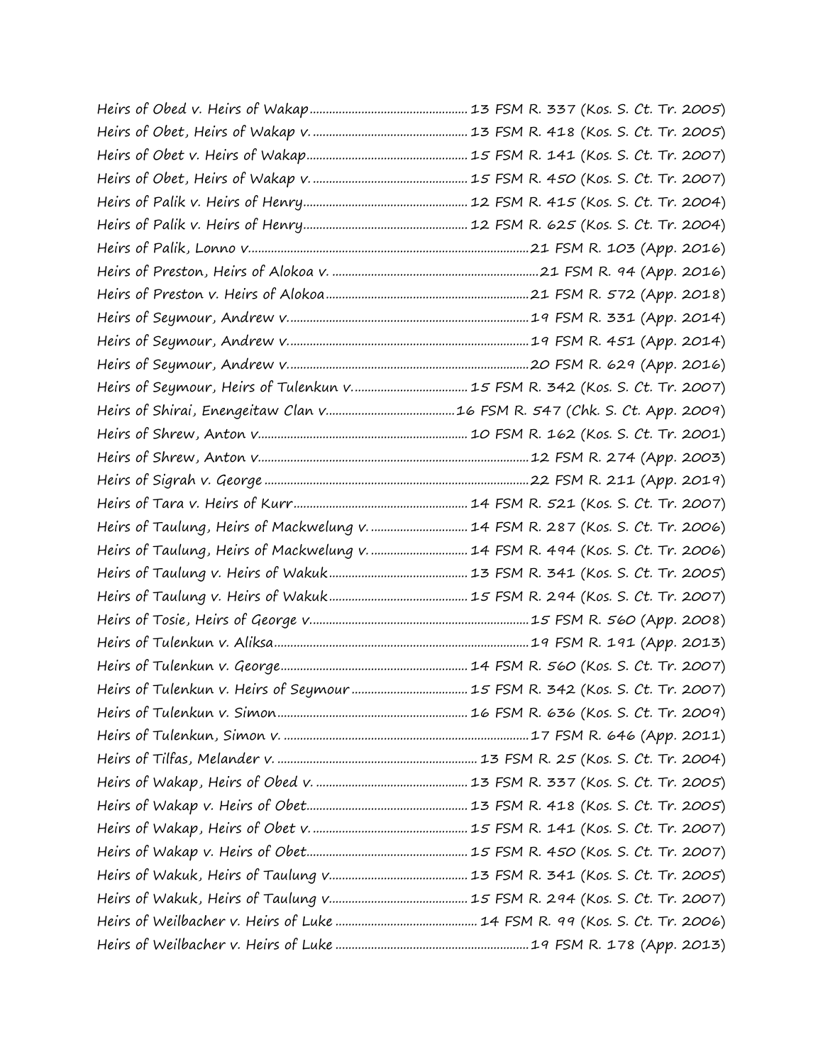Heirs of Obed v. Heirs of Wakap................................................ 13 FSM R. 337 (Kos. S. Ct. Tr. 2005)
Heirs of Obet, Heirs of Wakap v. ............................................... 13 FSM R. 418 (Kos. S. Ct. Tr. 2005)
Heirs of Obet v. Heirs of Wakap................................................. 15 FSM R. 141 (Kos. S. Ct. Tr. 2007)
Heirs of Obet, Heirs of Wakap v. ............................................... 15 FSM R. 450 (Kos. S. Ct. Tr. 2007)
Heirs of Palik v. Heirs of Henry.................................................. 12 FSM R. 415 (Kos. S. Ct. Tr. 2004)
Heirs of Palik v. Heirs of Henry.................................................. 12 FSM R. 625 (Kos. S. Ct. Tr. 2004)
Heirs of Palik, Lonno v.......................................................................21 FSM R. 103 (App. 2016)
Heirs of Preston, Heirs of Alokoa v. ................................................21 FSM R. 94 (App. 2016)
Heirs of Preston v. Heirs of Alokoa.................................................21 FSM R. 572 (App. 2018)
Heirs of Seymour, Andrew v.............................................................19 FSM R. 331 (App. 2014)
Heirs of Seymour, Andrew v.............................................................19 FSM R. 451 (App. 2014)
Heirs of Seymour, Andrew v.............................................................20 FSM R. 629 (App. 2016)
Heirs of Seymour, Heirs of Tulenkun v. .................................. 15 FSM R. 342 (Kos. S. Ct. Tr. 2007)
Heirs of Shirai, Enengeitaw Clan v.......................................16 FSM R. 547 (Chk. S. Ct. App. 2009)
Heirs of Shrew, Anton v.............................................................. 10 FSM R. 162 (Kos. S. Ct. Tr. 2001)
Heirs of Shrew, Anton v.....................................................................12 FSM R. 274 (App. 2003)
Heirs of Sigrah v. George .................................................................22 FSM R. 211 (App. 2019)
Heirs of Tara v. Heirs of Kurr..................................................... 14 FSM R. 521 (Kos. S. Ct. Tr. 2007)
Heirs of Taulung, Heirs of Mackwelung v. ............................ 14 FSM R. 287 (Kos. S. Ct. Tr. 2006)
Heirs of Taulung, Heirs of Mackwelung v. ............................ 14 FSM R. 494 (Kos. S. Ct. Tr. 2006)
Heirs of Taulung v. Heirs of Wakuk.......................................... 13 FSM R. 341 (Kos. S. Ct. Tr. 2005)
Heirs of Taulung v. Heirs of Wakuk.......................................... 15 FSM R. 294 (Kos. S. Ct. Tr. 2007)
Heirs of Tosie, Heirs of George v.....................................................15 FSM R. 560 (App. 2008)
Heirs of Tulenkun v. Aliksa................................................................19 FSM R. 191 (App. 2013)
Heirs of Tulenkun v. George...................................................... 14 FSM R. 560 (Kos. S. Ct. Tr. 2007)
Heirs of Tulenkun v. Heirs of Seymour .................................. 15 FSM R. 342 (Kos. S. Ct. Tr. 2007)
Heirs of Tulenkun v. Simon........................................................ 16 FSM R. 636 (Kos. S. Ct. Tr. 2009)
Heirs of Tulenkun, Simon v. ..............................................................17 FSM R. 646 (App. 2011)
Heirs of Tilfas, Melander v. ........................................................ 13 FSM R. 25 (Kos. S. Ct. Tr. 2004)
Heirs of Wakap, Heirs of Obed v. ............................................. 13 FSM R. 337 (Kos. S. Ct. Tr. 2005)
Heirs of Wakap v. Heirs of Obet................................................ 13 FSM R. 418 (Kos. S. Ct. Tr. 2005)
Heirs of Wakap, Heirs of Obet v. .............................................. 15 FSM R. 141 (Kos. S. Ct. Tr. 2007)
Heirs of Wakap v. Heirs of Obet................................................ 15 FSM R. 450 (Kos. S. Ct. Tr. 2007)
Heirs of Wakuk, Heirs of Taulung v.......................................... 13 FSM R. 341 (Kos. S. Ct. Tr. 2005)
Heirs of Wakuk, Heirs of Taulung v.......................................... 15 FSM R. 294 (Kos. S. Ct. Tr. 2007)
Heirs of Weilbacher v. Heirs of Luke ........................................ 14 FSM R. 99 (Kos. S. Ct. Tr. 2006)
Heirs of Weilbacher v. Heirs of Luke ..............................................19 FSM R. 178 (App. 2013)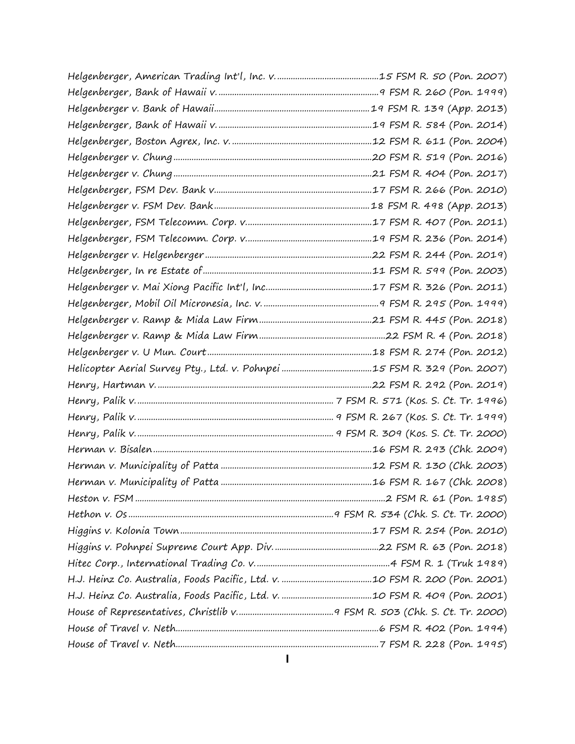*Helgenberger, American Trading Int'l, Inc. v.* ............................................15 FSM R. 50 (Pon. 2007)
*Helgenberger, Bank of Hawaii v.* ......................................................................9 FSM R. 260 (Pon. 1999)
*Helgenberger v. Bank of Hawaii* ....................................................................19 FSM R. 139 (App. 2013)
*Helgenberger, Bank of Hawaii v.* ...................................................................19 FSM R. 584 (Pon. 2014)
*Helgenberger, Boston Agrex, Inc. v.* .............................................................12 FSM R. 611 (Pon. 2004)
*Helgenberger v. Chung* .......................................................................................20 FSM R. 519 (Pon. 2016)
*Helgenberger v. Chung* .......................................................................................21 FSM R. 404 (Pon. 2017)
*Helgenberger, FSM Dev. Bank v.* .....................................................................17 FSM R. 266 (Pon. 2010)
*Helgenberger v. FSM Dev. Bank* ....................................................................18 FSM R. 498 (App. 2013)
*Helgenberger, FSM Telecomm. Corp. v.* .......................................................17 FSM R. 407 (Pon. 2011)
*Helgenberger, FSM Telecomm. Corp. v.* .......................................................19 FSM R. 236 (Pon. 2014)
*Helgenberger v. Helgenberger* .........................................................................22 FSM R. 244 (Pon. 2019)
*Helgenberger, In re Estate of* ..........................................................................11 FSM R. 599 (Pon. 2003)
*Helgenberger v. Mai Xiong Pacific Int'l, Inc.* ..............................................17 FSM R. 326 (Pon. 2011)
*Helgenberger, Mobil Oil Micronesia, Inc. v.* ...................................................9 FSM R. 295 (Pon. 1999)
*Helgenberger v. Ramp & Mida Law Firm* .................................................21 FSM R. 445 (Pon. 2018)
*Helgenberger v. Ramp & Mida Law Firm* .......................................................22 FSM R. 4 (Pon. 2018)
*Helgenberger v. U Mun. Court* ........................................................................18 FSM R. 274 (Pon. 2012)
*Helicopter Aerial Survey Pty., Ltd. v. Pohnpei* .......................................15 FSM R. 329 (Pon. 2007)
*Henry, Hartman v.* ..............................................................................................22 FSM R. 292 (Pon. 2019)
*Henry, Palik v.* ...................................................................................... 7 FSM R. 571 (Kos. S. Ct. Tr. 1996)
*Henry, Palik v.* ...................................................................................... 9 FSM R. 267 (Kos. S. Ct. Tr. 1999)
*Henry, Palik v.* ...................................................................................... 9 FSM R. 309 (Kos. S. Ct. Tr. 2000)
*Herman v. Bisalen* ................................................................................................16 FSM R. 293 (Chk. 2009)
*Herman v. Municipality of Patta* ..................................................................12 FSM R. 130 (Chk. 2003)
*Herman v. Municipality of Patta* ..................................................................16 FSM R. 167 (Chk. 2008)
*Heston v. FSM* .......................................................................................................2 FSM R. 61 (Pon. 1985)
*Hethon v. Os* ..........................................................................................9 FSM R. 534 (Chk. S. Ct. Tr. 2000)
*Higgins v. Kolonia Town* ....................................................................................17 FSM R. 254 (Pon. 2010)
*Higgins v. Pohnpei Supreme Court App. Div.* ..............................................22 FSM R. 63 (Pon. 2018)
*Hitec Corp., International Trading Co. v.* ...........................................................4 FSM R. 1 (Truk 1989)
*H.J. Heinz Co. Australia, Foods Pacific, Ltd. v.* ........................................10 FSM R. 200 (Pon. 2001)
*H.J. Heinz Co. Australia, Foods Pacific, Ltd. v.* ........................................10 FSM R. 409 (Pon. 2001)
*House of Representatives, Christlib v.* ..........................................9 FSM R. 503 (Chk. S. Ct. Tr. 2000)
*House of Travel v. Neth* .........................................................................................6 FSM R. 402 (Pon. 1994)
*House of Travel v. Neth* .........................................................................................7 FSM R. 228 (Pon. 1995)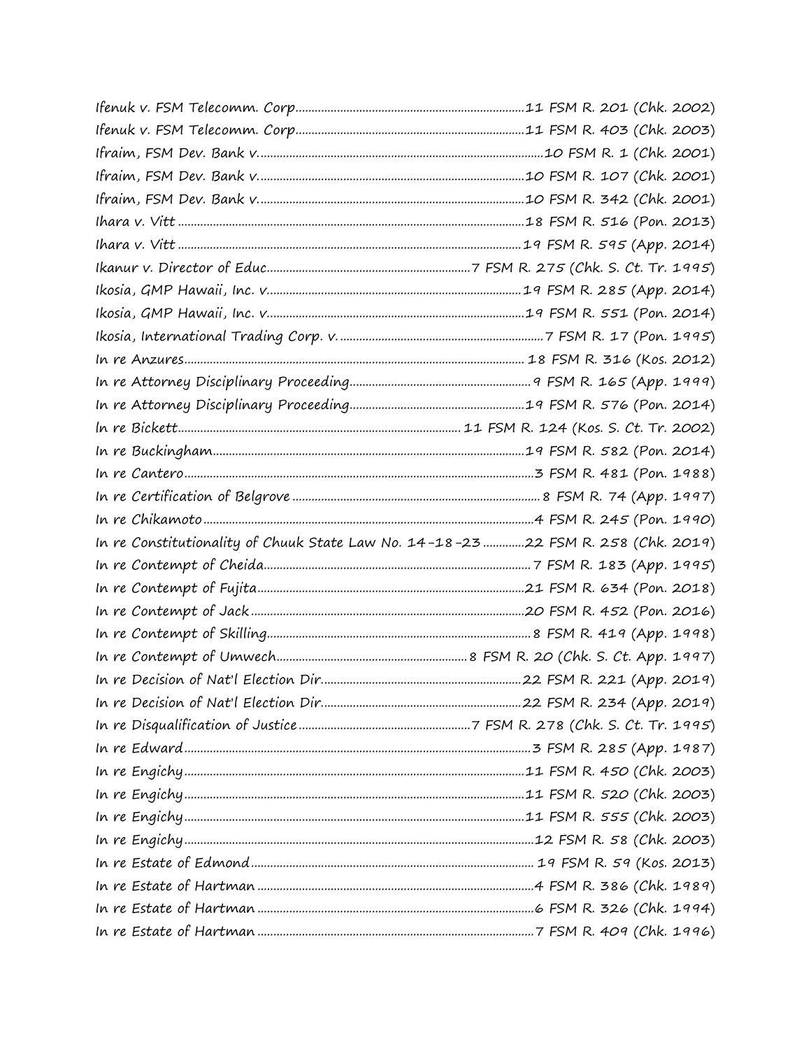Ifenuk v. FSM Telecomm. Corp....................................................................11 FSM R. 201 (Chk. 2002)
Ifenuk v. FSM Telecomm. Corp....................................................................11 FSM R. 403 (Chk. 2003)
Ifraim, FSM Dev. Bank v.............................................................................10 FSM R. 1 (Chk. 2001)
Ifraim, FSM Dev. Bank v.............................................................................10 FSM R. 107 (Chk. 2001)
Ifraim, FSM Dev. Bank v.............................................................................10 FSM R. 342 (Chk. 2001)
Ihara v. Vitt ..............................................................................................18 FSM R. 516 (Pon. 2013)
Ihara v. Vitt ..............................................................................................19 FSM R. 595 (App. 2014)
Ikanur v. Director of Educ...........................................................7 FSM R. 275 (Chk. S. Ct. Tr. 1995)
Ikosia, GMP Hawaii, Inc. v..........................................................................19 FSM R. 285 (App. 2014)
Ikosia, GMP Hawaii, Inc. v..........................................................................19 FSM R. 551 (Pon. 2014)
Ikosia, International Trading Corp. v. ...........................................................7 FSM R. 17 (Pon. 1995)
In re Anzures............................................................................................ 18 FSM R. 316 (Kos. 2012)
In re Attorney Disciplinary Proceeding..........................................................9 FSM R. 165 (App. 1999)
In re Attorney Disciplinary Proceeding........................................................19 FSM R. 576 (Pon. 2014)
In re Bickett........................................................................... 11 FSM R. 124 (Kos. S. Ct. Tr. 2002)
In re Buckingham.......................................................................................19 FSM R. 582 (Pon. 2014)
In re Cantero..............................................................................................3 FSM R. 481 (Pon. 1988)
In re Certification of Belgrove .......................................................................8 FSM R. 74 (App. 1997)
In re Chikamoto ..........................................................................................4 FSM R. 245 (Pon. 1990)
In re Constitutionality of Chuuk State Law No. 14-18-23 .............22 FSM R. 258 (Chk. 2019)
In re Contempt of Cheida..............................................................................7 FSM R. 183 (App. 1995)
In re Contempt of Fujita..............................................................................21 FSM R. 634 (Pon. 2018)
In re Contempt of Jack ................................................................................20 FSM R. 452 (Pon. 2016)
In re Contempt of Skilling.............................................................................8 FSM R. 419 (App. 1998)
In re Contempt of Umwech...................................................8 FSM R. 20 (Chk. S. Ct. App. 1997)
In re Decision of Nat'l Election Dir..............................................................22 FSM R. 221 (App. 2019)
In re Decision of Nat'l Election Dir..............................................................22 FSM R. 234 (App. 2019)
In re Disqualification of Justice ...................................................7 FSM R. 278 (Chk. S. Ct. Tr. 1995)
In re Edward...............................................................................................3 FSM R. 285 (App. 1987)
In re Engichy.............................................................................................11 FSM R. 450 (Chk. 2003)
In re Engichy.............................................................................................11 FSM R. 520 (Chk. 2003)
In re Engichy.............................................................................................11 FSM R. 555 (Chk. 2003)
In re Engichy...............................................................................................12 FSM R. 58 (Chk. 2003)
In re Estate of Edmond ................................................................................ 19 FSM R. 59 (Kos. 2013)
In re Estate of Hartman ...............................................................................4 FSM R. 386 (Chk. 1989)
In re Estate of Hartman ...............................................................................6 FSM R. 326 (Chk. 1994)
In re Estate of Hartman ...............................................................................7 FSM R. 409 (Chk. 1996)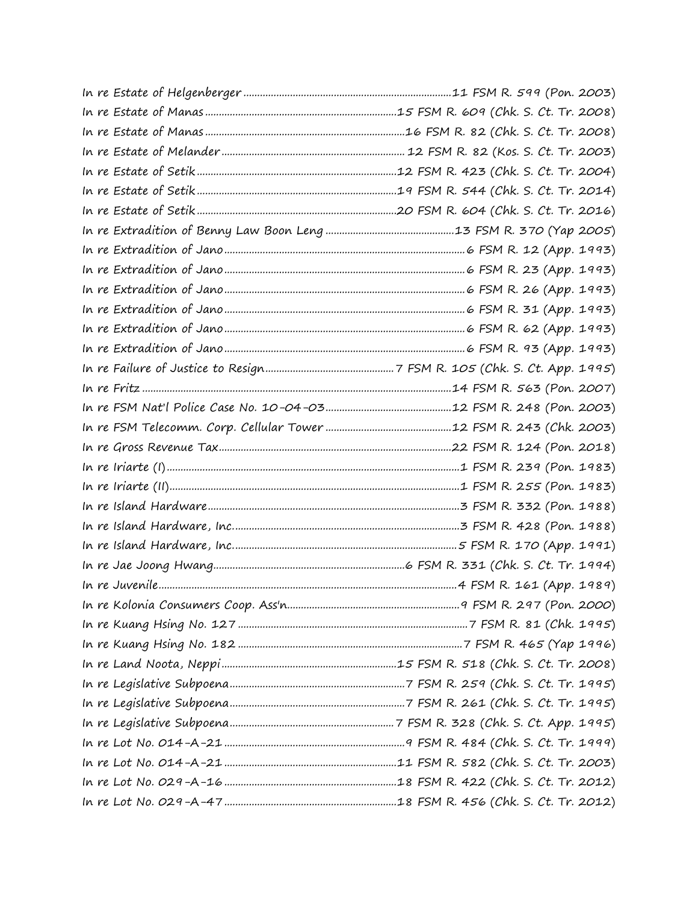In re Estate of Helgenberger ............................................................................11 FSM R. 599 (Pon. 2003)
In re Estate of Manas ......................................................................15 FSM R. 609 (Chk. S. Ct. Tr. 2008)
In re Estate of Manas ........................................................................16 FSM R. 82 (Chk. S. Ct. Tr. 2008)
In re Estate of Melander .................................................................. 12 FSM R. 82 (Kos. S. Ct. Tr. 2003)
In re Estate of Setik........................................................................12 FSM R. 423 (Chk. S. Ct. Tr. 2004)
In re Estate of Setik........................................................................19 FSM R. 544 (Chk. S. Ct. Tr. 2014)
In re Estate of Setik........................................................................20 FSM R. 604 (Chk. S. Ct. Tr. 2016)
In re Extradition of Benny Law Boon Leng ..............................................13 FSM R. 370 (Yap 2005)
In re Extradition of Jano.......................................................................................6 FSM R. 12 (App. 1993)
In re Extradition of Jano.......................................................................................6 FSM R. 23 (App. 1993)
In re Extradition of Jano.......................................................................................6 FSM R. 26 (App. 1993)
In re Extradition of Jano.......................................................................................6 FSM R. 31 (App. 1993)
In re Extradition of Jano.......................................................................................6 FSM R. 62 (App. 1993)
In re Extradition of Jano.......................................................................................6 FSM R. 93 (App. 1993)
In re Failure of Justice to Resign..............................................7 FSM R. 105 (Chk. S. Ct. App. 1995)
In re Fritz ...............................................................................................14 FSM R. 563 (Pon. 2007)
In re FSM Nat'l Police Case No. 10-04-03.............................................12 FSM R. 248 (Pon. 2003)
In re FSM Telecomm. Corp. Cellular Tower .............................................12 FSM R. 243 (Chk. 2003)
In re Gross Revenue Tax....................................................................................22 FSM R. 124 (Pon. 2018)
In re Iriarte (I)...........................................................................................................1 FSM R. 239 (Pon. 1983)
In re Iriarte (II)..........................................................................................................1 FSM R. 255 (Pon. 1983)
In re Island Hardware...........................................................................................3 FSM R. 332 (Pon. 1988)
In re Island Hardware, Inc..................................................................................3 FSM R. 428 (Pon. 1988)
In re Island Hardware, Inc...................................................................................5 FSM R. 170 (App. 1991)
In re Jae Joong Hwang.....................................................................6 FSM R. 331 (Chk. S. Ct. Tr. 1994)
In re Juvenile............................................................................................................4 FSM R. 161 (App. 1989)
In re Kolonia Consumers Coop. Ass'n..............................................................9 FSM R. 297 (Pon. 2000)
In re Kuang Hsing No. 127 ...................................................................................7 FSM R. 81 (Chk. 1995)
In re Kuang Hsing No. 182 .................................................................................7 FSM R. 465 (Yap 1996)
In re Land Noota, Neppi................................................................15 FSM R. 518 (Chk. S. Ct. Tr. 2008)
In re Legislative Subpoena.................................................................7 FSM R. 259 (Chk. S. Ct. Tr. 1995)
In re Legislative Subpoena.................................................................7 FSM R. 261 (Chk. S. Ct. Tr. 1995)
In re Legislative Subpoena...........................................................7 FSM R. 328 (Chk. S. Ct. App. 1995)
In re Lot No. 014-A-21 .................................................................9 FSM R. 484 (Chk. S. Ct. Tr. 1999)
In re Lot No. 014-A-21 ..............................................................11 FSM R. 582 (Chk. S. Ct. Tr. 2003)
In re Lot No. 029-A-16 ..............................................................18 FSM R. 422 (Chk. S. Ct. Tr. 2012)
In re Lot No. 029-A-47 ..............................................................18 FSM R. 456 (Chk. S. Ct. Tr. 2012)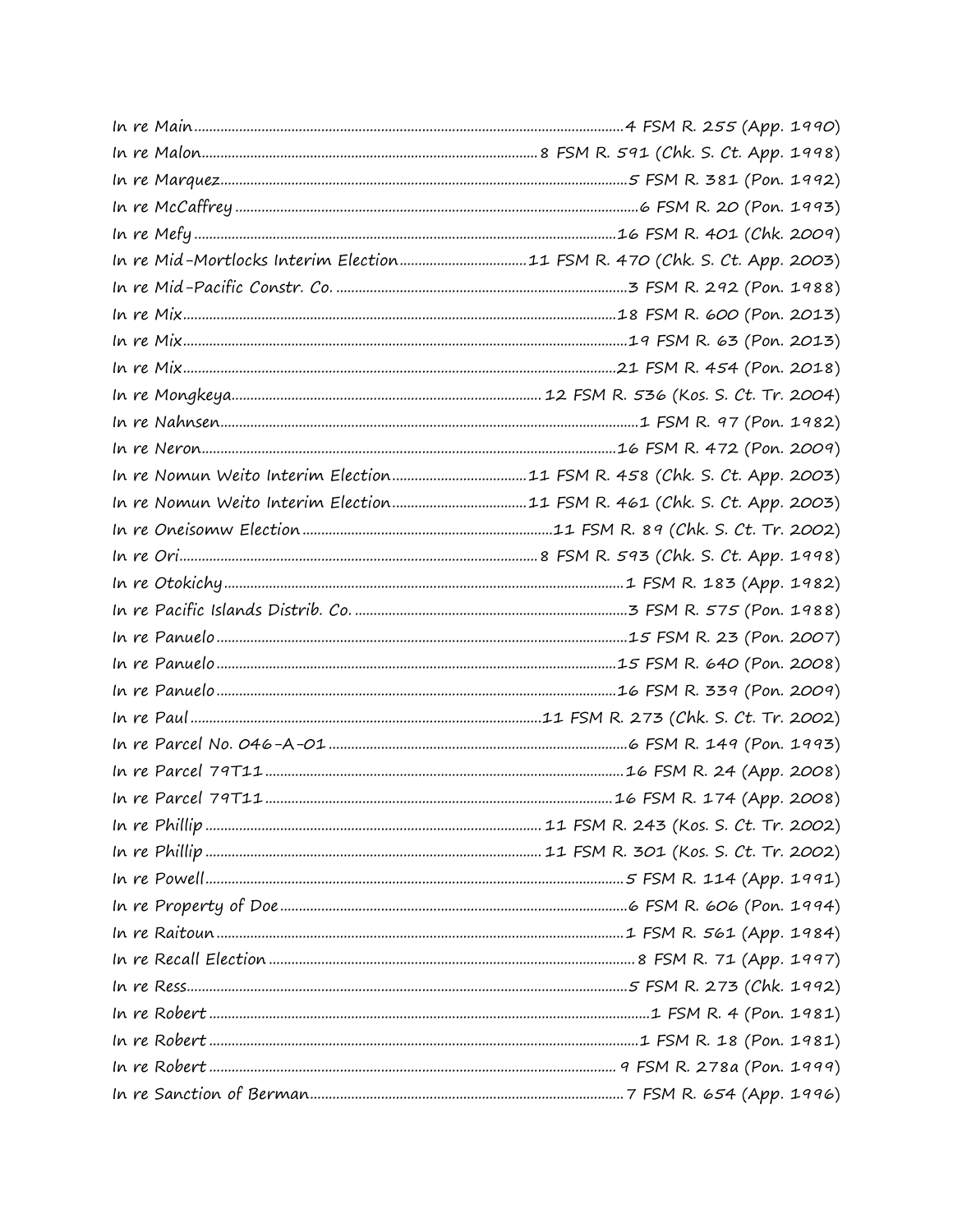In re Main.......................................................................................................4 FSM R. 255 (App. 1990)
In re Malon........................................................................................8 FSM R. 591 (Chk. S. Ct. App. 1998)
In re Marquez...................................................................................................5 FSM R. 381 (Pon. 1992)
In re McCaffrey ...................................................................................................6 FSM R. 20 (Pon. 1993)
In re Mefy ...........................................................................................................16 FSM R. 401 (Chk. 2009)
In re Mid-Mortlocks Interim Election.................................11 FSM R. 470 (Chk. S. Ct. App. 2003)
In re Mid-Pacific Constr. Co. ...........................................................................3 FSM R. 292 (Pon. 1988)
In re Mix...............................................................................................................18 FSM R. 600 (Pon. 2013)
In re Mix.................................................................................................................19 FSM R. 63 (Pon. 2013)
In re Mix...............................................................................................................21 FSM R. 454 (Pon. 2018)
In re Mongkeya.................................................................................12 FSM R. 536 (Kos. S. Ct. Tr. 2004)
In re Nahnsen........................................................................................................1 FSM R. 97 (Pon. 1982)
In re Neron...........................................................................................................16 FSM R. 472 (Pon. 2009)
In re Nomun Weito Interim Election...................................11 FSM R. 458 (Chk. S. Ct. App. 2003)
In re Nomun Weito Interim Election...................................11 FSM R. 461 (Chk. S. Ct. App. 2003)
In re Oneisomw Election ....................................................................11 FSM R. 89 (Chk. S. Ct. Tr. 2002)
In re Ori...............................................................................................8 FSM R. 593 (Chk. S. Ct. App. 1998)
In re Otokichy ........................................................................................................1 FSM R. 183 (App. 1982)
In re Pacific Islands Distrib. Co. .......................................................................3 FSM R. 575 (Pon. 1988)
In re Panuelo ..........................................................................................................15 FSM R. 23 (Pon. 2007)
In re Panuelo ........................................................................................................15 FSM R. 640 (Pon. 2008)
In re Panuelo ........................................................................................................16 FSM R. 339 (Pon. 2009)
In re Paul ...........................................................................................11 FSM R. 273 (Chk. S. Ct. Tr. 2002)
In re Parcel No. 046-A-01 ...............................................................................6 FSM R. 149 (Pon. 1993)
In re Parcel 79T11 ...............................................................................................16 FSM R. 24 (App. 2008)
In re Parcel 79T11 .............................................................................................16 FSM R. 174 (App. 2008)
In re Phillip ......................................................................................... 11 FSM R. 243 (Kos. S. Ct. Tr. 2002)
In re Phillip ......................................................................................... 11 FSM R. 301 (Kos. S. Ct. Tr. 2002)
In re Powell............................................................................................................5 FSM R. 114 (App. 1991)
In re Property of Doe ..........................................................................................6 FSM R. 606 (Pon. 1994)
In re Raitoun .........................................................................................................1 FSM R. 561 (App. 1984)
In re Recall Election ..............................................................................................8 FSM R. 71 (App. 1997)
In re Ress................................................................................................................5 FSM R. 273 (Chk. 1992)
In re Robert ..............................................................................................................1 FSM R. 4 (Pon. 1981)
In re Robert ............................................................................................................1 FSM R. 18 (Pon. 1981)
In re Robert ....................................................................................................... 9 FSM R. 278a (Pon. 1999)
In re Sanction of Berman.....................................................................................7 FSM R. 654 (App. 1996)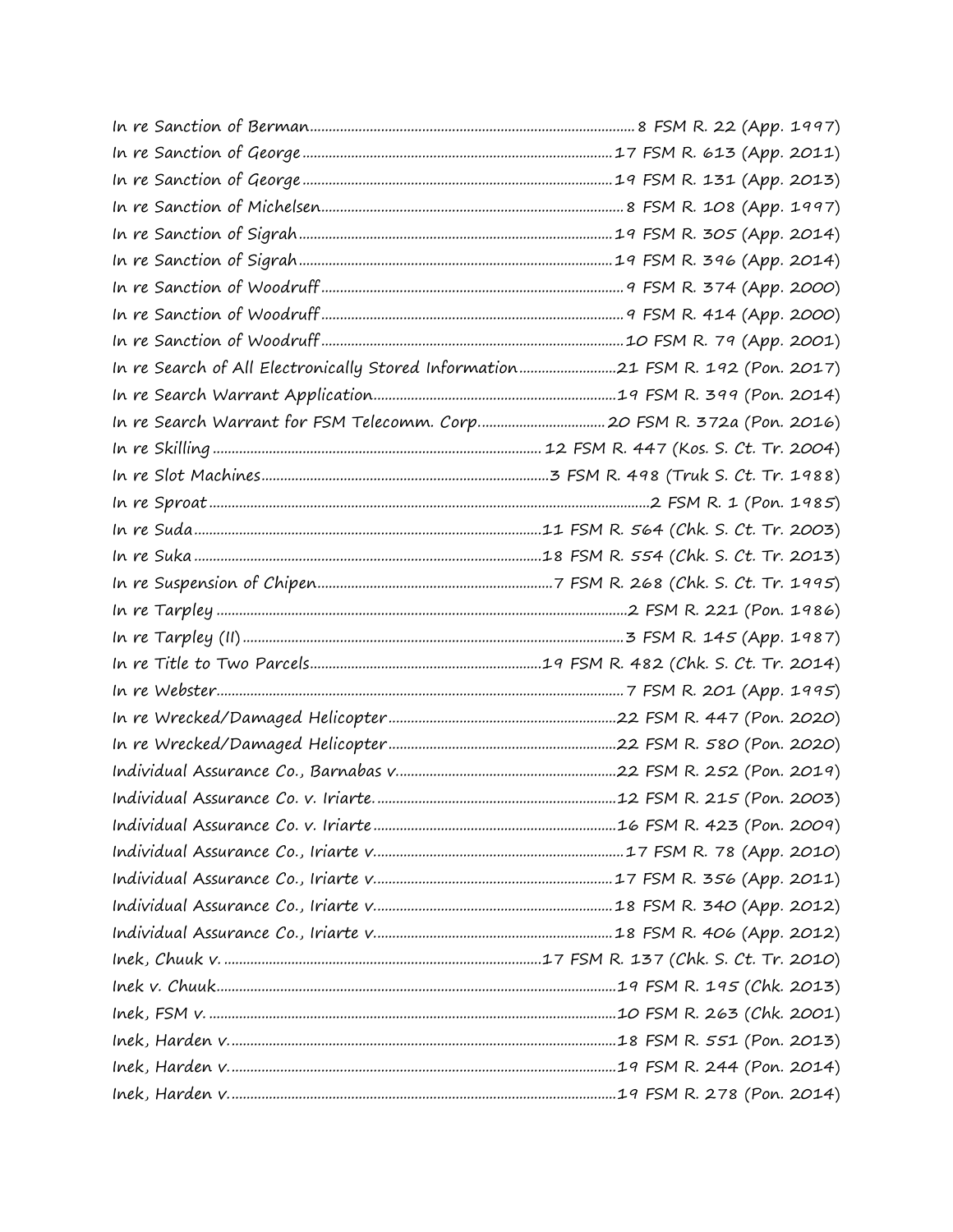In re Sanction of Berman....................................................................................... 8 FSM R. 22 (App. 1997)
In re Sanction of George..................................................................................17 FSM R. 613 (App. 2011)
In re Sanction of George..................................................................................19 FSM R. 131 (App. 2013)
In re Sanction of Michelsen............................................................................... 8 FSM R. 108 (App. 1997)
In re Sanction of Sigrah...................................................................................19 FSM R. 305 (App. 2014)
In re Sanction of Sigrah...................................................................................19 FSM R. 396 (App. 2014)
In re Sanction of Woodruff................................................................................ 9 FSM R. 374 (App. 2000)
In re Sanction of Woodruff................................................................................ 9 FSM R. 414 (App. 2000)
In re Sanction of Woodruff................................................................................10 FSM R. 79 (App. 2001)
In re Search of All Electronically Stored Information...........................21 FSM R. 192 (Pon. 2017)
In re Search Warrant Application.................................................................19 FSM R. 399 (Pon. 2014)
In re Search Warrant for FSM Telecomm. Corp..................................20 FSM R. 372a (Pon. 2016)
In re Skilling......................................................................................... 12 FSM R. 447 (Kos. S. Ct. Tr. 2004)
In re Slot Machines............................................................................3 FSM R. 498 (Truk S. Ct. Tr. 1988)
In re Sproat.......................................................................................................................2 FSM R. 1 (Pon. 1985)
In re Suda..........................................................................................11 FSM R. 564 (Chk. S. Ct. Tr. 2003)
In re Suka..........................................................................................18 FSM R. 554 (Chk. S. Ct. Tr. 2013)
In re Suspension of Chipen...............................................................7 FSM R. 268 (Chk. S. Ct. Tr. 1995)
In re Tarpley ..........................................................................................................2 FSM R. 221 (Pon. 1986)
In re Tarpley (II)....................................................................................................3 FSM R. 145 (App. 1987)
In re Title to Two Parcels.............................................................19 FSM R. 482 (Chk. S. Ct. Tr. 2014)
In re Webster.........................................................................................................7 FSM R. 201 (App. 1995)
In re Wrecked/Damaged Helicopter.............................................................22 FSM R. 447 (Pon. 2020)
In re Wrecked/Damaged Helicopter.............................................................22 FSM R. 580 (Pon. 2020)
Individual Assurance Co., Barnabas v...........................................................22 FSM R. 252 (Pon. 2019)
Individual Assurance Co. v. Iriarte.................................................................12 FSM R. 215 (Pon. 2003)
Individual Assurance Co. v. Iriarte.................................................................16 FSM R. 423 (Pon. 2009)
Individual Assurance Co., Iriarte v..................................................................17 FSM R. 78 (App. 2010)
Individual Assurance Co., Iriarte v................................................................17 FSM R. 356 (App. 2011)
Individual Assurance Co., Iriarte v................................................................18 FSM R. 340 (App. 2012)
Individual Assurance Co., Iriarte v................................................................18 FSM R. 406 (App. 2012)
Inek, Chuuk v. ....................................................................................17 FSM R. 137 (Chk. S. Ct. Tr. 2010)
Inek v. Chuuk.........................................................................................................19 FSM R. 195 (Chk. 2013)
Inek, FSM v. ...........................................................................................................10 FSM R. 263 (Chk. 2001)
Inek, Harden v.......................................................................................................18 FSM R. 551 (Pon. 2013)
Inek, Harden v.......................................................................................................19 FSM R. 244 (Pon. 2014)
Inek, Harden v.......................................................................................................19 FSM R. 278 (Pon. 2014)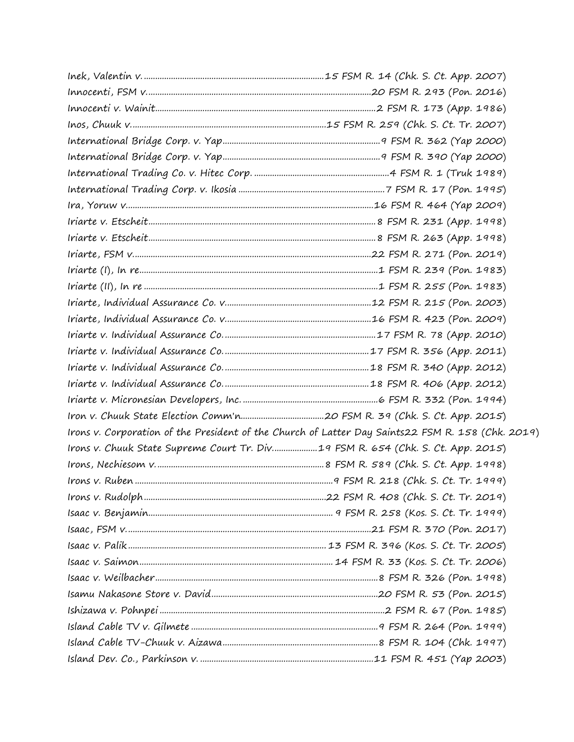Inek, Valentin v. ....................................................................15 FSM R. 14 (Chk. S. Ct. App. 2007)
Innocenti, FSM v. ....................................................................20 FSM R. 293 (Pon. 2016)
Innocenti v. Wainit....................................................................2 FSM R. 173 (App. 1986)
Inos, Chuuk v. ....................................................................15 FSM R. 259 (Chk. S. Ct. Tr. 2007)
International Bridge Corp. v. Yap....................................................................9 FSM R. 362 (Yap 2000)
International Bridge Corp. v. Yap....................................................................9 FSM R. 390 (Yap 2000)
International Trading Co. v. Hitec Corp. ....................................................................4 FSM R. 1 (Truk 1989)
International Trading Corp. v. Ikosia ....................................................................7 FSM R. 17 (Pon. 1995)
Ira, Yoruw v. ....................................................................16 FSM R. 464 (Yap 2009)
Iriarte v. Etscheit....................................................................8 FSM R. 231 (App. 1998)
Iriarte v. Etscheit....................................................................8 FSM R. 263 (App. 1998)
Iriarte, FSM v. ....................................................................22 FSM R. 271 (Pon. 2019)
Iriarte (I), In re....................................................................1 FSM R. 239 (Pon. 1983)
Iriarte (II), In re ....................................................................1 FSM R. 255 (Pon. 1983)
Iriarte, Individual Assurance Co. v. ....................................................................12 FSM R. 215 (Pon. 2003)
Iriarte, Individual Assurance Co. v. ....................................................................16 FSM R. 423 (Pon. 2009)
Iriarte v. Individual Assurance Co. ....................................................................17 FSM R. 78 (App. 2010)
Iriarte v. Individual Assurance Co. ....................................................................17 FSM R. 356 (App. 2011)
Iriarte v. Individual Assurance Co. ....................................................................18 FSM R. 340 (App. 2012)
Iriarte v. Individual Assurance Co. ....................................................................18 FSM R. 406 (App. 2012)
Iriarte v. Micronesian Developers, Inc. ....................................................................6 FSM R. 332 (Pon. 1994)
Iron v. Chuuk State Election Comm'n....................................................................20 FSM R. 39 (Chk. S. Ct. App. 2015)
Irons v. Corporation of the President of the Church of Latter Day Saints22 FSM R. 158 (Chk. 2019)
Irons v. Chuuk State Supreme Court Tr. Div. ....................................................................19 FSM R. 654 (Chk. S. Ct. App. 2015)
Irons, Nechiesom v. ....................................................................8 FSM R. 589 (Chk. S. Ct. App. 1998)
Irons v. Ruben ....................................................................9 FSM R. 218 (Chk. S. Ct. Tr. 1999)
Irons v. Rudolph....................................................................22 FSM R. 408 (Chk. S. Ct. Tr. 2019)
Isaac v. Benjamin.................................................................... 9 FSM R. 258 (Kos. S. Ct. Tr. 1999)
Isaac, FSM v. ....................................................................21 FSM R. 370 (Pon. 2017)
Isaac v. Palik.................................................................... 13 FSM R. 396 (Kos. S. Ct. Tr. 2005)
Isaac v. Saimon.................................................................... 14 FSM R. 33 (Kos. S. Ct. Tr. 2006)
Isaac v. Weilbacher....................................................................8 FSM R. 326 (Pon. 1998)
Isamu Nakasone Store v. David....................................................................20 FSM R. 53 (Pon. 2015)
Ishizawa v. Pohnpei ....................................................................2 FSM R. 67 (Pon. 1985)
Island Cable TV v. Gilmete ....................................................................9 FSM R. 264 (Pon. 1999)
Island Cable TV-Chuuk v. Aizawa....................................................................8 FSM R. 104 (Chk. 1997)
Island Dev. Co., Parkinson v. ....................................................................11 FSM R. 451 (Yap 2003)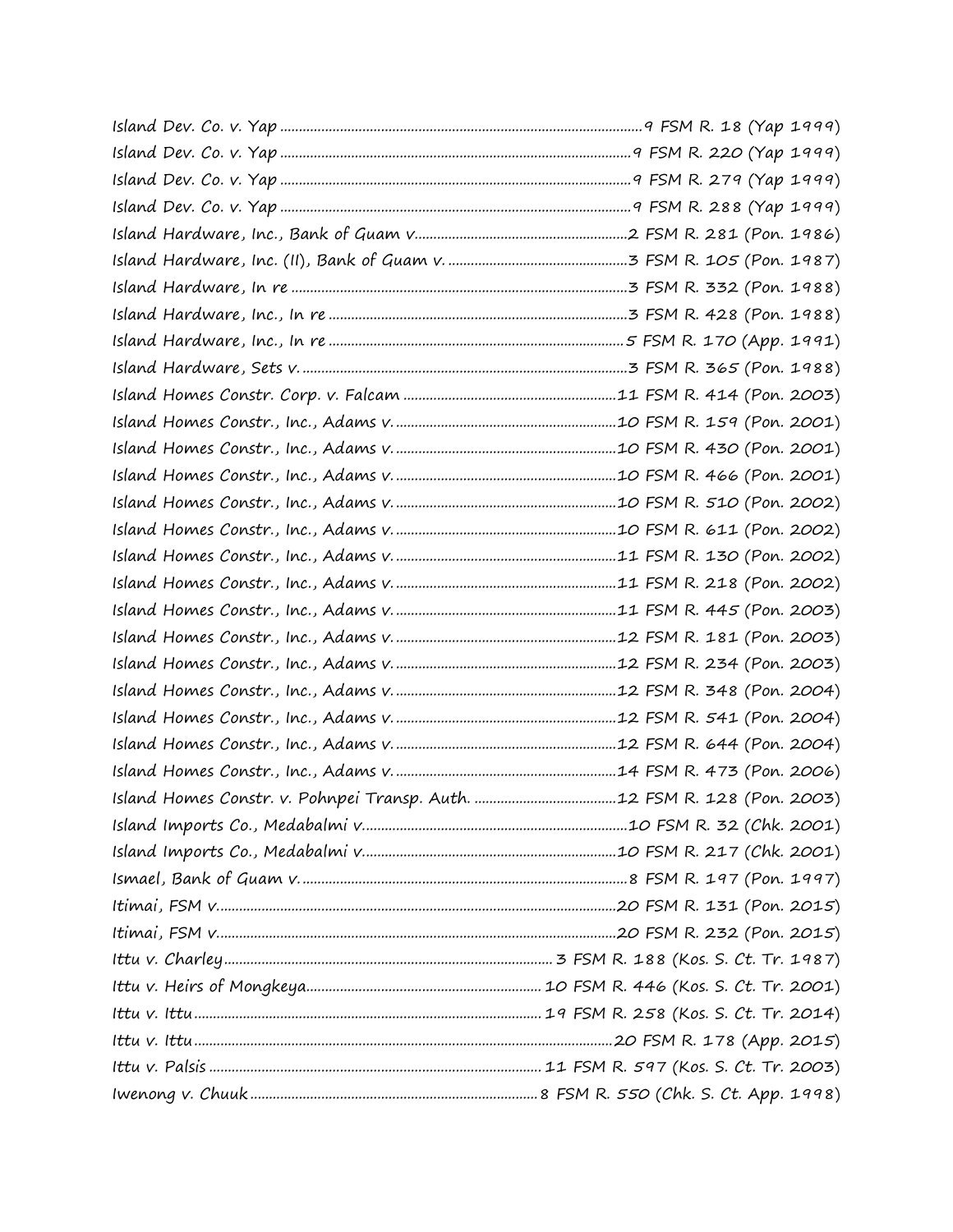Island Dev. Co. v. Yap ....................................................................................................9 FSM R. 18 (Yap 1999)
Island Dev. Co. v. Yap ..................................................................................................9 FSM R. 220 (Yap 1999)
Island Dev. Co. v. Yap ..................................................................................................9 FSM R. 279 (Yap 1999)
Island Dev. Co. v. Yap ..................................................................................................9 FSM R. 288 (Yap 1999)
Island Hardware, Inc., Bank of Guam v. ........................................................2 FSM R. 281 (Pon. 1986)
Island Hardware, Inc. (II), Bank of Guam v. ...............................................3 FSM R. 105 (Pon. 1987)
Island Hardware, In re .........................................................................................3 FSM R. 332 (Pon. 1988)
Island Hardware, Inc., In re ...............................................................................3 FSM R. 428 (Pon. 1988)
Island Hardware, Inc., In re ...............................................................................5 FSM R. 170 (App. 1991)
Island Hardware, Sets v. ......................................................................................3 FSM R. 365 (Pon. 1988)
Island Homes Constr. Corp. v. Falcam ..........................................................11 FSM R. 414 (Pon. 2003)
Island Homes Constr., Inc., Adams v. ............................................................10 FSM R. 159 (Pon. 2001)
Island Homes Constr., Inc., Adams v. ............................................................10 FSM R. 430 (Pon. 2001)
Island Homes Constr., Inc., Adams v. ............................................................10 FSM R. 466 (Pon. 2001)
Island Homes Constr., Inc., Adams v. ............................................................10 FSM R. 510 (Pon. 2002)
Island Homes Constr., Inc., Adams v. ............................................................10 FSM R. 611 (Pon. 2002)
Island Homes Constr., Inc., Adams v. ............................................................11 FSM R. 130 (Pon. 2002)
Island Homes Constr., Inc., Adams v. ............................................................11 FSM R. 218 (Pon. 2002)
Island Homes Constr., Inc., Adams v. ............................................................11 FSM R. 445 (Pon. 2003)
Island Homes Constr., Inc., Adams v. ............................................................12 FSM R. 181 (Pon. 2003)
Island Homes Constr., Inc., Adams v. ............................................................12 FSM R. 234 (Pon. 2003)
Island Homes Constr., Inc., Adams v. ............................................................12 FSM R. 348 (Pon. 2004)
Island Homes Constr., Inc., Adams v. ............................................................12 FSM R. 541 (Pon. 2004)
Island Homes Constr., Inc., Adams v. ............................................................12 FSM R. 644 (Pon. 2004)
Island Homes Constr., Inc., Adams v. ............................................................14 FSM R. 473 (Pon. 2006)
Island Homes Constr. v. Pohnpei Transp. Auth. .......................................12 FSM R. 128 (Pon. 2003)
Island Imports Co., Medabalmi v. .....................................................................10 FSM R. 32 (Chk. 2001)
Island Imports Co., Medabalmi v. ...................................................................10 FSM R. 217 (Chk. 2001)
Ismael, Bank of Guam v. ......................................................................................8 FSM R. 197 (Pon. 1997)
Itimai, FSM v. ........................................................................................................20 FSM R. 131 (Pon. 2015)
Itimai, FSM v. ........................................................................................................20 FSM R. 232 (Pon. 2015)
Ittu v. Charley ......................................................................................3 FSM R. 188 (Kos. S. Ct. Tr. 1987)
Ittu v. Heirs of Mongkeya.................................................................10 FSM R. 446 (Kos. S. Ct. Tr. 2001)
Ittu v. Ittu ..........................................................................................19 FSM R. 258 (Kos. S. Ct. Tr. 2014)
Ittu v. Ittu ..............................................................................................................20 FSM R. 178 (App. 2015)
Ittu v. Palsis .......................................................................................11 FSM R. 597 (Kos. S. Ct. Tr. 2003)
Iwenong v. Chuuk ...............................................................................8 FSM R. 550 (Chk. S. Ct. App. 1998)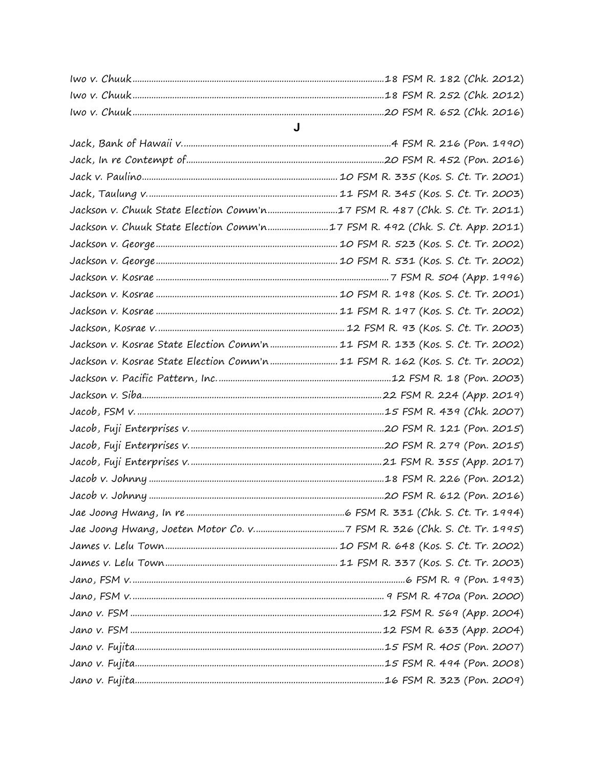Iwo v. Chuuk ........................................ 18 FSM R. 182 (Chk. 2012)
Iwo v. Chuuk ........................................ 18 FSM R. 252 (Chk. 2012)
Iwo v. Chuuk ........................................ 20 FSM R. 652 (Chk. 2016)

## J

Jack, Bank of Hawaii v. ........................................ 4 FSM R. 216 (Pon. 1990)
Jack, In re Contempt of ........................................ 20 FSM R. 452 (Pon. 2016)
Jack v. Paulino ........................................ 10 FSM R. 335 (Kos. S. Ct. Tr. 2001)
Jack, Taulung v. ........................................ 11 FSM R. 345 (Kos. S. Ct. Tr. 2003)
Jackson v. Chuuk State Election Comm'n ........................................ 17 FSM R. 487 (Chk. S. Ct. Tr. 2011)
Jackson v. Chuuk State Election Comm'n ........................................ 17 FSM R. 492 (Chk. S. Ct. App. 2011)
Jackson v. George ........................................ 10 FSM R. 523 (Kos. S. Ct. Tr. 2002)
Jackson v. George ........................................ 10 FSM R. 531 (Kos. S. Ct. Tr. 2002)
Jackson v. Kosrae ........................................ 7 FSM R. 504 (App. 1996)
Jackson v. Kosrae ........................................ 10 FSM R. 198 (Kos. S. Ct. Tr. 2001)
Jackson v. Kosrae ........................................ 11 FSM R. 197 (Kos. S. Ct. Tr. 2002)
Jackson, Kosrae v. ........................................ 12 FSM R. 93 (Kos. S. Ct. Tr. 2003)
Jackson v. Kosrae State Election Comm'n ........................................ 11 FSM R. 133 (Kos. S. Ct. Tr. 2002)
Jackson v. Kosrae State Election Comm'n ........................................ 11 FSM R. 162 (Kos. S. Ct. Tr. 2002)
Jackson v. Pacific Pattern, Inc. ........................................ 12 FSM R. 18 (Pon. 2003)
Jackson v. Siba ........................................ 22 FSM R. 224 (App. 2019)
Jacob, FSM v. ........................................ 15 FSM R. 439 (Chk. 2007)
Jacob, Fuji Enterprises v. ........................................ 20 FSM R. 121 (Pon. 2015)
Jacob, Fuji Enterprises v. ........................................ 20 FSM R. 279 (Pon. 2015)
Jacob, Fuji Enterprises v. ........................................ 21 FSM R. 355 (App. 2017)
Jacob v. Johnny ........................................ 18 FSM R. 226 (Pon. 2012)
Jacob v. Johnny ........................................ 20 FSM R. 612 (Pon. 2016)
Jae Joong Hwang, In re ........................................ 6 FSM R. 331 (Chk. S. Ct. Tr. 1994)
Jae Joong Hwang, Joeten Motor Co. v. ........................................ 7 FSM R. 326 (Chk. S. Ct. Tr. 1995)
James v. Lelu Town ........................................ 10 FSM R. 648 (Kos. S. Ct. Tr. 2002)
James v. Lelu Town ........................................ 11 FSM R. 337 (Kos. S. Ct. Tr. 2003)
Jano, FSM v. ........................................ 6 FSM R. 9 (Pon. 1993)
Jano, FSM v. ........................................ 9 FSM R. 470a (Pon. 2000)
Jano v. FSM ........................................ 12 FSM R. 569 (App. 2004)
Jano v. FSM ........................................ 12 FSM R. 633 (App. 2004)
Jano v. Fujita ........................................ 15 FSM R. 405 (Pon. 2007)
Jano v. Fujita ........................................ 15 FSM R. 494 (Pon. 2008)
Jano v. Fujita ........................................ 16 FSM R. 323 (Pon. 2009)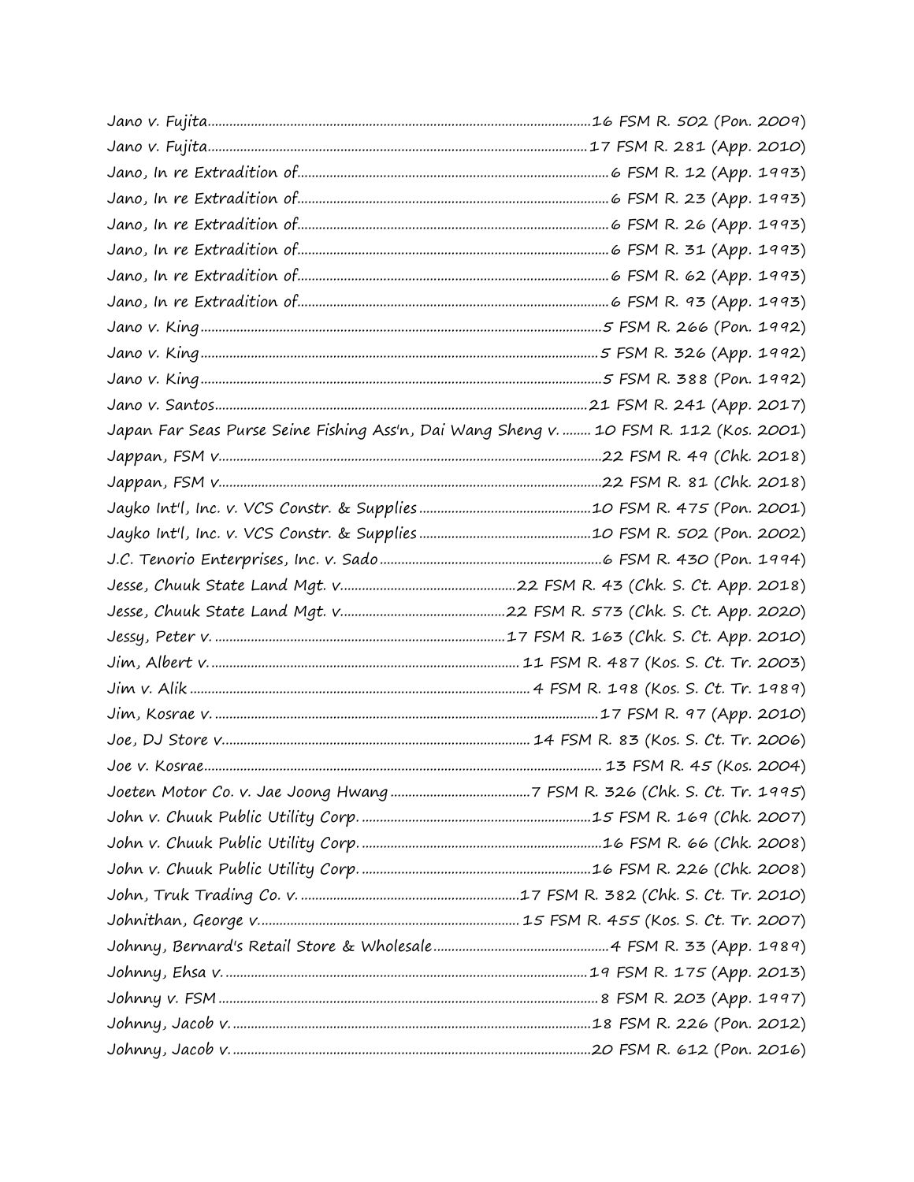Jano v. Fujita ............................................................ 16 FSM R. 502 (Pon. 2009)
Jano v. Fujita ............................................................ 17 FSM R. 281 (App. 2010)
Jano, In re Extradition of ............................................................ 6 FSM R. 12 (App. 1993)
Jano, In re Extradition of ............................................................ 6 FSM R. 23 (App. 1993)
Jano, In re Extradition of ............................................................ 6 FSM R. 26 (App. 1993)
Jano, In re Extradition of ............................................................ 6 FSM R. 31 (App. 1993)
Jano, In re Extradition of ............................................................ 6 FSM R. 62 (App. 1993)
Jano, In re Extradition of ............................................................ 6 FSM R. 93 (App. 1993)
Jano v. King ............................................................ 5 FSM R. 266 (Pon. 1992)
Jano v. King ............................................................ 5 FSM R. 326 (App. 1992)
Jano v. King ............................................................ 5 FSM R. 388 (Pon. 1992)
Jano v. Santos ............................................................ 21 FSM R. 241 (App. 2017)
Japan Far Seas Purse Seine Fishing Ass'n, Dai Wang Sheng v. ........ 10 FSM R. 112 (Kos. 2001)
Jappan, FSM v. ............................................................ 22 FSM R. 49 (Chk. 2018)
Jappan, FSM v. ............................................................ 22 FSM R. 81 (Chk. 2018)
Jayko Int'l, Inc. v. VCS Constr. & Supplies ............................................................ 10 FSM R. 475 (Pon. 2001)
Jayko Int'l, Inc. v. VCS Constr. & Supplies ............................................................ 10 FSM R. 502 (Pon. 2002)
J.C. Tenorio Enterprises, Inc. v. Sado ............................................................ 6 FSM R. 430 (Pon. 1994)
Jesse, Chuuk State Land Mgt. v. ............................................................ 22 FSM R. 43 (Chk. S. Ct. App. 2018)
Jesse, Chuuk State Land Mgt. v. ............................................................ 22 FSM R. 573 (Chk. S. Ct. App. 2020)
Jessy, Peter v. ............................................................ 17 FSM R. 163 (Chk. S. Ct. App. 2010)
Jim, Albert v. ............................................................ 11 FSM R. 487 (Kos. S. Ct. Tr. 2003)
Jim v. Alik ............................................................ 4 FSM R. 198 (Kos. S. Ct. Tr. 1989)
Jim, Kosrae v. ............................................................ 17 FSM R. 97 (App. 2010)
Joe, DJ Store v. ............................................................ 14 FSM R. 83 (Kos. S. Ct. Tr. 2006)
Joe v. Kosrae ............................................................ 13 FSM R. 45 (Kos. 2004)
Joeten Motor Co. v. Jae Joong Hwang ............................................................ 7 FSM R. 326 (Chk. S. Ct. Tr. 1995)
John v. Chuuk Public Utility Corp. ............................................................ 15 FSM R. 169 (Chk. 2007)
John v. Chuuk Public Utility Corp. ............................................................ 16 FSM R. 66 (Chk. 2008)
John v. Chuuk Public Utility Corp. ............................................................ 16 FSM R. 226 (Chk. 2008)
John, Truk Trading Co. v. ............................................................ 17 FSM R. 382 (Chk. S. Ct. Tr. 2010)
Johnithan, George v. ............................................................ 15 FSM R. 455 (Kos. S. Ct. Tr. 2007)
Johnny, Bernard's Retail Store & Wholesale ............................................................ 4 FSM R. 33 (App. 1989)
Johnny, Ehsa v. ............................................................ 19 FSM R. 175 (App. 2013)
Johnny v. FSM ............................................................ 8 FSM R. 203 (App. 1997)
Johnny, Jacob v. ............................................................ 18 FSM R. 226 (Pon. 2012)
Johnny, Jacob v. ............................................................ 20 FSM R. 612 (Pon. 2016)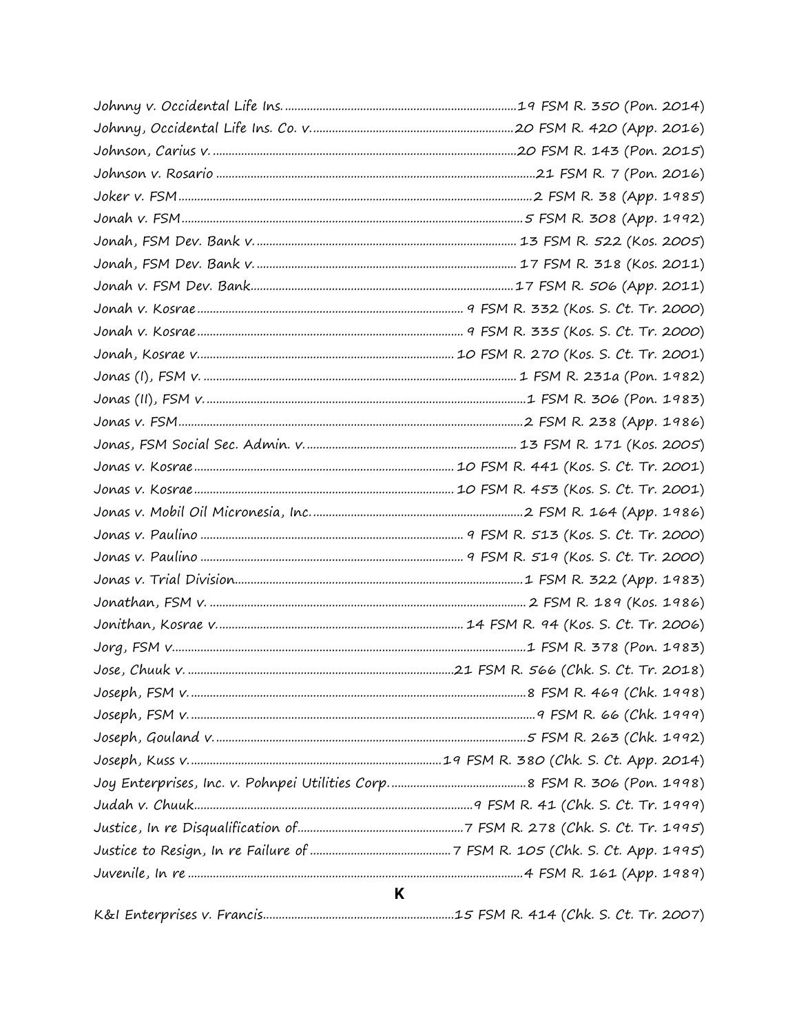Johnny v. Occidental Life Ins. ........................................................................19 FSM R. 350 (Pon. 2014)
Johnny, Occidental Life Ins. Co. v. ................................................................20 FSM R. 420 (App. 2016)
Johnson, Carius v. .................................................................................................20 FSM R. 143 (Pon. 2015)
Johnson v. Rosario ....................................................................................................21 FSM R. 7 (Pon. 2016)
Joker v. FSM ...............................................................................................................2 FSM R. 38 (App. 1985)
Jonah v. FSM ...........................................................................................................5 FSM R. 308 (App. 1992)
Jonah, FSM Dev. Bank v. .................................................................................. 13 FSM R. 522 (Kos. 2005)
Jonah, FSM Dev. Bank v. .................................................................................. 17 FSM R. 318 (Kos. 2011)
Jonah v. FSM Dev. Bank..................................................................................17 FSM R. 506 (App. 2011)
Jonah v. Kosrae .................................................................................... 9 FSM R. 332 (Kos. S. Ct. Tr. 2000)
Jonah v. Kosrae .................................................................................... 9 FSM R. 335 (Kos. S. Ct. Tr. 2000)
Jonah, Kosrae v. ................................................................................ 10 FSM R. 270 (Kos. S. Ct. Tr. 2001)
Jonas (I), FSM v. ................................................................................................... 1 FSM R. 231a (Pon. 1982)
Jonas (II), FSM v. ....................................................................................................1 FSM R. 306 (Pon. 1983)
Jonas v. FSM ...........................................................................................................2 FSM R. 238 (App. 1986)
Jonas, FSM Social Sec. Admin. v. ................................................................... 13 FSM R. 171 (Kos. 2005)
Jonas v. Kosrae .................................................................................. 10 FSM R. 441 (Kos. S. Ct. Tr. 2001)
Jonas v. Kosrae .................................................................................. 10 FSM R. 453 (Kos. S. Ct. Tr. 2001)
Jonas v. Mobil Oil Micronesia, Inc. ..................................................................2 FSM R. 164 (App. 1986)
Jonas v. Paulino ................................................................................... 9 FSM R. 513 (Kos. S. Ct. Tr. 2000)
Jonas v. Paulino ................................................................................... 9 FSM R. 519 (Kos. S. Ct. Tr. 2000)
Jonas v. Trial Division..........................................................................................1 FSM R. 322 (App. 1983)
Jonathan, FSM v. .................................................................................................... 2 FSM R. 189 (Kos. 1986)
Jonithan, Kosrae v. .............................................................................. 14 FSM R. 94 (Kos. S. Ct. Tr. 2006)
Jorg, FSM v. ...............................................................................................................1 FSM R. 378 (Pon. 1983)
Jose, Chuuk v. .....................................................................................21 FSM R. 566 (Chk. S. Ct. Tr. 2018)
Joseph, FSM v. .........................................................................................................8 FSM R. 469 (Chk. 1998)
Joseph, FSM v. ...........................................................................................................9 FSM R. 66 (Chk. 1999)
Joseph, Gouland v. .................................................................................................5 FSM R. 263 (Chk. 1992)
Joseph, Kuss v. ................................................................................19 FSM R. 380 (Chk. S. Ct. App. 2014)
Joy Enterprises, Inc. v. Pohnpei Utilities Corp. ...........................................8 FSM R. 306 (Pon. 1998)
Judah v. Chuuk.........................................................................................9 FSM R. 41 (Chk. S. Ct. Tr. 1999)
Justice, In re Disqualification of.....................................................7 FSM R. 278 (Chk. S. Ct. Tr. 1995)
Justice to Resign, In re Failure of ............................................7 FSM R. 105 (Chk. S. Ct. App. 1995)
Juvenile, In re ..........................................................................................................4 FSM R. 161 (App. 1989)

## K

K&I Enterprises v. Francis............................................................15 FSM R. 414 (Chk. S. Ct. Tr. 2007)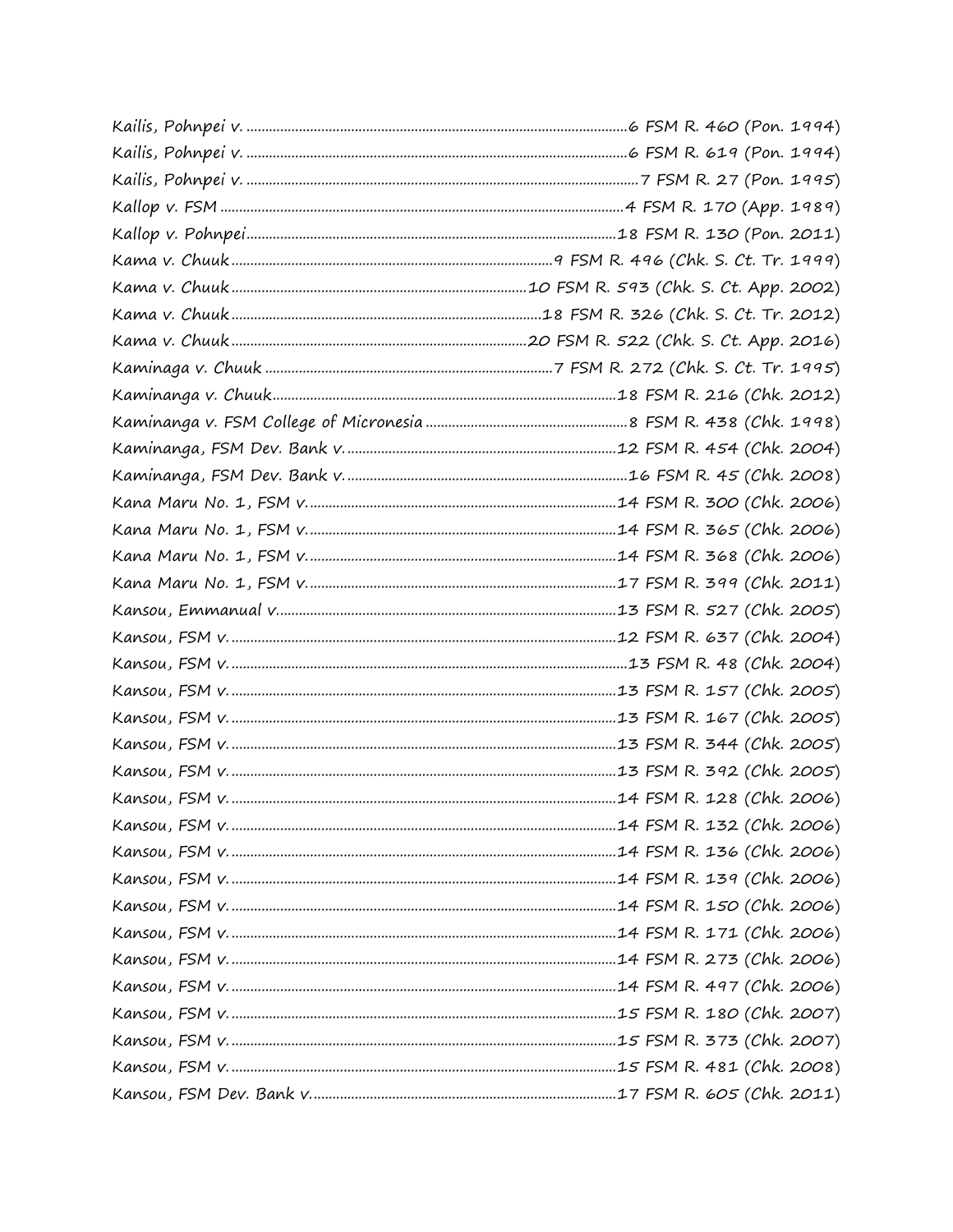Kailis, Pohnpei v. ....................................................................................6 FSM R. 460 (Pon. 1994)
Kailis, Pohnpei v. ....................................................................................6 FSM R. 619 (Pon. 1994)
Kailis, Pohnpei v. ......................................................................................7 FSM R. 27 (Pon. 1995)
Kallop v. FSM ..........................................................................................4 FSM R. 170 (App. 1989)
Kallop v. Pohnpei.................................................................................18 FSM R. 130 (Pon. 2011)
Kama v. Chuuk.....................................................................9 FSM R. 496 (Chk. S. Ct. Tr. 1999)
Kama v. Chuuk............................................................10 FSM R. 593 (Chk. S. Ct. App. 2002)
Kama v. Chuuk.................................................................18 FSM R. 326 (Chk. S. Ct. Tr. 2012)
Kama v. Chuuk............................................................20 FSM R. 522 (Chk. S. Ct. App. 2016)
Kaminaga v. Chuuk ............................................................7 FSM R. 272 (Chk. S. Ct. Tr. 1995)
Kaminanga v. Chuuk..........................................................................18 FSM R. 216 (Chk. 2012)
Kaminanga v. FSM College of Micronesia .....................................................8 FSM R. 438 (Chk. 1998)
Kaminanga, FSM Dev. Bank v. ......................................................................12 FSM R. 454 (Chk. 2004)
Kaminanga, FSM Dev. Bank v. ..........................................................................16 FSM R. 45 (Chk. 2008)
Kana Maru No. 1, FSM v. ................................................................................14 FSM R. 300 (Chk. 2006)
Kana Maru No. 1, FSM v. ................................................................................14 FSM R. 365 (Chk. 2006)
Kana Maru No. 1, FSM v. ................................................................................14 FSM R. 368 (Chk. 2006)
Kana Maru No. 1, FSM v. ................................................................................17 FSM R. 399 (Chk. 2011)
Kansou, Emmanual v.........................................................................................13 FSM R. 527 (Chk. 2005)
Kansou, FSM v. .....................................................................................................12 FSM R. 637 (Chk. 2004)
Kansou, FSM v. .......................................................................................................13 FSM R. 48 (Chk. 2004)
Kansou, FSM v. .....................................................................................................13 FSM R. 157 (Chk. 2005)
Kansou, FSM v. .....................................................................................................13 FSM R. 167 (Chk. 2005)
Kansou, FSM v. .....................................................................................................13 FSM R. 344 (Chk. 2005)
Kansou, FSM v. .....................................................................................................13 FSM R. 392 (Chk. 2005)
Kansou, FSM v. .....................................................................................................14 FSM R. 128 (Chk. 2006)
Kansou, FSM v. .....................................................................................................14 FSM R. 132 (Chk. 2006)
Kansou, FSM v. .....................................................................................................14 FSM R. 136 (Chk. 2006)
Kansou, FSM v. .....................................................................................................14 FSM R. 139 (Chk. 2006)
Kansou, FSM v. .....................................................................................................14 FSM R. 150 (Chk. 2006)
Kansou, FSM v. .....................................................................................................14 FSM R. 171 (Chk. 2006)
Kansou, FSM v. .....................................................................................................14 FSM R. 273 (Chk. 2006)
Kansou, FSM v. .....................................................................................................14 FSM R. 497 (Chk. 2006)
Kansou, FSM v. .....................................................................................................15 FSM R. 180 (Chk. 2007)
Kansou, FSM v. .....................................................................................................15 FSM R. 373 (Chk. 2007)
Kansou, FSM v. .....................................................................................................15 FSM R. 481 (Chk. 2008)
Kansou, FSM Dev. Bank v. ................................................................................17 FSM R. 605 (Chk. 2011)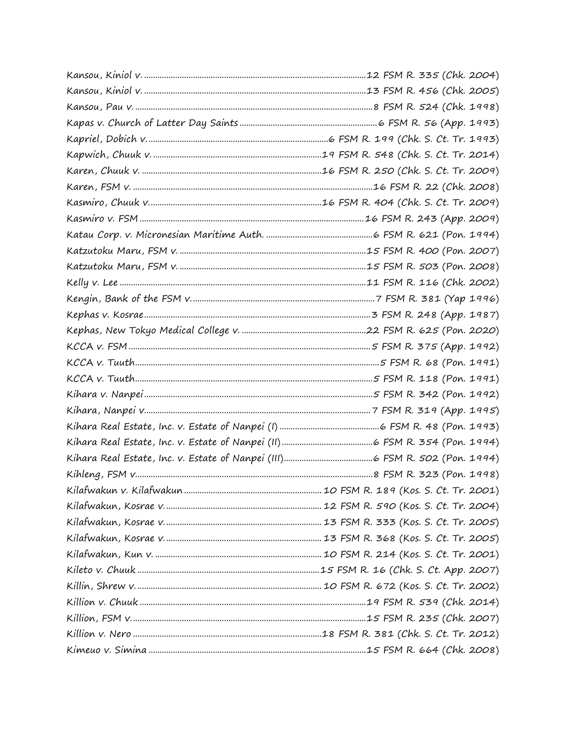Kansou, Kiniol v. ....................................................................................................12 FSM R. 335 (Chk. 2004)
Kansou, Kiniol v. ....................................................................................................13 FSM R. 456 (Chk. 2005)
Kansou, Pau v. ........................................................................................................8 FSM R. 524 (Chk. 1998)
Kapas v. Church of Latter Day Saints ..............................................................6 FSM R. 56 (App. 1993)
Kapriel, Dobich v. ..................................................................................6 FSM R. 199 (Chk. S. Ct. Tr. 1993)
Kapwich, Chuuk v. ...............................................................................19 FSM R. 548 (Chk. S. Ct. Tr. 2014)
Karen, Chuuk v. ...................................................................................16 FSM R. 250 (Chk. S. Ct. Tr. 2009)
Karen, FSM v. .........................................................................................................16 FSM R. 22 (Chk. 2008)
Kasmiro, Chuuk v. ................................................................................16 FSM R. 404 (Chk. S. Ct. Tr. 2009)
Kasmiro v. FSM .....................................................................................................16 FSM R. 243 (App. 2009)
Katau Corp. v. Micronesian Maritime Auth. ....................................................6 FSM R. 621 (Pon. 1994)
Katzutoku Maru, FSM v. ......................................................................................15 FSM R. 400 (Pon. 2007)
Katzutoku Maru, FSM v. ......................................................................................15 FSM R. 503 (Pon. 2008)
Kelly v. Lee ...........................................................................................................11 FSM R. 116 (Chk. 2002)
Kengin, Bank of the FSM v. .....................................................................................7 FSM R. 381 (Yap 1996)
Kephas v. Kosrae.....................................................................................................3 FSM R. 248 (App. 1987)
Kephas, New Tokyo Medical College v. ..........................................................22 FSM R. 625 (Pon. 2020)
KCCA v. FSM ............................................................................................................5 FSM R. 375 (App. 1992)
KCCA v. Tuuth............................................................................................................5 FSM R. 68 (Pon. 1991)
KCCA v. Tuuth..........................................................................................................5 FSM R. 118 (Pon. 1991)
Kihara v. Nanpei ......................................................................................................5 FSM R. 342 (Pon. 1992)
Kihara, Nanpei v......................................................................................................7 FSM R. 319 (App. 1995)
Kihara Real Estate, Inc. v. Estate of Nanpei (I) .............................................6 FSM R. 48 (Pon. 1993)
Kihara Real Estate, Inc. v. Estate of Nanpei (II).........................................6 FSM R. 354 (Pon. 1994)
Kihara Real Estate, Inc. v. Estate of Nanpei (III)........................................6 FSM R. 502 (Pon. 1994)
Kihleng, FSM v.........................................................................................................8 FSM R. 323 (Pon. 1998)
Kilafwakun v. Kilafwakun .............................................................10 FSM R. 189 (Kos. S. Ct. Tr. 2001)
Kilafwakun, Kosrae v. .....................................................................12 FSM R. 590 (Kos. S. Ct. Tr. 2004)
Kilafwakun, Kosrae v. .....................................................................13 FSM R. 333 (Kos. S. Ct. Tr. 2005)
Kilafwakun, Kosrae v. .....................................................................13 FSM R. 368 (Kos. S. Ct. Tr. 2005)
Kilafwakun, Kun v. ..........................................................................10 FSM R. 214 (Kos. S. Ct. Tr. 2001)
Kileto v. Chuuk ....................................................................................15 FSM R. 16 (Chk. S. Ct. App. 2007)
Killin, Shrew v. ..................................................................................10 FSM R. 672 (Kos. S. Ct. Tr. 2002)
Killion v. Chuuk ......................................................................................................19 FSM R. 539 (Chk. 2014)
Killion, FSM v..........................................................................................................15 FSM R. 235 (Chk. 2007)
Killion v. Nero ......................................................................................18 FSM R. 381 (Chk. S. Ct. Tr. 2012)
Kimeuo v. Simina ...................................................................................................15 FSM R. 664 (Chk. 2008)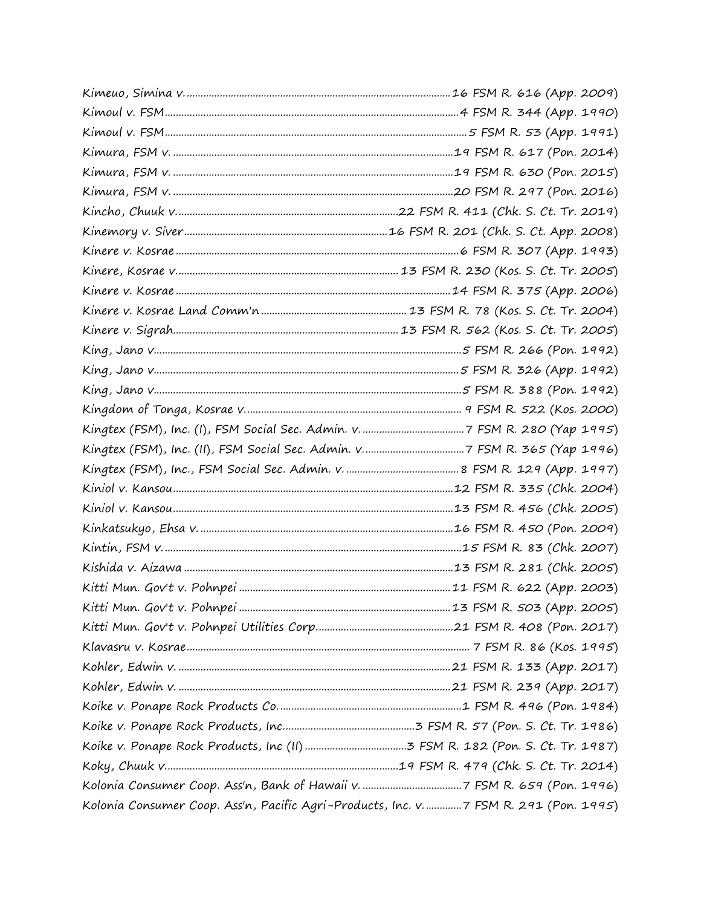Kimeuo, Simina v. ....................................................................................16 FSM R. 616 (App. 2009)
Kimoul v. FSM.......................................................................................4 FSM R. 344 (App. 1990)
Kimoul v. FSM.........................................................................................5 FSM R. 53 (App. 1991)
Kimura, FSM v. ......................................................................................19 FSM R. 617 (Pon. 2014)
Kimura, FSM v. ......................................................................................19 FSM R. 630 (Pon. 2015)
Kimura, FSM v. ......................................................................................20 FSM R. 297 (Pon. 2016)
Kincho, Chuuk v. ..................................................................22 FSM R. 411 (Chk. S. Ct. Tr. 2019)
Kinemory v. Siver.............................................................16 FSM R. 201 (Chk. S. Ct. App. 2008)
Kinere v. Kosrae .......................................................................................6 FSM R. 307 (App. 1993)
Kinere, Kosrae v. ...................................................................13 FSM R. 230 (Kos. S. Ct. Tr. 2005)
Kinere v. Kosrae ....................................................................................14 FSM R. 375 (App. 2006)
Kinere v. Kosrae Land Comm'n ...........................................13 FSM R. 78 (Kos. S. Ct. Tr. 2004)
Kinere v. Sigrah......................................................................13 FSM R. 562 (Kos. S. Ct. Tr. 2005)
King, Jano v. ...........................................................................................5 FSM R. 266 (Pon. 1992)
King, Jano v. ...........................................................................................5 FSM R. 326 (App. 1992)
King, Jano v. ...........................................................................................5 FSM R. 388 (Pon. 1992)
Kingdom of Tonga, Kosrae v. .................................................................. 9 FSM R. 522 (Kos. 2000)
Kingtex (FSM), Inc. (I), FSM Social Sec. Admin. v. ..........................................7 FSM R. 280 (Yap 1995)
Kingtex (FSM), Inc. (II), FSM Social Sec. Admin. v. ........................................7 FSM R. 365 (Yap 1996)
Kingtex (FSM), Inc., FSM Social Sec. Admin. v. ............................................8 FSM R. 129 (App. 1997)
Kiniol v. Kansou.....................................................................................12 FSM R. 335 (Chk. 2004)
Kiniol v. Kansou.....................................................................................13 FSM R. 456 (Chk. 2005)
Kinkatsukyo, Ehsa v. .............................................................................16 FSM R. 450 (Pon. 2009)
Kintin, FSM v. .........................................................................................15 FSM R. 83 (Chk. 2007)
Kishida v. Aizawa ..................................................................................13 FSM R. 281 (Chk. 2005)
Kitti Mun. Gov't v. Pohnpei ....................................................................11 FSM R. 622 (App. 2003)
Kitti Mun. Gov't v. Pohnpei ....................................................................13 FSM R. 503 (App. 2005)
Kitti Mun. Gov't v. Pohnpei Utilities Corp. ..............................................21 FSM R. 408 (Pon. 2017)
Klavasru v. Kosrae ....................................................................................... 7 FSM R. 86 (Kos. 1995)
Kohler, Edwin v. .....................................................................................21 FSM R. 133 (App. 2017)
Kohler, Edwin v. .....................................................................................21 FSM R. 239 (App. 2017)
Koike v. Ponape Rock Products Co. .........................................................1 FSM R. 496 (Pon. 1984)
Koike v. Ponape Rock Products, Inc. ..........................................3 FSM R. 57 (Pon. S. Ct. Tr. 1986)
Koike v. Ponape Rock Products, Inc (II) .....................................3 FSM R. 182 (Pon. S. Ct. Tr. 1987)
Koky, Chuuk v. ......................................................................19 FSM R. 479 (Chk. S. Ct. Tr. 2014)
Kolonia Consumer Coop. Ass'n, Bank of Hawaii v. ......................................7 FSM R. 659 (Pon. 1996)
Kolonia Consumer Coop. Ass'n, Pacific Agri-Products, Inc. v. .............7 FSM R. 291 (Pon. 1995)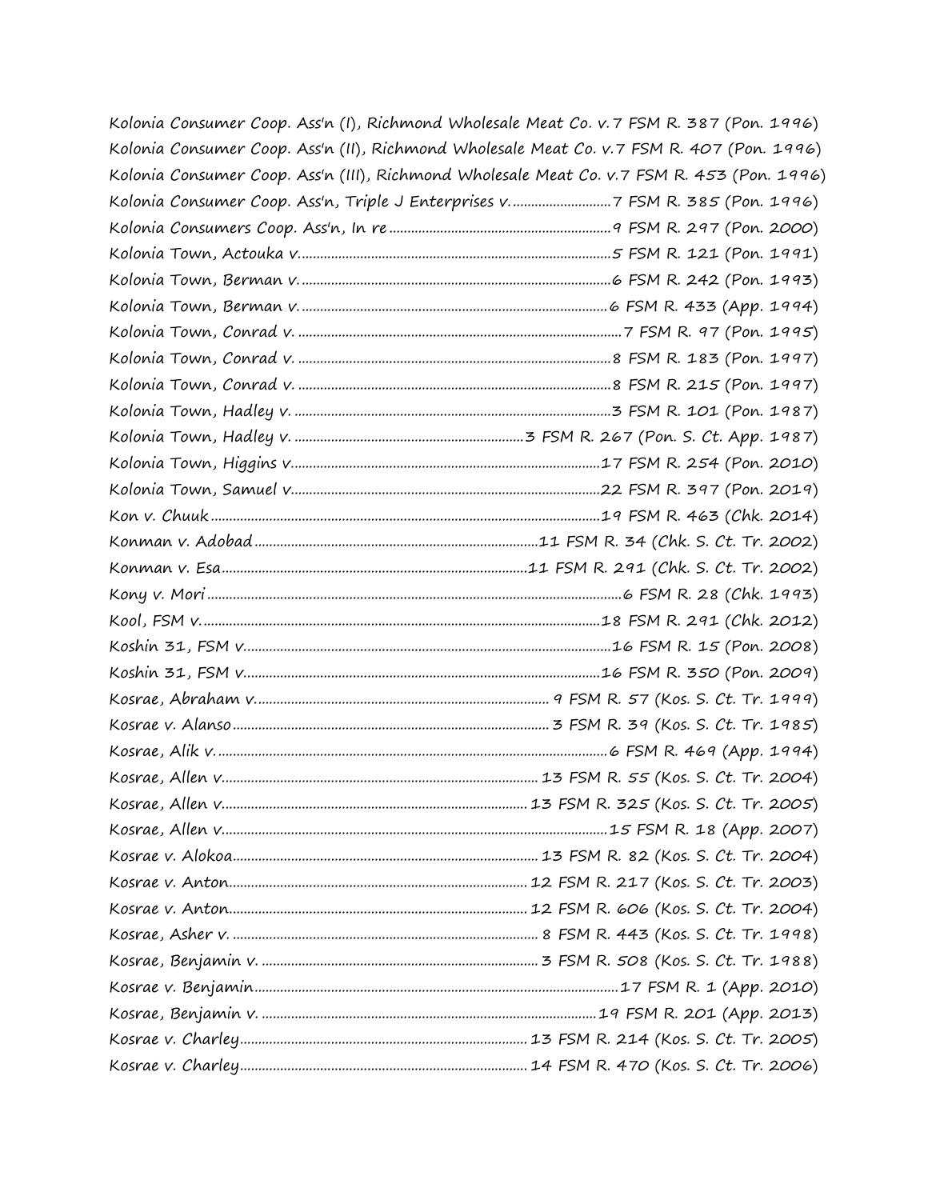Kolonia Consumer Coop. Ass'n (I), Richmond Wholesale Meat Co. v. 7 FSM R. 387 (Pon. 1996)
Kolonia Consumer Coop. Ass'n (II), Richmond Wholesale Meat Co. v. 7 FSM R. 407 (Pon. 1996)
Kolonia Consumer Coop. Ass'n (III), Richmond Wholesale Meat Co. v. 7 FSM R. 453 (Pon. 1996)
Kolonia Consumer Coop. Ass'n, Triple J Enterprises v. ........................... 7 FSM R. 385 (Pon. 1996)
Kolonia Consumers Coop. Ass'n, In re ........................................................... 9 FSM R. 297 (Pon. 2000)
Kolonia Town, Actouka v. ................................................................................... 5 FSM R. 121 (Pon. 1991)
Kolonia Town, Berman v. ................................................................................... 6 FSM R. 242 (Pon. 1993)
Kolonia Town, Berman v. ................................................................................... 6 FSM R. 433 (App. 1994)
Kolonia Town, Conrad v. ..................................................................................... 7 FSM R. 97 (Pon. 1995)
Kolonia Town, Conrad v. ..................................................................................... 8 FSM R. 183 (Pon. 1997)
Kolonia Town, Conrad v. ..................................................................................... 8 FSM R. 215 (Pon. 1997)
Kolonia Town, Hadley v. ..................................................................................... 3 FSM R. 101 (Pon. 1987)
Kolonia Town, Hadley v. ............................................................. 3 FSM R. 267 (Pon. S. Ct. App. 1987)
Kolonia Town, Higgins v. .................................................................................. 17 FSM R. 254 (Pon. 2010)
Kolonia Town, Samuel v. .................................................................................. 22 FSM R. 397 (Pon. 2019)
Kon v. Chuuk ..................................................................................................... 19 FSM R. 463 (Chk. 2014)
Konman v. Adobad ............................................................................ 11 FSM R. 34 (Chk. S. Ct. Tr. 2002)
Konman v. Esa ................................................................................... 11 FSM R. 291 (Chk. S. Ct. Tr. 2002)
Kony v. Mori ......................................................................................................... 6 FSM R. 28 (Chk. 1993)
Kool, FSM v. ...................................................................................................... 18 FSM R. 291 (Chk. 2012)
Koshin 31, FSM v. ............................................................................................... 16 FSM R. 15 (Pon. 2008)
Koshin 31, FSM v. ............................................................................................. 16 FSM R. 350 (Pon. 2009)
Kosrae, Abraham v. ............................................................................... 9 FSM R. 57 (Kos. S. Ct. Tr. 1999)
Kosrae v. Alanso ..................................................................................... 3 FSM R. 39 (Kos. S. Ct. Tr. 1985)
Kosrae, Alik v. ....................................................................................................... 6 FSM R. 469 (App. 1994)
Kosrae, Allen v. .................................................................................... 13 FSM R. 55 (Kos. S. Ct. Tr. 2004)
Kosrae, Allen v. .................................................................................. 13 FSM R. 325 (Kos. S. Ct. Tr. 2005)
Kosrae, Allen v. ..................................................................................................... 15 FSM R. 18 (App. 2007)
Kosrae v. Alokoa .................................................................................. 13 FSM R. 82 (Kos. S. Ct. Tr. 2004)
Kosrae v. Anton .................................................................................. 12 FSM R. 217 (Kos. S. Ct. Tr. 2003)
Kosrae v. Anton .................................................................................. 12 FSM R. 606 (Kos. S. Ct. Tr. 2004)
Kosrae, Asher v. ..................................................................................... 8 FSM R. 443 (Kos. S. Ct. Tr. 1998)
Kosrae, Benjamin v. ............................................................................... 3 FSM R. 508 (Kos. S. Ct. Tr. 1988)
Kosrae v. Benjamin ................................................................................................. 17 FSM R. 1 (App. 2010)
Kosrae, Benjamin v. ........................................................................................... 19 FSM R. 201 (App. 2013)
Kosrae v. Charley ................................................................................ 13 FSM R. 214 (Kos. S. Ct. Tr. 2005)
Kosrae v. Charley ................................................................................ 14 FSM R. 470 (Kos. S. Ct. Tr. 2006)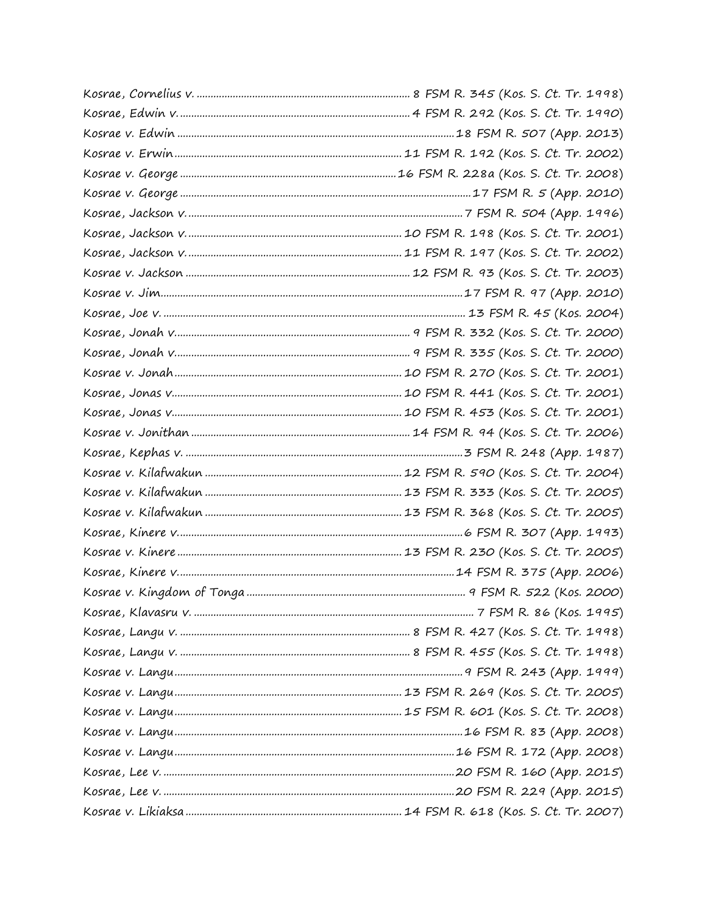Kosrae, Cornelius v. ........................................................................... 8 FSM R. 345 (Kos. S. Ct. Tr. 1998)
Kosrae, Edwin v. ................................................................................. 4 FSM R. 292 (Kos. S. Ct. Tr. 1990)
Kosrae v. Edwin .................................................................................................. 18 FSM R. 507 (App. 2013)
Kosrae v. Erwin ................................................................................ 11 FSM R. 192 (Kos. S. Ct. Tr. 2002)
Kosrae v. George ........................................................................... 16 FSM R. 228a (Kos. S. Ct. Tr. 2008)
Kosrae v. George ..................................................................................................... 17 FSM R. 5 (App. 2010)
Kosrae, Jackson v. ................................................................................................. 7 FSM R. 504 (App. 1996)
Kosrae, Jackson v. .......................................................................... 10 FSM R. 198 (Kos. S. Ct. Tr. 2001)
Kosrae, Jackson v. .......................................................................... 11 FSM R. 197 (Kos. S. Ct. Tr. 2002)
Kosrae v. Jackson ............................................................................. 12 FSM R. 93 (Kos. S. Ct. Tr. 2003)
Kosrae v. Jim ......................................................................................................... 17 FSM R. 97 (App. 2010)
Kosrae, Joe v. .......................................................................................................... 13 FSM R. 45 (Kos. 2004)
Kosrae, Jonah v. ................................................................................ 9 FSM R. 332 (Kos. S. Ct. Tr. 2000)
Kosrae, Jonah v. ................................................................................ 9 FSM R. 335 (Kos. S. Ct. Tr. 2000)
Kosrae v. Jonah ................................................................................ 10 FSM R. 270 (Kos. S. Ct. Tr. 2001)
Kosrae, Jonas v. ................................................................................ 10 FSM R. 441 (Kos. S. Ct. Tr. 2001)
Kosrae, Jonas v. ................................................................................ 10 FSM R. 453 (Kos. S. Ct. Tr. 2001)
Kosrae v. Jonithan ............................................................................ 14 FSM R. 94 (Kos. S. Ct. Tr. 2006)
Kosrae, Kephas v. .................................................................................................. 3 FSM R. 248 (App. 1987)
Kosrae v. Kilafwakun ...................................................................... 12 FSM R. 590 (Kos. S. Ct. Tr. 2004)
Kosrae v. Kilafwakun ...................................................................... 13 FSM R. 333 (Kos. S. Ct. Tr. 2005)
Kosrae v. Kilafwakun ...................................................................... 13 FSM R. 368 (Kos. S. Ct. Tr. 2005)
Kosrae, Kinere v. .................................................................................................... 6 FSM R. 307 (App. 1993)
Kosrae v. Kinere ............................................................................... 13 FSM R. 230 (Kos. S. Ct. Tr. 2005)
Kosrae, Kinere v. .................................................................................................. 14 FSM R. 375 (App. 2006)
Kosrae v. Kingdom of Tonga ............................................................................... 9 FSM R. 522 (Kos. 2000)
Kosrae, Klavasru v. ................................................................................................... 7 FSM R. 86 (Kos. 1995)
Kosrae, Langu v. ................................................................................ 8 FSM R. 427 (Kos. S. Ct. Tr. 1998)
Kosrae, Langu v. ................................................................................ 8 FSM R. 455 (Kos. S. Ct. Tr. 1998)
Kosrae v. Langu ...................................................................................................... 9 FSM R. 243 (App. 1999)
Kosrae v. Langu ............................................................................... 13 FSM R. 269 (Kos. S. Ct. Tr. 2005)
Kosrae v. Langu ............................................................................... 15 FSM R. 601 (Kos. S. Ct. Tr. 2008)
Kosrae v. Langu ...................................................................................................... 16 FSM R. 83 (App. 2008)
Kosrae v. Langu .................................................................................................... 16 FSM R. 172 (App. 2008)
Kosrae, Lee v. ....................................................................................................... 20 FSM R. 160 (App. 2015)
Kosrae, Lee v. ....................................................................................................... 20 FSM R. 229 (App. 2015)
Kosrae v. Likiaksa ........................................................................... 14 FSM R. 618 (Kos. S. Ct. Tr. 2007)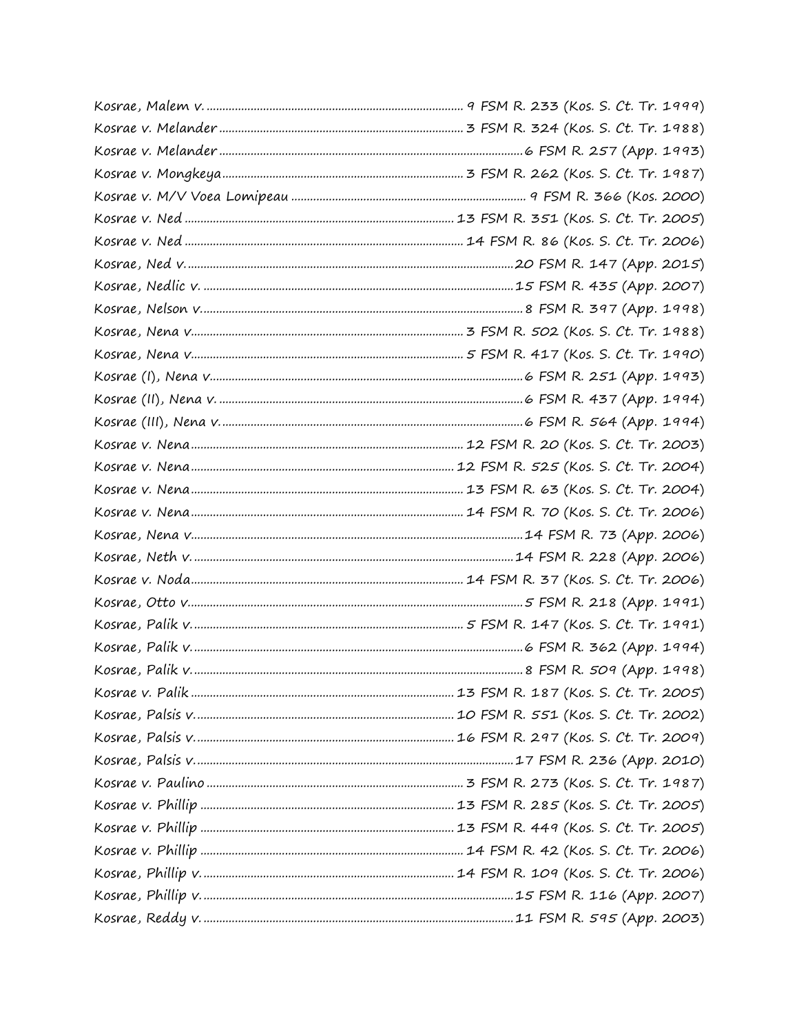Kosrae, Malem v. ........................................................................ 9 FSM R. 233 (Kos. S. Ct. Tr. 1999)
Kosrae v. Melander ...................................................................... 3 FSM R. 324 (Kos. S. Ct. Tr. 1988)
Kosrae v. Melander ........................................................................................ 6 FSM R. 257 (App. 1993)
Kosrae v. Mongkeya ...................................................................... 3 FSM R. 262 (Kos. S. Ct. Tr. 1987)
Kosrae v. M/V Voea Lomipeau .................................................................. 9 FSM R. 366 (Kos. 2000)
Kosrae v. Ned ............................................................................. 13 FSM R. 351 (Kos. S. Ct. Tr. 2005)
Kosrae v. Ned ............................................................................... 14 FSM R. 86 (Kos. S. Ct. Tr. 2006)
Kosrae, Ned v. ........................................................................................... 20 FSM R. 147 (App. 2015)
Kosrae, Nedlic v. ....................................................................................... 15 FSM R. 435 (App. 2007)
Kosrae, Nelson v. ........................................................................................... 8 FSM R. 397 (App. 1998)
Kosrae, Nena v. ............................................................................ 3 FSM R. 502 (Kos. S. Ct. Tr. 1988)
Kosrae, Nena v. ............................................................................ 5 FSM R. 417 (Kos. S. Ct. Tr. 1990)
Kosrae (I), Nena v. ........................................................................................ 6 FSM R. 251 (App. 1993)
Kosrae (II), Nena v. ....................................................................................... 6 FSM R. 437 (App. 1994)
Kosrae (III), Nena v. ..................................................................................... 6 FSM R. 564 (App. 1994)
Kosrae v. Nena ............................................................................. 12 FSM R. 20 (Kos. S. Ct. Tr. 2003)
Kosrae v. Nena ........................................................................... 12 FSM R. 525 (Kos. S. Ct. Tr. 2004)
Kosrae v. Nena ............................................................................. 13 FSM R. 63 (Kos. S. Ct. Tr. 2004)
Kosrae v. Nena ............................................................................. 14 FSM R. 70 (Kos. S. Ct. Tr. 2006)
Kosrae, Nena v. ............................................................................................ 14 FSM R. 73 (App. 2006)
Kosrae, Neth v. ........................................................................................... 14 FSM R. 228 (App. 2006)
Kosrae v. Noda ............................................................................. 14 FSM R. 37 (Kos. S. Ct. Tr. 2006)
Kosrae, Otto v. .............................................................................................. 5 FSM R. 218 (App. 1991)
Kosrae, Palik v. ............................................................................ 5 FSM R. 147 (Kos. S. Ct. Tr. 1991)
Kosrae, Palik v. ............................................................................................. 6 FSM R. 362 (App. 1994)
Kosrae, Palik v. ............................................................................................. 8 FSM R. 509 (App. 1998)
Kosrae v. Palik ........................................................................... 13 FSM R. 187 (Kos. S. Ct. Tr. 2005)
Kosrae, Palsis v. ......................................................................... 10 FSM R. 551 (Kos. S. Ct. Tr. 2002)
Kosrae, Palsis v. ......................................................................... 16 FSM R. 297 (Kos. S. Ct. Tr. 2009)
Kosrae, Palsis v. ......................................................................................... 17 FSM R. 236 (App. 2010)
Kosrae v. Paulino ......................................................................... 3 FSM R. 273 (Kos. S. Ct. Tr. 1987)
Kosrae v. Phillip ......................................................................... 13 FSM R. 285 (Kos. S. Ct. Tr. 2005)
Kosrae v. Phillip ......................................................................... 13 FSM R. 449 (Kos. S. Ct. Tr. 2005)
Kosrae v. Phillip ........................................................................... 14 FSM R. 42 (Kos. S. Ct. Tr. 2006)
Kosrae, Phillip v. ........................................................................ 14 FSM R. 109 (Kos. S. Ct. Tr. 2006)
Kosrae, Phillip v. ........................................................................................ 15 FSM R. 116 (App. 2007)
Kosrae, Reddy v. ........................................................................................ 11 FSM R. 595 (App. 2003)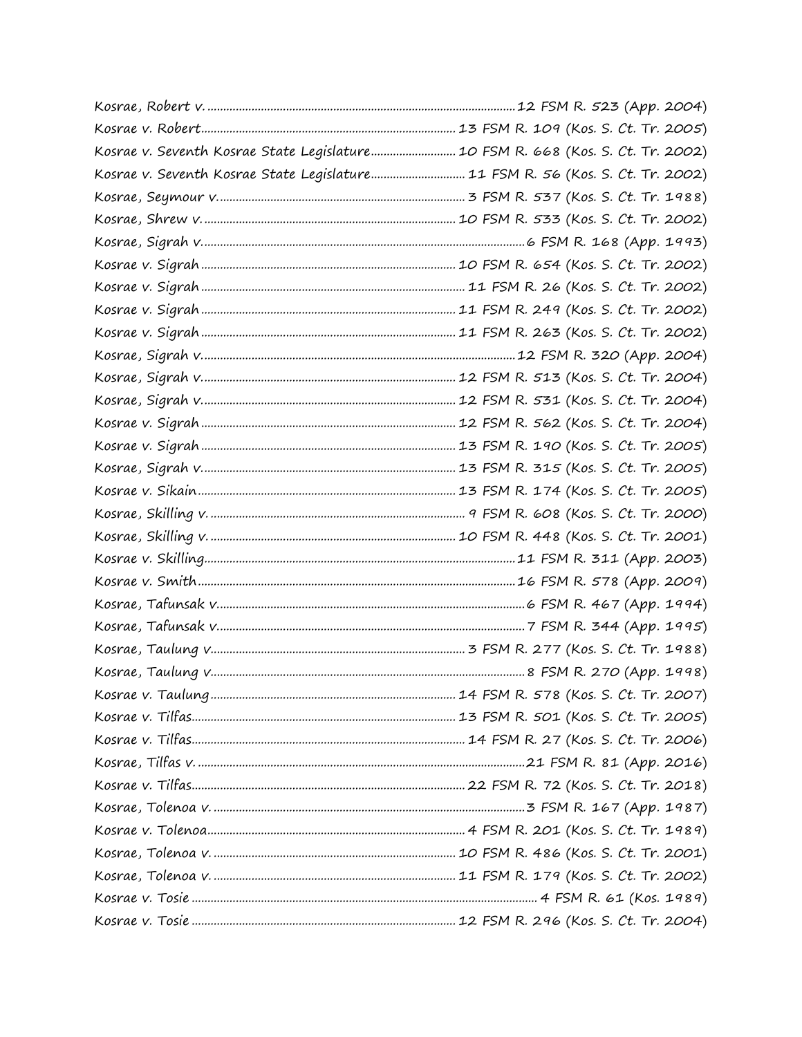Kosrae, Robert v. ............................................................................................12 FSM R. 523 (App. 2004)
Kosrae v. Robert.................................................................................13 FSM R. 109 (Kos. S. Ct. Tr. 2005)
Kosrae v. Seventh Kosrae State Legislature...........................10 FSM R. 668 (Kos. S. Ct. Tr. 2002)
Kosrae v. Seventh Kosrae State Legislature..............................11 FSM R. 56 (Kos. S. Ct. Tr. 2002)
Kosrae, Seymour v. .............................................................................3 FSM R. 537 (Kos. S. Ct. Tr. 1988)
Kosrae, Shrew v. ................................................................................10 FSM R. 533 (Kos. S. Ct. Tr. 2002)
Kosrae, Sigrah v.....................................................................................................6 FSM R. 168 (App. 1993)
Kosrae v. Sigrah ................................................................................10 FSM R. 654 (Kos. S. Ct. Tr. 2002)
Kosrae v. Sigrah ...................................................................................11 FSM R. 26 (Kos. S. Ct. Tr. 2002)
Kosrae v. Sigrah ................................................................................11 FSM R. 249 (Kos. S. Ct. Tr. 2002)
Kosrae v. Sigrah ................................................................................11 FSM R. 263 (Kos. S. Ct. Tr. 2002)
Kosrae, Sigrah v.................................................................................................12 FSM R. 320 (App. 2004)
Kosrae, Sigrah v................................................................................12 FSM R. 513 (Kos. S. Ct. Tr. 2004)
Kosrae, Sigrah v................................................................................12 FSM R. 531 (Kos. S. Ct. Tr. 2004)
Kosrae v. Sigrah ................................................................................12 FSM R. 562 (Kos. S. Ct. Tr. 2004)
Kosrae v. Sigrah ................................................................................13 FSM R. 190 (Kos. S. Ct. Tr. 2005)
Kosrae, Sigrah v................................................................................13 FSM R. 315 (Kos. S. Ct. Tr. 2005)
Kosrae v. Sikain.................................................................................13 FSM R. 174 (Kos. S. Ct. Tr. 2005)
Kosrae, Skilling v. ................................................................................ 9 FSM R. 608 (Kos. S. Ct. Tr. 2000)
Kosrae, Skilling v. .............................................................................10 FSM R. 448 (Kos. S. Ct. Tr. 2001)
Kosrae v. Skilling.................................................................................................11 FSM R. 311 (App. 2003)
Kosrae v. Smith...................................................................................................16 FSM R. 578 (App. 2009)
Kosrae, Tafunsak v................................................................................................6 FSM R. 467 (App. 1994)
Kosrae, Tafunsak v................................................................................................7 FSM R. 344 (App. 1995)
Kosrae, Taulung v................................................................................3 FSM R. 277 (Kos. S. Ct. Tr. 1988)
Kosrae, Taulung v..................................................................................................8 FSM R. 270 (App. 1998)
Kosrae v. Taulung .............................................................................14 FSM R. 578 (Kos. S. Ct. Tr. 2007)
Kosrae v. Tilfas...................................................................................13 FSM R. 501 (Kos. S. Ct. Tr. 2005)
Kosrae v. Tilfas......................................................................................14 FSM R. 27 (Kos. S. Ct. Tr. 2006)
Kosrae, Tilfas v. ......................................................................................................21 FSM R. 81 (App. 2016)
Kosrae v. Tilfas......................................................................................22 FSM R. 72 (Kos. S. Ct. Tr. 2018)
Kosrae, Tolenoa v. .................................................................................................3 FSM R. 167 (App. 1987)
Kosrae v. Tolenoa.................................................................................4 FSM R. 201 (Kos. S. Ct. Tr. 1989)
Kosrae, Tolenoa v. ............................................................................10 FSM R. 486 (Kos. S. Ct. Tr. 2001)
Kosrae, Tolenoa v. ............................................................................11 FSM R. 179 (Kos. S. Ct. Tr. 2002)
Kosrae v. Tosie ........................................................................................................... 4 FSM R. 61 (Kos. 1989)
Kosrae v. Tosie ..................................................................................12 FSM R. 296 (Kos. S. Ct. Tr. 2004)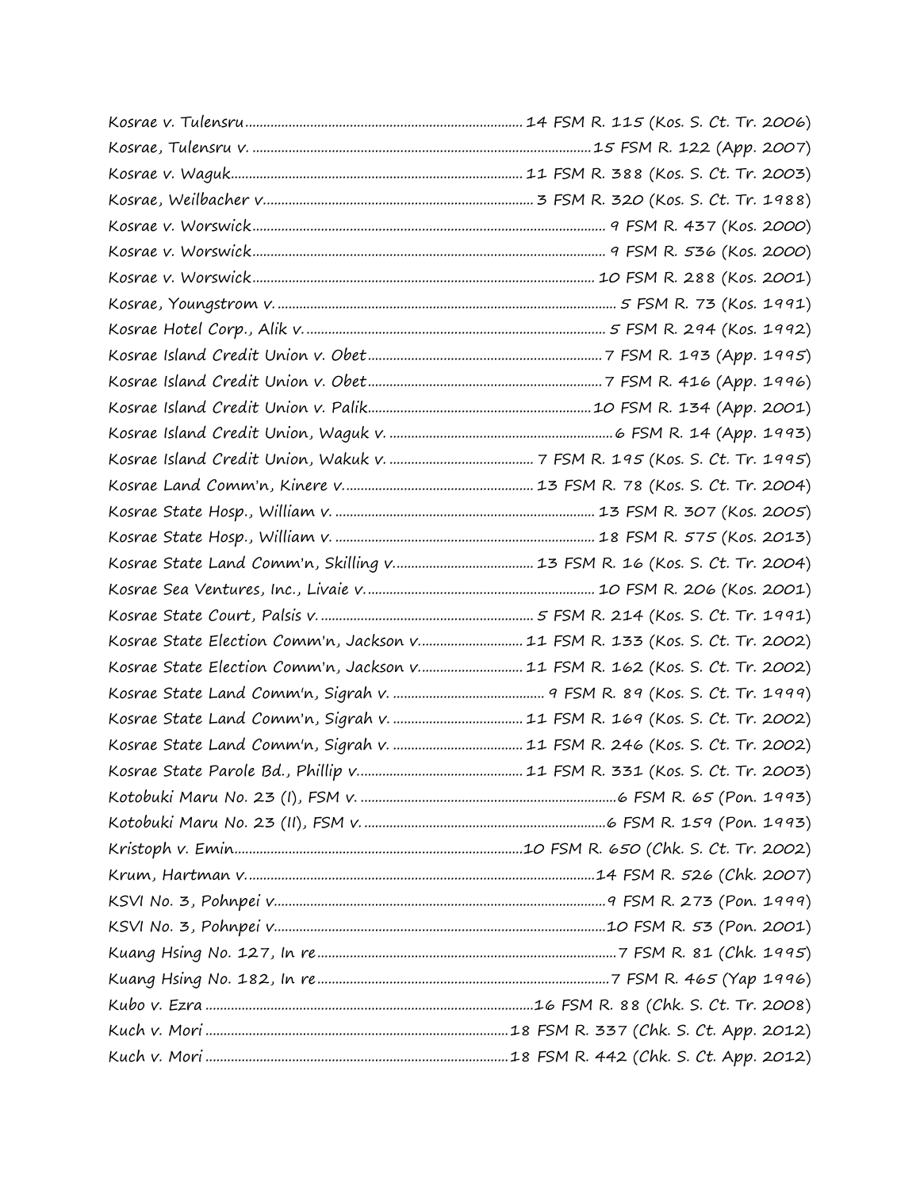Kosrae v. Tulensru ............................................................................ 14 FSM R. 115 (Kos. S. Ct. Tr. 2006)
Kosrae, Tulensru v. ............................................................................ 15 FSM R. 122 (App. 2007)
Kosrae v. Waguk ............................................................................ 11 FSM R. 388 (Kos. S. Ct. Tr. 2003)
Kosrae, Weilbacher v. ............................................................................ 3 FSM R. 320 (Kos. S. Ct. Tr. 1988)
Kosrae v. Worswick ............................................................................ 9 FSM R. 437 (Kos. 2000)
Kosrae v. Worswick ............................................................................ 9 FSM R. 536 (Kos. 2000)
Kosrae v. Worswick ............................................................................ 10 FSM R. 288 (Kos. 2001)
Kosrae, Youngstrom v. ............................................................................ 5 FSM R. 73 (Kos. 1991)
Kosrae Hotel Corp., Alik v. ............................................................................ 5 FSM R. 294 (Kos. 1992)
Kosrae Island Credit Union v. Obet ............................................................................ 7 FSM R. 193 (App. 1995)
Kosrae Island Credit Union v. Obet ............................................................................ 7 FSM R. 416 (App. 1996)
Kosrae Island Credit Union v. Palik ............................................................................ 10 FSM R. 134 (App. 2001)
Kosrae Island Credit Union, Waguk v. ............................................................................ 6 FSM R. 14 (App. 1993)
Kosrae Island Credit Union, Wakuk v. ............................................................................ 7 FSM R. 195 (Kos. S. Ct. Tr. 1995)
Kosrae Land Comm'n, Kinere v. ............................................................................ 13 FSM R. 78 (Kos. S. Ct. Tr. 2004)
Kosrae State Hosp., William v. ............................................................................ 13 FSM R. 307 (Kos. 2005)
Kosrae State Hosp., William v. ............................................................................ 18 FSM R. 575 (Kos. 2013)
Kosrae State Land Comm'n, Skilling v. ............................................................................ 13 FSM R. 16 (Kos. S. Ct. Tr. 2004)
Kosrae Sea Ventures, Inc., Livaie v. ............................................................................ 10 FSM R. 206 (Kos. 2001)
Kosrae State Court, Palsis v. ............................................................................ 5 FSM R. 214 (Kos. S. Ct. Tr. 1991)
Kosrae State Election Comm'n, Jackson v. ............................................................................ 11 FSM R. 133 (Kos. S. Ct. Tr. 2002)
Kosrae State Election Comm'n, Jackson v. ............................................................................ 11 FSM R. 162 (Kos. S. Ct. Tr. 2002)
Kosrae State Land Comm'n, Sigrah v. ............................................................................ 9 FSM R. 89 (Kos. S. Ct. Tr. 1999)
Kosrae State Land Comm'n, Sigrah v. ............................................................................ 11 FSM R. 169 (Kos. S. Ct. Tr. 2002)
Kosrae State Land Comm'n, Sigrah v. ............................................................................ 11 FSM R. 246 (Kos. S. Ct. Tr. 2002)
Kosrae State Parole Bd., Phillip v. ............................................................................ 11 FSM R. 331 (Kos. S. Ct. Tr. 2003)
Kotobuki Maru No. 23 (I), FSM v. ............................................................................ 6 FSM R. 65 (Pon. 1993)
Kotobuki Maru No. 23 (II), FSM v. ............................................................................ 6 FSM R. 159 (Pon. 1993)
Kristoph v. Emin ............................................................................ 10 FSM R. 650 (Chk. S. Ct. Tr. 2002)
Krum, Hartman v. ............................................................................ 14 FSM R. 526 (Chk. 2007)
KSVI No. 3, Pohnpei v. ............................................................................ 9 FSM R. 273 (Pon. 1999)
KSVI No. 3, Pohnpei v. ............................................................................ 10 FSM R. 53 (Pon. 2001)
Kuang Hsing No. 127, In re ............................................................................ 7 FSM R. 81 (Chk. 1995)
Kuang Hsing No. 182, In re ............................................................................ 7 FSM R. 465 (Yap 1996)
Kubo v. Ezra ............................................................................ 16 FSM R. 88 (Chk. S. Ct. Tr. 2008)
Kuch v. Mori ............................................................................ 18 FSM R. 337 (Chk. S. Ct. App. 2012)
Kuch v. Mori ............................................................................ 18 FSM R. 442 (Chk. S. Ct. App. 2012)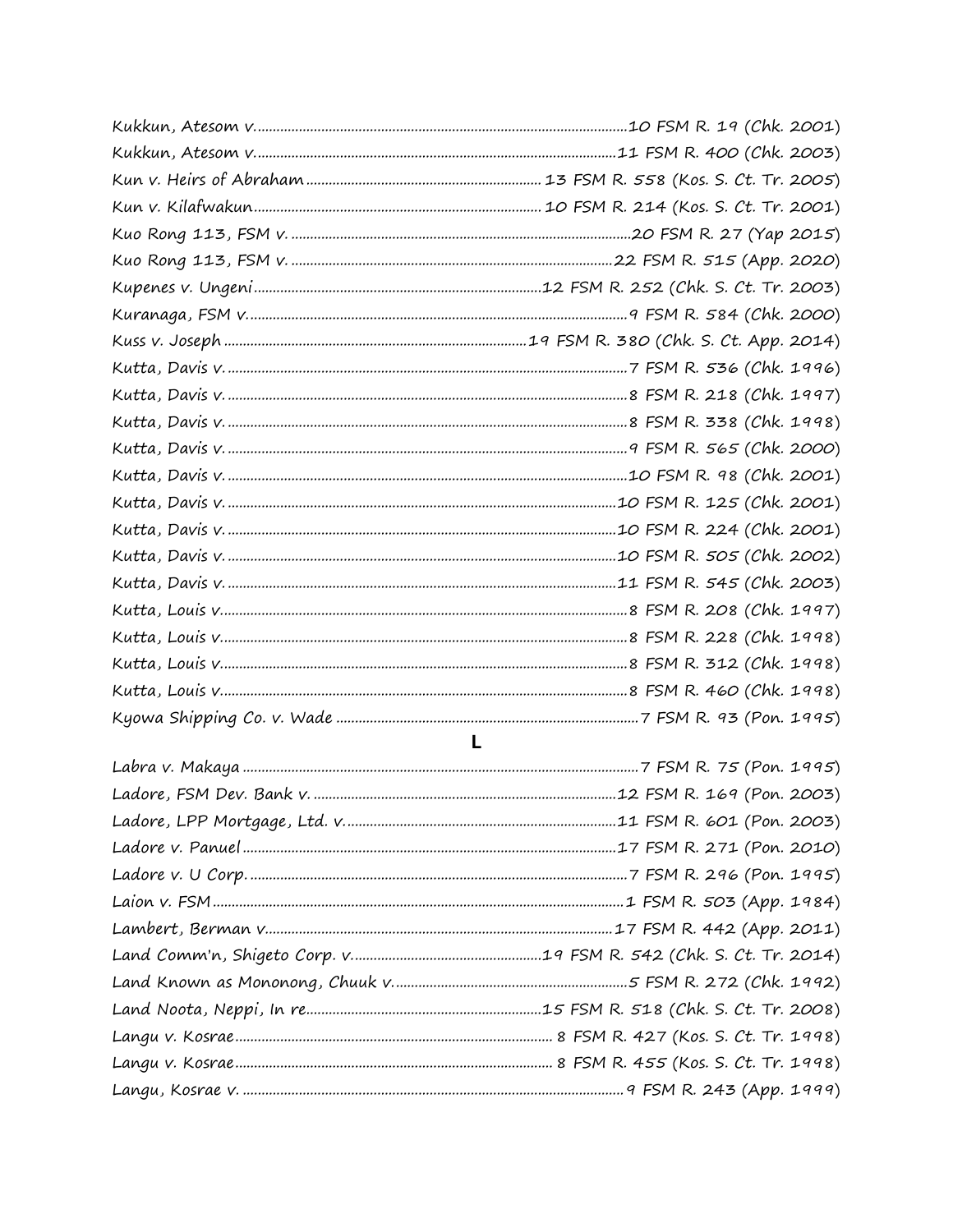Kukkun, Atesom v. ............................................................................................10 FSM R. 19 (Chk. 2001)
Kukkun, Atesom v. ..........................................................................................11 FSM R. 400 (Chk. 2003)
Kun v. Heirs of Abraham ...................................................... 13 FSM R. 558 (Kos. S. Ct. Tr. 2005)
Kun v. Kilafwakun ............................................................... 10 FSM R. 214 (Kos. S. Ct. Tr. 2001)
Kuo Rong 113, FSM v. .......................................................................................20 FSM R. 27 (Yap 2015)
Kuo Rong 113, FSM v. ....................................................................................22 FSM R. 515 (App. 2020)
Kupenes v. Ungeni ..............................................................12 FSM R. 252 (Chk. S. Ct. Tr. 2003)
Kuranaga, FSM v. ...............................................................................................9 FSM R. 584 (Chk. 2000)
Kuss v. Joseph ....................................................................19 FSM R. 380 (Chk. S. Ct. App. 2014)
Kutta, Davis v. .....................................................................................................7 FSM R. 536 (Chk. 1996)
Kutta, Davis v. .....................................................................................................8 FSM R. 218 (Chk. 1997)
Kutta, Davis v. .....................................................................................................8 FSM R. 338 (Chk. 1998)
Kutta, Davis v. .....................................................................................................9 FSM R. 565 (Chk. 2000)
Kutta, Davis v. ...................................................................................................10 FSM R. 98 (Chk. 2001)
Kutta, Davis v. .................................................................................................10 FSM R. 125 (Chk. 2001)
Kutta, Davis v. .................................................................................................10 FSM R. 224 (Chk. 2001)
Kutta, Davis v. .................................................................................................10 FSM R. 505 (Chk. 2002)
Kutta, Davis v. .................................................................................................11 FSM R. 545 (Chk. 2003)
Kutta, Louis v. .....................................................................................................8 FSM R. 208 (Chk. 1997)
Kutta, Louis v. .....................................................................................................8 FSM R. 228 (Chk. 1998)
Kutta, Louis v. .....................................................................................................8 FSM R. 312 (Chk. 1998)
Kutta, Louis v. .....................................................................................................8 FSM R. 460 (Chk. 1998)
Kyowa Shipping Co. v. Wade ............................................................................7 FSM R. 93 (Pon. 1995)

## L

Labra v. Makaya .................................................................................................7 FSM R. 75 (Pon. 1995)
Ladore, FSM Dev. Bank v. ..............................................................................12 FSM R. 169 (Pon. 2003)
Ladore, LPP Mortgage, Ltd. v. ........................................................................11 FSM R. 601 (Pon. 2003)
Ladore v. Panuel ..............................................................................................17 FSM R. 271 (Pon. 2010)
Ladore v. U Corp. ..............................................................................................7 FSM R. 296 (Pon. 1995)
Laion v. FSM .......................................................................................................1 FSM R. 503 (App. 1984)
Lambert, Berman v. .........................................................................................17 FSM R. 442 (App. 2011)
Land Comm'n, Shigeto Corp. v. ..................................................19 FSM R. 542 (Chk. S. Ct. Tr. 2014)
Land Known as Mononong, Chuuk v. ...............................................................5 FSM R. 272 (Chk. 1992)
Land Noota, Neppi, In re ...................................................................15 FSM R. 518 (Chk. S. Ct. Tr. 2008)
Langu v. Kosrae ............................................................................ 8 FSM R. 427 (Kos. S. Ct. Tr. 1998)
Langu v. Kosrae ............................................................................ 8 FSM R. 455 (Kos. S. Ct. Tr. 1998)
Langu, Kosrae v. ................................................................................................9 FSM R. 243 (App. 1999)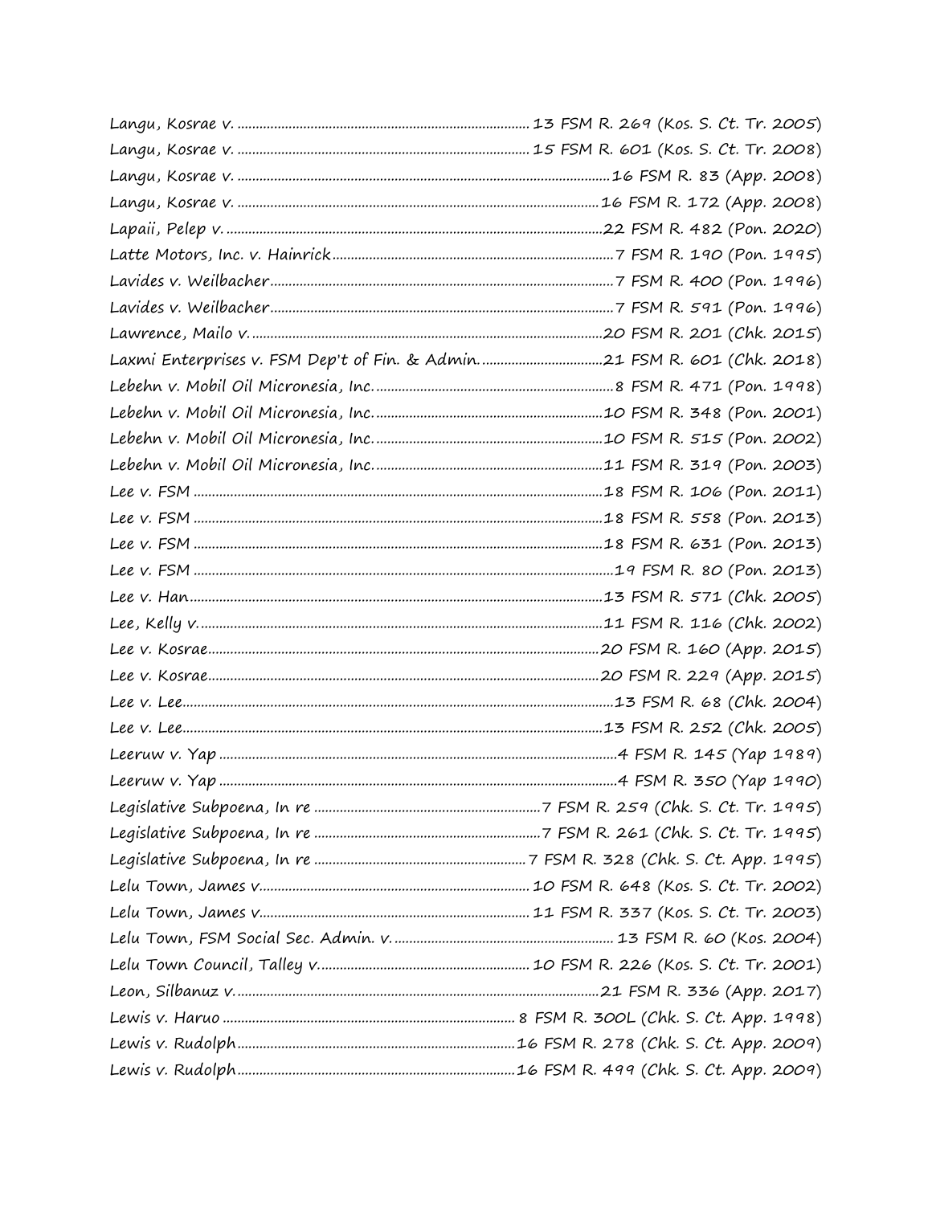Langu, Kosrae v. ............................................................................. 13 FSM R. 269 (Kos. S. Ct. Tr. 2005)
Langu, Kosrae v. ............................................................................. 15 FSM R. 601 (Kos. S. Ct. Tr. 2008)
Langu, Kosrae v. ............................................................................................. 16 FSM R. 83 (App. 2008)
Langu, Kosrae v. ........................................................................................... 16 FSM R. 172 (App. 2008)
Lapaii, Pelep v. ............................................................................................ 22 FSM R. 482 (Pon. 2020)
Latte Motors, Inc. v. Hainrick ............................................................................ 7 FSM R. 190 (Pon. 1995)
Lavides v. Weilbacher ..................................................................................... 7 FSM R. 400 (Pon. 1996)
Lavides v. Weilbacher ..................................................................................... 7 FSM R. 591 (Pon. 1996)
Lawrence, Mailo v. ........................................................................................ 20 FSM R. 201 (Chk. 2015)
Laxmi Enterprises v. FSM Dep't of Fin. & Admin. ................................... 21 FSM R. 601 (Chk. 2018)
Lebehn v. Mobil Oil Micronesia, Inc. ................................................................ 8 FSM R. 471 (Pon. 1998)
Lebehn v. Mobil Oil Micronesia, Inc. .............................................................. 10 FSM R. 348 (Pon. 2001)
Lebehn v. Mobil Oil Micronesia, Inc. .............................................................. 10 FSM R. 515 (Pon. 2002)
Lebehn v. Mobil Oil Micronesia, Inc. .............................................................. 11 FSM R. 319 (Pon. 2003)
Lee v. FSM ..................................................................................................... 18 FSM R. 106 (Pon. 2011)
Lee v. FSM ..................................................................................................... 18 FSM R. 558 (Pon. 2013)
Lee v. FSM ..................................................................................................... 18 FSM R. 631 (Pon. 2013)
Lee v. FSM ....................................................................................................... 19 FSM R. 80 (Pon. 2013)
Lee v. Han ..................................................................................................... 13 FSM R. 571 (Chk. 2005)
Lee, Kelly v. ................................................................................................... 11 FSM R. 116 (Chk. 2002)
Lee v. Kosrae ................................................................................................. 20 FSM R. 160 (App. 2015)
Lee v. Kosrae ................................................................................................. 20 FSM R. 229 (App. 2015)
Lee v. Lee ......................................................................................................... 13 FSM R. 68 (Chk. 2004)
Lee v. Lee ....................................................................................................... 13 FSM R. 252 (Chk. 2005)
Leeruw v. Yap ...................................................................................................... 4 FSM R. 145 (Yap 1989)
Leeruw v. Yap ...................................................................................................... 4 FSM R. 350 (Yap 1990)
Legislative Subpoena, In re ............................................................ 7 FSM R. 259 (Chk. S. Ct. Tr. 1995)
Legislative Subpoena, In re ............................................................ 7 FSM R. 261 (Chk. S. Ct. Tr. 1995)
Legislative Subpoena, In re ......................................................... 7 FSM R. 328 (Chk. S. Ct. App. 1995)
Lelu Town, James v. ..................................................................... 10 FSM R. 648 (Kos. S. Ct. Tr. 2002)
Lelu Town, James v. ..................................................................... 11 FSM R. 337 (Kos. S. Ct. Tr. 2003)
Lelu Town, FSM Social Sec. Admin. v. ........................................................... 13 FSM R. 60 (Kos. 2004)
Lelu Town Council, Talley v. ......................................................... 10 FSM R. 226 (Kos. S. Ct. Tr. 2001)
Leon, Silbanuz v. ........................................................................................... 21 FSM R. 336 (App. 2017)
Lewis v. Haruo ............................................................................... 8 FSM R. 300L (Chk. S. Ct. App. 1998)
Lewis v. Rudolph ......................................................................... 16 FSM R. 278 (Chk. S. Ct. App. 2009)
Lewis v. Rudolph ......................................................................... 16 FSM R. 499 (Chk. S. Ct. App. 2009)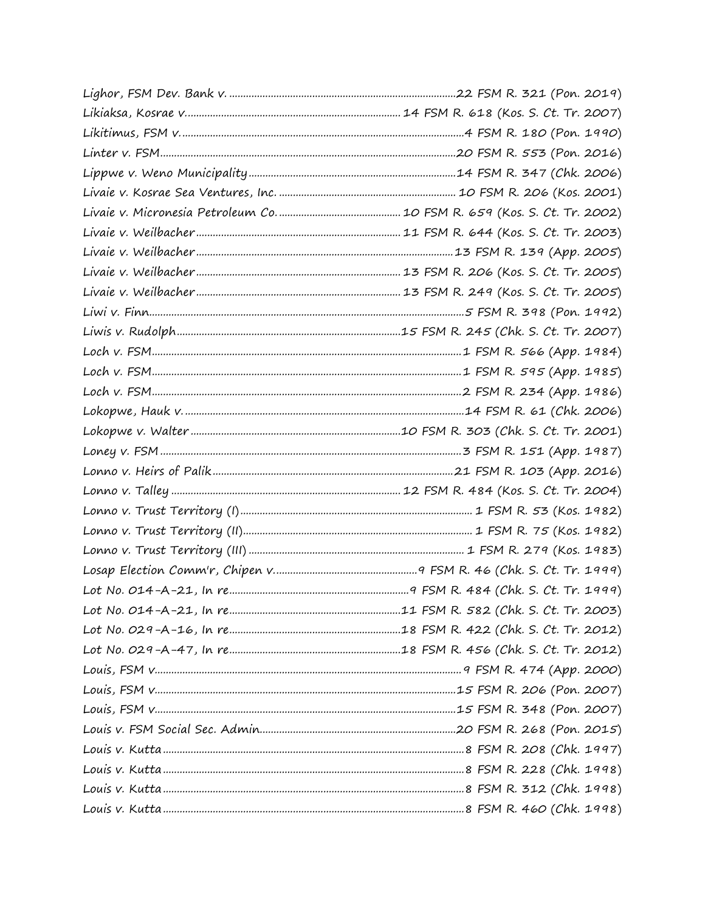Lighor, FSM Dev. Bank v. ....................................................................................22 FSM R. 321 (Pon. 2019)
Likiaksa, Kosrae v. ............................................................................ 14 FSM R. 618 (Kos. S. Ct. Tr. 2007)
Likitimus, FSM v. ......................................................................................................4 FSM R. 180 (Pon. 1990)
Linter v. FSM............................................................................................................20 FSM R. 553 (Pon. 2016)
Lippwe v. Weno Municipality ............................................................................14 FSM R. 347 (Chk. 2006)
Livaie v. Kosrae Sea Ventures, Inc. ............................................................... 10 FSM R. 206 (Kos. 2001)
Livaie v. Micronesia Petroleum Co. ........................................... 10 FSM R. 659 (Kos. S. Ct. Tr. 2002)
Livaie v. Weilbacher ......................................................................... 11 FSM R. 644 (Kos. S. Ct. Tr. 2003)
Livaie v. Weilbacher .............................................................................................13 FSM R. 139 (App. 2005)
Livaie v. Weilbacher ......................................................................... 13 FSM R. 206 (Kos. S. Ct. Tr. 2005)
Livaie v. Weilbacher ......................................................................... 13 FSM R. 249 (Kos. S. Ct. Tr. 2005)
Liwi v. Finn..................................................................................................................5 FSM R. 398 (Pon. 1992)
Liwis v. Rudolph ..................................................................................15 FSM R. 245 (Chk. S. Ct. Tr. 2007)
Loch v. FSM ..................................................................................................................1 FSM R. 566 (App. 1984)
Loch v. FSM ..................................................................................................................1 FSM R. 595 (App. 1985)
Loch v. FSM ..................................................................................................................2 FSM R. 234 (App. 1986)
Lokopwe, Hauk v. ......................................................................................................14 FSM R. 61 (Chk. 2006)
Lokopwe v. Walter .............................................................................10 FSM R. 303 (Chk. S. Ct. Tr. 2001)
Loney v. FSM ..............................................................................................................3 FSM R. 151 (App. 1987)
Lonno v. Heirs of Palik .........................................................................................21 FSM R. 103 (App. 2016)
Lonno v. Talley .................................................................................... 12 FSM R. 484 (Kos. S. Ct. Tr. 2004)
Lonno v. Trust Territory (I) ...................................................................................... 1 FSM R. 53 (Kos. 1982)
Lonno v. Trust Territory (II) ...................................................................................... 1 FSM R. 75 (Kos. 1982)
Lonno v. Trust Territory (III) ................................................................................. 1 FSM R. 279 (Kos. 1983)
Losap Election Comm'r, Chipen v. ..................................................9 FSM R. 46 (Chk. S. Ct. Tr. 1999)
Lot No. 014-A-21, In re ...........................................................................9 FSM R. 484 (Chk. S. Ct. Tr. 1999)
Lot No. 014-A-21, In re ...........................................................................11 FSM R. 582 (Chk. S. Ct. Tr. 2003)
Lot No. 029-A-16, In re ...........................................................................18 FSM R. 422 (Chk. S. Ct. Tr. 2012)
Lot No. 029-A-47, In re ...........................................................................18 FSM R. 456 (Chk. S. Ct. Tr. 2012)
Louis, FSM v. ..............................................................................................................9 FSM R. 474 (App. 2000)
Louis, FSM v. ............................................................................................................15 FSM R. 206 (Pon. 2007)
Louis, FSM v. ............................................................................................................15 FSM R. 348 (Pon. 2007)
Louis v. FSM Social Sec. Admin. ......................................................................20 FSM R. 268 (Pon. 2015)
Louis v. Kutta ............................................................................................................8 FSM R. 208 (Chk. 1997)
Louis v. Kutta ............................................................................................................8 FSM R. 228 (Chk. 1998)
Louis v. Kutta ............................................................................................................8 FSM R. 312 (Chk. 1998)
Louis v. Kutta ............................................................................................................8 FSM R. 460 (Chk. 1998)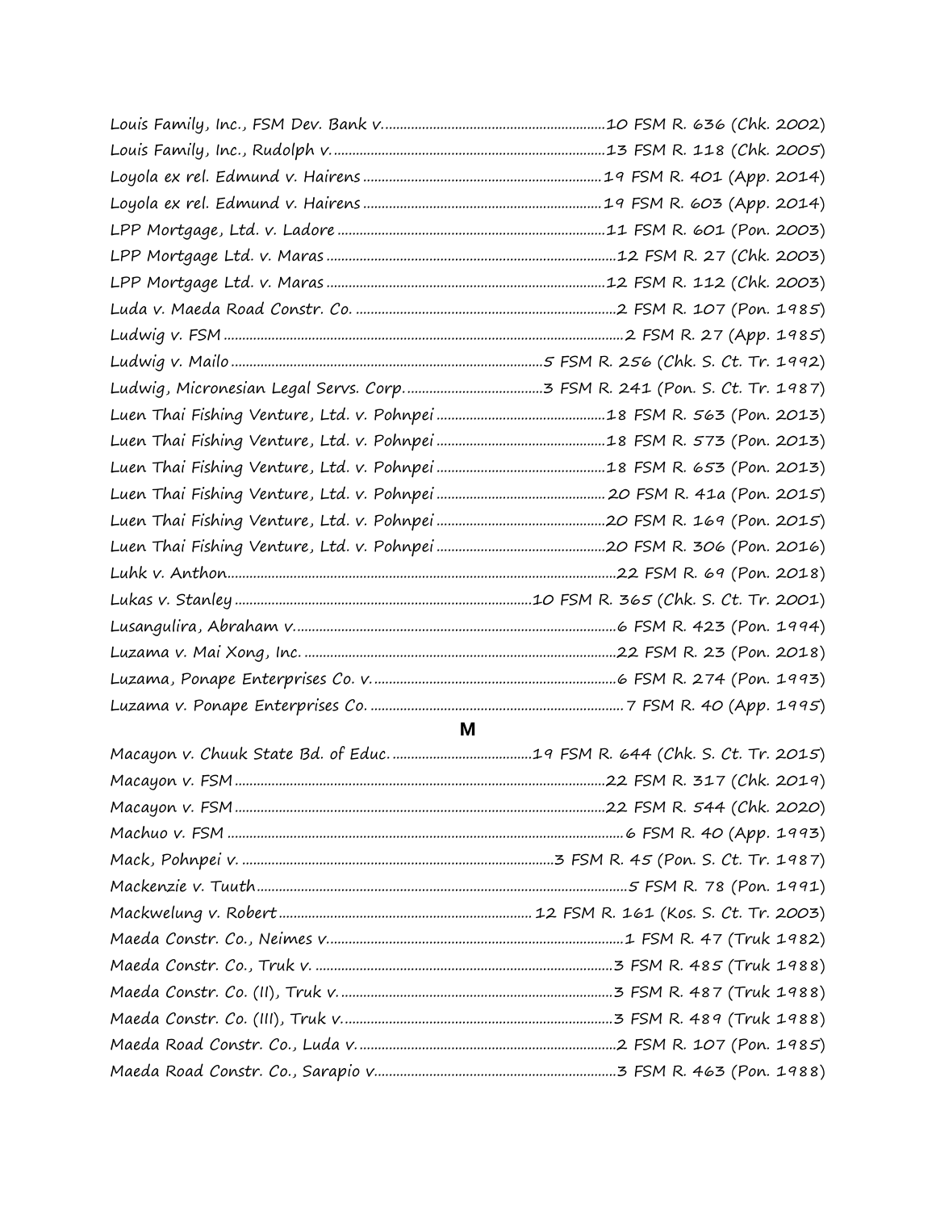Louis Family, Inc., FSM Dev. Bank v. ....................10 FSM R. 636 (Chk. 2002)
Louis Family, Inc., Rudolph v. ....................13 FSM R. 118 (Chk. 2005)
Loyola ex rel. Edmund v. Hairens ....................19 FSM R. 401 (App. 2014)
Loyola ex rel. Edmund v. Hairens ....................19 FSM R. 603 (App. 2014)
LPP Mortgage, Ltd. v. Ladore ....................11 FSM R. 601 (Pon. 2003)
LPP Mortgage Ltd. v. Maras ....................12 FSM R. 27 (Chk. 2003)
LPP Mortgage Ltd. v. Maras ....................12 FSM R. 112 (Chk. 2003)
Luda v. Maeda Road Constr. Co. ....................2 FSM R. 107 (Pon. 1985)
Ludwig v. FSM ....................2 FSM R. 27 (App. 1985)
Ludwig v. Mailo ....................5 FSM R. 256 (Chk. S. Ct. Tr. 1992)
Ludwig, Micronesian Legal Servs. Corp. ....................3 FSM R. 241 (Pon. S. Ct. Tr. 1987)
Luen Thai Fishing Venture, Ltd. v. Pohnpei ....................18 FSM R. 563 (Pon. 2013)
Luen Thai Fishing Venture, Ltd. v. Pohnpei ....................18 FSM R. 573 (Pon. 2013)
Luen Thai Fishing Venture, Ltd. v. Pohnpei ....................18 FSM R. 653 (Pon. 2013)
Luen Thai Fishing Venture, Ltd. v. Pohnpei ....................20 FSM R. 41a (Pon. 2015)
Luen Thai Fishing Venture, Ltd. v. Pohnpei ....................20 FSM R. 169 (Pon. 2015)
Luen Thai Fishing Venture, Ltd. v. Pohnpei ....................20 FSM R. 306 (Pon. 2016)
Luhk v. Anthon ....................22 FSM R. 69 (Pon. 2018)
Lukas v. Stanley ....................10 FSM R. 365 (Chk. S. Ct. Tr. 2001)
Lusangulira, Abraham v. ....................6 FSM R. 423 (Pon. 1994)
Luzama v. Mai Xong, Inc. ....................22 FSM R. 23 (Pon. 2018)
Luzama, Ponape Enterprises Co. v. ....................6 FSM R. 274 (Pon. 1993)
Luzama v. Ponape Enterprises Co. ....................7 FSM R. 40 (App. 1995)

## M

Macayon v. Chuuk State Bd. of Educ. ....................19 FSM R. 644 (Chk. S. Ct. Tr. 2015)
Macayon v. FSM ....................22 FSM R. 317 (Chk. 2019)
Macayon v. FSM ....................22 FSM R. 544 (Chk. 2020)
Machuo v. FSM ....................6 FSM R. 40 (App. 1993)
Mack, Pohnpei v. ....................3 FSM R. 45 (Pon. S. Ct. Tr. 1987)
Mackenzie v. Tuuth ....................5 FSM R. 78 (Pon. 1991)
Mackwelung v. Robert ....................12 FSM R. 161 (Kos. S. Ct. Tr. 2003)
Maeda Constr. Co., Neimes v. ....................1 FSM R. 47 (Truk 1982)
Maeda Constr. Co., Truk v. ....................3 FSM R. 485 (Truk 1988)
Maeda Constr. Co. (II), Truk v. ....................3 FSM R. 487 (Truk 1988)
Maeda Constr. Co. (III), Truk v. ....................3 FSM R. 489 (Truk 1988)
Maeda Road Constr. Co., Luda v. ....................2 FSM R. 107 (Pon. 1985)
Maeda Road Constr. Co., Sarapio v. ....................3 FSM R. 463 (Pon. 1988)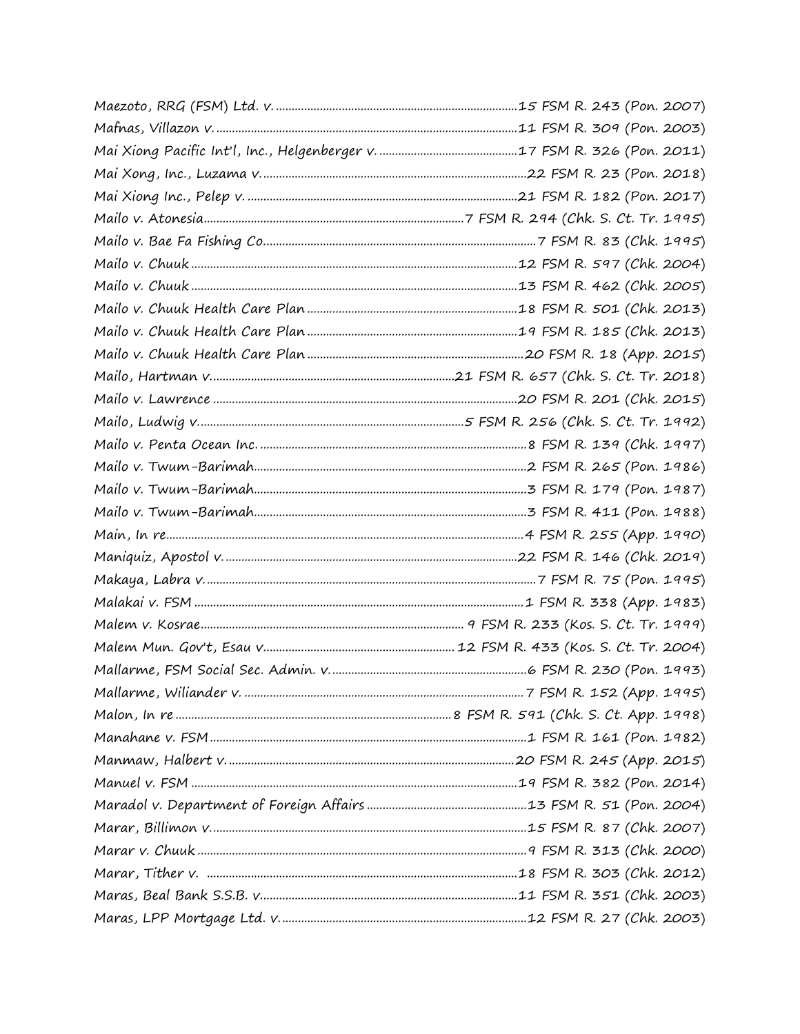Maezoto, RRG (FSM) Ltd. v. ....................................................................15 FSM R. 243 (Pon. 2007)
Mafnas, Villazon v. ................................................................................11 FSM R. 309 (Pon. 2003)
Mai Xiong Pacific Int'l, Inc., Helgenberger v. ............................................17 FSM R. 326 (Pon. 2011)
Mai Xong, Inc., Luzama v. ......................................................................22 FSM R. 23 (Pon. 2018)
Mai Xiong Inc., Pelep v. .........................................................................21 FSM R. 182 (Pon. 2017)
Mailo v. Atonesia...................................................................7 FSM R. 294 (Chk. S. Ct. Tr. 1995)
Mailo v. Bae Fa Fishing Co......................................................................7 FSM R. 83 (Chk. 1995)
Mailo v. Chuuk .......................................................................................12 FSM R. 597 (Chk. 2004)
Mailo v. Chuuk .......................................................................................13 FSM R. 462 (Chk. 2005)
Mailo v. Chuuk Health Care Plan ..............................................................18 FSM R. 501 (Chk. 2013)
Mailo v. Chuuk Health Care Plan ..............................................................19 FSM R. 185 (Chk. 2013)
Mailo v. Chuuk Health Care Plan ...............................................................20 FSM R. 18 (App. 2015)
Mailo, Hartman v.............................................................21 FSM R. 657 (Chk. S. Ct. Tr. 2018)
Mailo v. Lawrence ...................................................................................20 FSM R. 201 (Chk. 2015)
Mailo, Ludwig v.....................................................................5 FSM R. 256 (Chk. S. Ct. Tr. 1992)
Mailo v. Penta Ocean Inc. .........................................................................8 FSM R. 139 (Chk. 1997)
Mailo v. Twum-Barimah............................................................................2 FSM R. 265 (Pon. 1986)
Mailo v. Twum-Barimah............................................................................3 FSM R. 179 (Pon. 1987)
Mailo v. Twum-Barimah............................................................................3 FSM R. 411 (Pon. 1988)
Main, In re..............................................................................................4 FSM R. 255 (App. 1990)
Maniquiz, Apostol v. ...............................................................................22 FSM R. 146 (Chk. 2019)
Makaya, Labra v. .......................................................................................7 FSM R. 75 (Pon. 1995)
Malakai v. FSM .......................................................................................1 FSM R. 338 (App. 1983)
Malem v. Kosrae.....................................................................9 FSM R. 233 (Kos. S. Ct. Tr. 1999)
Malem Mun. Gov't, Esau v.................................................12 FSM R. 433 (Kos. S. Ct. Tr. 2004)
Mallarme, FSM Social Sec. Admin. v. ........................................................6 FSM R. 230 (Pon. 1993)
Mallarme, Wiliander v. .............................................................................7 FSM R. 152 (App. 1995)
Malon, In re .......................................................................8 FSM R. 591 (Chk. S. Ct. App. 1998)
Manahane v. FSM ....................................................................................1 FSM R. 161 (Pon. 1982)
Manmaw, Halbert v. ...............................................................................20 FSM R. 245 (App. 2015)
Manuel v. FSM .......................................................................................19 FSM R. 382 (Pon. 2014)
Maradol v. Department of Foreign Affairs ...................................................13 FSM R. 51 (Pon. 2004)
Marar, Billimon v. ....................................................................................15 FSM R. 87 (Chk. 2007)
Marar v. Chuuk .........................................................................................9 FSM R. 313 (Chk. 2000)
Marar, Tither v. .......................................................................................18 FSM R. 303 (Chk. 2012)
Maras, Beal Bank S.S.B. v. ......................................................................11 FSM R. 351 (Chk. 2003)
Maras, LPP Mortgage Ltd. v. .......................................................................12 FSM R. 27 (Chk. 2003)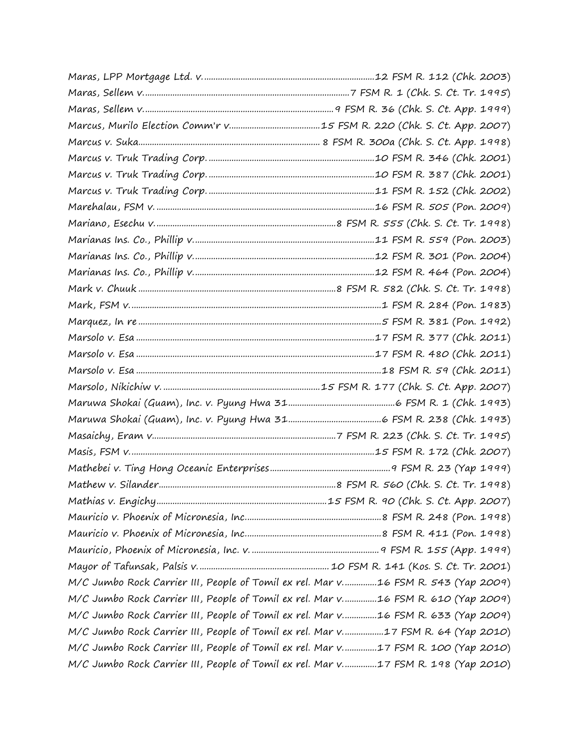*Maras, LPP Mortgage Ltd. v.* ......................................................................12 FSM R. 112 (Chk. 2003)
*Maras, Sellem v.* ......................................................................7 FSM R. 1 (Chk. S. Ct. Tr. 1995)
*Maras, Sellem v.* ......................................................................9 FSM R. 36 (Chk. S. Ct. App. 1999)
*Marcus, Murilo Election Comm'r v.* ......................................15 FSM R. 220 (Chk. S. Ct. App. 2007)
*Marcus v. Suka* ...................................................................... 8 FSM R. 300a (Chk. S. Ct. App. 1998)
*Marcus v. Truk Trading Corp.* ......................................................................10 FSM R. 346 (Chk. 2001)
*Marcus v. Truk Trading Corp.* ......................................................................10 FSM R. 387 (Chk. 2001)
*Marcus v. Truk Trading Corp.* ......................................................................11 FSM R. 152 (Chk. 2002)
*Marehalau, FSM v.* ......................................................................16 FSM R. 505 (Pon. 2009)
*Mariano, Esechu v.* ......................................................................8 FSM R. 555 (Chk. S. Ct. Tr. 1998)
*Marianas Ins. Co., Phillip v.* ......................................................................11 FSM R. 559 (Pon. 2003)
*Marianas Ins. Co., Phillip v.* ......................................................................12 FSM R. 301 (Pon. 2004)
*Marianas Ins. Co., Phillip v.* ......................................................................12 FSM R. 464 (Pon. 2004)
*Mark v. Chuuk* ......................................................................8 FSM R. 582 (Chk. S. Ct. Tr. 1998)
*Mark, FSM v.* ......................................................................1 FSM R. 284 (Pon. 1983)
*Marquez, In re* ......................................................................5 FSM R. 381 (Pon. 1992)
*Marsolo v. Esa* ......................................................................17 FSM R. 377 (Chk. 2011)
*Marsolo v. Esa* ......................................................................17 FSM R. 480 (Chk. 2011)
*Marsolo v. Esa* ......................................................................18 FSM R. 59 (Chk. 2011)
*Marsolo, Nikichiw v.* ......................................................................15 FSM R. 177 (Chk. S. Ct. App. 2007)
*Maruwa Shokai (Guam), Inc. v. Pyung Hwa 31* ......................................................6 FSM R. 1 (Chk. 1993)
*Maruwa Shokai (Guam), Inc. v. Pyung Hwa 31* ......................................................6 FSM R. 238 (Chk. 1993)
*Masaichy, Eram v.* ......................................................................7 FSM R. 223 (Chk. S. Ct. Tr. 1995)
*Masis, FSM v.* ......................................................................15 FSM R. 172 (Chk. 2007)
*Mathebei v. Ting Hong Oceanic Enterprises* ......................................................9 FSM R. 23 (Yap 1999)
*Mathew v. Silander* ......................................................................8 FSM R. 560 (Chk. S. Ct. Tr. 1998)
*Mathias v. Engichy* ......................................................................15 FSM R. 90 (Chk. S. Ct. App. 2007)
*Mauricio v. Phoenix of Micronesia, Inc.* ......................................................8 FSM R. 248 (Pon. 1998)
*Mauricio v. Phoenix of Micronesia, Inc.* ......................................................8 FSM R. 411 (Pon. 1998)
*Mauricio, Phoenix of Micronesia, Inc. v.* ......................................................9 FSM R. 155 (App. 1999)
*Mayor of Tafunsak, Palsis v.* ...................................................... 10 FSM R. 141 (Kos. S. Ct. Tr. 2001)
*M/C Jumbo Rock Carrier III, People of Tomil ex rel. Mar v.* ..............16 FSM R. 543 (Yap 2009)
*M/C Jumbo Rock Carrier III, People of Tomil ex rel. Mar v.* ..............16 FSM R. 610 (Yap 2009)
*M/C Jumbo Rock Carrier III, People of Tomil ex rel. Mar v.* ..............16 FSM R. 633 (Yap 2009)
*M/C Jumbo Rock Carrier III, People of Tomil ex rel. Mar v.* ..............17 FSM R. 64 (Yap 2010)
*M/C Jumbo Rock Carrier III, People of Tomil ex rel. Mar v.* ..............17 FSM R. 100 (Yap 2010)
*M/C Jumbo Rock Carrier III, People of Tomil ex rel. Mar v.* ..............17 FSM R. 198 (Yap 2010)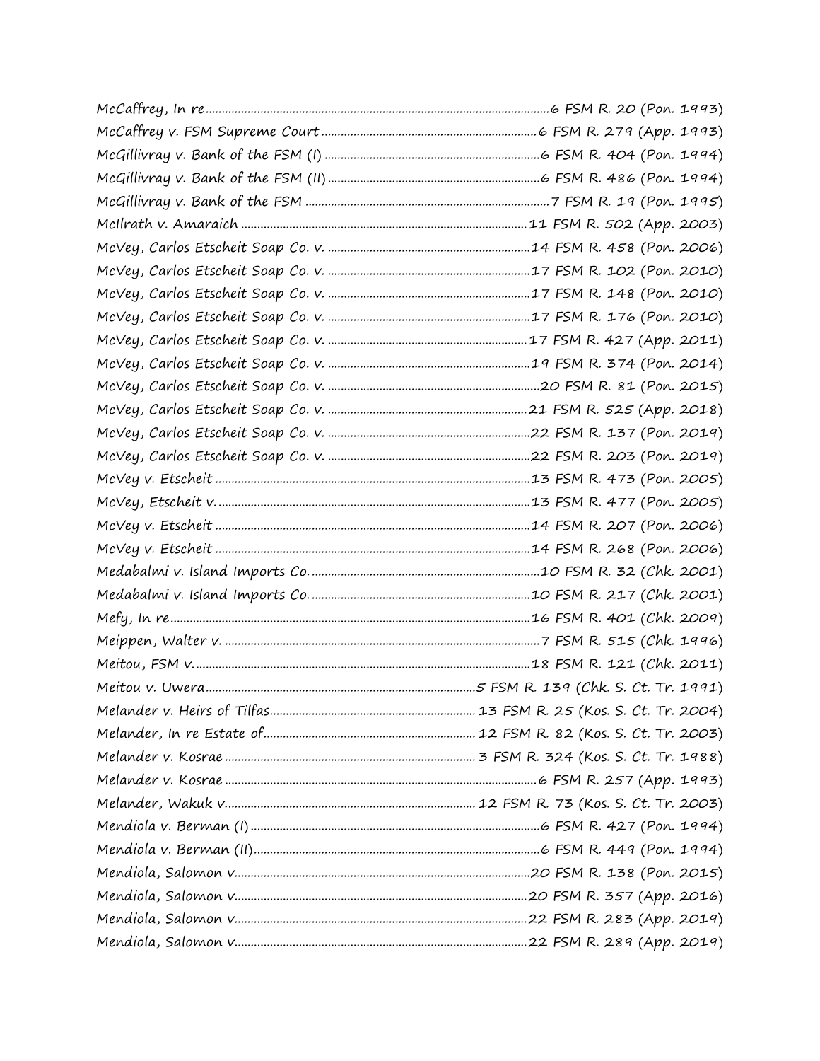McCaffrey, In re..........................................................................................................6 FSM R. 20 (Pon. 1993)
McCaffrey v. FSM Supreme Court ..................................................................6 FSM R. 279 (App. 1993)
McGillivray v. Bank of the FSM (I) .................................................................6 FSM R. 404 (Pon. 1994)
McGillivray v. Bank of the FSM (II) ................................................................6 FSM R. 486 (Pon. 1994)
McGillivray v. Bank of the FSM ..........................................................................7 FSM R. 19 (Pon. 1995)
McIlrath v. Amaraich .......................................................................................11 FSM R. 502 (App. 2003)
McVey, Carlos Etscheit Soap Co. v. ..............................................................14 FSM R. 458 (Pon. 2006)
McVey, Carlos Etscheit Soap Co. v. ..............................................................17 FSM R. 102 (Pon. 2010)
McVey, Carlos Etscheit Soap Co. v. ..............................................................17 FSM R. 148 (Pon. 2010)
McVey, Carlos Etscheit Soap Co. v. ..............................................................17 FSM R. 176 (Pon. 2010)
McVey, Carlos Etscheit Soap Co. v. .............................................................17 FSM R. 427 (App. 2011)
McVey, Carlos Etscheit Soap Co. v. ..............................................................19 FSM R. 374 (Pon. 2014)
McVey, Carlos Etscheit Soap Co. v. .................................................................20 FSM R. 81 (Pon. 2015)
McVey, Carlos Etscheit Soap Co. v. .............................................................21 FSM R. 525 (App. 2018)
McVey, Carlos Etscheit Soap Co. v. ..............................................................22 FSM R. 137 (Pon. 2019)
McVey, Carlos Etscheit Soap Co. v. ..............................................................22 FSM R. 203 (Pon. 2019)
McVey v. Etscheit ...............................................................................................13 FSM R. 473 (Pon. 2005)
McVey, Etscheit v. ..............................................................................................13 FSM R. 477 (Pon. 2005)
McVey v. Etscheit ...............................................................................................14 FSM R. 207 (Pon. 2006)
McVey v. Etscheit ...............................................................................................14 FSM R. 268 (Pon. 2006)
Medabalmi v. Island Imports Co. .......................................................................10 FSM R. 32 (Chk. 2001)
Medabalmi v. Island Imports Co. .....................................................................10 FSM R. 217 (Chk. 2001)
Mefy, In re...........................................................................................................16 FSM R. 401 (Chk. 2009)
Meippen, Walter v. ...............................................................................................7 FSM R. 515 (Chk. 1996)
Meitou, FSM v. ....................................................................................................18 FSM R. 121 (Chk. 2011)
Meitou v. Uwera....................................................................................5 FSM R. 139 (Chk. S. Ct. Tr. 1991)
Melander v. Heirs of Tilfas............................................................... 13 FSM R. 25 (Kos. S. Ct. Tr. 2004)
Melander, In re Estate of................................................................. 12 FSM R. 82 (Kos. S. Ct. Tr. 2003)
Melander v. Kosrae ............................................................................ 3 FSM R. 324 (Kos. S. Ct. Tr. 1988)
Melander v. Kosrae ..............................................................................................6 FSM R. 257 (App. 1993)
Melander, Wakuk v. ............................................................................ 12 FSM R. 73 (Kos. S. Ct. Tr. 2003)
Mendiola v. Berman (I) ........................................................................................6 FSM R. 427 (Pon. 1994)
Mendiola v. Berman (II).......................................................................................6 FSM R. 449 (Pon. 1994)
Mendiola, Salomon v. .........................................................................................20 FSM R. 138 (Pon. 2015)
Mendiola, Salomon v. ........................................................................................20 FSM R. 357 (App. 2016)
Mendiola, Salomon v. ........................................................................................22 FSM R. 283 (App. 2019)
Mendiola, Salomon v. ........................................................................................22 FSM R. 289 (App. 2019)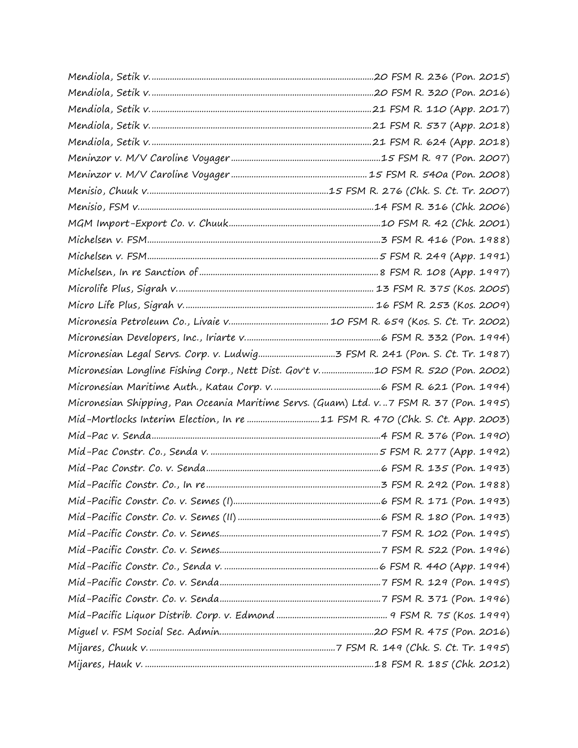Mendiola, Setik v. ....................................................................................................20 FSM R. 236 (Pon. 2015)
Mendiola, Setik v. ....................................................................................................20 FSM R. 320 (Pon. 2016)
Mendiola, Setik v. ....................................................................................................21 FSM R. 110 (App. 2017)
Mendiola, Setik v. ....................................................................................................21 FSM R. 537 (App. 2018)
Mendiola, Setik v. ....................................................................................................21 FSM R. 624 (App. 2018)
Meninzor v. M/V Caroline Voyager ..................................................................15 FSM R. 97 (Pon. 2007)
Meninzor v. M/V Caroline Voyager ................................................................ 15 FSM R. 540a (Pon. 2008)
Menisio, Chuuk v. ..............................................................................15 FSM R. 276 (Chk. S. Ct. Tr. 2007)
Menisio, FSM v. ........................................................................................................14 FSM R. 316 (Chk. 2006)
MGM Import-Export Co. v. Chuuk ...................................................................10 FSM R. 42 (Chk. 2001)
Michelsen v. FSM ........................................................................................................3 FSM R. 416 (Pon. 1988)
Michelsen v. FSM ........................................................................................................5 FSM R. 249 (App. 1991)
Michelsen, In re Sanction of ................................................................................ 8 FSM R. 108 (App. 1997)
Microlife Plus, Sigrah v. ..................................................................................... 13 FSM R. 375 (Kos. 2005)
Micro Life Plus, Sigrah v. ................................................................................... 16 FSM R. 253 (Kos. 2009)
Micronesia Petroleum Co., Livaie v. ...................................... 10 FSM R. 659 (Kos. S. Ct. Tr. 2002)
Micronesian Developers, Inc., Iriarte v. .............................................................6 FSM R. 332 (Pon. 1994)
Micronesian Legal Servs. Corp. v. Ludwig..................................3 FSM R. 241 (Pon. S. Ct. Tr. 1987)
Micronesian Longline Fishing Corp., Nett Dist. Gov't v. .......................10 FSM R. 520 (Pon. 2002)
Micronesian Maritime Auth., Katau Corp. v. ..............................................6 FSM R. 621 (Pon. 1994)
Micronesian Shipping, Pan Oceania Maritime Servs. (Guam) Ltd. v. ..7 FSM R. 37 (Pon. 1995)
Mid-Mortlocks Interim Election, In re ...............................11 FSM R. 470 (Chk. S. Ct. App. 2003)
Mid-Pac v. Senda ........................................................................................................4 FSM R. 376 (Pon. 1990)
Mid-Pac Constr. Co., Senda v. .............................................................................5 FSM R. 277 (App. 1992)
Mid-Pac Constr. Co. v. Senda ..............................................................................6 FSM R. 135 (Pon. 1993)
Mid-Pacific Constr. Co., In re ...............................................................................3 FSM R. 292 (Pon. 1988)
Mid-Pacific Constr. Co. v. Semes (I) ................................................................6 FSM R. 171 (Pon. 1993)
Mid-Pacific Constr. Co. v. Semes (II) ...............................................................6 FSM R. 180 (Pon. 1993)
Mid-Pacific Constr. Co. v. Semes........................................................................7 FSM R. 102 (Pon. 1995)
Mid-Pacific Constr. Co. v. Semes........................................................................7 FSM R. 522 (Pon. 1996)
Mid-Pacific Constr. Co., Senda v. .......................................................................6 FSM R. 440 (App. 1994)
Mid-Pacific Constr. Co. v. Senda ........................................................................7 FSM R. 129 (Pon. 1995)
Mid-Pacific Constr. Co. v. Senda ........................................................................7 FSM R. 371 (Pon. 1996)
Mid-Pacific Liquor Distrib. Corp. v. Edmond ............................................... 9 FSM R. 75 (Kos. 1999)
Miguel v. FSM Social Sec. Admin....................................................................20 FSM R. 475 (Pon. 2016)
Mijares, Chuuk v. ..................................................................................7 FSM R. 149 (Chk. S. Ct. Tr. 1995)
Mijares, Hauk v. .....................................................................................................18 FSM R. 185 (Chk. 2012)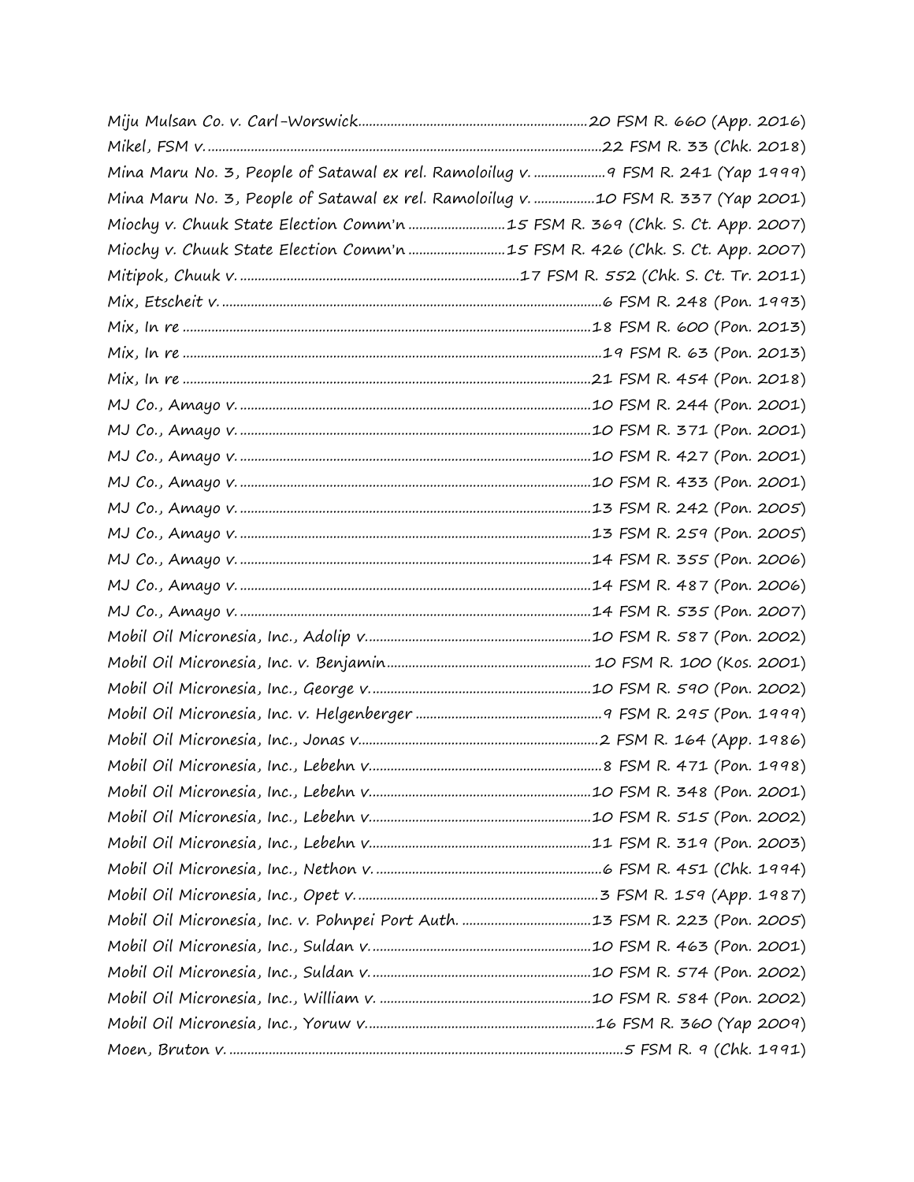Miju Mulsan Co. v. Carl-Worswick..............................................................20 FSM R. 660 (App. 2016)

Mikel, FSM v..............................................................................................22 FSM R. 33 (Chk. 2018)

Mina Maru No. 3, People of Satawal ex rel. Ramoloilug v. ....................9 FSM R. 241 (Yap 1999)

Mina Maru No. 3, People of Satawal ex rel. Ramoloilug v. .................10 FSM R. 337 (Yap 2001)

Miochy v. Chuuk State Election Comm'n ...........................15 FSM R. 369 (Chk. S. Ct. App. 2007)

Miochy v. Chuuk State Election Comm'n ...........................15 FSM R. 426 (Chk. S. Ct. App. 2007)

Mitipok, Chuuk v. .............................................................................17 FSM R. 552 (Chk. S. Ct. Tr. 2011)

Mix, Etscheit v. .........................................................................................6 FSM R. 248 (Pon. 1993)

Mix, In re ................................................................................................18 FSM R. 600 (Pon. 2013)

Mix, In re ..................................................................................................19 FSM R. 63 (Pon. 2013)

Mix, In re ................................................................................................21 FSM R. 454 (Pon. 2018)

MJ Co., Amayo v. ....................................................................................10 FSM R. 244 (Pon. 2001)

MJ Co., Amayo v. ....................................................................................10 FSM R. 371 (Pon. 2001)

MJ Co., Amayo v. ....................................................................................10 FSM R. 427 (Pon. 2001)

MJ Co., Amayo v. ....................................................................................10 FSM R. 433 (Pon. 2001)

MJ Co., Amayo v. ....................................................................................13 FSM R. 242 (Pon. 2005)

MJ Co., Amayo v. ....................................................................................13 FSM R. 259 (Pon. 2005)

MJ Co., Amayo v. ....................................................................................14 FSM R. 355 (Pon. 2006)

MJ Co., Amayo v. ....................................................................................14 FSM R. 487 (Pon. 2006)

MJ Co., Amayo v. ....................................................................................14 FSM R. 535 (Pon. 2007)

Mobil Oil Micronesia, Inc., Adolip v..............................................................10 FSM R. 587 (Pon. 2002)

Mobil Oil Micronesia, Inc. v. Benjamin......................................................... 10 FSM R. 100 (Kos. 2001)

Mobil Oil Micronesia, Inc., George v.............................................................10 FSM R. 590 (Pon. 2002)

Mobil Oil Micronesia, Inc. v. Helgenberger ....................................................9 FSM R. 295 (Pon. 1999)

Mobil Oil Micronesia, Inc., Jonas v..................................................................2 FSM R. 164 (App. 1986)

Mobil Oil Micronesia, Inc., Lebehn v................................................................8 FSM R. 471 (Pon. 1998)

Mobil Oil Micronesia, Inc., Lebehn v.............................................................10 FSM R. 348 (Pon. 2001)

Mobil Oil Micronesia, Inc., Lebehn v.............................................................10 FSM R. 515 (Pon. 2002)

Mobil Oil Micronesia, Inc., Lebehn v.............................................................11 FSM R. 319 (Pon. 2003)

Mobil Oil Micronesia, Inc., Nethon v. ...............................................................6 FSM R. 451 (Chk. 1994)

Mobil Oil Micronesia, Inc., Opet v. ..................................................................3 FSM R. 159 (App. 1987)

Mobil Oil Micronesia, Inc. v. Pohnpei Port Auth. ....................................13 FSM R. 223 (Pon. 2005)

Mobil Oil Micronesia, Inc., Suldan v. ............................................................10 FSM R. 463 (Pon. 2001)

Mobil Oil Micronesia, Inc., Suldan v. ............................................................10 FSM R. 574 (Pon. 2002)

Mobil Oil Micronesia, Inc., William v. ...........................................................10 FSM R. 584 (Pon. 2002)

Mobil Oil Micronesia, Inc., Yoruw v...............................................................16 FSM R. 360 (Yap 2009)

Moen, Bruton v. ............................................................................................5 FSM R. 9 (Chk. 1991)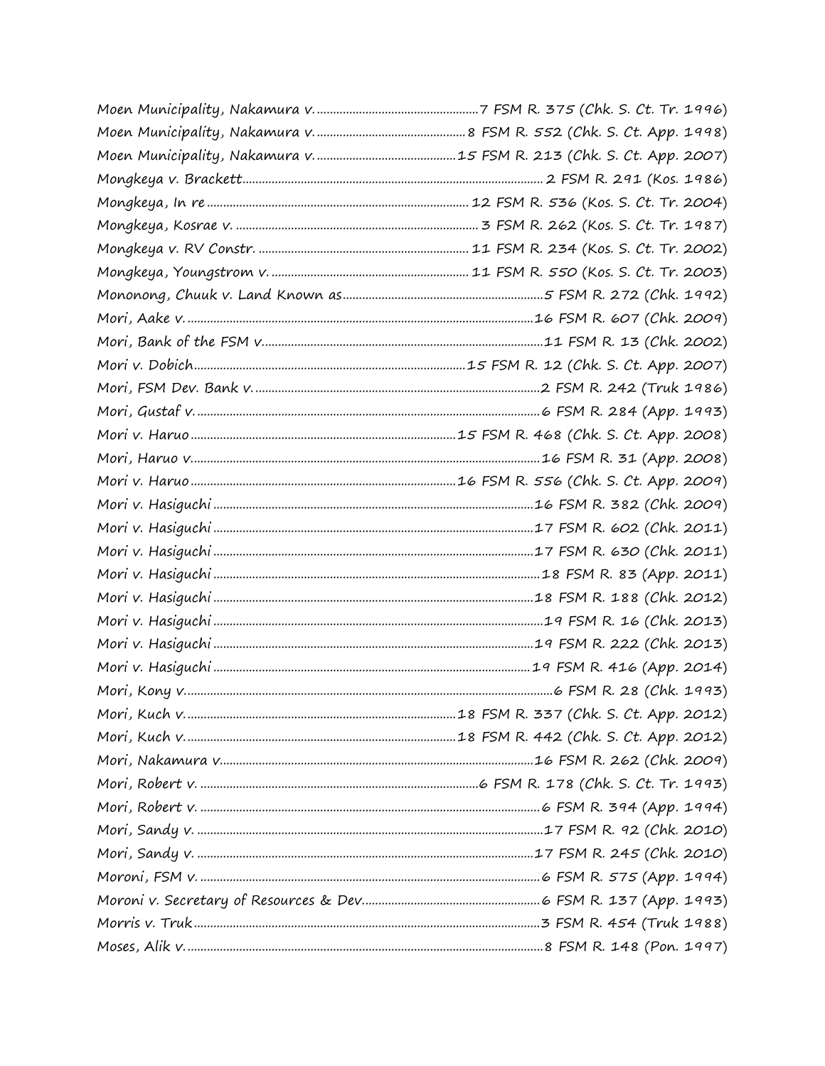*Moen Municipality, Nakamura v.* ..........7 FSM R. 375 (Chk. S. Ct. Tr. 1996)
*Moen Municipality, Nakamura v.* ..........8 FSM R. 552 (Chk. S. Ct. App. 1998)
*Moen Municipality, Nakamura v.* ..........15 FSM R. 213 (Chk. S. Ct. App. 2007)
*Mongkeya v. Brackett*..........2 FSM R. 291 (Kos. 1986)
*Mongkeya, In re*..........12 FSM R. 536 (Kos. S. Ct. Tr. 2004)
*Mongkeya, Kosrae v.* ..........3 FSM R. 262 (Kos. S. Ct. Tr. 1987)
*Mongkeya v. RV Constr.* ..........11 FSM R. 234 (Kos. S. Ct. Tr. 2002)
*Mongkeya, Youngstrom v.* ..........11 FSM R. 550 (Kos. S. Ct. Tr. 2003)
*Mononong, Chuuk v. Land Known as*..........5 FSM R. 272 (Chk. 1992)
*Mori, Aake v.*..........16 FSM R. 607 (Chk. 2009)
*Mori, Bank of the FSM v.*..........11 FSM R. 13 (Chk. 2002)
*Mori v. Dobich*..........15 FSM R. 12 (Chk. S. Ct. App. 2007)
*Mori, FSM Dev. Bank v.*..........2 FSM R. 242 (Truk 1986)
*Mori, Gustaf v.*..........6 FSM R. 284 (App. 1993)
*Mori v. Haruo*..........15 FSM R. 468 (Chk. S. Ct. App. 2008)
*Mori, Haruo v.*..........16 FSM R. 31 (App. 2008)
*Mori v. Haruo*..........16 FSM R. 556 (Chk. S. Ct. App. 2009)
*Mori v. Hasiguchi*..........16 FSM R. 382 (Chk. 2009)
*Mori v. Hasiguchi*..........17 FSM R. 602 (Chk. 2011)
*Mori v. Hasiguchi*..........17 FSM R. 630 (Chk. 2011)
*Mori v. Hasiguchi*..........18 FSM R. 83 (App. 2011)
*Mori v. Hasiguchi*..........18 FSM R. 188 (Chk. 2012)
*Mori v. Hasiguchi*..........19 FSM R. 16 (Chk. 2013)
*Mori v. Hasiguchi*..........19 FSM R. 222 (Chk. 2013)
*Mori v. Hasiguchi*..........19 FSM R. 416 (App. 2014)
*Mori, Kony v.*..........6 FSM R. 28 (Chk. 1993)
*Mori, Kuch v.*..........18 FSM R. 337 (Chk. S. Ct. App. 2012)
*Mori, Kuch v.*..........18 FSM R. 442 (Chk. S. Ct. App. 2012)
*Mori, Nakamura v.*..........16 FSM R. 262 (Chk. 2009)
*Mori, Robert v.*..........6 FSM R. 178 (Chk. S. Ct. Tr. 1993)
*Mori, Robert v.*..........6 FSM R. 394 (App. 1994)
*Mori, Sandy v.*..........17 FSM R. 92 (Chk. 2010)
*Mori, Sandy v.*..........17 FSM R. 245 (Chk. 2010)
*Moroni, FSM v.*..........6 FSM R. 575 (App. 1994)
*Moroni v. Secretary of Resources & Dev.*..........6 FSM R. 137 (App. 1993)
*Morris v. Truk*..........3 FSM R. 454 (Truk 1988)
*Moses, Alik v.*..........8 FSM R. 148 (Pon. 1997)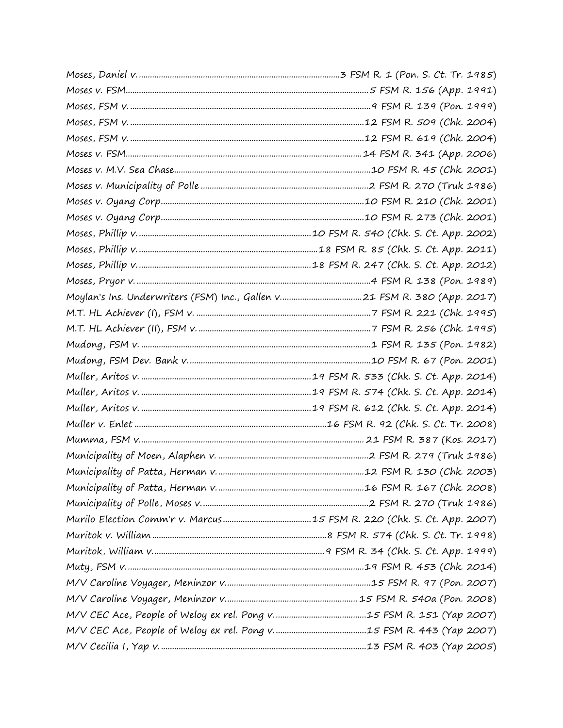Moses, Daniel v. ....................................................................................3 FSM R. 1 (Pon. S. Ct. Tr. 1985)
Moses v. FSM.............................................................................................5 FSM R. 156 (App. 1991)
Moses, FSM v. ...........................................................................................9 FSM R. 139 (Pon. 1999)
Moses, FSM v. .........................................................................................12 FSM R. 509 (Chk. 2004)
Moses, FSM v. .........................................................................................12 FSM R. 619 (Chk. 2004)
Moses v. FSM...........................................................................................14 FSM R. 341 (App. 2006)
Moses v. M.V. Sea Chase........................................................................10 FSM R. 45 (Chk. 2001)
Moses v. Municipality of Polle ...............................................................2 FSM R. 270 (Truk 1986)
Moses v. Oyang Corp..............................................................................10 FSM R. 210 (Chk. 2001)
Moses v. Oyang Corp..............................................................................10 FSM R. 273 (Chk. 2001)
Moses, Phillip v. ...............................................................10 FSM R. 540 (Chk. S. Ct. App. 2002)
Moses, Phillip v. .................................................................18 FSM R. 85 (Chk. S. Ct. App. 2011)
Moses, Phillip v. ...............................................................18 FSM R. 247 (Chk. S. Ct. App. 2012)
Moses, Pryor v. .........................................................................................4 FSM R. 138 (Pon. 1989)
Moylan's Ins. Underwriters (FSM) Inc., Gallen v. ....................................21 FSM R. 380 (App. 2017)
M.T. HL Achiever (I), FSM v. ...............................................................7 FSM R. 221 (Chk. 1995)
M.T. HL Achiever (II), FSM v. ..............................................................7 FSM R. 256 (Chk. 1995)
Mudong, FSM v. .......................................................................................1 FSM R. 135 (Pon. 1982)
Mudong, FSM Dev. Bank v. ..................................................................10 FSM R. 67 (Pon. 2001)
Muller, Aritos v. ...............................................................19 FSM R. 533 (Chk. S. Ct. App. 2014)
Muller, Aritos v. ...............................................................19 FSM R. 574 (Chk. S. Ct. App. 2014)
Muller, Aritos v. ...............................................................19 FSM R. 612 (Chk. S. Ct. App. 2014)
Muller v. Enlet .......................................................................16 FSM R. 92 (Chk. S. Ct. Tr. 2008)
Mumma, FSM v. .....................................................................................21 FSM R. 387 (Kos. 2017)
Municipality of Moen, Alaphen v. ....................................................2 FSM R. 279 (Truk 1986)
Municipality of Patta, Herman v. ..........................................................12 FSM R. 130 (Chk. 2003)
Municipality of Patta, Herman v. ..........................................................16 FSM R. 167 (Chk. 2008)
Municipality of Polle, Moses v. ...........................................................2 FSM R. 270 (Truk 1986)
Murilo Election Comm'r v. Marcus........................................15 FSM R. 220 (Chk. S. Ct. App. 2007)
Muritok v. William ................................................................................8 FSM R. 574 (Chk. S. Ct. Tr. 1998)
Muritok, William v. ..............................................................................9 FSM R. 34 (Chk. S. Ct. App. 1999)
Muty, FSM v. ..........................................................................................19 FSM R. 453 (Chk. 2014)
M/V Caroline Voyager, Meninzor v. ......................................................15 FSM R. 97 (Pon. 2007)
M/V Caroline Voyager, Meninzor v. ....................................................15 FSM R. 540a (Pon. 2008)
M/V CEC Ace, People of Weloy ex rel. Pong v. ......................................15 FSM R. 151 (Yap 2007)
M/V CEC Ace, People of Weloy ex rel. Pong v. ......................................15 FSM R. 443 (Yap 2007)
M/V Cecilia I, Yap v. ..............................................................................13 FSM R. 403 (Yap 2005)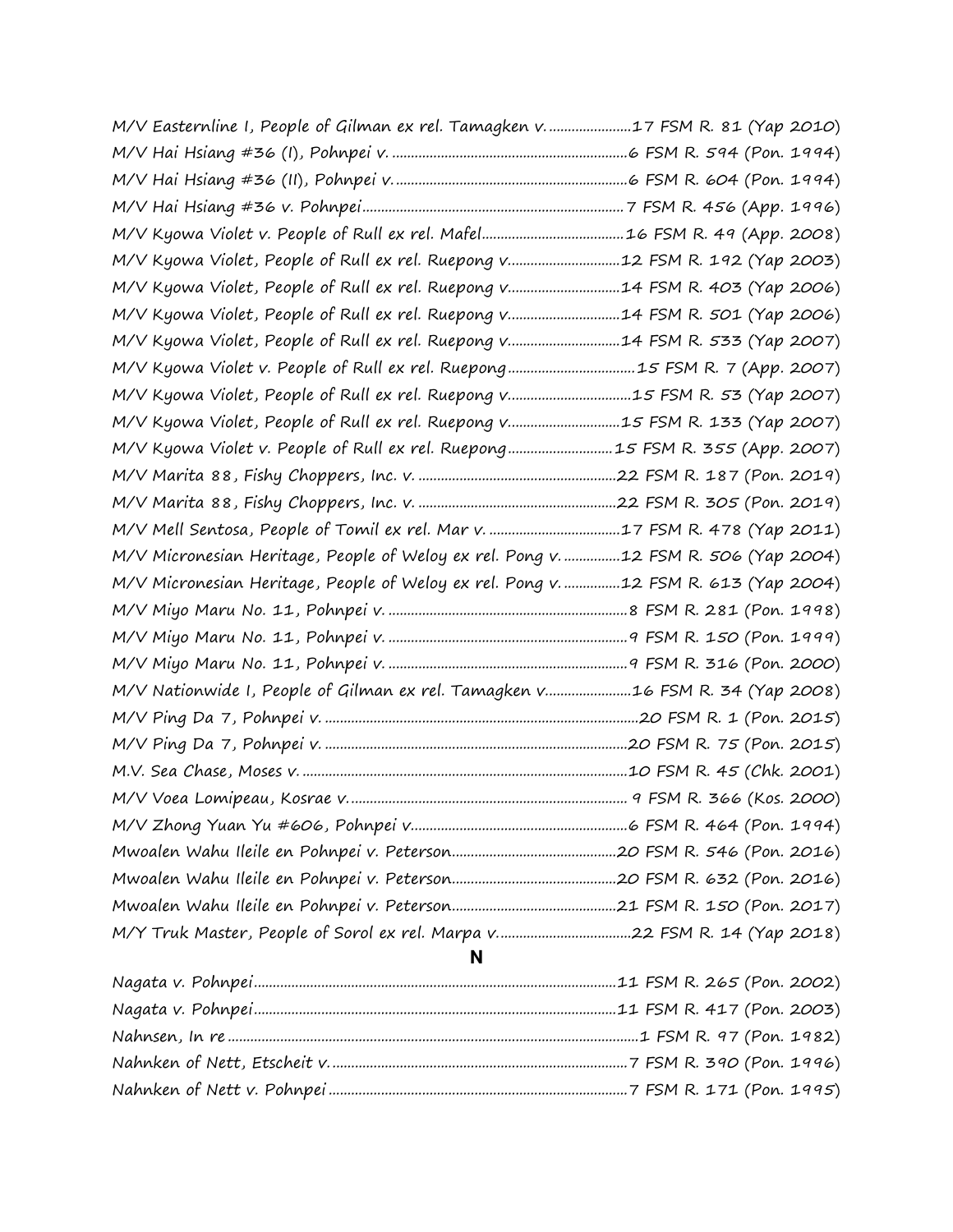M/V Easternline I, People of Gilman ex rel. Tamagken v. ......................17 FSM R. 81 (Yap 2010)
M/V Hai Hsiang #36 (I), Pohnpei v. ...............................................................6 FSM R. 594 (Pon. 1994)
M/V Hai Hsiang #36 (II), Pohnpei v. ..............................................................6 FSM R. 604 (Pon. 1994)
M/V Hai Hsiang #36 v. Pohnpei .....................................................................7 FSM R. 456 (App. 1996)
M/V Kyowa Violet v. People of Rull ex rel. Mafel......................................16 FSM R. 49 (App. 2008)
M/V Kyowa Violet, People of Rull ex rel. Ruepong v..............................12 FSM R. 192 (Yap 2003)
M/V Kyowa Violet, People of Rull ex rel. Ruepong v..............................14 FSM R. 403 (Yap 2006)
M/V Kyowa Violet, People of Rull ex rel. Ruepong v..............................14 FSM R. 501 (Yap 2006)
M/V Kyowa Violet, People of Rull ex rel. Ruepong v..............................14 FSM R. 533 (Yap 2007)
M/V Kyowa Violet v. People of Rull ex rel. Ruepong ..................................15 FSM R. 7 (App. 2007)
M/V Kyowa Violet, People of Rull ex rel. Ruepong v.................................15 FSM R. 53 (Yap 2007)
M/V Kyowa Violet, People of Rull ex rel. Ruepong v..............................15 FSM R. 133 (Yap 2007)
M/V Kyowa Violet v. People of Rull ex rel. Ruepong ............................15 FSM R. 355 (App. 2007)
M/V Marita 88, Fishy Choppers, Inc. v. .....................................................22 FSM R. 187 (Pon. 2019)
M/V Marita 88, Fishy Choppers, Inc. v. .....................................................22 FSM R. 305 (Pon. 2019)
M/V Mell Sentosa, People of Tomil ex rel. Mar v. ...................................17 FSM R. 478 (Yap 2011)
M/V Micronesian Heritage, People of Weloy ex rel. Pong v. ...............12 FSM R. 506 (Yap 2004)
M/V Micronesian Heritage, People of Weloy ex rel. Pong v. ...............12 FSM R. 613 (Yap 2004)
M/V Miyo Maru No. 11, Pohnpei v. ................................................................8 FSM R. 281 (Pon. 1998)
M/V Miyo Maru No. 11, Pohnpei v. ................................................................9 FSM R. 150 (Pon. 1999)
M/V Miyo Maru No. 11, Pohnpei v. ................................................................9 FSM R. 316 (Pon. 2000)
M/V Nationwide I, People of Gilman ex rel. Tamagken v.......................16 FSM R. 34 (Yap 2008)
M/V Ping Da 7, Pohnpei v. ....................................................................................20 FSM R. 1 (Pon. 2015)
M/V Ping Da 7, Pohnpei v. .................................................................................20 FSM R. 75 (Pon. 2015)
M.V. Sea Chase, Moses v. .......................................................................................10 FSM R. 45 (Chk. 2001)
M/V Voea Lomipeau, Kosrae v. ......................................................................... 9 FSM R. 366 (Kos. 2000)
M/V Zhong Yuan Yu #606, Pohnpei v.........................................................6 FSM R. 464 (Pon. 1994)
Mwoalen Wahu Ileile en Pohnpei v. Peterson............................................20 FSM R. 546 (Pon. 2016)
Mwoalen Wahu Ileile en Pohnpei v. Peterson............................................20 FSM R. 632 (Pon. 2016)
Mwoalen Wahu Ileile en Pohnpei v. Peterson............................................21 FSM R. 150 (Pon. 2017)
M/Y Truk Master, People of Sorol ex rel. Marpa v....................................22 FSM R. 14 (Yap 2018)

## N

Nagata v. Pohnpei.................................................................................................11 FSM R. 265 (Pon. 2002)
Nagata v. Pohnpei.................................................................................................11 FSM R. 417 (Pon. 2003)
Nahnsen, In re ..........................................................................................................1 FSM R. 97 (Pon. 1982)
Nahnken of Nett, Etscheit v. ...............................................................................7 FSM R. 390 (Pon. 1996)
Nahnken of Nett v. Pohnpei ................................................................................7 FSM R. 171 (Pon. 1995)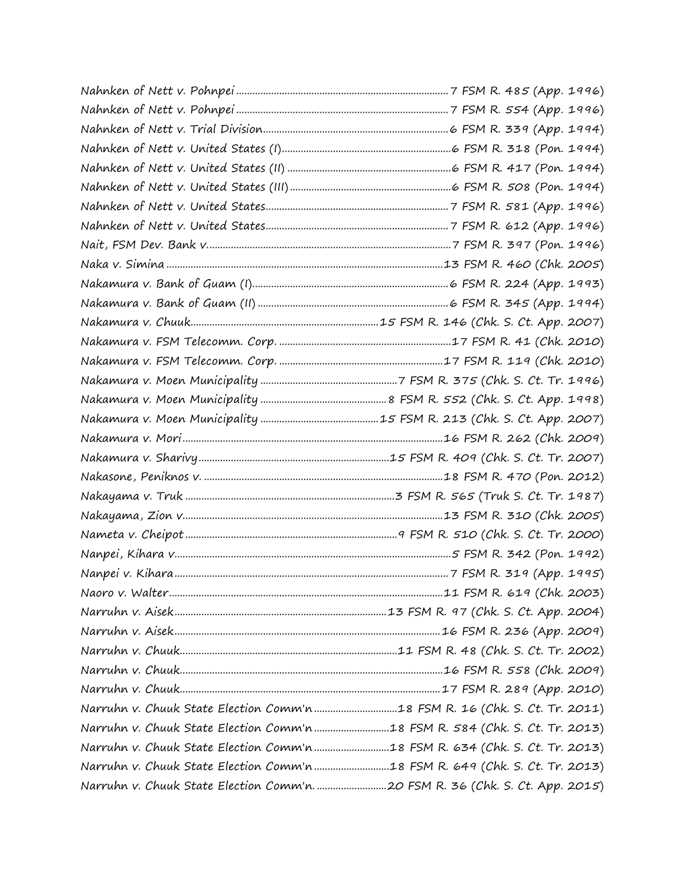*Nahnken of Nett v. Pohnpei* ............................................................................7 FSM R. 485 (App. 1996)
*Nahnken of Nett v. Pohnpei* ............................................................................7 FSM R. 554 (App. 1996)
*Nahnken of Nett v. Trial Division*....................................................................6 FSM R. 339 (App. 1994)
*Nahnken of Nett v. United States (I)*..............................................................6 FSM R. 318 (Pon. 1994)
*Nahnken of Nett v. United States (II)* ............................................................6 FSM R. 417 (Pon. 1994)
*Nahnken of Nett v. United States (III)*...........................................................6 FSM R. 508 (Pon. 1994)
*Nahnken of Nett v. United States*..................................................................7 FSM R. 581 (App. 1996)
*Nahnken of Nett v. United States*..................................................................7 FSM R. 612 (App. 1996)
*Nait, FSM Dev. Bank v.*..................................................................................7 FSM R. 397 (Pon. 1996)
*Naka v. Simina* ...........................................................................................13 FSM R. 460 (Chk. 2005)
*Nakamura v. Bank of Guam (I)*......................................................................6 FSM R. 224 (App. 1993)
*Nakamura v. Bank of Guam (II)* ....................................................................6 FSM R. 345 (App. 1994)
*Nakamura v. Chuuk*....................................................................15 FSM R. 146 (Chk. S. Ct. App. 2007)
*Nakamura v. FSM Telecomm. Corp.* ...............................................................17 FSM R. 41 (Chk. 2010)
*Nakamura v. FSM Telecomm. Corp.* .............................................................17 FSM R. 119 (Chk. 2010)
*Nakamura v. Moen Municipality* ..................................................7 FSM R. 375 (Chk. S. Ct. Tr. 1996)
*Nakamura v. Moen Municipality* ..............................................8 FSM R. 552 (Chk. S. Ct. App. 1998)
*Nakamura v. Moen Municipality* ...........................................15 FSM R. 213 (Chk. S. Ct. App. 2007)
*Nakamura v. Mori*........................................................................................16 FSM R. 262 (Chk. 2009)
*Nakamura v. Sharivy*.......................................................................15 FSM R. 409 (Chk. S. Ct. Tr. 2007)
*Nakasone, Peniknos v.* ...................................................................................18 FSM R. 470 (Pon. 2012)
*Nakayama v. Truk* .............................................................................3 FSM R. 565 (Truk S. Ct. Tr. 1987)
*Nakayama, Zion v.*........................................................................................13 FSM R. 310 (Chk. 2005)
*Nameta v. Cheipot*.............................................................................9 FSM R. 510 (Chk. S. Ct. Tr. 2000)
*Nanpei, Kihara v.*...........................................................................................5 FSM R. 342 (Pon. 1992)
*Nanpei v. Kihara*............................................................................................7 FSM R. 319 (App. 1995)
*Naoro v. Walter*.............................................................................................11 FSM R. 619 (Chk. 2003)
*Narruhn v. Aisek*............................................................................13 FSM R. 97 (Chk. S. Ct. App. 2004)
*Narruhn v. Aisek*...........................................................................................16 FSM R. 236 (App. 2009)
*Narruhn v. Chuuk*.............................................................................11 FSM R. 48 (Chk. S. Ct. Tr. 2002)
*Narruhn v. Chuuk*.........................................................................................16 FSM R. 558 (Chk. 2009)
*Narruhn v. Chuuk*.........................................................................................17 FSM R. 289 (App. 2010)
*Narruhn v. Chuuk State Election Comm'n* ..............................18 FSM R. 16 (Chk. S. Ct. Tr. 2011)
*Narruhn v. Chuuk State Election Comm'n* ............................18 FSM R. 584 (Chk. S. Ct. Tr. 2013)
*Narruhn v. Chuuk State Election Comm'n* ............................18 FSM R. 634 (Chk. S. Ct. Tr. 2013)
*Narruhn v. Chuuk State Election Comm'n* ............................18 FSM R. 649 (Chk. S. Ct. Tr. 2013)
*Narruhn v. Chuuk State Election Comm'n.* .........................20 FSM R. 36 (Chk. S. Ct. App. 2015)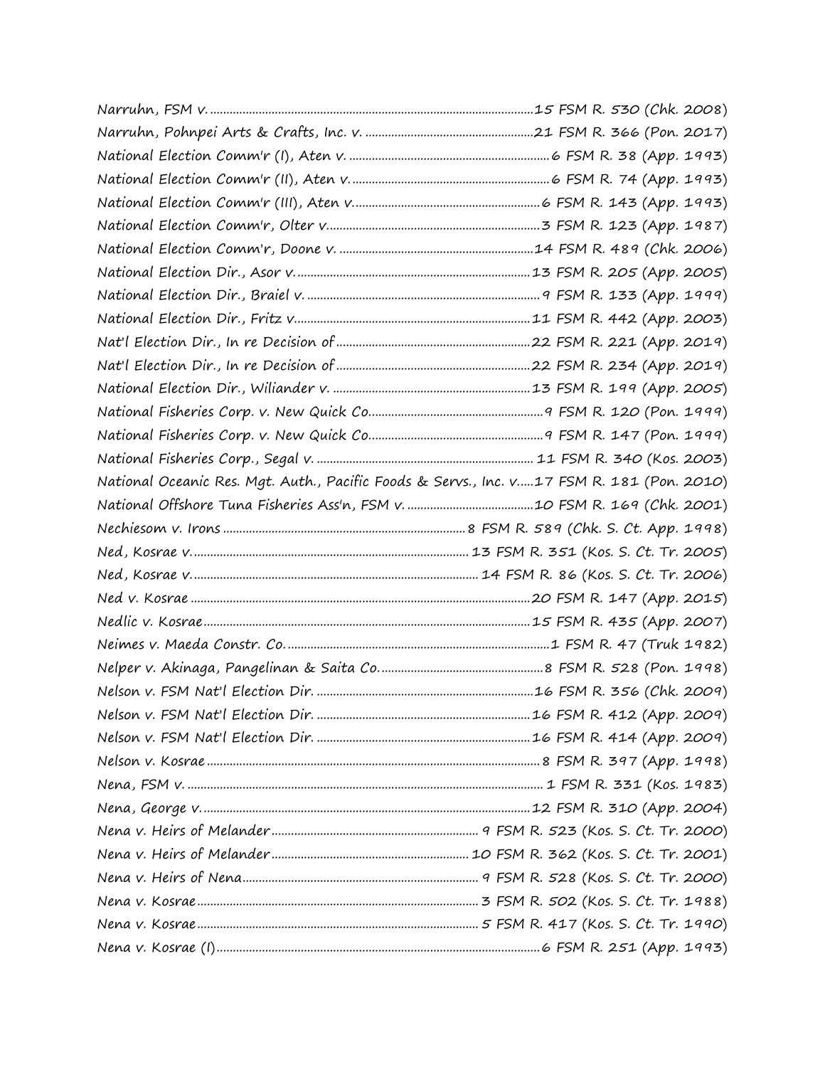Narruhn, FSM v. ....................................................................................................15 FSM R. 530 (Chk. 2008)
Narruhn, Pohnpei Arts & Crafts, Inc. v. ....................................................21 FSM R. 366 (Pon. 2017)
National Election Comm'r (I), Aten v. ..............................................................6 FSM R. 38 (App. 1993)
National Election Comm'r (II), Aten v. ..............................................................6 FSM R. 74 (App. 1993)
National Election Comm'r (III), Aten v. ..........................................................6 FSM R. 143 (App. 1993)
National Election Comm'r, Olter v. ..................................................................3 FSM R. 123 (App. 1987)
National Election Comm'r, Doone v. ............................................................14 FSM R. 489 (Chk. 2006)
National Election Dir., Asor v. ........................................................................13 FSM R. 205 (App. 2005)
National Election Dir., Braiel v. ........................................................................9 FSM R. 133 (App. 1999)
National Election Dir., Fritz v. ........................................................................11 FSM R. 442 (App. 2003)
Nat'l Election Dir., In re Decision of ............................................................22 FSM R. 221 (App. 2019)
Nat'l Election Dir., In re Decision of ............................................................22 FSM R. 234 (App. 2019)
National Election Dir., Wiliander v. ............................................................13 FSM R. 199 (App. 2005)
National Fisheries Corp. v. New Quick Co. ....................................................9 FSM R. 120 (Pon. 1999)
National Fisheries Corp. v. New Quick Co. ....................................................9 FSM R. 147 (Pon. 1999)
National Fisheries Corp., Segal v. ..................................................................11 FSM R. 340 (Kos. 2003)
National Oceanic Res. Mgt. Auth., Pacific Foods & Servs., Inc. v. ....17 FSM R. 181 (Pon. 2010)
National Offshore Tuna Fisheries Ass'n, FSM v. ........................................10 FSM R. 169 (Chk. 2001)
Nechiesom v. Irons ..........................................................................8 FSM R. 589 (Chk. S. Ct. App. 1998)
Ned, Kosrae v. ....................................................................................13 FSM R. 351 (Kos. S. Ct. Tr. 2005)
Ned, Kosrae v. ......................................................................................14 FSM R. 86 (Kos. S. Ct. Tr. 2006)
Ned v. Kosrae ........................................................................................................20 FSM R. 147 (App. 2015)
Nedlic v. Kosrae ....................................................................................................15 FSM R. 435 (App. 2007)
Neimes v. Maeda Constr. Co. ..................................................................................1 FSM R. 47 (Truk 1982)
Nelper v. Akinaga, Pangelinan & Saita Co. ..................................................8 FSM R. 528 (Pon. 1998)
Nelson v. FSM Nat'l Election Dir. ....................................................................16 FSM R. 356 (Chk. 2009)
Nelson v. FSM Nat'l Election Dir. ..................................................................16 FSM R. 412 (App. 2009)
Nelson v. FSM Nat'l Election Dir. ..................................................................16 FSM R. 414 (App. 2009)
Nelson v. Kosrae ......................................................................................................8 FSM R. 397 (App. 1998)
Nena, FSM v. ............................................................................................................1 FSM R. 331 (Kos. 1983)
Nena, George v. ....................................................................................................12 FSM R. 310 (App. 2004)
Nena v. Heirs of Melander ................................................................9 FSM R. 523 (Kos. S. Ct. Tr. 2000)
Nena v. Heirs of Melander ............................................................10 FSM R. 362 (Kos. S. Ct. Tr. 2001)
Nena v. Heirs of Nena ........................................................................9 FSM R. 528 (Kos. S. Ct. Tr. 2000)
Nena v. Kosrae ......................................................................................3 FSM R. 502 (Kos. S. Ct. Tr. 1988)
Nena v. Kosrae ......................................................................................5 FSM R. 417 (Kos. S. Ct. Tr. 1990)
Nena v. Kosrae (I) ..................................................................................................6 FSM R. 251 (App. 1993)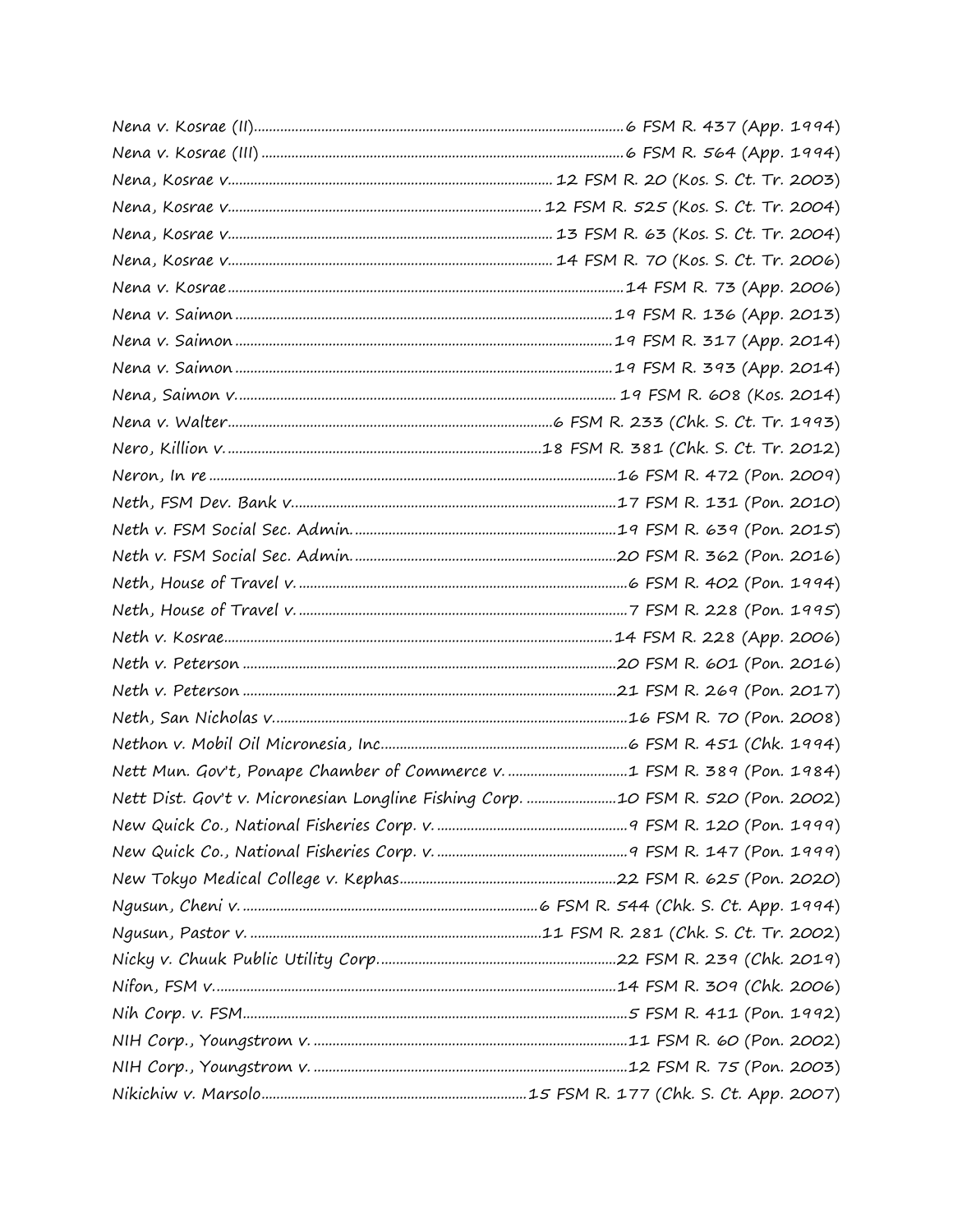*Nena v. Kosrae (II)*..................................................................................6 FSM R. 437 (App. 1994)
*Nena v. Kosrae (III)*...............................................................................6 FSM R. 564 (App. 1994)
*Nena, Kosrae v.*..................................................................... 12 FSM R. 20 (Kos. S. Ct. Tr. 2003)
*Nena, Kosrae v.*.................................................................. 12 FSM R. 525 (Kos. S. Ct. Tr. 2004)
*Nena, Kosrae v.*..................................................................... 13 FSM R. 63 (Kos. S. Ct. Tr. 2004)
*Nena, Kosrae v.*..................................................................... 14 FSM R. 70 (Kos. S. Ct. Tr. 2006)
*Nena v. Kosrae*.......................................................................................14 FSM R. 73 (App. 2006)
*Nena v. Saimon*...................................................................................19 FSM R. 136 (App. 2013)
*Nena v. Saimon*...................................................................................19 FSM R. 317 (App. 2014)
*Nena v. Saimon*...................................................................................19 FSM R. 393 (App. 2014)
*Nena, Saimon v.*.................................................................................... 19 FSM R. 608 (Kos. 2014)
*Nena v. Walter*.....................................................................................6 FSM R. 233 (Chk. S. Ct. Tr. 1993)
*Nero, Killion v.*..................................................................................18 FSM R. 381 (Chk. S. Ct. Tr. 2012)
*Neron, In re*...........................................................................................16 FSM R. 472 (Pon. 2009)
*Neth, FSM Dev. Bank v.*.....................................................................17 FSM R. 131 (Pon. 2010)
*Neth v. FSM Social Sec. Admin.*......................................................19 FSM R. 639 (Pon. 2015)
*Neth v. FSM Social Sec. Admin.*......................................................20 FSM R. 362 (Pon. 2016)
*Neth, House of Travel v.*.......................................................................6 FSM R. 402 (Pon. 1994)
*Neth, House of Travel v.*.......................................................................7 FSM R. 228 (Pon. 1995)
*Neth v. Kosrae*.......................................................................................14 FSM R. 228 (App. 2006)
*Neth v. Peterson*...................................................................................20 FSM R. 601 (Pon. 2016)
*Neth v. Peterson*...................................................................................21 FSM R. 269 (Pon. 2017)
*Neth, San Nicholas v.*............................................................................16 FSM R. 70 (Pon. 2008)
*Nethon v. Mobil Oil Micronesia, Inc.*.................................................6 FSM R. 451 (Chk. 1994)
*Nett Mun. Gov't, Ponape Chamber of Commerce v.*................................1 FSM R. 389 (Pon. 1984)
*Nett Dist. Gov't v. Micronesian Longline Fishing Corp.*........................10 FSM R. 520 (Pon. 2002)
*New Quick Co., National Fisheries Corp. v.*..................................................9 FSM R. 120 (Pon. 1999)
*New Quick Co., National Fisheries Corp. v.*..................................................9 FSM R. 147 (Pon. 1999)
*New Tokyo Medical College v. Kephas*..........................................22 FSM R. 625 (Pon. 2020)
*Ngusun, Cheni v.*...............................................................6 FSM R. 544 (Chk. S. Ct. App. 1994)
*Ngusun, Pastor v.*.............................................................11 FSM R. 281 (Chk. S. Ct. Tr. 2002)
*Nicky v. Chuuk Public Utility Corp.*..............................................22 FSM R. 239 (Chk. 2019)
*Nifon, FSM v.*.........................................................................................14 FSM R. 309 (Chk. 2006)
*Nih Corp. v. FSM*.....................................................................................5 FSM R. 411 (Pon. 1992)
*NIH Corp., Youngstrom v.*...................................................................11 FSM R. 60 (Pon. 2002)
*NIH Corp., Youngstrom v.*...................................................................12 FSM R. 75 (Pon. 2003)
*Nikichiw v. Marsolo*.....................................................................15 FSM R. 177 (Chk. S. Ct. App. 2007)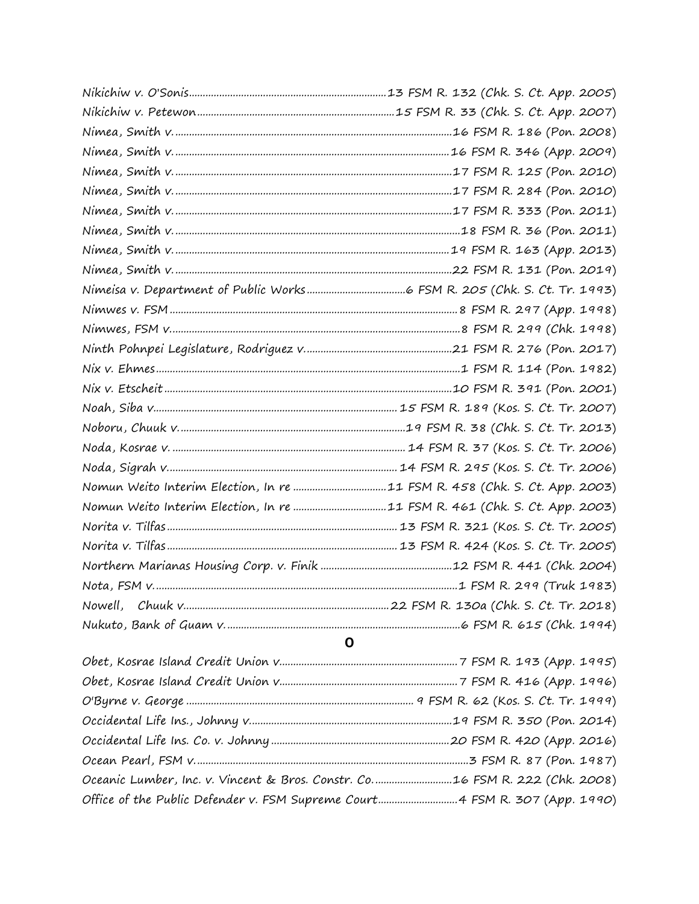Nikichiw v. O'Sonis....................13 FSM R. 132 (Chk. S. Ct. App. 2005)
Nikichiw v. Petewon....................15 FSM R. 33 (Chk. S. Ct. App. 2007)
Nimea, Smith v....................16 FSM R. 186 (Pon. 2008)
Nimea, Smith v....................16 FSM R. 346 (App. 2009)
Nimea, Smith v....................17 FSM R. 125 (Pon. 2010)
Nimea, Smith v....................17 FSM R. 284 (Pon. 2010)
Nimea, Smith v....................17 FSM R. 333 (Pon. 2011)
Nimea, Smith v....................18 FSM R. 36 (Pon. 2011)
Nimea, Smith v....................19 FSM R. 163 (App. 2013)
Nimea, Smith v....................22 FSM R. 131 (Pon. 2019)
Nimeisa v. Department of Public Works....................6 FSM R. 205 (Chk. S. Ct. Tr. 1993)
Nimwes v. FSM....................8 FSM R. 297 (App. 1998)
Nimwes, FSM v....................8 FSM R. 299 (Chk. 1998)
Ninth Pohnpei Legislature, Rodriguez v....................21 FSM R. 276 (Pon. 2017)
Nix v. Ehmes....................1 FSM R. 114 (Pon. 1982)
Nix v. Etscheit....................10 FSM R. 391 (Pon. 2001)
Noah, Siba v....................15 FSM R. 189 (Kos. S. Ct. Tr. 2007)
Noboru, Chuuk v....................19 FSM R. 38 (Chk. S. Ct. Tr. 2013)
Noda, Kosrae v....................14 FSM R. 37 (Kos. S. Ct. Tr. 2006)
Noda, Sigrah v....................14 FSM R. 295 (Kos. S. Ct. Tr. 2006)
Nomun Weito Interim Election, In re....................11 FSM R. 458 (Chk. S. Ct. App. 2003)
Nomun Weito Interim Election, In re....................11 FSM R. 461 (Chk. S. Ct. App. 2003)
Norita v. Tilfas....................13 FSM R. 321 (Kos. S. Ct. Tr. 2005)
Norita v. Tilfas....................13 FSM R. 424 (Kos. S. Ct. Tr. 2005)
Northern Marianas Housing Corp. v. Finik....................12 FSM R. 441 (Chk. 2004)
Nota, FSM v....................1 FSM R. 299 (Truk 1983)
Nowell, Chuuk v....................22 FSM R. 130a (Chk. S. Ct. Tr. 2018)
Nukuto, Bank of Guam v....................6 FSM R. 615 (Chk. 1994)

## O

Obet, Kosrae Island Credit Union v....................7 FSM R. 193 (App. 1995)
Obet, Kosrae Island Credit Union v....................7 FSM R. 416 (App. 1996)
O'Byrne v. George....................9 FSM R. 62 (Kos. S. Ct. Tr. 1999)
Occidental Life Ins., Johnny v....................19 FSM R. 350 (Pon. 2014)
Occidental Life Ins. Co. v. Johnny....................20 FSM R. 420 (App. 2016)
Ocean Pearl, FSM v....................3 FSM R. 87 (Pon. 1987)
Oceanic Lumber, Inc. v. Vincent & Bros. Constr. Co....................16 FSM R. 222 (Chk. 2008)
Office of the Public Defender v. FSM Supreme Court....................4 FSM R. 307 (App. 1990)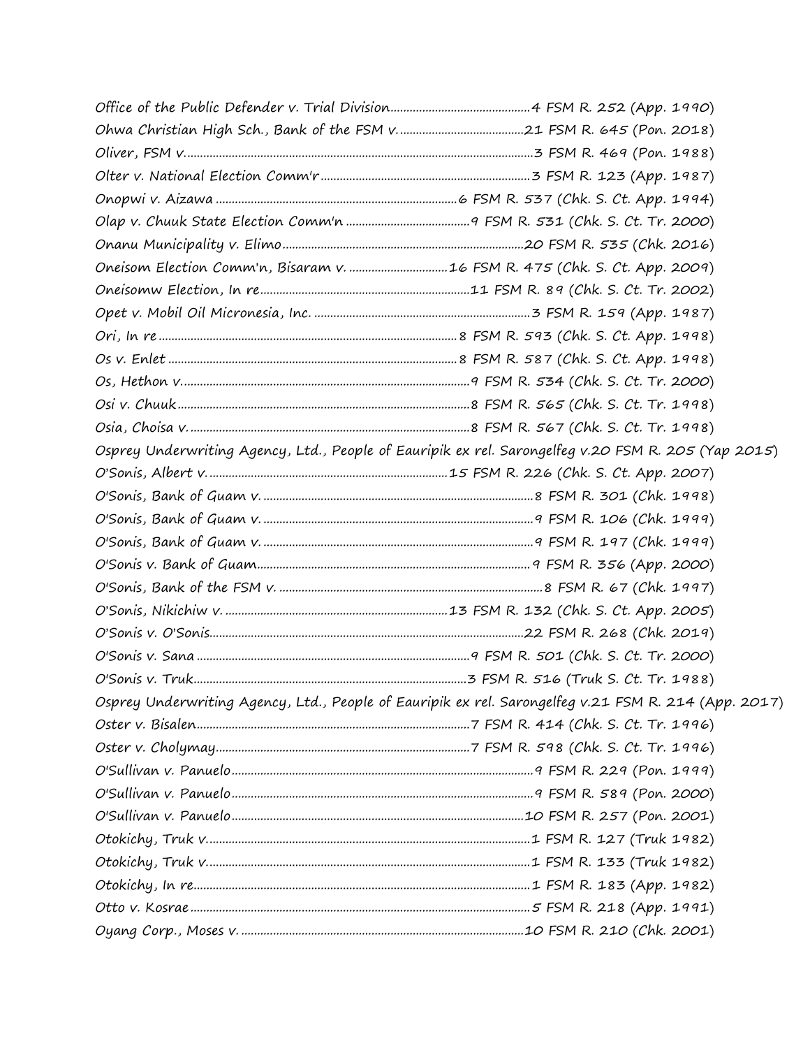*Office of the Public Defender v. Trial Division*............................................4 FSM R. 252 (App. 1990)
*Ohwa Christian High Sch., Bank of the FSM v.*......................................21 FSM R. 645 (Pon. 2018)
*Oliver, FSM v.*...............................................................................................3 FSM R. 469 (Pon. 1988)
*Olter v. National Election Comm'r*...............................................................3 FSM R. 123 (App. 1987)
*Onopwi v. Aizawa*.......................................................................6 FSM R. 537 (Chk. S. Ct. App. 1994)
*Olap v. Chuuk State Election Comm'n*......................................9 FSM R. 531 (Chk. S. Ct. Tr. 2000)
*Onanu Municipality v. Elimo*...........................................................................20 FSM R. 535 (Chk. 2016)
*Oneisom Election Comm'n, Bisaram v.*..............................16 FSM R. 475 (Chk. S. Ct. App. 2009)
*Oneisomw Election, In re*..................................................................11 FSM R. 89 (Chk. S. Ct. Tr. 2002)
*Opet v. Mobil Oil Micronesia, Inc.*....................................................................3 FSM R. 159 (App. 1987)
*Ori, In re*.............................................................................................8 FSM R. 593 (Chk. S. Ct. App. 1998)
*Os v. Enlet*..........................................................................................8 FSM R. 587 (Chk. S. Ct. App. 1998)
*Os, Hethon v.*.........................................................................................9 FSM R. 534 (Chk. S. Ct. Tr. 2000)
*Osi v. Chuuk*..........................................................................................8 FSM R. 565 (Chk. S. Ct. Tr. 1998)
*Osia, Choisa v.*.......................................................................................8 FSM R. 567 (Chk. S. Ct. Tr. 1998)
*Osprey Underwriting Agency, Ltd., People of Eauripik ex rel. Sarongelfeg v.*20 FSM R. 205 (Yap 2015)
*O'Sonis, Albert v.*..............................................................................15 FSM R. 226 (Chk. S. Ct. App. 2007)
*O'Sonis, Bank of Guam v.*...................................................................................8 FSM R. 301 (Chk. 1998)
*O'Sonis, Bank of Guam v.*...................................................................................9 FSM R. 106 (Chk. 1999)
*O'Sonis, Bank of Guam v.*...................................................................................9 FSM R. 197 (Chk. 1999)
*O'Sonis v. Bank of Guam*.....................................................................................9 FSM R. 356 (App. 2000)
*O'Sonis, Bank of the FSM v.*..................................................................................8 FSM R. 67 (Chk. 1997)
*O'Sonis, Nikichiw v.*...........................................................................13 FSM R. 132 (Chk. S. Ct. App. 2005)
*O'Sonis v. O'Sonis*.............................................................................................22 FSM R. 268 (Chk. 2019)
*O'Sonis v. Sana*......................................................................................9 FSM R. 501 (Chk. S. Ct. Tr. 2000)
*O'Sonis v. Truk*.....................................................................................3 FSM R. 516 (Truk S. Ct. Tr. 1988)
*Osprey Underwriting Agency, Ltd., People of Eauripik ex rel. Sarongelfeg v.*21 FSM R. 214 (App. 2017)
*Oster v. Bisalen*......................................................................................7 FSM R. 414 (Chk. S. Ct. Tr. 1996)
*Oster v. Cholymay*..................................................................................7 FSM R. 598 (Chk. S. Ct. Tr. 1996)
*O'Sullivan v. Panuelo*..........................................................................................9 FSM R. 229 (Pon. 1999)
*O'Sullivan v. Panuelo*..........................................................................................9 FSM R. 589 (Pon. 2000)
*O'Sullivan v. Panuelo*........................................................................................10 FSM R. 257 (Pon. 2001)
*Otokichy, Truk v.*................................................................................................1 FSM R. 127 (Truk 1982)
*Otokichy, Truk v.*................................................................................................1 FSM R. 133 (Truk 1982)
*Otokichy, In re*....................................................................................................1 FSM R. 183 (App. 1982)
*Otto v. Kosrae*......................................................................................................5 FSM R. 218 (App. 1991)
*Oyang Corp., Moses v.*.......................................................................................10 FSM R. 210 (Chk. 2001)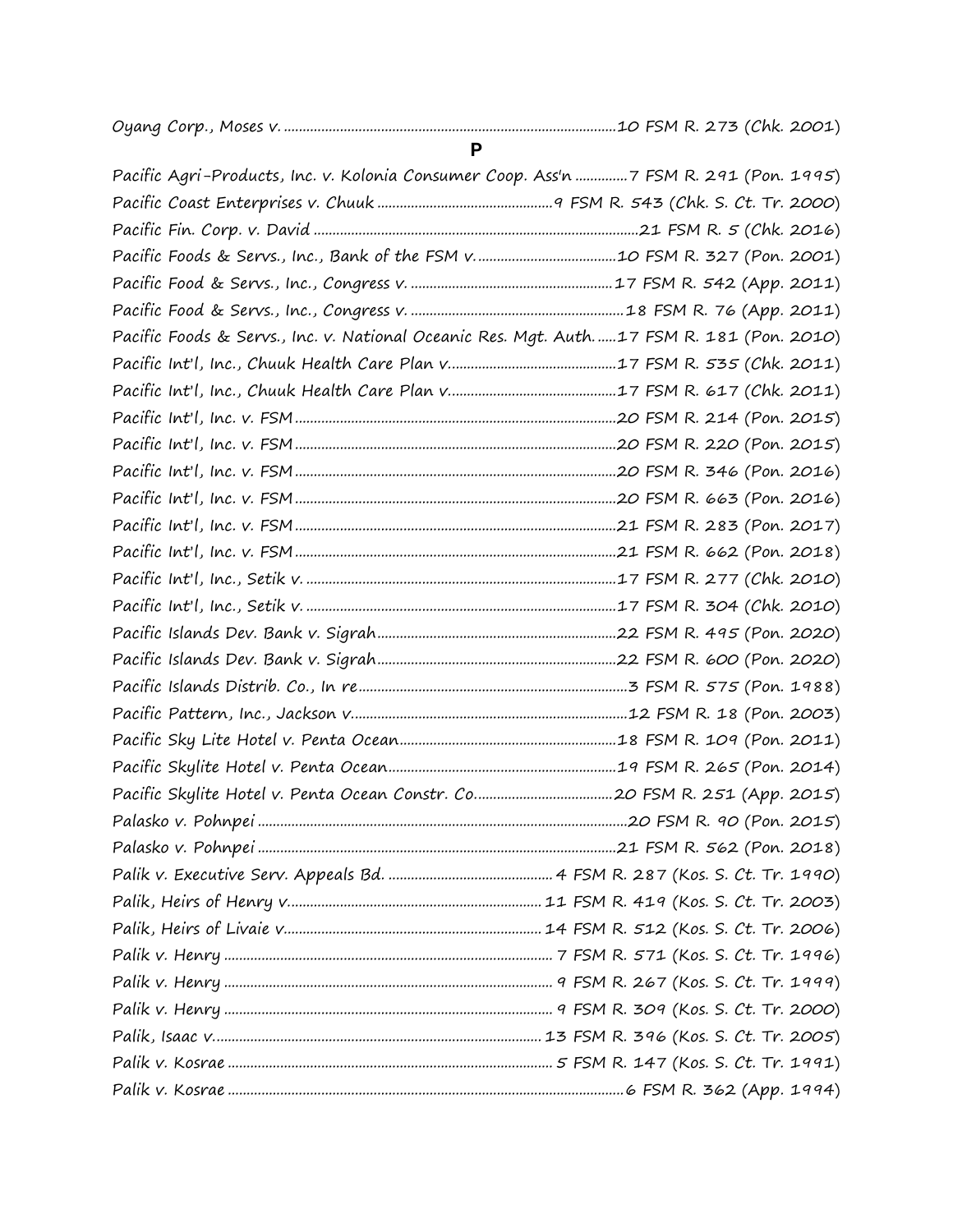Oyang Corp., Moses v. ........................................................................................10 FSM R. 273 (Chk. 2001)

## P

Pacific Agri-Products, Inc. v. Kolonia Consumer Coop. Ass'n ..............7 FSM R. 291 (Pon. 1995)
Pacific Coast Enterprises v. Chuuk ...............................................9 FSM R. 543 (Chk. S. Ct. Tr. 2000)
Pacific Fin. Corp. v. David ......................................................................................21 FSM R. 5 (Chk. 2016)
Pacific Foods & Servs., Inc., Bank of the FSM v. .....................................10 FSM R. 327 (Pon. 2001)
Pacific Food & Servs., Inc., Congress v. ......................................................17 FSM R. 542 (App. 2011)
Pacific Food & Servs., Inc., Congress v. .........................................................18 FSM R. 76 (App. 2011)
Pacific Foods & Servs., Inc. v. National Oceanic Res. Mgt. Auth. .....17 FSM R. 181 (Pon. 2010)
Pacific Int'l, Inc., Chuuk Health Care Plan v. ............................................17 FSM R. 535 (Chk. 2011)
Pacific Int'l, Inc., Chuuk Health Care Plan v. ............................................17 FSM R. 617 (Chk. 2011)
Pacific Int'l, Inc. v. FSM .....................................................................................20 FSM R. 214 (Pon. 2015)
Pacific Int'l, Inc. v. FSM .....................................................................................20 FSM R. 220 (Pon. 2015)
Pacific Int'l, Inc. v. FSM .....................................................................................20 FSM R. 346 (Pon. 2016)
Pacific Int'l, Inc. v. FSM .....................................................................................20 FSM R. 663 (Pon. 2016)
Pacific Int'l, Inc. v. FSM .....................................................................................21 FSM R. 283 (Pon. 2017)
Pacific Int'l, Inc. v. FSM .....................................................................................21 FSM R. 662 (Pon. 2018)
Pacific Int'l, Inc., Setik v. ..................................................................................17 FSM R. 277 (Chk. 2010)
Pacific Int'l, Inc., Setik v. ..................................................................................17 FSM R. 304 (Chk. 2010)
Pacific Islands Dev. Bank v. Sigrah ...............................................................22 FSM R. 495 (Pon. 2020)
Pacific Islands Dev. Bank v. Sigrah ...............................................................22 FSM R. 600 (Pon. 2020)
Pacific Islands Distrib. Co., In re .......................................................................3 FSM R. 575 (Pon. 1988)
Pacific Pattern, Inc., Jackson v. .........................................................................12 FSM R. 18 (Pon. 2003)
Pacific Sky Lite Hotel v. Penta Ocean ..........................................................18 FSM R. 109 (Pon. 2011)
Pacific Skylite Hotel v. Penta Ocean .............................................................19 FSM R. 265 (Pon. 2014)
Pacific Skylite Hotel v. Penta Ocean Constr. Co. ....................................20 FSM R. 251 (App. 2015)
Palasko v. Pohnpei ...................................................................................................20 FSM R. 90 (Pon. 2015)
Palasko v. Pohnpei ................................................................................................21 FSM R. 562 (Pon. 2018)
Palik v. Executive Serv. Appeals Bd. ............................................4 FSM R. 287 (Kos. S. Ct. Tr. 1990)
Palik, Heirs of Henry v. ...................................................................11 FSM R. 419 (Kos. S. Ct. Tr. 2003)
Palik, Heirs of Livaie v. ...................................................................14 FSM R. 512 (Kos. S. Ct. Tr. 2006)
Palik v. Henry .......................................................................................7 FSM R. 571 (Kos. S. Ct. Tr. 1996)
Palik v. Henry .......................................................................................9 FSM R. 267 (Kos. S. Ct. Tr. 1999)
Palik v. Henry .......................................................................................9 FSM R. 309 (Kos. S. Ct. Tr. 2000)
Palik, Isaac v. .......................................................................................13 FSM R. 396 (Kos. S. Ct. Tr. 2005)
Palik v. Kosrae .......................................................................................5 FSM R. 147 (Kos. S. Ct. Tr. 1991)
Palik v. Kosrae ..........................................................................................................6 FSM R. 362 (App. 1994)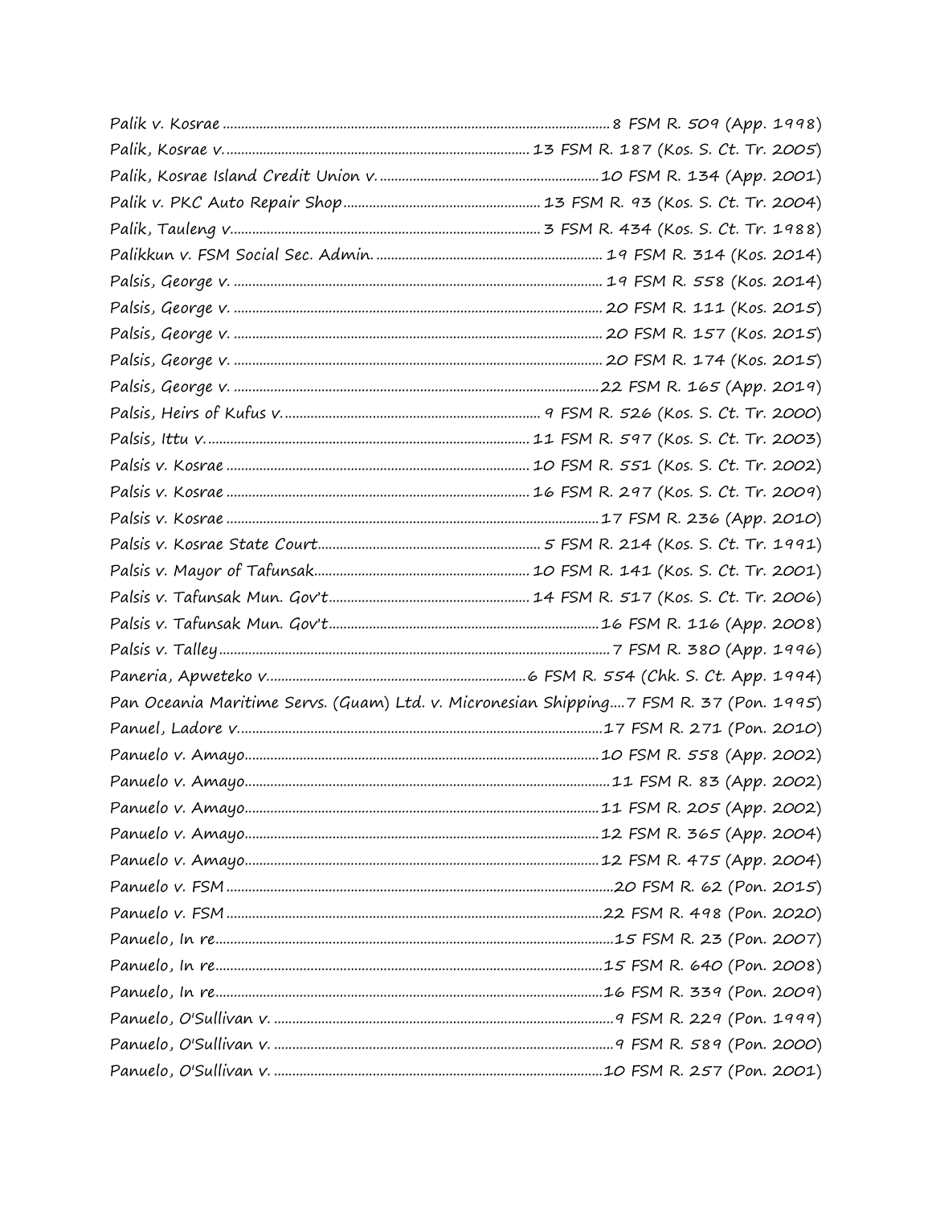Palik v. Kosrae ........................................................................................................ 8 FSM R. 509 (App. 1998)
Palik, Kosrae v. .................................................................................. 13 FSM R. 187 (Kos. S. Ct. Tr. 2005)
Palik, Kosrae Island Credit Union v. ........................................................... 10 FSM R. 134 (App. 2001)
Palik v. PKC Auto Repair Shop ..................................................... 13 FSM R. 93 (Kos. S. Ct. Tr. 2004)
Palik, Tauleng v. .................................................................................... 3 FSM R. 434 (Kos. S. Ct. Tr. 1988)
Palikkun v. FSM Social Sec. Admin. ............................................................. 19 FSM R. 314 (Kos. 2014)
Palsis, George v. ................................................................................................... 19 FSM R. 558 (Kos. 2014)
Palsis, George v. ................................................................................................... 20 FSM R. 111 (Kos. 2015)
Palsis, George v. ................................................................................................... 20 FSM R. 157 (Kos. 2015)
Palsis, George v. ................................................................................................... 20 FSM R. 174 (Kos. 2015)
Palsis, George v. ................................................................................................... 22 FSM R. 165 (App. 2019)
Palsis, Heirs of Kufus v. ..................................................................... 9 FSM R. 526 (Kos. S. Ct. Tr. 2000)
Palsis, Ittu v. ....................................................................................... 11 FSM R. 597 (Kos. S. Ct. Tr. 2003)
Palsis v. Kosrae .................................................................................. 10 FSM R. 551 (Kos. S. Ct. Tr. 2002)
Palsis v. Kosrae .................................................................................. 16 FSM R. 297 (Kos. S. Ct. Tr. 2009)
Palsis v. Kosrae ..................................................................................................... 17 FSM R. 236 (App. 2010)
Palsis v. Kosrae State Court ............................................................ 5 FSM R. 214 (Kos. S. Ct. Tr. 1991)
Palsis v. Mayor of Tafunsak .......................................................... 10 FSM R. 141 (Kos. S. Ct. Tr. 2001)
Palsis v. Tafunsak Mun. Gov't ...................................................... 14 FSM R. 517 (Kos. S. Ct. Tr. 2006)
Palsis v. Tafunsak Mun. Gov't ......................................................................... 16 FSM R. 116 (App. 2008)
Palsis v. Talley ......................................................................................................... 7 FSM R. 380 (App. 1996)
Paneria, Apweteko v. ..................................................................... 6 FSM R. 554 (Chk. S. Ct. App. 1994)
Pan Oceania Maritime Servs. (Guam) Ltd. v. Micronesian Shipping.... 7 FSM R. 37 (Pon. 1995)
Panuel, Ladore v. ................................................................................................ 17 FSM R. 271 (Pon. 2010)
Panuelo v. Amayo ............................................................................................... 10 FSM R. 558 (App. 2002)
Panuelo v. Amayo .................................................................................................. 11 FSM R. 83 (App. 2002)
Panuelo v. Amayo ............................................................................................... 11 FSM R. 205 (App. 2002)
Panuelo v. Amayo ............................................................................................... 12 FSM R. 365 (App. 2004)
Panuelo v. Amayo ............................................................................................... 12 FSM R. 475 (App. 2004)
Panuelo v. FSM ........................................................................................................ 20 FSM R. 62 (Pon. 2015)
Panuelo v. FSM ...................................................................................................... 22 FSM R. 498 (Pon. 2020)
Panuelo, In re ............................................................................................................ 15 FSM R. 23 (Pon. 2007)
Panuelo, In re ......................................................................................................... 15 FSM R. 640 (Pon. 2008)
Panuelo, In re ......................................................................................................... 16 FSM R. 339 (Pon. 2009)
Panuelo, O'Sullivan v. ........................................................................................... 9 FSM R. 229 (Pon. 1999)
Panuelo, O'Sullivan v. ........................................................................................... 9 FSM R. 589 (Pon. 2000)
Panuelo, O'Sullivan v. ........................................................................................ 10 FSM R. 257 (Pon. 2001)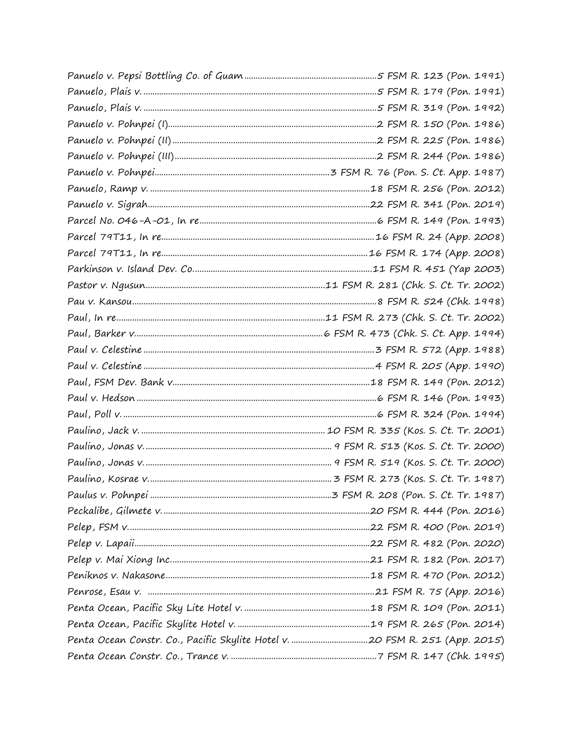Panuelo v. Pepsi Bottling Co. of Guam ........................................................5 FSM R. 123 (Pon. 1991)
Panuelo, Plais v. .............................................................................................5 FSM R. 179 (Pon. 1991)
Panuelo, Plais v. .............................................................................................5 FSM R. 319 (Pon. 1992)
Panuelo v. Pohnpei (I).....................................................................................2 FSM R. 150 (Pon. 1986)
Panuelo v. Pohnpei (II)....................................................................................2 FSM R. 225 (Pon. 1986)
Panuelo v. Pohnpei (III)...................................................................................2 FSM R. 244 (Pon. 1986)
Panuelo v. Pohnpei.....................................................................3 FSM R. 76 (Pon. S. Ct. App. 1987)
Panuelo, Ramp v. ..........................................................................................18 FSM R. 256 (Pon. 2012)
Panuelo v. Sigrah...........................................................................................22 FSM R. 341 (Pon. 2019)
Parcel No. 046-A-01, In re...............................................................................6 FSM R. 149 (Pon. 1993)
Parcel 79T11, In re.........................................................................................16 FSM R. 24 (App. 2008)
Parcel 79T11, In re.......................................................................................16 FSM R. 174 (App. 2008)
Parkinson v. Island Dev. Co. ..........................................................................11 FSM R. 451 (Yap 2003)
Pastor v. Ngusun......................................................................11 FSM R. 281 (Chk. S. Ct. Tr. 2002)
Pau v. Kansou..................................................................................................8 FSM R. 524 (Chk. 1998)
Paul, In re...................................................................................11 FSM R. 273 (Chk. S. Ct. Tr. 2002)
Paul, Barker v...........................................................................6 FSM R. 473 (Chk. S. Ct. App. 1994)
Paul v. Celestine.................................................................................................3 FSM R. 572 (App. 1988)
Paul v. Celestine.................................................................................................4 FSM R. 205 (App. 1990)
Paul, FSM Dev. Bank v...................................................................................18 FSM R. 149 (Pon. 2012)
Paul v. Hedson ...................................................................................................6 FSM R. 146 (Pon. 1993)
Paul, Poll v. .......................................................................................................6 FSM R. 324 (Pon. 1994)
Paulino, Jack v. ....................................................................10 FSM R. 335 (Kos. S. Ct. Tr. 2001)
Paulino, Jonas v. ....................................................................9 FSM R. 513 (Kos. S. Ct. Tr. 2000)
Paulino, Jonas v. ....................................................................9 FSM R. 519 (Kos. S. Ct. Tr. 2000)
Paulino, Kosrae v. ...................................................................3 FSM R. 273 (Kos. S. Ct. Tr. 1987)
Paulus v. Pohnpei ....................................................................3 FSM R. 208 (Pon. S. Ct. Tr. 1987)
Peckalibe, Gilmete v. ......................................................................................20 FSM R. 444 (Pon. 2016)
Pelep, FSM v. ..................................................................................................22 FSM R. 400 (Pon. 2019)
Pelep v. Lapaii.................................................................................................22 FSM R. 482 (Pon. 2020)
Pelep v. Mai Xiong Inc.....................................................................................21 FSM R. 182 (Pon. 2017)
Peniknos v. Nakasone.....................................................................................18 FSM R. 470 (Pon. 2012)
Penrose, Esau v. ..............................................................................................21 FSM R. 75 (App. 2016)
Penta Ocean, Pacific Sky Lite Hotel v. ............................................................18 FSM R. 109 (Pon. 2011)
Penta Ocean, Pacific Skylite Hotel v. ..............................................................19 FSM R. 265 (Pon. 2014)
Penta Ocean Constr. Co., Pacific Skylite Hotel v. ..........................................20 FSM R. 251 (App. 2015)
Penta Ocean Constr. Co., Trance v. ....................................................................7 FSM R. 147 (Chk. 1995)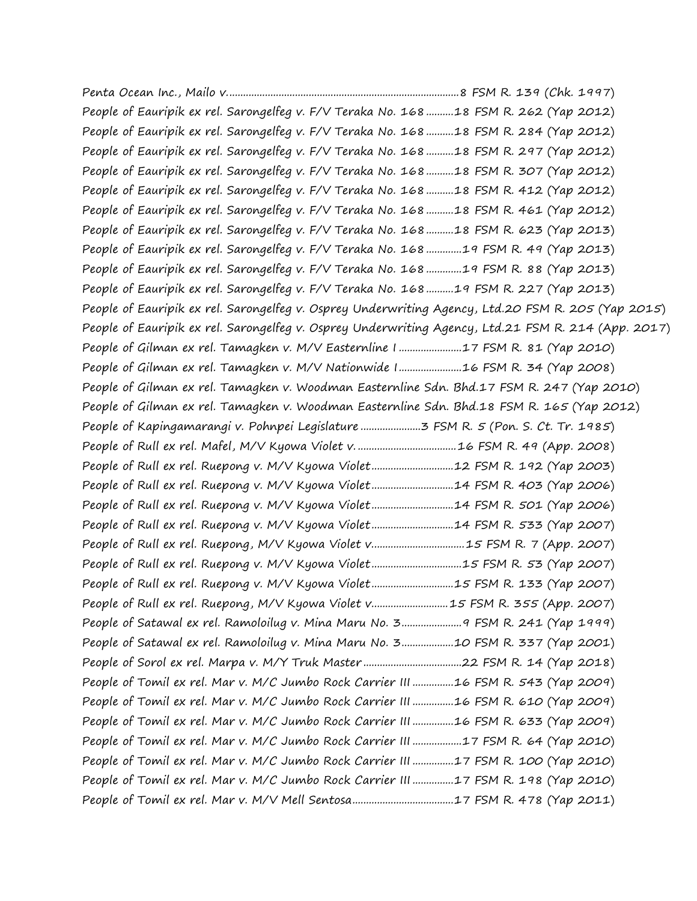*Penta Ocean Inc., Mailo v.* ....................................................................................8 FSM R. 139 (Chk. 1997)
*People of Eauripik ex rel. Sarongelfeg v. F/V Teraka No. 168* ..........18 FSM R. 262 (Yap 2012)
*People of Eauripik ex rel. Sarongelfeg v. F/V Teraka No. 168* ..........18 FSM R. 284 (Yap 2012)
*People of Eauripik ex rel. Sarongelfeg v. F/V Teraka No. 168* ..........18 FSM R. 297 (Yap 2012)
*People of Eauripik ex rel. Sarongelfeg v. F/V Teraka No. 168* ..........18 FSM R. 307 (Yap 2012)
*People of Eauripik ex rel. Sarongelfeg v. F/V Teraka No. 168* ..........18 FSM R. 412 (Yap 2012)
*People of Eauripik ex rel. Sarongelfeg v. F/V Teraka No. 168* ..........18 FSM R. 461 (Yap 2012)
*People of Eauripik ex rel. Sarongelfeg v. F/V Teraka No. 168* ..........18 FSM R. 623 (Yap 2013)
*People of Eauripik ex rel. Sarongelfeg v. F/V Teraka No. 168* .............19 FSM R. 49 (Yap 2013)
*People of Eauripik ex rel. Sarongelfeg v. F/V Teraka No. 168* .............19 FSM R. 88 (Yap 2013)
*People of Eauripik ex rel. Sarongelfeg v. F/V Teraka No. 168* ..........19 FSM R. 227 (Yap 2013)
*People of Eauripik ex rel. Sarongelfeg v. Osprey Underwriting Agency, Ltd.* 20 FSM R. 205 (Yap 2015)
*People of Eauripik ex rel. Sarongelfeg v. Osprey Underwriting Agency, Ltd.* 21 FSM R. 214 (App. 2017)
*People of Gilman ex rel. Tamagken v. M/V Easternline I* .......................17 FSM R. 81 (Yap 2010)
*People of Gilman ex rel. Tamagken v. M/V Nationwide I*.......................16 FSM R. 34 (Yap 2008)
*People of Gilman ex rel. Tamagken v. Woodman Easternline Sdn. Bhd.* 17 FSM R. 247 (Yap 2010)
*People of Gilman ex rel. Tamagken v. Woodman Easternline Sdn. Bhd.* 18 FSM R. 165 (Yap 2012)
*People of Kapingamarangi v. Pohnpei Legislature* ......................3 FSM R. 5 (Pon. S. Ct. Tr. 1985)
*People of Rull ex rel. Mafel, M/V Kyowa Violet v.* ....................................16 FSM R. 49 (App. 2008)
*People of Rull ex rel. Ruepong v. M/V Kyowa Violet*..............................12 FSM R. 192 (Yap 2003)
*People of Rull ex rel. Ruepong v. M/V Kyowa Violet*..............................14 FSM R. 403 (Yap 2006)
*People of Rull ex rel. Ruepong v. M/V Kyowa Violet*..............................14 FSM R. 501 (Yap 2006)
*People of Rull ex rel. Ruepong v. M/V Kyowa Violet*..............................14 FSM R. 533 (Yap 2007)
*People of Rull ex rel. Ruepong, M/V Kyowa Violet v.*.................................15 FSM R. 7 (App. 2007)
*People of Rull ex rel. Ruepong v. M/V Kyowa Violet*.................................15 FSM R. 53 (Yap 2007)
*People of Rull ex rel. Ruepong v. M/V Kyowa Violet*..............................15 FSM R. 133 (Yap 2007)
*People of Rull ex rel. Ruepong, M/V Kyowa Violet v.*............................15 FSM R. 355 (App. 2007)
*People of Satawal ex rel. Ramoloilug v. Mina Maru No. 3*......................9 FSM R. 241 (Yap 1999)
*People of Satawal ex rel. Ramoloilug v. Mina Maru No. 3*...................10 FSM R. 337 (Yap 2001)
*People of Sorol ex rel. Marpa v. M/Y Truk Master*....................................22 FSM R. 14 (Yap 2018)
*People of Tomil ex rel. Mar v. M/C Jumbo Rock Carrier III* ...............16 FSM R. 543 (Yap 2009)
*People of Tomil ex rel. Mar v. M/C Jumbo Rock Carrier III* ...............16 FSM R. 610 (Yap 2009)
*People of Tomil ex rel. Mar v. M/C Jumbo Rock Carrier III* ...............16 FSM R. 633 (Yap 2009)
*People of Tomil ex rel. Mar v. M/C Jumbo Rock Carrier III* ..................17 FSM R. 64 (Yap 2010)
*People of Tomil ex rel. Mar v. M/C Jumbo Rock Carrier III* ...............17 FSM R. 100 (Yap 2010)
*People of Tomil ex rel. Mar v. M/C Jumbo Rock Carrier III* ...............17 FSM R. 198 (Yap 2010)
*People of Tomil ex rel. Mar v. M/V Mell Sentosa*.....................................17 FSM R. 478 (Yap 2011)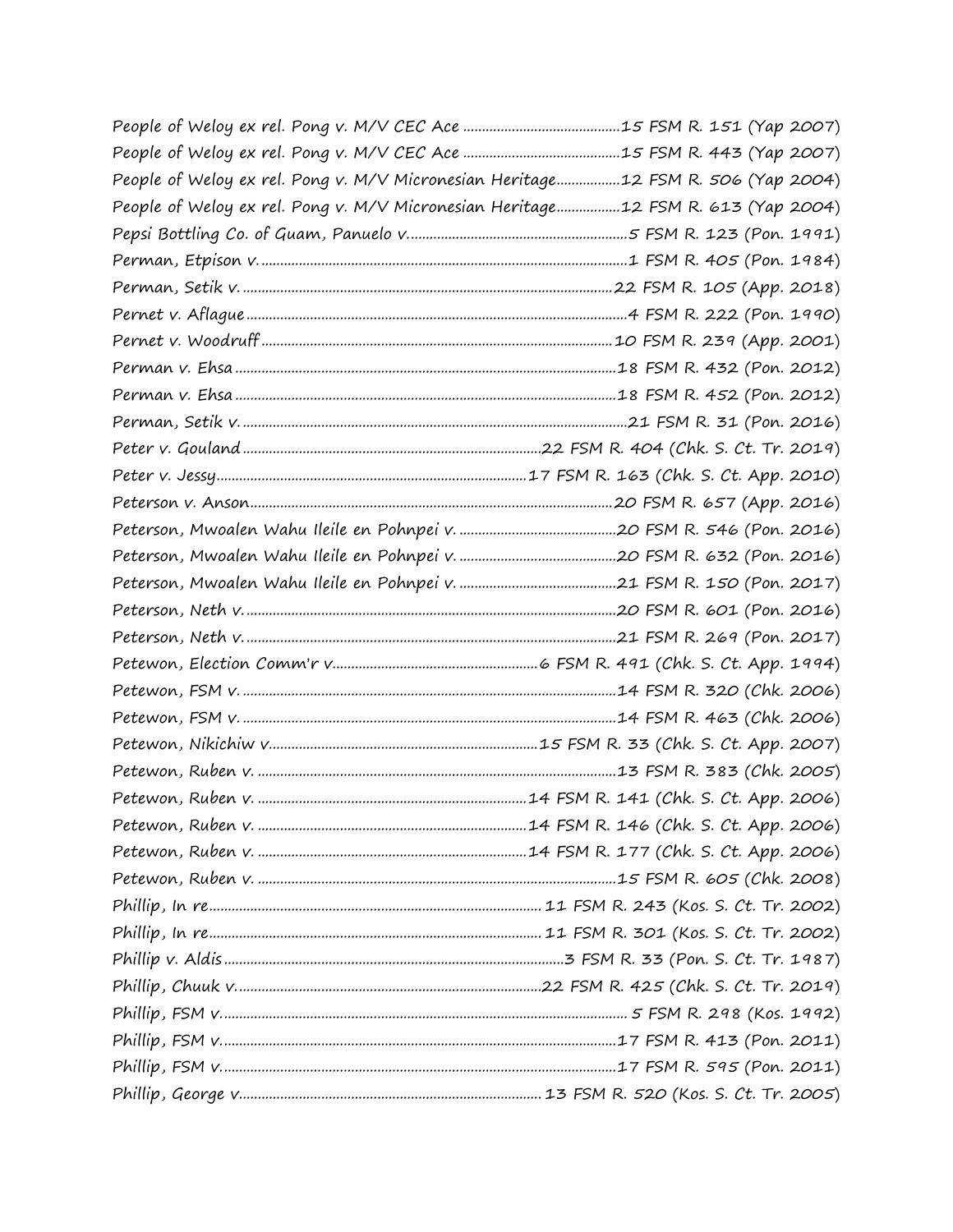*People of Weloy ex rel. Pong v. M/V CEC Ace* ..........................................15 FSM R. 151 (Yap 2007)
*People of Weloy ex rel. Pong v. M/V CEC Ace* ..........................................15 FSM R. 443 (Yap 2007)
*People of Weloy ex rel. Pong v. M/V Micronesian Heritage*.................12 FSM R. 506 (Yap 2004)
*People of Weloy ex rel. Pong v. M/V Micronesian Heritage*.................12 FSM R. 613 (Yap 2004)
*Pepsi Bottling Co. of Guam, Panuelo v.*..........................................................5 FSM R. 123 (Pon. 1991)
*Perman, Etpison v.*.................................................................................................1 FSM R. 405 (Pon. 1984)
*Perman, Setik v.*..................................................................................................22 FSM R. 105 (App. 2018)
*Pernet v. Aflague*......................................................................................................4 FSM R. 222 (Pon. 1990)
*Pernet v. Woodruff*..............................................................................................10 FSM R. 239 (App. 2001)
*Perman v. Ehsa*.....................................................................................................18 FSM R. 432 (Pon. 2012)
*Perman v. Ehsa*.....................................................................................................18 FSM R. 452 (Pon. 2012)
*Perman, Setik v.*......................................................................................................21 FSM R. 31 (Pon. 2016)
*Peter v. Gouland*................................................................................22 FSM R. 404 (Chk. S. Ct. Tr. 2019)
*Peter v. Jessy*...................................................................................17 FSM R. 163 (Chk. S. Ct. App. 2010)
*Peterson v. Anson*................................................................................................20 FSM R. 657 (App. 2016)
*Peterson, Mwoalen Wahu Ileile en Pohnpei v.* ..........................................20 FSM R. 546 (Pon. 2016)
*Peterson, Mwoalen Wahu Ileile en Pohnpei v.* ..........................................20 FSM R. 632 (Pon. 2016)
*Peterson, Mwoalen Wahu Ileile en Pohnpei v.* ..........................................21 FSM R. 150 (Pon. 2017)
*Peterson, Neth v.*...................................................................................................20 FSM R. 601 (Pon. 2016)
*Peterson, Neth v.*...................................................................................................21 FSM R. 269 (Pon. 2017)
*Petewon, Election Comm'r v*......................................................6 FSM R. 491 (Chk. S. Ct. App. 1994)
*Petewon, FSM v.*...................................................................................................14 FSM R. 320 (Chk. 2006)
*Petewon, FSM v.*...................................................................................................14 FSM R. 463 (Chk. 2006)
*Petewon, Nikichiw v*......................................................................15 FSM R. 33 (Chk. S. Ct. App. 2007)
*Petewon, Ruben v.* ...............................................................................................13 FSM R. 383 (Chk. 2005)
*Petewon, Ruben v.* .......................................................................14 FSM R. 141 (Chk. S. Ct. App. 2006)
*Petewon, Ruben v.* .......................................................................14 FSM R. 146 (Chk. S. Ct. App. 2006)
*Petewon, Ruben v.* .......................................................................14 FSM R. 177 (Chk. S. Ct. App. 2006)
*Petewon, Ruben v.* ...............................................................................................15 FSM R. 605 (Chk. 2008)
*Phillip, In re*.........................................................................................11 FSM R. 243 (Kos. S. Ct. Tr. 2002)
*Phillip, In re*.........................................................................................11 FSM R. 301 (Kos. S. Ct. Tr. 2002)
*Phillip v. Aldis*............................................................................................3 FSM R. 33 (Pon. S. Ct. Tr. 1987)
*Phillip, Chuuk v.*................................................................................22 FSM R. 425 (Chk. S. Ct. Tr. 2019)
*Phillip, FSM v.*........................................................................................................... 5 FSM R. 298 (Kos. 1992)
*Phillip, FSM v.*.........................................................................................................17 FSM R. 413 (Pon. 2011)
*Phillip, FSM v.*.........................................................................................................17 FSM R. 595 (Pon. 2011)
*Phillip, George v.*................................................................................ 13 FSM R. 520 (Kos. S. Ct. Tr. 2005)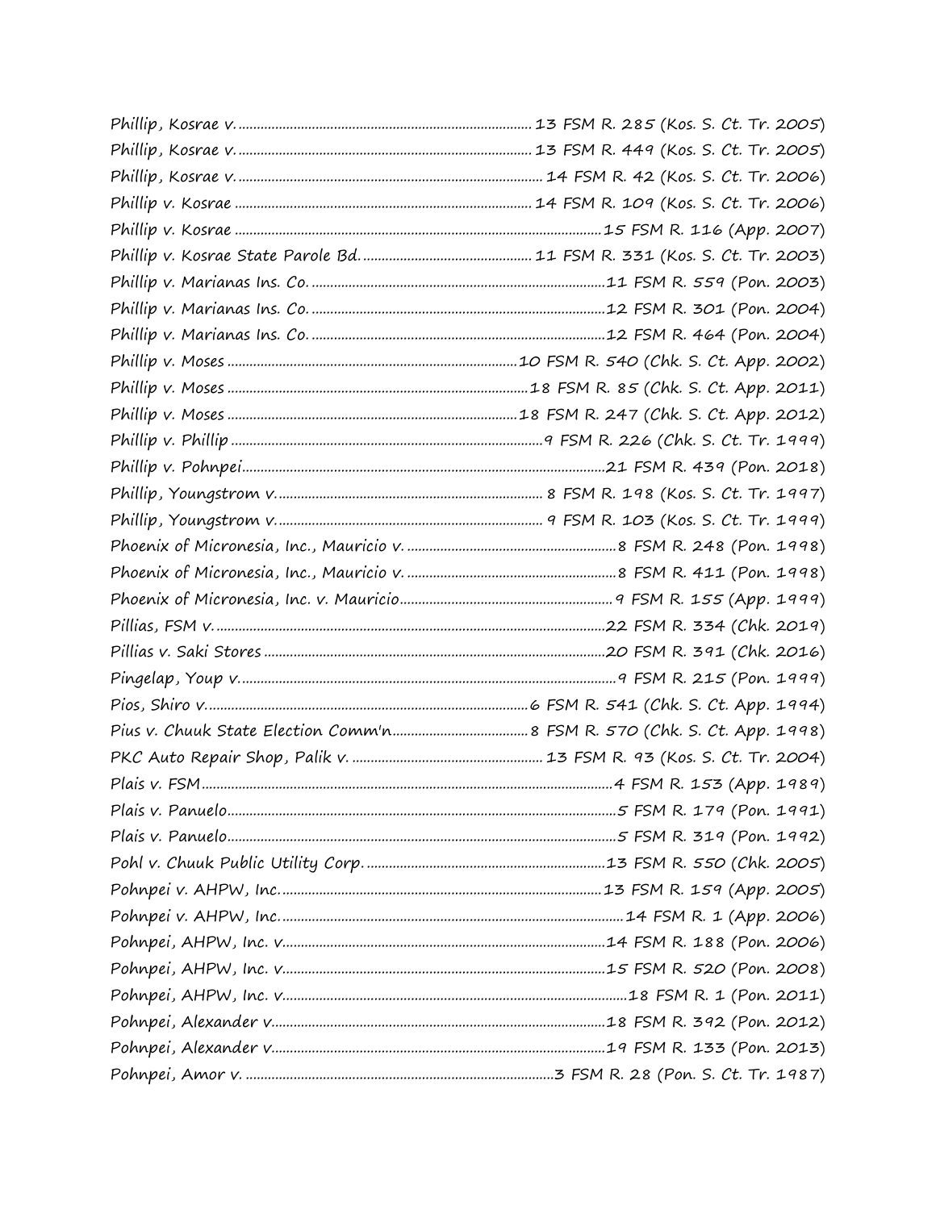*Phillip, Kosrae v.* ............................................................................... 13 FSM R. 285 (Kos. S. Ct. Tr. 2005)
*Phillip, Kosrae v.* ............................................................................... 13 FSM R. 449 (Kos. S. Ct. Tr. 2005)
*Phillip, Kosrae v.* ................................................................................. 14 FSM R. 42 (Kos. S. Ct. Tr. 2006)
*Phillip v. Kosrae* ................................................................................ 14 FSM R. 109 (Kos. S. Ct. Tr. 2006)
*Phillip v. Kosrae* ..................................................................................................15 FSM R. 116 (App. 2007)
*Phillip v. Kosrae State Parole Bd.* ............................................. 11 FSM R. 331 (Kos. S. Ct. Tr. 2003)
*Phillip v. Marianas Ins. Co.* ...............................................................................11 FSM R. 559 (Pon. 2003)
*Phillip v. Marianas Ins. Co.* ...............................................................................12 FSM R. 301 (Pon. 2004)
*Phillip v. Marianas Ins. Co.* ...............................................................................12 FSM R. 464 (Pon. 2004)
*Phillip v. Moses* ..............................................................................10 FSM R. 540 (Chk. S. Ct. App. 2002)
*Phillip v. Moses* .................................................................................18 FSM R. 85 (Chk. S. Ct. App. 2011)
*Phillip v. Moses* ..............................................................................18 FSM R. 247 (Chk. S. Ct. App. 2012)
*Phillip v. Phillip* ....................................................................................9 FSM R. 226 (Chk. S. Ct. Tr. 1999)
*Phillip v. Pohnpei*.................................................................................................21 FSM R. 439 (Pon. 2018)
*Phillip, Youngstrom v.* ....................................................................... 8 FSM R. 198 (Kos. S. Ct. Tr. 1997)
*Phillip, Youngstrom v.* ....................................................................... 9 FSM R. 103 (Kos. S. Ct. Tr. 1999)
*Phoenix of Micronesia, Inc., Mauricio v.* .........................................................8 FSM R. 248 (Pon. 1998)
*Phoenix of Micronesia, Inc., Mauricio v.* .........................................................8 FSM R. 411 (Pon. 1998)
*Phoenix of Micronesia, Inc. v. Mauricio*..........................................................9 FSM R. 155 (App. 1999)
*Pillias, FSM v.* .........................................................................................................22 FSM R. 334 (Chk. 2019)
*Pillias v. Saki Stores* ............................................................................................20 FSM R. 391 (Chk. 2016)
*Pingelap, Youp v.* ....................................................................................................9 FSM R. 215 (Pon. 1999)
*Pios, Shiro v.* ........................................................................................6 FSM R. 541 (Chk. S. Ct. App. 1994)
*Pius v. Chuuk State Election Comm'n*.....................................8 FSM R. 570 (Chk. S. Ct. App. 1998)
*PKC Auto Repair Shop, Palik v.* .................................................... 13 FSM R. 93 (Kos. S. Ct. Tr. 2004)
*Plais v. FSM*..............................................................................................................4 FSM R. 153 (App. 1989)
*Plais v. Panuelo*........................................................................................................5 FSM R. 179 (Pon. 1991)
*Plais v. Panuelo*........................................................................................................5 FSM R. 319 (Pon. 1992)
*Pohl v. Chuuk Public Utility Corp.* .................................................................13 FSM R. 550 (Chk. 2005)
*Pohnpei v. AHPW, Inc.*.......................................................................................13 FSM R. 159 (App. 2005)
*Pohnpei v. AHPW, Inc.*...........................................................................................14 FSM R. 1 (App. 2006)
*Pohnpei, AHPW, Inc. v.*.......................................................................................14 FSM R. 188 (Pon. 2006)
*Pohnpei, AHPW, Inc. v.*.......................................................................................15 FSM R. 520 (Pon. 2008)
*Pohnpei, AHPW, Inc. v.*............................................................................................18 FSM R. 1 (Pon. 2011)
*Pohnpei, Alexander v.*..........................................................................................18 FSM R. 392 (Pon. 2012)
*Pohnpei, Alexander v.*..........................................................................................19 FSM R. 133 (Pon. 2013)
*Pohnpei, Amor v.* ..................................................................................3 FSM R. 28 (Pon. S. Ct. Tr. 1987)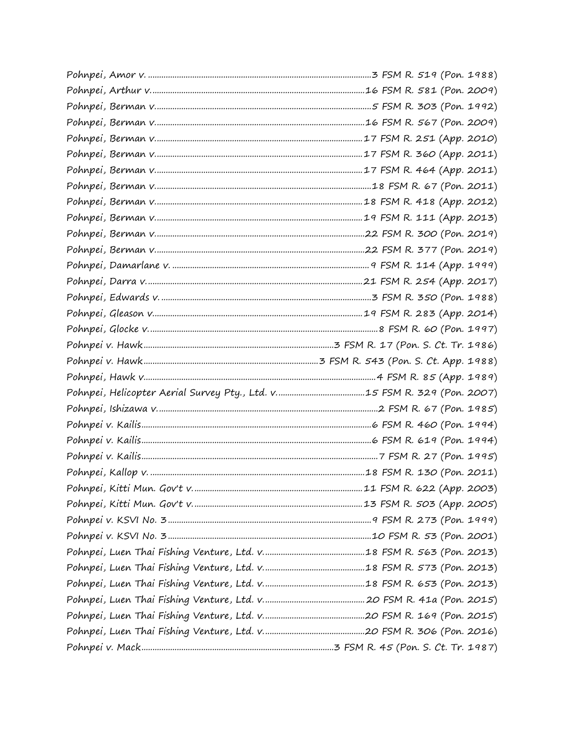Pohnpei, Amor v. ....................................................................................3 FSM R. 519 (Pon. 1988)
Pohnpei, Arthur v.................................................................................16 FSM R. 581 (Pon. 2009)
Pohnpei, Berman v.................................................................................5 FSM R. 303 (Pon. 1992)
Pohnpei, Berman v...............................................................................16 FSM R. 567 (Pon. 2009)
Pohnpei, Berman v..............................................................................17 FSM R. 251 (App. 2010)
Pohnpei, Berman v..............................................................................17 FSM R. 360 (App. 2011)
Pohnpei, Berman v..............................................................................17 FSM R. 464 (App. 2011)
Pohnpei, Berman v.................................................................................18 FSM R. 67 (Pon. 2011)
Pohnpei, Berman v..............................................................................18 FSM R. 418 (App. 2012)
Pohnpei, Berman v..............................................................................19 FSM R. 111 (App. 2013)
Pohnpei, Berman v...............................................................................22 FSM R. 300 (Pon. 2019)
Pohnpei, Berman v...............................................................................22 FSM R. 377 (Pon. 2019)
Pohnpei, Damarlane v. .........................................................................9 FSM R. 114 (App. 1999)
Pohnpei, Darra v..................................................................................21 FSM R. 254 (App. 2017)
Pohnpei, Edwards v. .............................................................................3 FSM R. 350 (Pon. 1988)
Pohnpei, Gleason v..............................................................................19 FSM R. 283 (App. 2014)
Pohnpei, Glocke v....................................................................................8 FSM R. 60 (Pon. 1997)
Pohnpei v. Hawk......................................................................3 FSM R. 17 (Pon. S. Ct. Tr. 1986)
Pohnpei v. Hawk.................................................................3 FSM R. 543 (Pon. S. Ct. App. 1988)
Pohnpei, Hawk v......................................................................................4 FSM R. 85 (App. 1989)
Pohnpei, Helicopter Aerial Survey Pty., Ltd. v.......................................15 FSM R. 329 (Pon. 2007)
Pohnpei, Ishizawa v..................................................................................2 FSM R. 67 (Pon. 1985)
Pohnpei v. Kailis......................................................................................6 FSM R. 460 (Pon. 1994)
Pohnpei v. Kailis......................................................................................6 FSM R. 619 (Pon. 1994)
Pohnpei v. Kailis........................................................................................7 FSM R. 27 (Pon. 1995)
Pohnpei, Kallop v. ...............................................................................18 FSM R. 130 (Pon. 2011)
Pohnpei, Kitti Mun. Gov't v. ..............................................................11 FSM R. 622 (App. 2003)
Pohnpei, Kitti Mun. Gov't v. ..............................................................13 FSM R. 503 (App. 2005)
Pohnpei v. KSVI No. 3..............................................................................9 FSM R. 273 (Pon. 1999)
Pohnpei v. KSVI No. 3..............................................................................10 FSM R. 53 (Pon. 2001)
Pohnpei, Luen Thai Fishing Venture, Ltd. v.............................................18 FSM R. 563 (Pon. 2013)
Pohnpei, Luen Thai Fishing Venture, Ltd. v.............................................18 FSM R. 573 (Pon. 2013)
Pohnpei, Luen Thai Fishing Venture, Ltd. v.............................................18 FSM R. 653 (Pon. 2013)
Pohnpei, Luen Thai Fishing Venture, Ltd. v.............................................20 FSM R. 41a (Pon. 2015)
Pohnpei, Luen Thai Fishing Venture, Ltd. v.............................................20 FSM R. 169 (Pon. 2015)
Pohnpei, Luen Thai Fishing Venture, Ltd. v.............................................20 FSM R. 306 (Pon. 2016)
Pohnpei v. Mack......................................................................3 FSM R. 45 (Pon. S. Ct. Tr. 1987)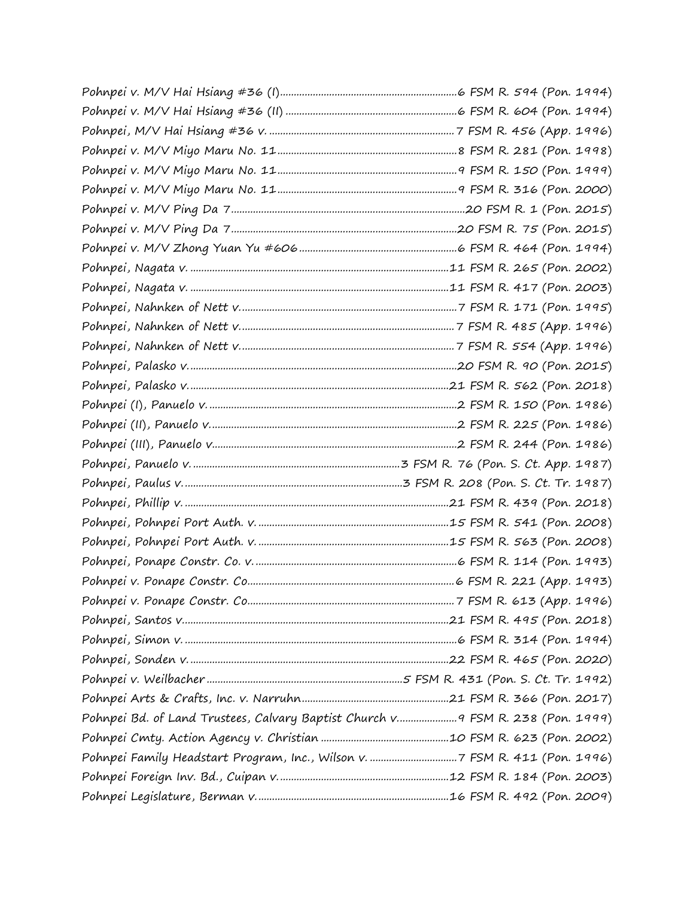Pohnpei v. M/V Hai Hsiang #36 (I)................................................................6 FSM R. 594 (Pon. 1994)
Pohnpei v. M/V Hai Hsiang #36 (II) ..............................................................6 FSM R. 604 (Pon. 1994)
Pohnpei, M/V Hai Hsiang #36 v. ..................................................................7 FSM R. 456 (App. 1996)
Pohnpei v. M/V Miyo Maru No. 11................................................................8 FSM R. 281 (Pon. 1998)
Pohnpei v. M/V Miyo Maru No. 11................................................................9 FSM R. 150 (Pon. 1999)
Pohnpei v. M/V Miyo Maru No. 11................................................................9 FSM R. 316 (Pon. 2000)
Pohnpei v. M/V Ping Da 7...........................................................................20 FSM R. 1 (Pon. 2015)
Pohnpei v. M/V Ping Da 7..........................................................................20 FSM R. 75 (Pon. 2015)
Pohnpei v. M/V Zhong Yuan Yu #606.........................................................6 FSM R. 464 (Pon. 1994)
Pohnpei, Nagata v. ...................................................................................11 FSM R. 265 (Pon. 2002)
Pohnpei, Nagata v. ...................................................................................11 FSM R. 417 (Pon. 2003)
Pohnpei, Nahnken of Nett v.........................................................................7 FSM R. 171 (Pon. 1995)
Pohnpei, Nahnken of Nett v.........................................................................7 FSM R. 485 (App. 1996)
Pohnpei, Nahnken of Nett v.........................................................................7 FSM R. 554 (App. 1996)
Pohnpei, Palasko v....................................................................................20 FSM R. 90 (Pon. 2015)
Pohnpei, Palasko v....................................................................................21 FSM R. 562 (Pon. 2018)
Pohnpei (I), Panuelo v................................................................................2 FSM R. 150 (Pon. 1986)
Pohnpei (II), Panuelo v...............................................................................2 FSM R. 225 (Pon. 1986)
Pohnpei (III), Panuelo v..............................................................................2 FSM R. 244 (Pon. 1986)
Pohnpei, Panuelo v. ..........................................................................3 FSM R. 76 (Pon. S. Ct. App. 1987)
Pohnpei, Paulus v. ...........................................................................3 FSM R. 208 (Pon. S. Ct. Tr. 1987)
Pohnpei, Phillip v. ....................................................................................21 FSM R. 439 (Pon. 2018)
Pohnpei, Pohnpei Port Auth. v. ..................................................................15 FSM R. 541 (Pon. 2008)
Pohnpei, Pohnpei Port Auth. v. ..................................................................15 FSM R. 563 (Pon. 2008)
Pohnpei, Ponape Constr. Co. v. ...................................................................6 FSM R. 114 (Pon. 1993)
Pohnpei v. Ponape Constr. Co......................................................................6 FSM R. 221 (App. 1993)
Pohnpei v. Ponape Constr. Co......................................................................7 FSM R. 613 (App. 1996)
Pohnpei, Santos v.....................................................................................21 FSM R. 495 (Pon. 2018)
Pohnpei, Simon v. ......................................................................................6 FSM R. 314 (Pon. 1994)
Pohnpei, Sonden v. ..................................................................................22 FSM R. 465 (Pon. 2020)
Pohnpei v. Weilbacher .......................................................................5 FSM R. 431 (Pon. S. Ct. Tr. 1992)
Pohnpei Arts & Crafts, Inc. v. Narruhn.......................................................21 FSM R. 366 (Pon. 2017)
Pohnpei Bd. of Land Trustees, Calvary Baptist Church v.....................9 FSM R. 238 (Pon. 1999)
Pohnpei Cmty. Action Agency v. Christian ................................................10 FSM R. 623 (Pon. 2002)
Pohnpei Family Headstart Program, Inc., Wilson v. ..............................7 FSM R. 411 (Pon. 1996)
Pohnpei Foreign Inv. Bd., Cuipan v...........................................................12 FSM R. 184 (Pon. 2003)
Pohnpei Legislature, Berman v...................................................................16 FSM R. 492 (Pon. 2009)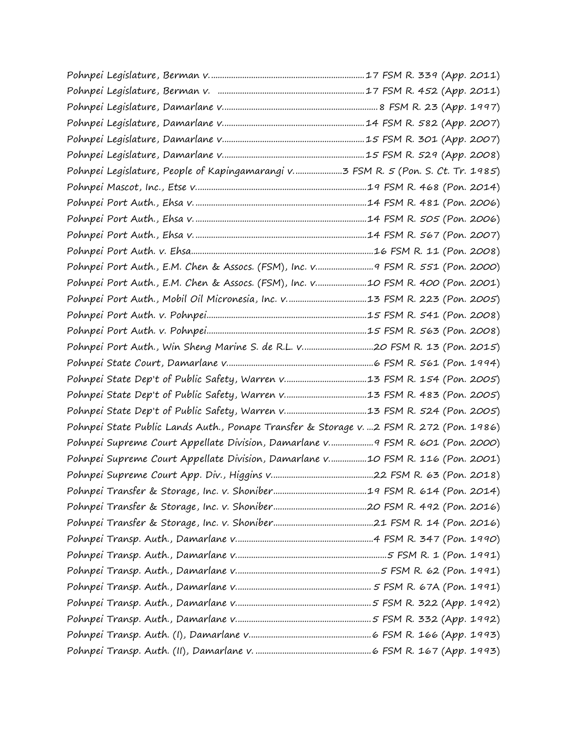Pohnpei Legislature, Berman v. ....................................................................17 FSM R. 339 (App. 2011)

Pohnpei Legislature, Berman v. .................................................................17 FSM R. 452 (App. 2011)

Pohnpei Legislature, Damarlane v. ....................................................................8 FSM R. 23 (App. 1997)

Pohnpei Legislature, Damarlane v. ..............................................................14 FSM R. 582 (App. 2007)

Pohnpei Legislature, Damarlane v. ..............................................................15 FSM R. 301 (App. 2007)

Pohnpei Legislature, Damarlane v. ..............................................................15 FSM R. 529 (App. 2008)

Pohnpei Legislature, People of Kapingamarangi v. ....................3 FSM R. 5 (Pon. S. Ct. Tr. 1985)

Pohnpei Mascot, Inc., Etse v. ...........................................................................19 FSM R. 468 (Pon. 2014)

Pohnpei Port Auth., Ehsa v. ............................................................................14 FSM R. 481 (Pon. 2006)

Pohnpei Port Auth., Ehsa v. ............................................................................14 FSM R. 505 (Pon. 2006)

Pohnpei Port Auth., Ehsa v. ............................................................................14 FSM R. 567 (Pon. 2007)

Pohnpei Port Auth. v. Ehsa.................................................................................16 FSM R. 11 (Pon. 2008)

Pohnpei Port Auth., E.M. Chen & Assocs. (FSM), Inc. v. ........................9 FSM R. 551 (Pon. 2000)

Pohnpei Port Auth., E.M. Chen & Assocs. (FSM), Inc. v. ......................10 FSM R. 400 (Pon. 2001)

Pohnpei Port Auth., Mobil Oil Micronesia, Inc. v. ..................................13 FSM R. 223 (Pon. 2005)

Pohnpei Port Auth. v. Pohnpei.......................................................................15 FSM R. 541 (Pon. 2008)

Pohnpei Port Auth. v. Pohnpei.......................................................................15 FSM R. 563 (Pon. 2008)

Pohnpei Port Auth., Win Sheng Marine S. de R.L. v. ...............................20 FSM R. 13 (Pon. 2015)

Pohnpei State Court, Damarlane v. ..................................................................6 FSM R. 561 (Pon. 1994)

Pohnpei State Dep't of Public Safety, Warren v. ...................................13 FSM R. 154 (Pon. 2005)

Pohnpei State Dep't of Public Safety, Warren v. ...................................13 FSM R. 483 (Pon. 2005)

Pohnpei State Dep't of Public Safety, Warren v. ...................................13 FSM R. 524 (Pon. 2005)

Pohnpei State Public Lands Auth., Ponape Transfer & Storage v. ...2 FSM R. 272 (Pon. 1986)

Pohnpei Supreme Court Appellate Division, Damarlane v. ..................9 FSM R. 601 (Pon. 2000)

Pohnpei Supreme Court Appellate Division, Damarlane v. ................10 FSM R. 116 (Pon. 2001)

Pohnpei Supreme Court App. Div., Higgins v. .............................................22 FSM R. 63 (Pon. 2018)

Pohnpei Transfer & Storage, Inc. v. Shoniber..........................................19 FSM R. 614 (Pon. 2014)

Pohnpei Transfer & Storage, Inc. v. Shoniber..........................................20 FSM R. 492 (Pon. 2016)

Pohnpei Transfer & Storage, Inc. v. Shoniber.............................................21 FSM R. 14 (Pon. 2016)

Pohnpei Transp. Auth., Damarlane v. .............................................................4 FSM R. 347 (Pon. 1990)

Pohnpei Transp. Auth., Damarlane v. ..................................................................5 FSM R. 1 (Pon. 1991)

Pohnpei Transp. Auth., Damarlane v. ................................................................5 FSM R. 62 (Pon. 1991)

Pohnpei Transp. Auth., Damarlane v. ............................................................ 5 FSM R. 67A (Pon. 1991)

Pohnpei Transp. Auth., Damarlane v. ............................................................5 FSM R. 322 (App. 1992)

Pohnpei Transp. Auth., Damarlane v. ............................................................5 FSM R. 332 (App. 1992)

Pohnpei Transp. Auth. (I), Damarlane v. ......................................................6 FSM R. 166 (App. 1993)

Pohnpei Transp. Auth. (II), Damarlane v. ....................................................6 FSM R. 167 (App. 1993)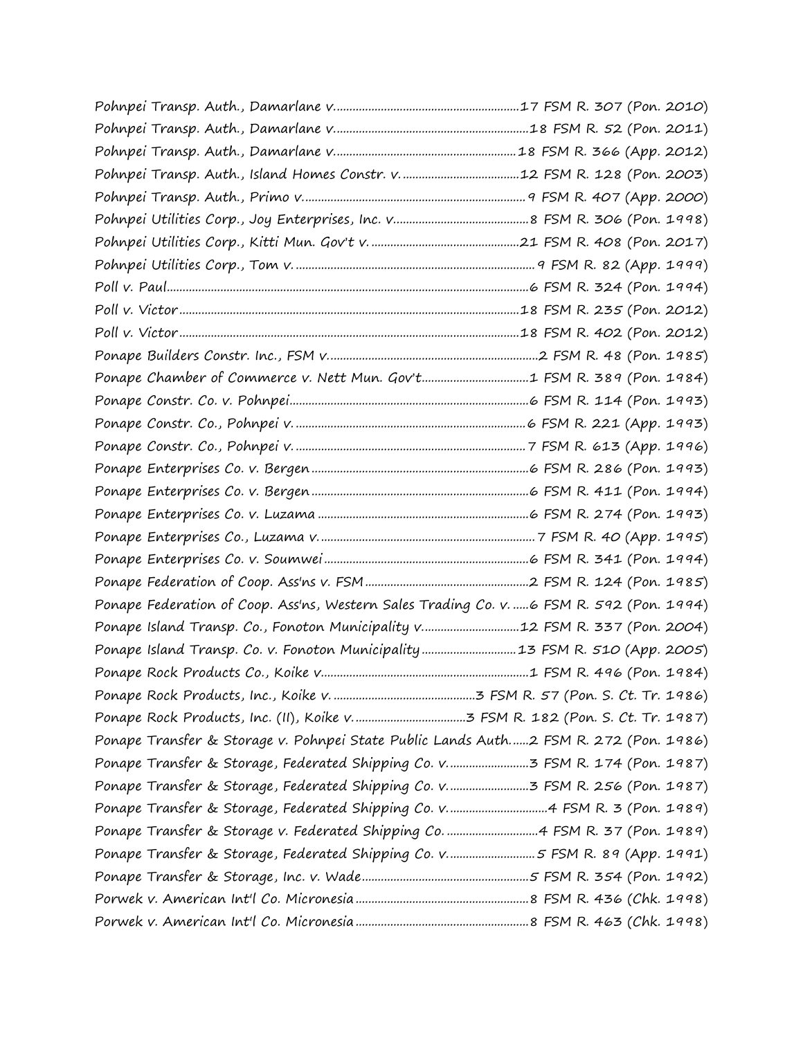Pohnpei Transp. Auth., Damarlane v. .......................................................... 17 FSM R. 307 (Pon. 2010)
Pohnpei Transp. Auth., Damarlane v. ............................................................ 18 FSM R. 52 (Pon. 2011)
Pohnpei Transp. Auth., Damarlane v. ........................................................ 18 FSM R. 366 (App. 2012)
Pohnpei Transp. Auth., Island Homes Constr. v. .................................... 12 FSM R. 128 (Pon. 2003)
Pohnpei Transp. Auth., Primo v. .................................................................... 9 FSM R. 407 (App. 2000)
Pohnpei Utilities Corp., Joy Enterprises, Inc. v. .......................................... 8 FSM R. 306 (Pon. 1998)
Pohnpei Utilities Corp., Kitti Mun. Gov't v. .............................................. 21 FSM R. 408 (Pon. 2017)
Pohnpei Utilities Corp., Tom v. ........................................................................ 9 FSM R. 82 (App. 1999)
Poll v. Paul ........................................................................................................ 6 FSM R. 324 (Pon. 1994)
Poll v. Victor .................................................................................................. 18 FSM R. 235 (Pon. 2012)
Poll v. Victor .................................................................................................. 18 FSM R. 402 (Pon. 2012)
Ponape Builders Constr. Inc., FSM v. ............................................................. 2 FSM R. 48 (Pon. 1985)
Ponape Chamber of Commerce v. Nett Mun. Gov't ................................. 1 FSM R. 389 (Pon. 1984)
Ponape Constr. Co. v. Pohnpei ......................................................................... 6 FSM R. 114 (Pon. 1993)
Ponape Constr. Co., Pohnpei v. ....................................................................... 6 FSM R. 221 (App. 1993)
Ponape Constr. Co., Pohnpei v. ....................................................................... 7 FSM R. 613 (App. 1996)
Ponape Enterprises Co. v. Bergen .................................................................. 6 FSM R. 286 (Pon. 1993)
Ponape Enterprises Co. v. Bergen .................................................................. 6 FSM R. 411 (Pon. 1994)
Ponape Enterprises Co. v. Luzama ................................................................ 6 FSM R. 274 (Pon. 1993)
Ponape Enterprises Co., Luzama v. ................................................................. 7 FSM R. 40 (App. 1995)
Ponape Enterprises Co. v. Soumwei ............................................................... 6 FSM R. 341 (Pon. 1994)
Ponape Federation of Coop. Ass'ns v. FSM .................................................. 2 FSM R. 124 (Pon. 1985)
Ponape Federation of Coop. Ass'ns, Western Sales Trading Co. v. ..... 6 FSM R. 592 (Pon. 1994)
Ponape Island Transp. Co., Fonoton Municipality v. .............................. 12 FSM R. 337 (Pon. 2004)
Ponape Island Transp. Co. v. Fonoton Municipality .............................. 13 FSM R. 510 (App. 2005)
Ponape Rock Products Co., Koike v. ............................................................... 1 FSM R. 496 (Pon. 1984)
Ponape Rock Products, Inc., Koike v. ........................................... 3 FSM R. 57 (Pon. S. Ct. Tr. 1986)
Ponape Rock Products, Inc. (II), Koike v. .................................. 3 FSM R. 182 (Pon. S. Ct. Tr. 1987)
Ponape Transfer & Storage v. Pohnpei State Public Lands Auth. ..... 2 FSM R. 272 (Pon. 1986)
Ponape Transfer & Storage, Federated Shipping Co. v. ......................... 3 FSM R. 174 (Pon. 1987)
Ponape Transfer & Storage, Federated Shipping Co. v. ......................... 3 FSM R. 256 (Pon. 1987)
Ponape Transfer & Storage, Federated Shipping Co. v. ............................... 4 FSM R. 3 (Pon. 1989)
Ponape Transfer & Storage v. Federated Shipping Co. ............................ 4 FSM R. 37 (Pon. 1989)
Ponape Transfer & Storage, Federated Shipping Co. v. ........................... 5 FSM R. 89 (App. 1991)
Ponape Transfer & Storage, Inc. v. Wade .................................................... 5 FSM R. 354 (Pon. 1992)
Porwek v. American Int'l Co. Micronesia ...................................................... 8 FSM R. 436 (Chk. 1998)
Porwek v. American Int'l Co. Micronesia ...................................................... 8 FSM R. 463 (Chk. 1998)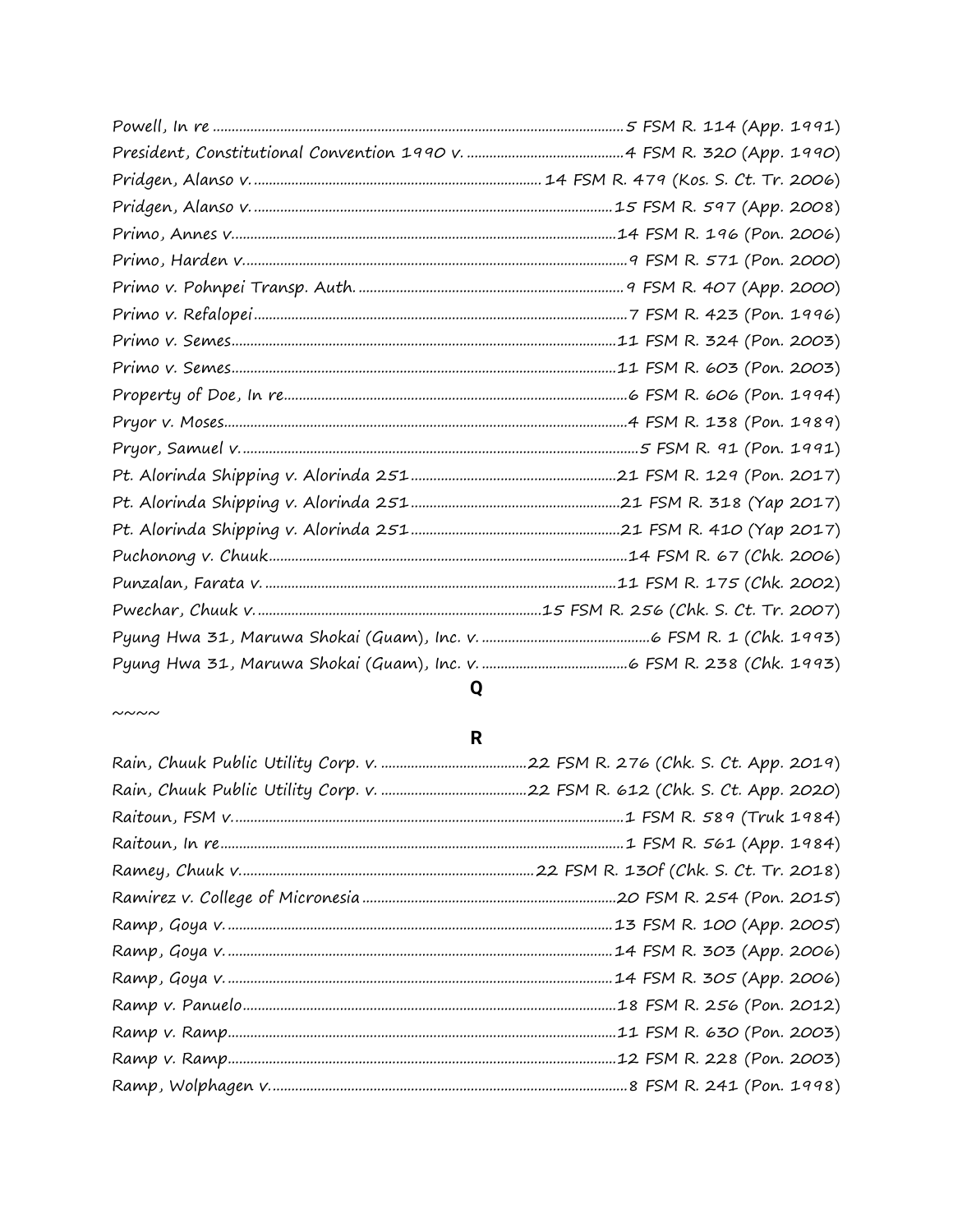Powell, In re ........................................................................................................5 FSM R. 114 (App. 1991)
President, Constitutional Convention 1990 v. ..........................................4 FSM R. 320 (App. 1990)
Pridgen, Alanso v. ............................................................................ 14 FSM R. 479 (Kos. S. Ct. Tr. 2006)
Pridgen, Alanso v. ..............................................................................................15 FSM R. 597 (App. 2008)
Primo, Annes v.....................................................................................................14 FSM R. 196 (Pon. 2006)
Primo, Harden v.....................................................................................................9 FSM R. 571 (Pon. 2000)
Primo v. Pohnpei Transp. Auth. .....................................................................9 FSM R. 407 (App. 2000)
Primo v. Refalopei..................................................................................................7 FSM R. 423 (Pon. 1996)
Primo v. Semes.....................................................................................................11 FSM R. 324 (Pon. 2003)
Primo v. Semes.....................................................................................................11 FSM R. 603 (Pon. 2003)
Property of Doe, In re..........................................................................................6 FSM R. 606 (Pon. 1994)
Pryor v. Moses.........................................................................................................4 FSM R. 138 (Pon. 1989)
Pryor, Samuel v.........................................................................................................5 FSM R. 91 (Pon. 1991)
Pt. Alorinda Shipping v. Alorinda 251......................................................21 FSM R. 129 (Pon. 2017)
Pt. Alorinda Shipping v. Alorinda 251.......................................................21 FSM R. 318 (Yap 2017)
Pt. Alorinda Shipping v. Alorinda 251.......................................................21 FSM R. 410 (Yap 2017)
Puchonong v. Chuuk..............................................................................................14 FSM R. 67 (Chk. 2006)
Punzalan, Farata v. ............................................................................................11 FSM R. 175 (Chk. 2002)
Pwechar, Chuuk v. ..........................................................................15 FSM R. 256 (Chk. S. Ct. Tr. 2007)
Pyung Hwa 31, Maruwa Shokai (Guam), Inc. v. ............................................6 FSM R. 1 (Chk. 1993)
Pyung Hwa 31, Maruwa Shokai (Guam), Inc. v. .......................................6 FSM R. 238 (Chk. 1993)

## Q

~~~~

## R

Rain, Chuuk Public Utility Corp. v. ......................................22 FSM R. 276 (Chk. S. Ct. App. 2019)
Rain, Chuuk Public Utility Corp. v. ......................................22 FSM R. 612 (Chk. S. Ct. App. 2020)
Raitoun, FSM v......................................................................................................1 FSM R. 589 (Truk 1984)
Raitoun, In re..........................................................................................................1 FSM R. 561 (App. 1984)
Ramey, Chuuk v.............................................................................22 FSM R. 130f (Chk. S. Ct. Tr. 2018)
Ramirez v. College of Micronesia ...................................................................20 FSM R. 254 (Pon. 2015)
Ramp, Goya v. ......................................................................................................13 FSM R. 100 (App. 2005)
Ramp, Goya v. ......................................................................................................14 FSM R. 303 (App. 2006)
Ramp, Goya v. ......................................................................................................14 FSM R. 305 (App. 2006)
Ramp v. Panuelo..................................................................................................18 FSM R. 256 (Pon. 2012)
Ramp v. Ramp......................................................................................................11 FSM R. 630 (Pon. 2003)
Ramp v. Ramp......................................................................................................12 FSM R. 228 (Pon. 2003)
Ramp, Wolphagen v..............................................................................................8 FSM R. 241 (Pon. 1998)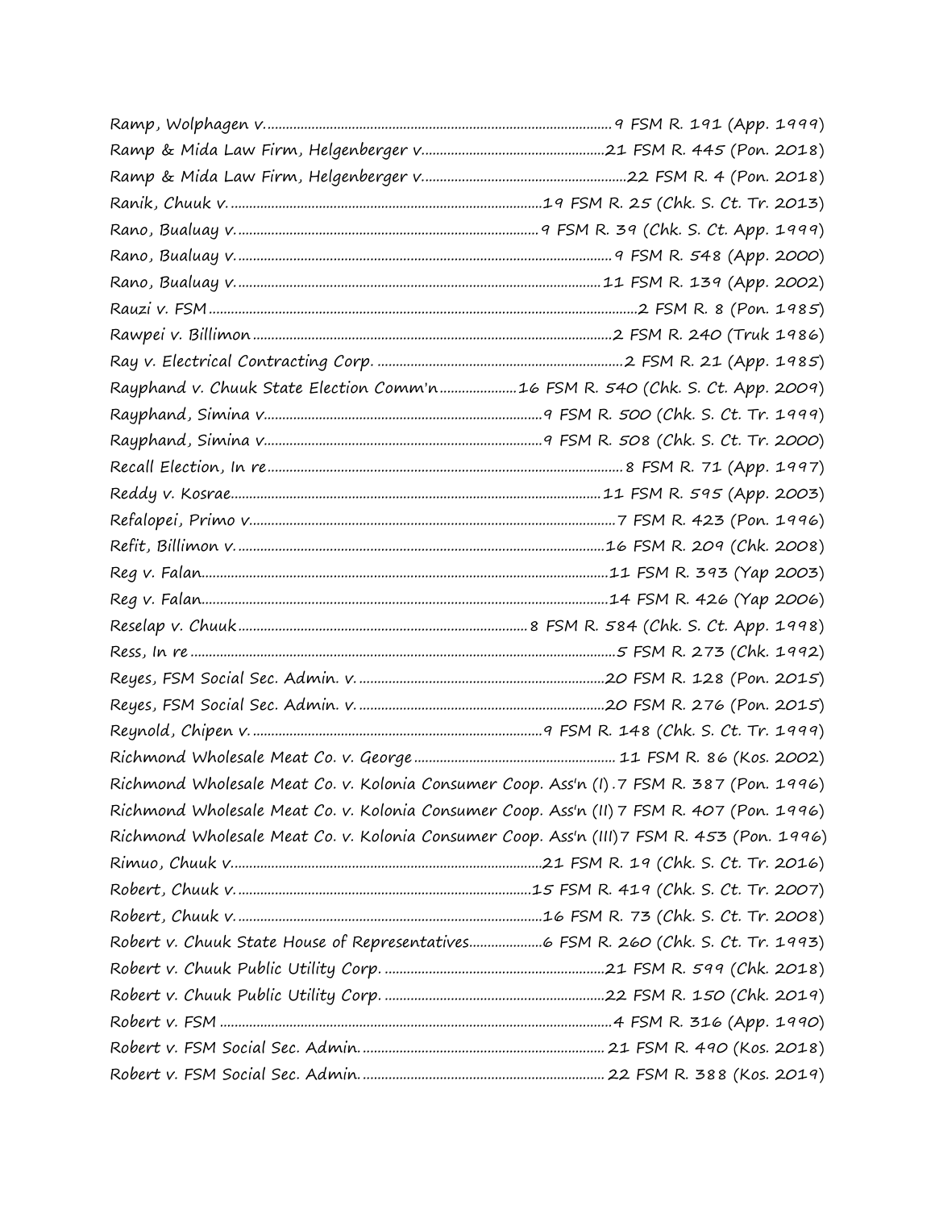Ramp, Wolphagen v. .......................................................................................... 9 FSM R. 191 (App. 1999)
Ramp & Mida Law Firm, Helgenberger v. ............................................... 21 FSM R. 445 (Pon. 2018)
Ramp & Mida Law Firm, Helgenberger v. ..................................................... 22 FSM R. 4 (Pon. 2018)
Ranik, Chuuk v. ............................................................................. 19 FSM R. 25 (Chk. S. Ct. Tr. 2013)
Rano, Bualuay v. ............................................................................. 9 FSM R. 39 (Chk. S. Ct. App. 1999)
Rano, Bualuay v. ............................................................................................ 9 FSM R. 548 (App. 2000)
Rano, Bualuay v. .......................................................................................... 11 FSM R. 139 (App. 2002)
Rauzi v. FSM ...................................................................................................... 2 FSM R. 8 (Pon. 1985)
Rawpei v. Billimon .......................................................................................... 2 FSM R. 240 (Truk 1986)
Ray v. Electrical Contracting Corp. ................................................................... 2 FSM R. 21 (App. 1985)
Rayphand v. Chuuk State Election Comm'n .................... 16 FSM R. 540 (Chk. S. Ct. App. 2009)
Rayphand, Simina v. ......................................................................... 9 FSM R. 500 (Chk. S. Ct. Tr. 1999)
Rayphand, Simina v. ......................................................................... 9 FSM R. 508 (Chk. S. Ct. Tr. 2000)
Recall Election, In re ........................................................................................... 8 FSM R. 71 (App. 1997)
Reddy v. Kosrae ............................................................................................. 11 FSM R. 595 (App. 2003)
Refalopei, Primo v. .......................................................................................... 7 FSM R. 423 (Pon. 1996)
Refit, Billimon v. ........................................................................................... 16 FSM R. 209 (Chk. 2008)
Reg v. Falan .................................................................................................... 11 FSM R. 393 (Yap 2003)
Reg v. Falan .................................................................................................... 14 FSM R. 426 (Yap 2006)
Reselap v. Chuuk ................................................................................ 8 FSM R. 584 (Chk. S. Ct. App. 1998)
Ress, In re .......................................................................................................... 5 FSM R. 273 (Chk. 1992)
Reyes, FSM Social Sec. Admin. v. ................................................................... 20 FSM R. 128 (Pon. 2015)
Reyes, FSM Social Sec. Admin. v. ................................................................... 20 FSM R. 276 (Pon. 2015)
Reynold, Chipen v. ........................................................................... 9 FSM R. 148 (Chk. S. Ct. Tr. 1999)
Richmond Wholesale Meat Co. v. George ...................................................... 11 FSM R. 86 (Kos. 2002)
Richmond Wholesale Meat Co. v. Kolonia Consumer Coop. Ass'n (I) . 7 FSM R. 387 (Pon. 1996)
Richmond Wholesale Meat Co. v. Kolonia Consumer Coop. Ass'n (II) 7 FSM R. 407 (Pon. 1996)
Richmond Wholesale Meat Co. v. Kolonia Consumer Coop. Ass'n (III) 7 FSM R. 453 (Pon. 1996)
Rimuo, Chuuk v. ............................................................................ 21 FSM R. 19 (Chk. S. Ct. Tr. 2016)
Robert, Chuuk v. ............................................................................ 15 FSM R. 419 (Chk. S. Ct. Tr. 2007)
Robert, Chuuk v. ............................................................................ 16 FSM R. 73 (Chk. S. Ct. Tr. 2008)
Robert v. Chuuk State House of Representatives .................... 6 FSM R. 260 (Chk. S. Ct. Tr. 1993)
Robert v. Chuuk Public Utility Corp. ............................................................ 21 FSM R. 599 (Chk. 2018)
Robert v. Chuuk Public Utility Corp. ............................................................ 22 FSM R. 150 (Chk. 2019)
Robert v. FSM .................................................................................................. 4 FSM R. 316 (App. 1990)
Robert v. FSM Social Sec. Admin. ................................................................. 21 FSM R. 490 (Kos. 2018)
Robert v. FSM Social Sec. Admin. ................................................................. 22 FSM R. 388 (Kos. 2019)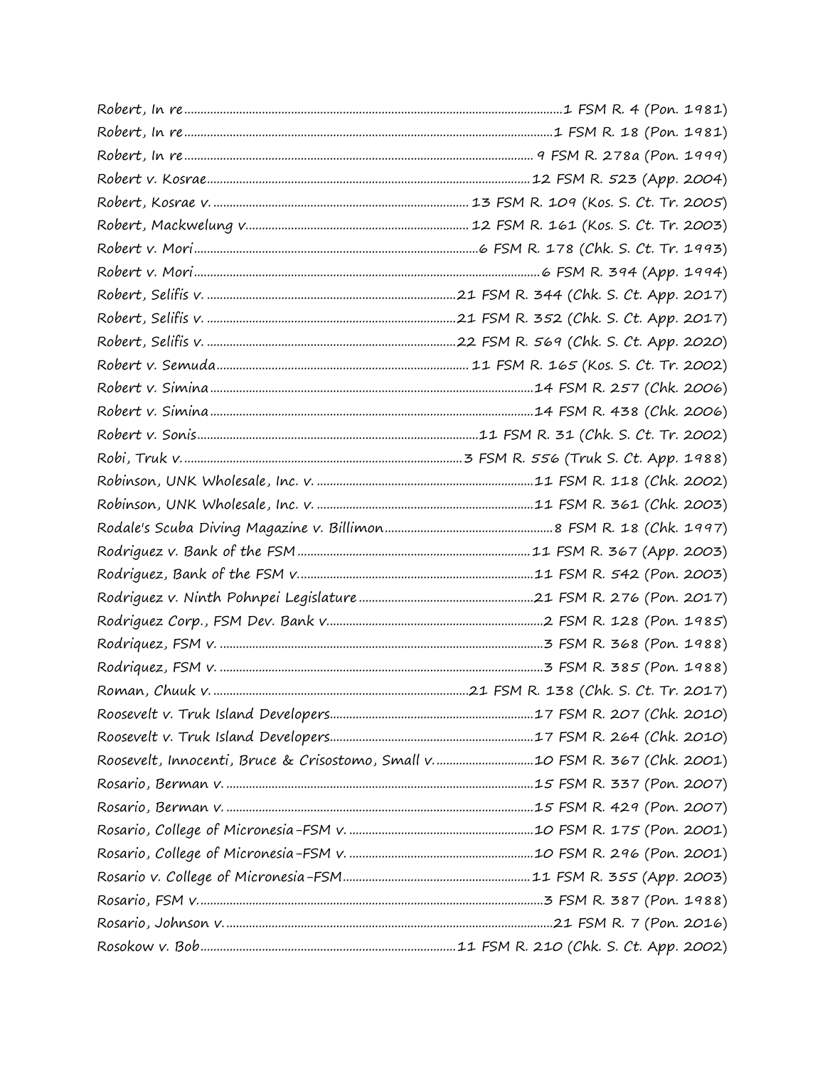Robert, In re........................................................................................................1 FSM R. 4 (Pon. 1981)
Robert, In re........................................................................................................1 FSM R. 18 (Pon. 1981)
Robert, In re........................................................................................................ 9 FSM R. 278a (Pon. 1999)
Robert v. Kosrae..................................................................................................12 FSM R. 523 (App. 2004)
Robert, Kosrae v. ............................................................................ 13 FSM R. 109 (Kos. S. Ct. Tr. 2005)
Robert, Mackwelung v.................................................................. 12 FSM R. 161 (Kos. S. Ct. Tr. 2003)
Robert v. Mori......................................................................................6 FSM R. 178 (Chk. S. Ct. Tr. 1993)
Robert v. Mori........................................................................................................6 FSM R. 394 (App. 1994)
Robert, Selifis v. ...........................................................................21 FSM R. 344 (Chk. S. Ct. App. 2017)
Robert, Selifis v. ...........................................................................21 FSM R. 352 (Chk. S. Ct. App. 2017)
Robert, Selifis v. ...........................................................................22 FSM R. 569 (Chk. S. Ct. App. 2020)
Robert v. Semuda............................................................................ 11 FSM R. 165 (Kos. S. Ct. Tr. 2002)
Robert v. Simina..................................................................................................14 FSM R. 257 (Chk. 2006)
Robert v. Simina..................................................................................................14 FSM R. 438 (Chk. 2006)
Robert v. Sonis.....................................................................................11 FSM R. 31 (Chk. S. Ct. Tr. 2002)
Robi, Truk v.....................................................................................3 FSM R. 556 (Truk S. Ct. App. 1988)
Robinson, UNK Wholesale, Inc. v. .................................................................11 FSM R. 118 (Chk. 2002)
Robinson, UNK Wholesale, Inc. v. .................................................................11 FSM R. 361 (Chk. 2003)
Rodale's Scuba Diving Magazine v. Billimon...................................................8 FSM R. 18 (Chk. 1997)
Rodriguez v. Bank of the FSM.......................................................................11 FSM R. 367 (App. 2003)
Rodriguez, Bank of the FSM v.......................................................................11 FSM R. 542 (Pon. 2003)
Rodriguez v. Ninth Pohnpei Legislature.....................................................21 FSM R. 276 (Pon. 2017)
Rodriguez Corp., FSM Dev. Bank v..................................................................2 FSM R. 128 (Pon. 1985)
Rodriquez, FSM v. ..................................................................................................3 FSM R. 368 (Pon. 1988)
Rodriquez, FSM v. ..................................................................................................3 FSM R. 385 (Pon. 1988)
Roman, Chuuk v.............................................................................21 FSM R. 138 (Chk. S. Ct. Tr. 2017)
Roosevelt v. Truk Island Developers..............................................................17 FSM R. 207 (Chk. 2010)
Roosevelt v. Truk Island Developers..............................................................17 FSM R. 264 (Chk. 2010)
Roosevelt, Innocenti, Bruce & Crisostomo, Small v..............................10 FSM R. 367 (Chk. 2001)
Rosario, Berman v. .............................................................................................15 FSM R. 337 (Pon. 2007)
Rosario, Berman v. .............................................................................................15 FSM R. 429 (Pon. 2007)
Rosario, College of Micronesia-FSM v. ........................................................10 FSM R. 175 (Pon. 2001)
Rosario, College of Micronesia-FSM v. ........................................................10 FSM R. 296 (Pon. 2001)
Rosario v. College of Micronesia-FSM.........................................................11 FSM R. 355 (App. 2003)
Rosario, FSM v.........................................................................................................3 FSM R. 387 (Pon. 1988)
Rosario, Johnson v. ..................................................................................................21 FSM R. 7 (Pon. 2016)
Rosokow v. Bob.............................................................................11 FSM R. 210 (Chk. S. Ct. App. 2002)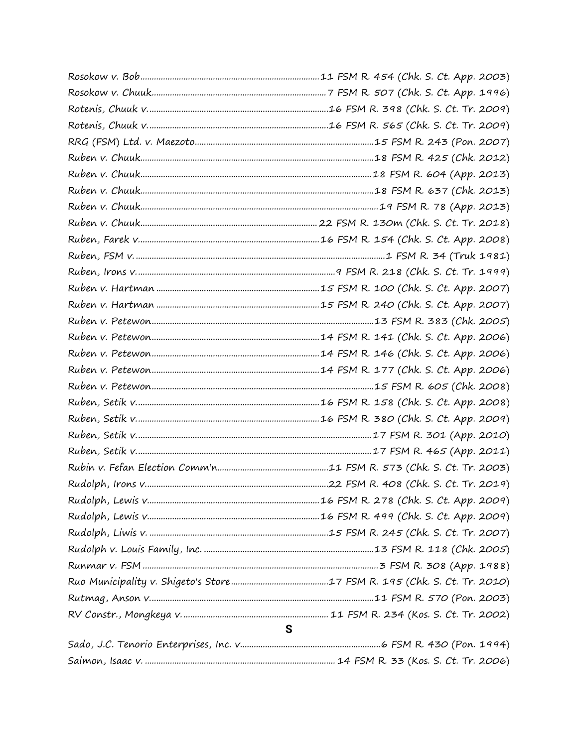Rosokow v. Bob ........ 11 FSM R. 454 (Chk. S. Ct. App. 2003)
Rosokow v. Chuuk ........ 7 FSM R. 507 (Chk. S. Ct. App. 1996)
Rotenis, Chuuk v. ........ 16 FSM R. 398 (Chk. S. Ct. Tr. 2009)
Rotenis, Chuuk v. ........ 16 FSM R. 565 (Chk. S. Ct. Tr. 2009)
RRG (FSM) Ltd. v. Maezoto ........ 15 FSM R. 243 (Pon. 2007)
Ruben v. Chuuk ........ 18 FSM R. 425 (Chk. 2012)
Ruben v. Chuuk ........ 18 FSM R. 604 (App. 2013)
Ruben v. Chuuk ........ 18 FSM R. 637 (Chk. 2013)
Ruben v. Chuuk ........ 19 FSM R. 78 (App. 2013)
Ruben v. Chuuk ........ 22 FSM R. 130m (Chk. S. Ct. Tr. 2018)
Ruben, Farek v. ........ 16 FSM R. 154 (Chk. S. Ct. App. 2008)
Ruben, FSM v. ........ 1 FSM R. 34 (Truk 1981)
Ruben, Irons v. ........ 9 FSM R. 218 (Chk. S. Ct. Tr. 1999)
Ruben v. Hartman ........ 15 FSM R. 100 (Chk. S. Ct. App. 2007)
Ruben v. Hartman ........ 15 FSM R. 240 (Chk. S. Ct. App. 2007)
Ruben v. Petewon ........ 13 FSM R. 383 (Chk. 2005)
Ruben v. Petewon ........ 14 FSM R. 141 (Chk. S. Ct. App. 2006)
Ruben v. Petewon ........ 14 FSM R. 146 (Chk. S. Ct. App. 2006)
Ruben v. Petewon ........ 14 FSM R. 177 (Chk. S. Ct. App. 2006)
Ruben v. Petewon ........ 15 FSM R. 605 (Chk. 2008)
Ruben, Setik v. ........ 16 FSM R. 158 (Chk. S. Ct. App. 2008)
Ruben, Setik v. ........ 16 FSM R. 380 (Chk. S. Ct. App. 2009)
Ruben, Setik v. ........ 17 FSM R. 301 (App. 2010)
Ruben, Setik v. ........ 17 FSM R. 465 (App. 2011)
Rubin v. Fefan Election Comm'n ........ 11 FSM R. 573 (Chk. S. Ct. Tr. 2003)
Rudolph, Irons v. ........ 22 FSM R. 408 (Chk. S. Ct. Tr. 2019)
Rudolph, Lewis v. ........ 16 FSM R. 278 (Chk. S. Ct. App. 2009)
Rudolph, Lewis v. ........ 16 FSM R. 499 (Chk. S. Ct. App. 2009)
Rudolph, Liwis v. ........ 15 FSM R. 245 (Chk. S. Ct. Tr. 2007)
Rudolph v. Louis Family, Inc. ........ 13 FSM R. 118 (Chk. 2005)
Runmar v. FSM ........ 3 FSM R. 308 (App. 1988)
Ruo Municipality v. Shigeto's Store ........ 17 FSM R. 195 (Chk. S. Ct. Tr. 2010)
Rutmag, Anson v. ........ 11 FSM R. 570 (Pon. 2003)
RV Constr., Mongkeya v. ........ 11 FSM R. 234 (Kos. S. Ct. Tr. 2002)

## S

Sado, J.C. Tenorio Enterprises, Inc. v. ........ 6 FSM R. 430 (Pon. 1994)
Saimon, Isaac v. ........ 14 FSM R. 33 (Kos. S. Ct. Tr. 2006)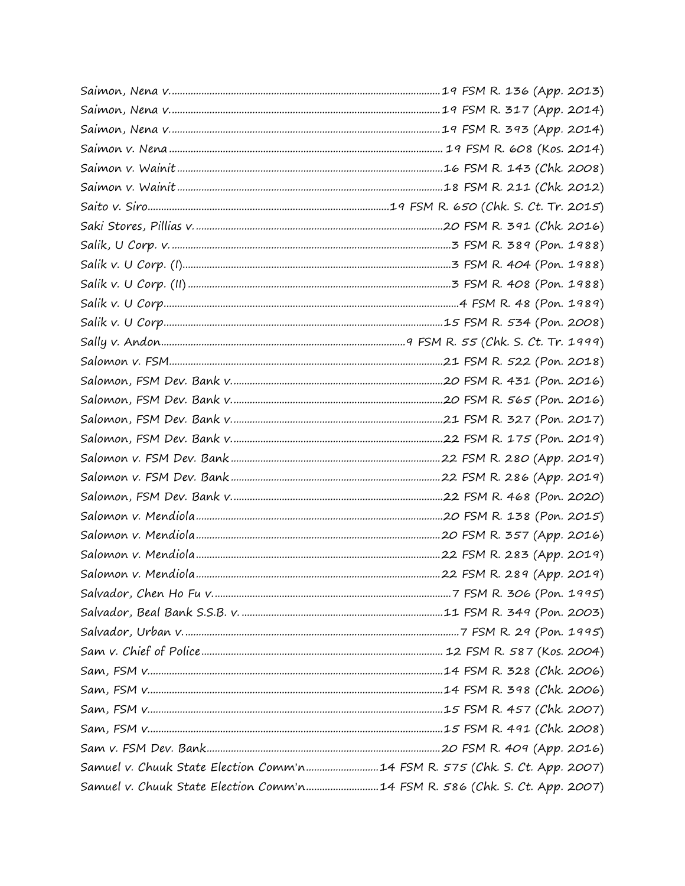Saimon, Nena v. ................................................................................................19 FSM R. 136 (App. 2013)
Saimon, Nena v. ................................................................................................19 FSM R. 317 (App. 2014)
Saimon, Nena v. ................................................................................................19 FSM R. 393 (App. 2014)
Saimon v. Nena ................................................................................................ 19 FSM R. 608 (Kos. 2014)
Saimon v. Wainit ................................................................................................16 FSM R. 143 (Chk. 2008)
Saimon v. Wainit ................................................................................................18 FSM R. 211 (Chk. 2012)
Saito v. Siro................................................................................................19 FSM R. 650 (Chk. S. Ct. Tr. 2015)
Saki Stores, Pillias v. ................................................................................................20 FSM R. 391 (Chk. 2016)
Salik, U Corp. v. ................................................................................................3 FSM R. 389 (Pon. 1988)
Salik v. U Corp. (I)................................................................................................3 FSM R. 404 (Pon. 1988)
Salik v. U Corp. (II) ................................................................................................3 FSM R. 408 (Pon. 1988)
Salik v. U Corp................................................................................................4 FSM R. 48 (Pon. 1989)
Salik v. U Corp................................................................................................15 FSM R. 534 (Pon. 2008)
Sally v. Andon................................................................................................9 FSM R. 55 (Chk. S. Ct. Tr. 1999)
Salomon v. FSM................................................................................................21 FSM R. 522 (Pon. 2018)
Salomon, FSM Dev. Bank v. ................................................................................................20 FSM R. 431 (Pon. 2016)
Salomon, FSM Dev. Bank v. ................................................................................................20 FSM R. 565 (Pon. 2016)
Salomon, FSM Dev. Bank v. ................................................................................................21 FSM R. 327 (Pon. 2017)
Salomon, FSM Dev. Bank v. ................................................................................................22 FSM R. 175 (Pon. 2019)
Salomon v. FSM Dev. Bank ................................................................................................22 FSM R. 280 (App. 2019)
Salomon v. FSM Dev. Bank ................................................................................................22 FSM R. 286 (App. 2019)
Salomon, FSM Dev. Bank v. ................................................................................................22 FSM R. 468 (Pon. 2020)
Salomon v. Mendiola ................................................................................................20 FSM R. 138 (Pon. 2015)
Salomon v. Mendiola ................................................................................................20 FSM R. 357 (App. 2016)
Salomon v. Mendiola ................................................................................................22 FSM R. 283 (App. 2019)
Salomon v. Mendiola ................................................................................................22 FSM R. 289 (App. 2019)
Salvador, Chen Ho Fu v. ................................................................................................7 FSM R. 306 (Pon. 1995)
Salvador, Beal Bank S.S.B. v. ................................................................................................11 FSM R. 349 (Pon. 2003)
Salvador, Urban v. ................................................................................................7 FSM R. 29 (Pon. 1995)
Sam v. Chief of Police................................................................................................ 12 FSM R. 587 (Kos. 2004)
Sam, FSM v................................................................................................14 FSM R. 328 (Chk. 2006)
Sam, FSM v................................................................................................14 FSM R. 398 (Chk. 2006)
Sam, FSM v................................................................................................15 FSM R. 457 (Chk. 2007)
Sam, FSM v................................................................................................15 FSM R. 491 (Chk. 2008)
Sam v. FSM Dev. Bank................................................................................................20 FSM R. 409 (App. 2016)
Samuel v. Chuuk State Election Comm'n...........................14 FSM R. 575 (Chk. S. Ct. App. 2007)
Samuel v. Chuuk State Election Comm'n...........................14 FSM R. 586 (Chk. S. Ct. App. 2007)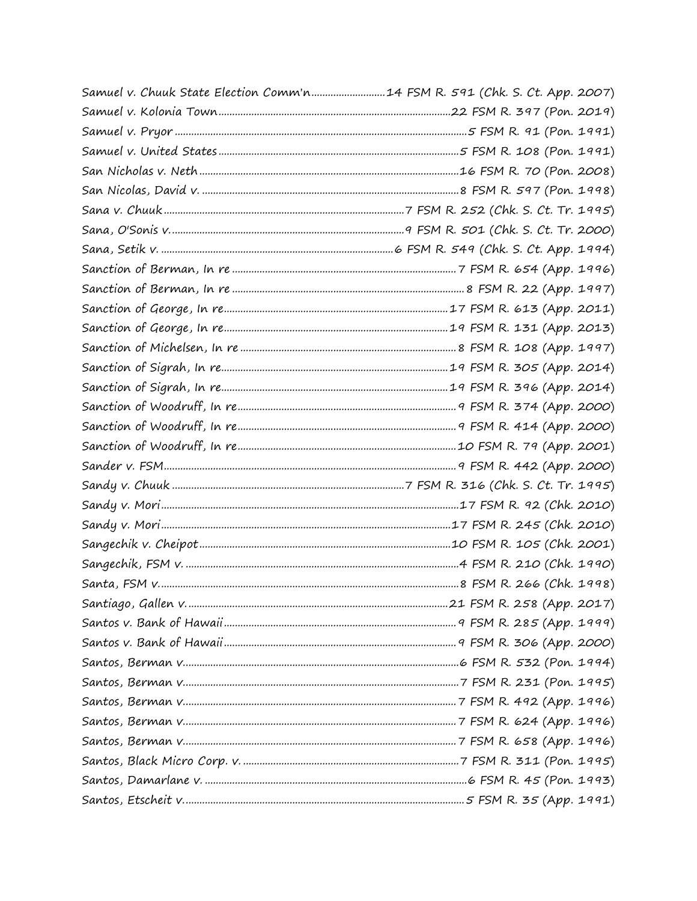Samuel v. Chuuk State Election Comm'n ........................... 14 FSM R. 591 (Chk. S. Ct. App. 2007)
Samuel v. Kolonia Town ........................................................................ 22 FSM R. 397 (Pon. 2019)
Samuel v. Pryor .................................................................................... 5 FSM R. 91 (Pon. 1991)
Samuel v. United States ........................................................................ 5 FSM R. 108 (Pon. 1991)
San Nicholas v. Neth ............................................................................ 16 FSM R. 70 (Pon. 2008)
San Nicolas, David v. ........................................................................... 8 FSM R. 597 (Pon. 1998)
Sana v. Chuuk .................................................................................. 7 FSM R. 252 (Chk. S. Ct. Tr. 1995)
Sana, O'Sonis v. ................................................................................ 9 FSM R. 501 (Chk. S. Ct. Tr. 2000)
Sana, Setik v. ................................................................................. 6 FSM R. 549 (Chk. S. Ct. App. 1994)
Sanction of Berman, In re ..................................................................... 7 FSM R. 654 (App. 1996)
Sanction of Berman, In re ..................................................................... 8 FSM R. 22 (App. 1997)
Sanction of George, In re ...................................................................... 17 FSM R. 613 (App. 2011)
Sanction of George, In re ...................................................................... 19 FSM R. 131 (App. 2013)
Sanction of Michelsen, In re .................................................................. 8 FSM R. 108 (App. 1997)
Sanction of Sigrah, In re ....................................................................... 19 FSM R. 305 (App. 2014)
Sanction of Sigrah, In re ....................................................................... 19 FSM R. 396 (App. 2014)
Sanction of Woodruff, In re ................................................................... 9 FSM R. 374 (App. 2000)
Sanction of Woodruff, In re ................................................................... 9 FSM R. 414 (App. 2000)
Sanction of Woodruff, In re ................................................................... 10 FSM R. 79 (App. 2001)
Sander v. FSM ......................................................................................... 9 FSM R. 442 (App. 2000)
Sandy v. Chuuk ................................................................................ 7 FSM R. 316 (Chk. S. Ct. Tr. 1995)
Sandy v. Mori ........................................................................................ 17 FSM R. 92 (Chk. 2010)
Sandy v. Mori ........................................................................................ 17 FSM R. 245 (Chk. 2010)
Sangechik v. Cheipot ........................................................................... 10 FSM R. 105 (Chk. 2001)
Sangechik, FSM v. ................................................................................. 4 FSM R. 210 (Chk. 1990)
Santa, FSM v. ........................................................................................ 8 FSM R. 266 (Chk. 1998)
Santiago, Gallen v. ............................................................................... 21 FSM R. 258 (App. 2017)
Santos v. Bank of Hawaii ....................................................................... 9 FSM R. 285 (App. 1999)
Santos v. Bank of Hawaii ....................................................................... 9 FSM R. 306 (App. 2000)
Santos, Berman v. .................................................................................. 6 FSM R. 532 (Pon. 1994)
Santos, Berman v. .................................................................................. 7 FSM R. 231 (Pon. 1995)
Santos, Berman v. .................................................................................. 7 FSM R. 492 (App. 1996)
Santos, Berman v. .................................................................................. 7 FSM R. 624 (App. 1996)
Santos, Berman v. .................................................................................. 7 FSM R. 658 (App. 1996)
Santos, Black Micro Corp. v. ................................................................. 7 FSM R. 311 (Pon. 1995)
Santos, Damarlane v. ............................................................................ 6 FSM R. 45 (Pon. 1993)
Santos, Etscheit v. ................................................................................. 5 FSM R. 35 (App. 1991)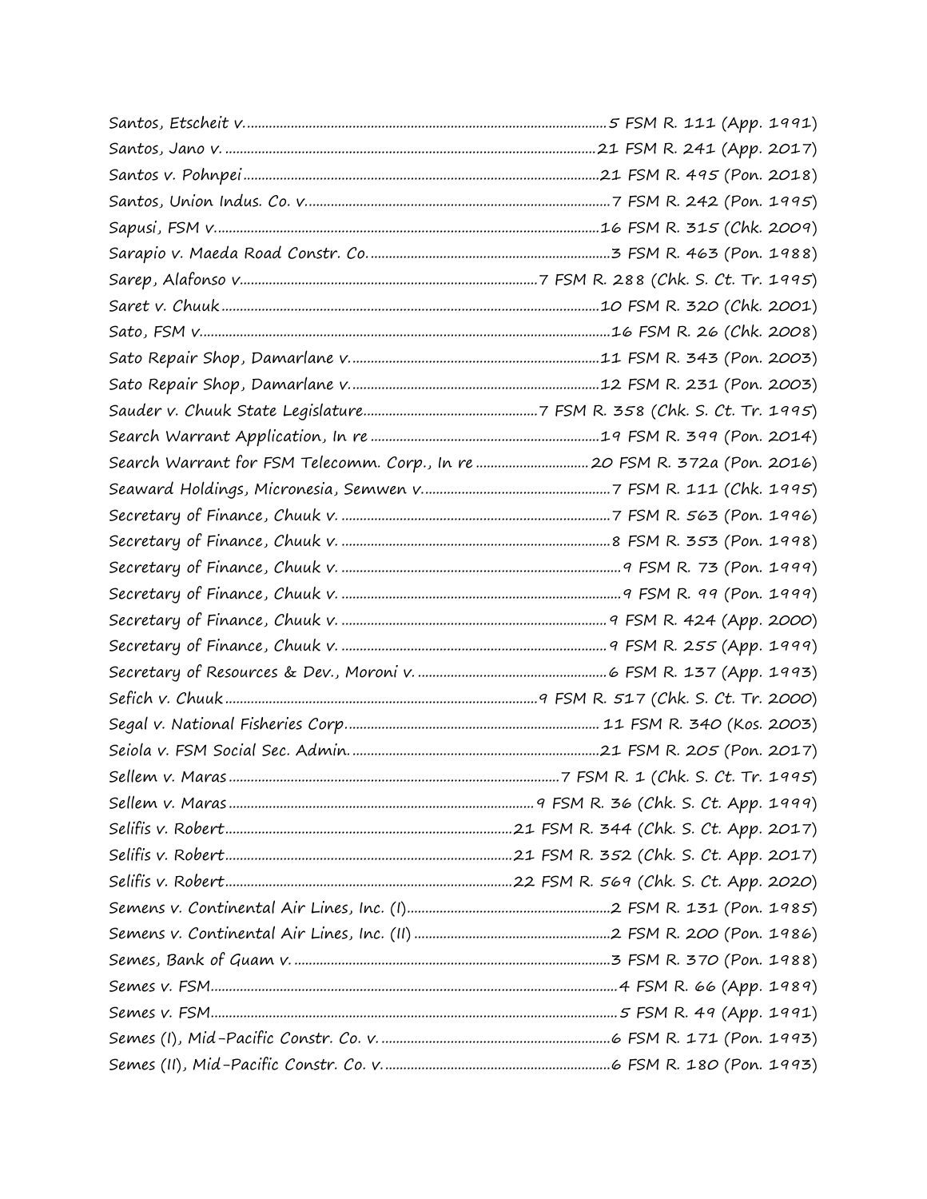Santos, Etscheit v. ..... 5 FSM R. 111 (App. 1991)
Santos, Jano v. ..... 21 FSM R. 241 (App. 2017)
Santos v. Pohnpei ..... 21 FSM R. 495 (Pon. 2018)
Santos, Union Indus. Co. v. ..... 7 FSM R. 242 (Pon. 1995)
Sapusi, FSM v. ..... 16 FSM R. 315 (Chk. 2009)
Sarapio v. Maeda Road Constr. Co. ..... 3 FSM R. 463 (Pon. 1988)
Sarep, Alafonso v. ..... 7 FSM R. 288 (Chk. S. Ct. Tr. 1995)
Saret v. Chuuk ..... 10 FSM R. 320 (Chk. 2001)
Sato, FSM v. ..... 16 FSM R. 26 (Chk. 2008)
Sato Repair Shop, Damarlane v. ..... 11 FSM R. 343 (Pon. 2003)
Sato Repair Shop, Damarlane v. ..... 12 FSM R. 231 (Pon. 2003)
Sauder v. Chuuk State Legislature ..... 7 FSM R. 358 (Chk. S. Ct. Tr. 1995)
Search Warrant Application, In re ..... 19 FSM R. 399 (Pon. 2014)
Search Warrant for FSM Telecomm. Corp., In re ..... 20 FSM R. 372a (Pon. 2016)
Seaward Holdings, Micronesia, Semwen v. ..... 7 FSM R. 111 (Chk. 1995)
Secretary of Finance, Chuuk v. ..... 7 FSM R. 563 (Pon. 1996)
Secretary of Finance, Chuuk v. ..... 8 FSM R. 353 (Pon. 1998)
Secretary of Finance, Chuuk v. ..... 9 FSM R. 73 (Pon. 1999)
Secretary of Finance, Chuuk v. ..... 9 FSM R. 99 (Pon. 1999)
Secretary of Finance, Chuuk v. ..... 9 FSM R. 424 (App. 2000)
Secretary of Finance, Chuuk v. ..... 9 FSM R. 255 (App. 1999)
Secretary of Resources & Dev., Moroni v. ..... 6 FSM R. 137 (App. 1993)
Sefich v. Chuuk ..... 9 FSM R. 517 (Chk. S. Ct. Tr. 2000)
Segal v. National Fisheries Corp. ..... 11 FSM R. 340 (Kos. 2003)
Seiola v. FSM Social Sec. Admin. ..... 21 FSM R. 205 (Pon. 2017)
Sellem v. Maras ..... 7 FSM R. 1 (Chk. S. Ct. Tr. 1995)
Sellem v. Maras ..... 9 FSM R. 36 (Chk. S. Ct. App. 1999)
Selifis v. Robert ..... 21 FSM R. 344 (Chk. S. Ct. App. 2017)
Selifis v. Robert ..... 21 FSM R. 352 (Chk. S. Ct. App. 2017)
Selifis v. Robert ..... 22 FSM R. 569 (Chk. S. Ct. App. 2020)
Semens v. Continental Air Lines, Inc. (I) ..... 2 FSM R. 131 (Pon. 1985)
Semens v. Continental Air Lines, Inc. (II) ..... 2 FSM R. 200 (Pon. 1986)
Semes, Bank of Guam v. ..... 3 FSM R. 370 (Pon. 1988)
Semes v. FSM ..... 4 FSM R. 66 (App. 1989)
Semes v. FSM ..... 5 FSM R. 49 (App. 1991)
Semes (I), Mid-Pacific Constr. Co. v. ..... 6 FSM R. 171 (Pon. 1993)
Semes (II), Mid-Pacific Constr. Co. v. ..... 6 FSM R. 180 (Pon. 1993)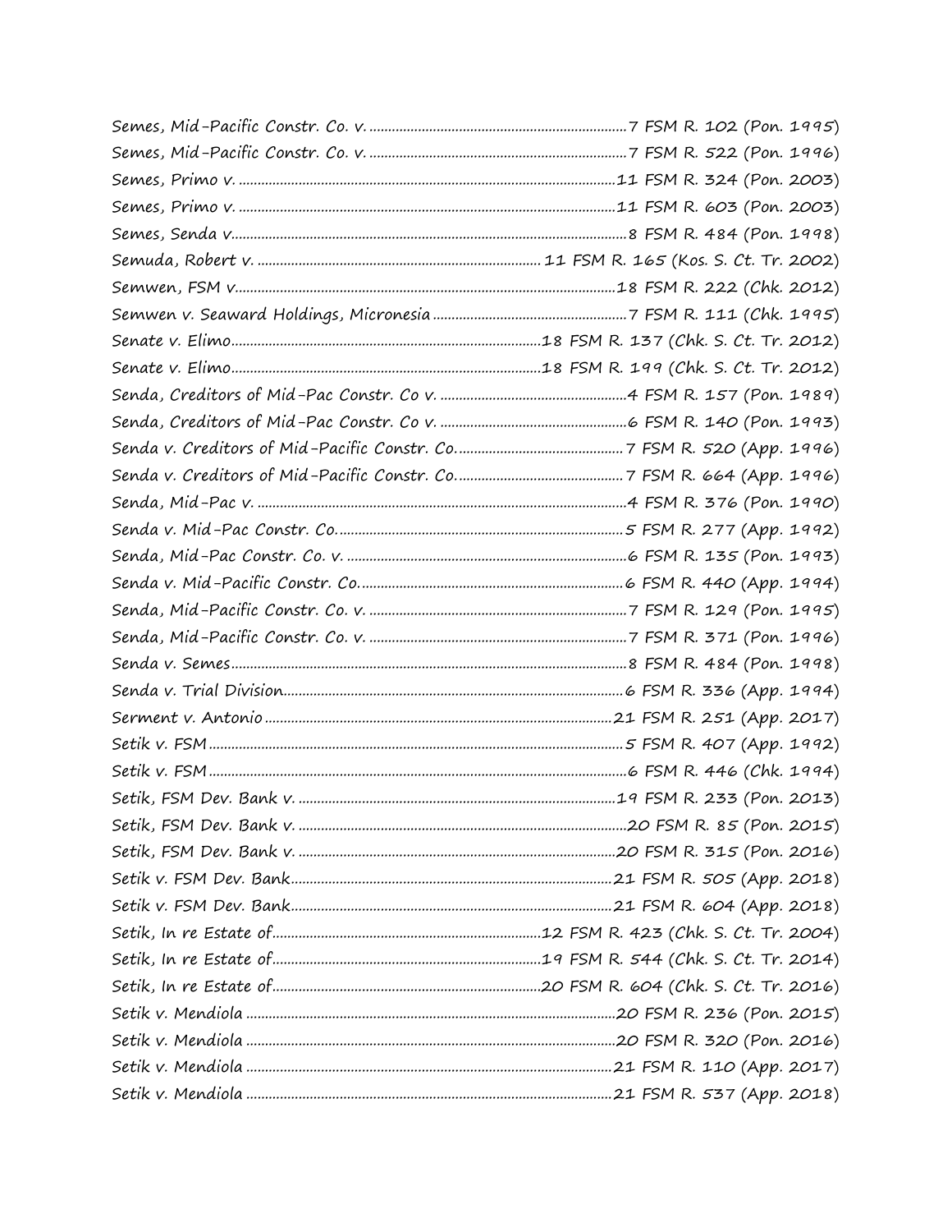Semes, Mid-Pacific Constr. Co. v. ....................................................................7 FSM R. 102 (Pon. 1995)
Semes, Mid-Pacific Constr. Co. v. ....................................................................7 FSM R. 522 (Pon. 1996)
Semes, Primo v. ...................................................................................................11 FSM R. 324 (Pon. 2003)
Semes, Primo v. ...................................................................................................11 FSM R. 603 (Pon. 2003)
Semes, Senda v.......................................................................................................8 FSM R. 484 (Pon. 1998)
Semuda, Robert v. ......................................................................... 11 FSM R. 165 (Kos. S. Ct. Tr. 2002)
Semwen, FSM v....................................................................................................18 FSM R. 222 (Chk. 2012)
Semwen v. Seaward Holdings, Micronesia ...................................................7 FSM R. 111 (Chk. 1995)
Senate v. Elimo.................................................................................18 FSM R. 137 (Chk. S. Ct. Tr. 2012)
Senate v. Elimo.................................................................................18 FSM R. 199 (Chk. S. Ct. Tr. 2012)
Senda, Creditors of Mid-Pac Constr. Co v. .................................................4 FSM R. 157 (Pon. 1989)
Senda, Creditors of Mid-Pac Constr. Co v. .................................................6 FSM R. 140 (Pon. 1993)
Senda v. Creditors of Mid-Pacific Constr. Co............................................7 FSM R. 520 (App. 1996)
Senda v. Creditors of Mid-Pacific Constr. Co............................................7 FSM R. 664 (App. 1996)
Senda, Mid-Pac v. .................................................................................................4 FSM R. 376 (Pon. 1990)
Senda v. Mid-Pac Constr. Co...........................................................................5 FSM R. 277 (App. 1992)
Senda, Mid-Pac Constr. Co. v. ..........................................................................6 FSM R. 135 (Pon. 1993)
Senda v. Mid-Pacific Constr. Co......................................................................6 FSM R. 440 (App. 1994)
Senda, Mid-Pacific Constr. Co. v. ....................................................................7 FSM R. 129 (Pon. 1995)
Senda, Mid-Pacific Constr. Co. v. ....................................................................7 FSM R. 371 (Pon. 1996)
Senda v. Semes.......................................................................................................8 FSM R. 484 (Pon. 1998)
Senda v. Trial Division.........................................................................................6 FSM R. 336 (App. 1994)
Serment v. Antonio ............................................................................................21 FSM R. 251 (App. 2017)
Setik v. FSM ............................................................................................................5 FSM R. 407 (App. 1992)
Setik v. FSM .............................................................................................................6 FSM R. 446 (Chk. 1994)
Setik, FSM Dev. Bank v. ....................................................................................19 FSM R. 233 (Pon. 2013)
Setik, FSM Dev. Bank v. .......................................................................................20 FSM R. 85 (Pon. 2015)
Setik, FSM Dev. Bank v. ....................................................................................20 FSM R. 315 (Pon. 2016)
Setik v. FSM Dev. Bank.....................................................................................21 FSM R. 505 (App. 2018)
Setik v. FSM Dev. Bank.....................................................................................21 FSM R. 604 (App. 2018)
Setik, In re Estate of.......................................................................12 FSM R. 423 (Chk. S. Ct. Tr. 2004)
Setik, In re Estate of.......................................................................19 FSM R. 544 (Chk. S. Ct. Tr. 2014)
Setik, In re Estate of.......................................................................20 FSM R. 604 (Chk. S. Ct. Tr. 2016)
Setik v. Mendiola .................................................................................................20 FSM R. 236 (Pon. 2015)
Setik v. Mendiola .................................................................................................20 FSM R. 320 (Pon. 2016)
Setik v. Mendiola ................................................................................................21 FSM R. 110 (App. 2017)
Setik v. Mendiola ................................................................................................21 FSM R. 537 (App. 2018)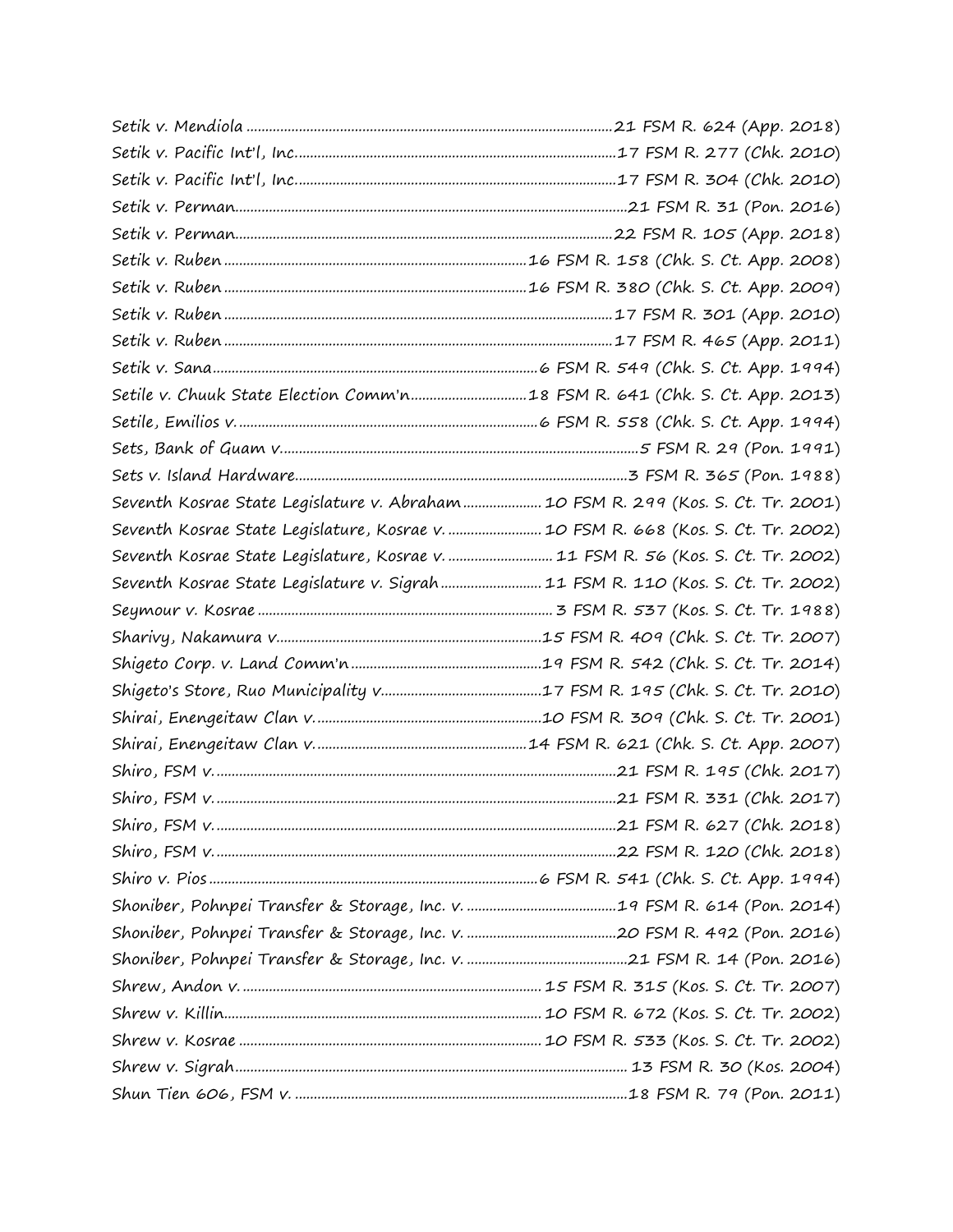Setik v. Mendiola ....................................................................................................21 FSM R. 624 (App. 2018)
Setik v. Pacific Int'l, Inc. ..........................................................................................17 FSM R. 277 (Chk. 2010)
Setik v. Pacific Int'l, Inc. ..........................................................................................17 FSM R. 304 (Chk. 2010)
Setik v. Perman.........................................................................................................21 FSM R. 31 (Pon. 2016)
Setik v. Perman.........................................................................................................22 FSM R. 105 (App. 2018)
Setik v. Ruben ...........................................................................16 FSM R. 158 (Chk. S. Ct. App. 2008)
Setik v. Ruben ...........................................................................16 FSM R. 380 (Chk. S. Ct. App. 2009)
Setik v. Ruben ..........................................................................................................17 FSM R. 301 (App. 2010)
Setik v. Ruben ..........................................................................................................17 FSM R. 465 (App. 2011)
Setik v. Sana ................................................................................6 FSM R. 549 (Chk. S. Ct. App. 1994)
Setile v. Chuuk State Election Comm'n...............................18 FSM R. 641 (Chk. S. Ct. App. 2013)
Setile, Emilios v. ..........................................................................6 FSM R. 558 (Chk. S. Ct. App. 1994)
Sets, Bank of Guam v. ..................................................................................................5 FSM R. 29 (Pon. 1991)
Sets v. Island Hardware..............................................................................................3 FSM R. 365 (Pon. 1988)
Seventh Kosrae State Legislature v. Abraham ..................... 10 FSM R. 299 (Kos. S. Ct. Tr. 2001)
Seventh Kosrae State Legislature, Kosrae v. ......................... 10 FSM R. 668 (Kos. S. Ct. Tr. 2002)
Seventh Kosrae State Legislature, Kosrae v. ............................ 11 FSM R. 56 (Kos. S. Ct. Tr. 2002)
Seventh Kosrae State Legislature v. Sigrah ........................... 11 FSM R. 110 (Kos. S. Ct. Tr. 2002)
Seymour v. Kosrae ....................................................................... 3 FSM R. 537 (Kos. S. Ct. Tr. 1988)
Sharivy, Nakamura v.........................................................................15 FSM R. 409 (Chk. S. Ct. Tr. 2007)
Shigeto Corp. v. Land Comm'n ...................................................19 FSM R. 542 (Chk. S. Ct. Tr. 2014)
Shigeto's Store, Ruo Municipality v...........................................17 FSM R. 195 (Chk. S. Ct. Tr. 2010)
Shirai, Enengeitaw Clan v. ............................................................10 FSM R. 309 (Chk. S. Ct. Tr. 2001)
Shirai, Enengeitaw Clan v. .......................................................14 FSM R. 621 (Chk. S. Ct. App. 2007)
Shiro, FSM v. ..............................................................................................................21 FSM R. 195 (Chk. 2017)
Shiro, FSM v. ..............................................................................................................21 FSM R. 331 (Chk. 2017)
Shiro, FSM v. ..............................................................................................................21 FSM R. 627 (Chk. 2018)
Shiro, FSM v. ..............................................................................................................22 FSM R. 120 (Chk. 2018)
Shiro v. Pios ...................................................................................6 FSM R. 541 (Chk. S. Ct. App. 1994)
Shoniber, Pohnpei Transfer & Storage, Inc. v. ........................................19 FSM R. 614 (Pon. 2014)
Shoniber, Pohnpei Transfer & Storage, Inc. v. ........................................20 FSM R. 492 (Pon. 2016)
Shoniber, Pohnpei Transfer & Storage, Inc. v. ...........................................21 FSM R. 14 (Pon. 2016)
Shrew, Andon v. ........................................................................... 15 FSM R. 315 (Kos. S. Ct. Tr. 2007)
Shrew v. Killin.............................................................................. 10 FSM R. 672 (Kos. S. Ct. Tr. 2002)
Shrew v. Kosrae ........................................................................... 10 FSM R. 533 (Kos. S. Ct. Tr. 2002)
Shrew v. Sigrah .......................................................................................................... 13 FSM R. 30 (Kos. 2004)
Shun Tien 606, FSM v. ..................................................................................................18 FSM R. 79 (Pon. 2011)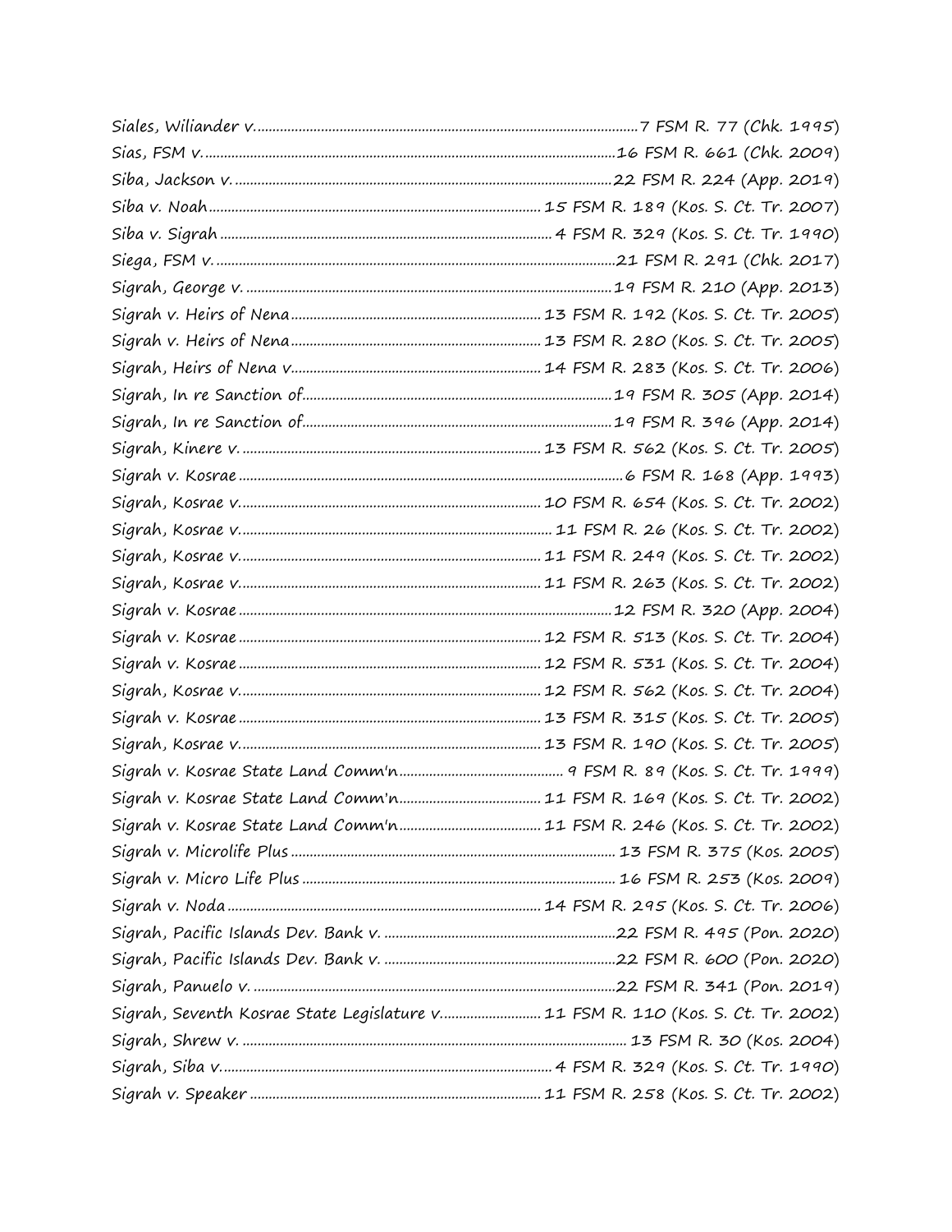Siales, Wiliander v. ....................................................................................................7 FSM R. 77 (Chk. 1995)
Sias, FSM v. ............................................................................................................16 FSM R. 661 (Chk. 2009)
Siba, Jackson v. ...................................................................................................22 FSM R. 224 (App. 2019)
Siba v. Noah .......................................................................................... 15 FSM R. 189 (Kos. S. Ct. Tr. 2007)
Siba v. Sigrah .......................................................................................... 4 FSM R. 329 (Kos. S. Ct. Tr. 1990)
Siega, FSM v. .........................................................................................................21 FSM R. 291 (Chk. 2017)
Sigrah, George v. ................................................................................................19 FSM R. 210 (App. 2013)
Sigrah v. Heirs of Nena ................................................................... 13 FSM R. 192 (Kos. S. Ct. Tr. 2005)
Sigrah v. Heirs of Nena ................................................................... 13 FSM R. 280 (Kos. S. Ct. Tr. 2005)
Sigrah, Heirs of Nena v. ................................................................... 14 FSM R. 283 (Kos. S. Ct. Tr. 2006)
Sigrah, In re Sanction of ...................................................................................19 FSM R. 305 (App. 2014)
Sigrah, In re Sanction of ...................................................................................19 FSM R. 396 (App. 2014)
Sigrah, Kinere v. .................................................................................. 13 FSM R. 562 (Kos. S. Ct. Tr. 2005)
Sigrah v. Kosrae ........................................................................................................6 FSM R. 168 (App. 1993)
Sigrah, Kosrae v. .................................................................................. 10 FSM R. 654 (Kos. S. Ct. Tr. 2002)
Sigrah, Kosrae v. .................................................................................... 11 FSM R. 26 (Kos. S. Ct. Tr. 2002)
Sigrah, Kosrae v. .................................................................................. 11 FSM R. 249 (Kos. S. Ct. Tr. 2002)
Sigrah, Kosrae v. .................................................................................. 11 FSM R. 263 (Kos. S. Ct. Tr. 2002)
Sigrah v. Kosrae ....................................................................................................12 FSM R. 320 (App. 2004)
Sigrah v. Kosrae .................................................................................. 12 FSM R. 513 (Kos. S. Ct. Tr. 2004)
Sigrah v. Kosrae .................................................................................. 12 FSM R. 531 (Kos. S. Ct. Tr. 2004)
Sigrah, Kosrae v. .................................................................................. 12 FSM R. 562 (Kos. S. Ct. Tr. 2004)
Sigrah v. Kosrae .................................................................................. 13 FSM R. 315 (Kos. S. Ct. Tr. 2005)
Sigrah, Kosrae v. .................................................................................. 13 FSM R. 190 (Kos. S. Ct. Tr. 2005)
Sigrah v. Kosrae State Land Comm'n ............................................... 9 FSM R. 89 (Kos. S. Ct. Tr. 1999)
Sigrah v. Kosrae State Land Comm'n ........................................ 11 FSM R. 169 (Kos. S. Ct. Tr. 2002)
Sigrah v. Kosrae State Land Comm'n ........................................ 11 FSM R. 246 (Kos. S. Ct. Tr. 2002)
Sigrah v. Microlife Plus ........................................................................................ 13 FSM R. 375 (Kos. 2005)
Sigrah v. Micro Life Plus ..................................................................................... 16 FSM R. 253 (Kos. 2009)
Sigrah v. Noda ..................................................................................... 14 FSM R. 295 (Kos. S. Ct. Tr. 2006)
Sigrah, Pacific Islands Dev. Bank v. ...............................................................22 FSM R. 495 (Pon. 2020)
Sigrah, Pacific Islands Dev. Bank v. ...............................................................22 FSM R. 600 (Pon. 2020)
Sigrah, Panuelo v. ..................................................................................................22 FSM R. 341 (Pon. 2019)
Sigrah, Seventh Kosrae State Legislature v. ........................... 11 FSM R. 110 (Kos. S. Ct. Tr. 2002)
Sigrah, Shrew v. ........................................................................................................ 13 FSM R. 30 (Kos. 2004)
Sigrah, Siba v. .......................................................................................... 4 FSM R. 329 (Kos. S. Ct. Tr. 1990)
Sigrah v. Speaker ................................................................................ 11 FSM R. 258 (Kos. S. Ct. Tr. 2002)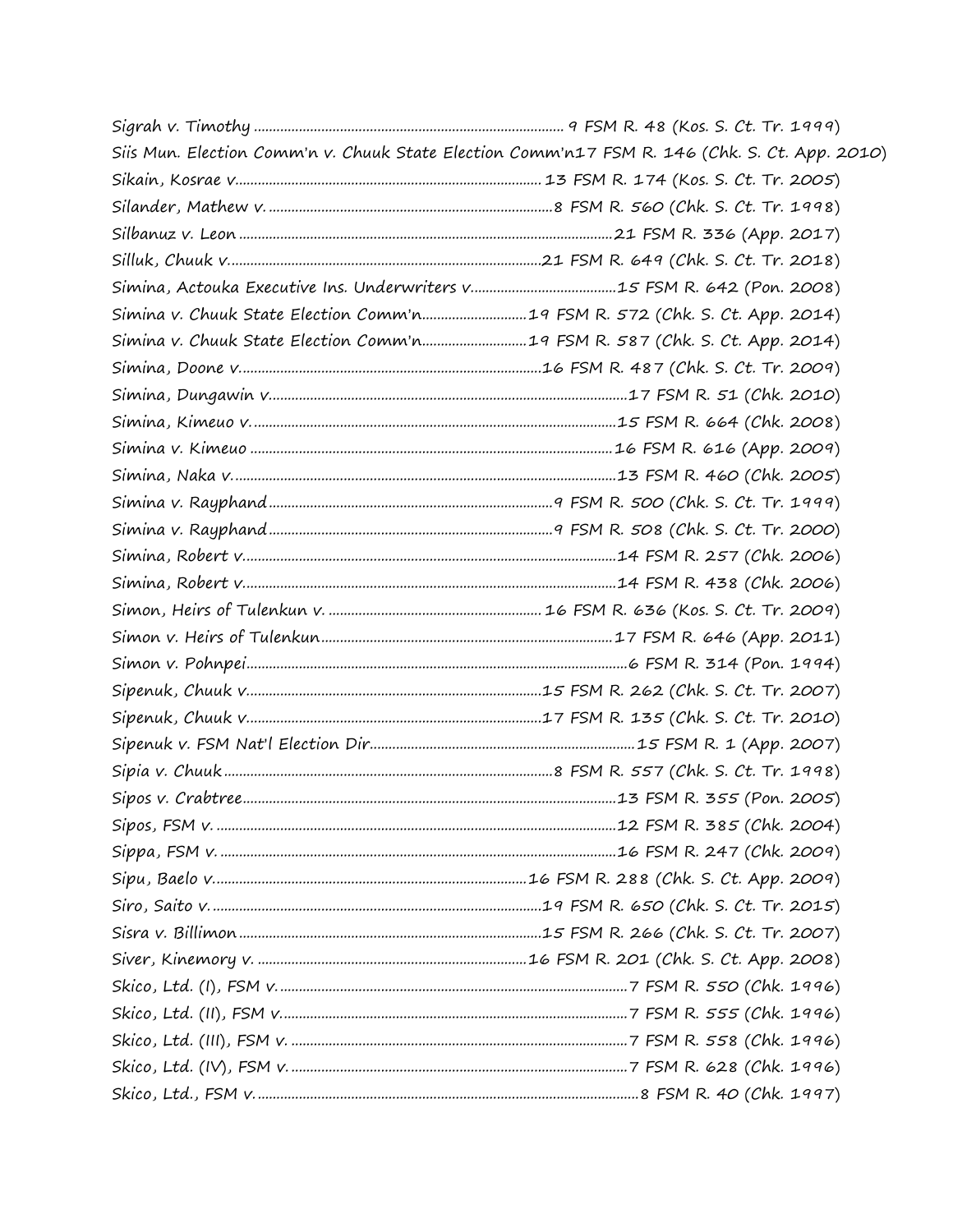Sigrah v. Timothy .................................................................................. 9 FSM R. 48 (Kos. S. Ct. Tr. 1999)
Siis Mun. Election Comm'n v. Chuuk State Election Comm'n17 FSM R. 146 (Chk. S. Ct. App. 2010)
Sikain, Kosrae v................................................................................ 13 FSM R. 174 (Kos. S. Ct. Tr. 2005)
Silander, Mathew v...........................................................................8 FSM R. 560 (Chk. S. Ct. Tr. 1998)
Silbanuz v. Leon ...................................................................................................21 FSM R. 336 (App. 2017)
Silluk, Chuuk v...................................................................................21 FSM R. 649 (Chk. S. Ct. Tr. 2018)
Simina, Actouka Executive Ins. Underwriters v......................................15 FSM R. 642 (Pon. 2008)
Simina v. Chuuk State Election Comm'n...........................19 FSM R. 572 (Chk. S. Ct. App. 2014)
Simina v. Chuuk State Election Comm'n...........................19 FSM R. 587 (Chk. S. Ct. App. 2014)
Simina, Doone v................................................................................16 FSM R. 487 (Chk. S. Ct. Tr. 2009)
Simina, Dungawin v..............................................................................................17 FSM R. 51 (Chk. 2010)
Simina, Kimeuo v................................................................................................15 FSM R. 664 (Chk. 2008)
Simina v. Kimeuo ................................................................................................16 FSM R. 616 (App. 2009)
Simina, Naka v.....................................................................................................13 FSM R. 460 (Chk. 2005)
Simina v. Rayphand...........................................................................9 FSM R. 500 (Chk. S. Ct. Tr. 1999)
Simina v. Rayphand...........................................................................9 FSM R. 508 (Chk. S. Ct. Tr. 2000)
Simina, Robert v..................................................................................................14 FSM R. 257 (Chk. 2006)
Simina, Robert v..................................................................................................14 FSM R. 438 (Chk. 2006)
Simon, Heirs of Tulenkun v. ......................................................... 16 FSM R. 636 (Kos. S. Ct. Tr. 2009)
Simon v. Heirs of Tulenkun.............................................................................17 FSM R. 646 (App. 2011)
Simon v. Pohnpei....................................................................................................6 FSM R. 314 (Pon. 1994)
Sipenuk, Chuuk v..............................................................................15 FSM R. 262 (Chk. S. Ct. Tr. 2007)
Sipenuk, Chuuk v..............................................................................17 FSM R. 135 (Chk. S. Ct. Tr. 2010)
Sipenuk v. FSM Nat'l Election Dir......................................................................15 FSM R. 1 (App. 2007)
Sipia v. Chuuk.......................................................................................8 FSM R. 557 (Chk. S. Ct. Tr. 1998)
Sipos v. Crabtree..................................................................................................13 FSM R. 355 (Pon. 2005)
Sipos, FSM v. .........................................................................................................12 FSM R. 385 (Chk. 2004)
Sippa, FSM v. ........................................................................................................16 FSM R. 247 (Chk. 2009)
Sipu, Baelo v...................................................................................16 FSM R. 288 (Chk. S. Ct. App. 2009)
Siro, Saito v. .......................................................................................19 FSM R. 650 (Chk. S. Ct. Tr. 2015)
Sisra v. Billimon ................................................................................15 FSM R. 266 (Chk. S. Ct. Tr. 2007)
Siver, Kinemory v. .......................................................................16 FSM R. 201 (Chk. S. Ct. App. 2008)
Skico, Ltd. (I), FSM v. ..........................................................................................7 FSM R. 550 (Chk. 1996)
Skico, Ltd. (II), FSM v...........................................................................................7 FSM R. 555 (Chk. 1996)
Skico, Ltd. (III), FSM v. ........................................................................................7 FSM R. 558 (Chk. 1996)
Skico, Ltd. (IV), FSM v. ........................................................................................7 FSM R. 628 (Chk. 1996)
Skico, Ltd., FSM v. ..................................................................................................8 FSM R. 40 (Chk. 1997)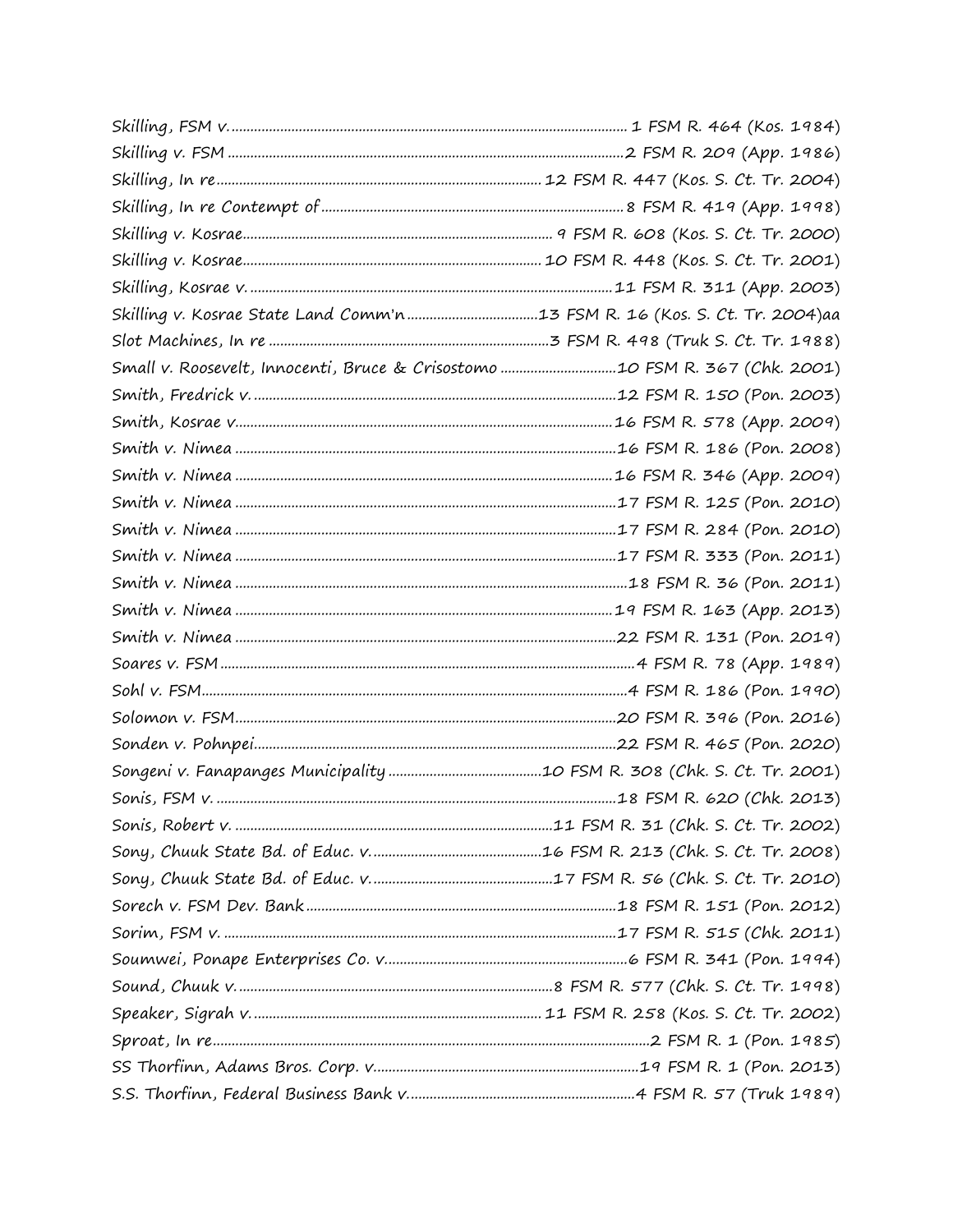Skilling, FSM v. ........................................................................................................ 1 FSM R. 464 (Kos. 1984)
Skilling v. FSM ........................................................................................................ 2 FSM R. 209 (App. 1986)
Skilling, In re .................................................................................... 12 FSM R. 447 (Kos. S. Ct. Tr. 2004)
Skilling, In re Contempt of ............................................................................... 8 FSM R. 419 (App. 1998)
Skilling v. Kosrae ................................................................................... 9 FSM R. 608 (Kos. S. Ct. Tr. 2000)
Skilling v. Kosrae ................................................................................. 10 FSM R. 448 (Kos. S. Ct. Tr. 2001)
Skilling, Kosrae v. .............................................................................................. 11 FSM R. 311 (App. 2003)
Skilling v. Kosrae State Land Comm'n ...................................13 FSM R. 16 (Kos. S. Ct. Tr. 2004)aa
Slot Machines, In re .......................................................................... 3 FSM R. 498 (Truk S. Ct. Tr. 1988)
Small v. Roosevelt, Innocenti, Bruce & Crisostomo ............................... 10 FSM R. 367 (Chk. 2001)
Smith, Fredrick v. ............................................................................................... 12 FSM R. 150 (Pon. 2003)
Smith, Kosrae v. .................................................................................................. 16 FSM R. 578 (App. 2009)
Smith v. Nimea .................................................................................................... 16 FSM R. 186 (Pon. 2008)
Smith v. Nimea .................................................................................................... 16 FSM R. 346 (App. 2009)
Smith v. Nimea .................................................................................................... 17 FSM R. 125 (Pon. 2010)
Smith v. Nimea .................................................................................................... 17 FSM R. 284 (Pon. 2010)
Smith v. Nimea .................................................................................................... 17 FSM R. 333 (Pon. 2011)
Smith v. Nimea ...................................................................................................... 18 FSM R. 36 (Pon. 2011)
Smith v. Nimea .................................................................................................... 19 FSM R. 163 (App. 2013)
Smith v. Nimea .................................................................................................... 22 FSM R. 131 (Pon. 2019)
Soares v. FSM ............................................................................................................ 4 FSM R. 78 (App. 1989)
Sohl v. FSM ............................................................................................................... 4 FSM R. 186 (Pon. 1990)
Solomon v. FSM .................................................................................................... 20 FSM R. 396 (Pon. 2016)
Sonden v. Pohnpei ................................................................................................ 22 FSM R. 465 (Pon. 2020)
Songeni v. Fanapanges Municipality ......................................... 10 FSM R. 308 (Chk. S. Ct. Tr. 2001)
Sonis, FSM v. .......................................................................................................... 18 FSM R. 620 (Chk. 2013)
Sonis, Robert v. .................................................................................... 11 FSM R. 31 (Chk. S. Ct. Tr. 2002)
Sony, Chuuk State Bd. of Educ. v. ............................................ 16 FSM R. 213 (Chk. S. Ct. Tr. 2008)
Sony, Chuuk State Bd. of Educ. v. ............................................... 17 FSM R. 56 (Chk. S. Ct. Tr. 2010)
Sorech v. FSM Dev. Bank ................................................................................... 18 FSM R. 151 (Pon. 2012)
Sorim, FSM v. ........................................................................................................ 17 FSM R. 515 (Chk. 2011)
Soumwei, Ponape Enterprises Co. v. ................................................................ 6 FSM R. 341 (Pon. 1994)
Sound, Chuuk v. ................................................................................... 8 FSM R. 577 (Chk. S. Ct. Tr. 1998)
Speaker, Sigrah v. ............................................................................. 11 FSM R. 258 (Kos. S. Ct. Tr. 2002)
Sproat, In re ................................................................................................................ 2 FSM R. 1 (Pon. 1985)
SS Thorfinn, Adams Bros. Corp. v. ....................................................................... 19 FSM R. 1 (Pon. 2013)
S.S. Thorfinn, Federal Business Bank v. ............................................................. 4 FSM R. 57 (Truk 1989)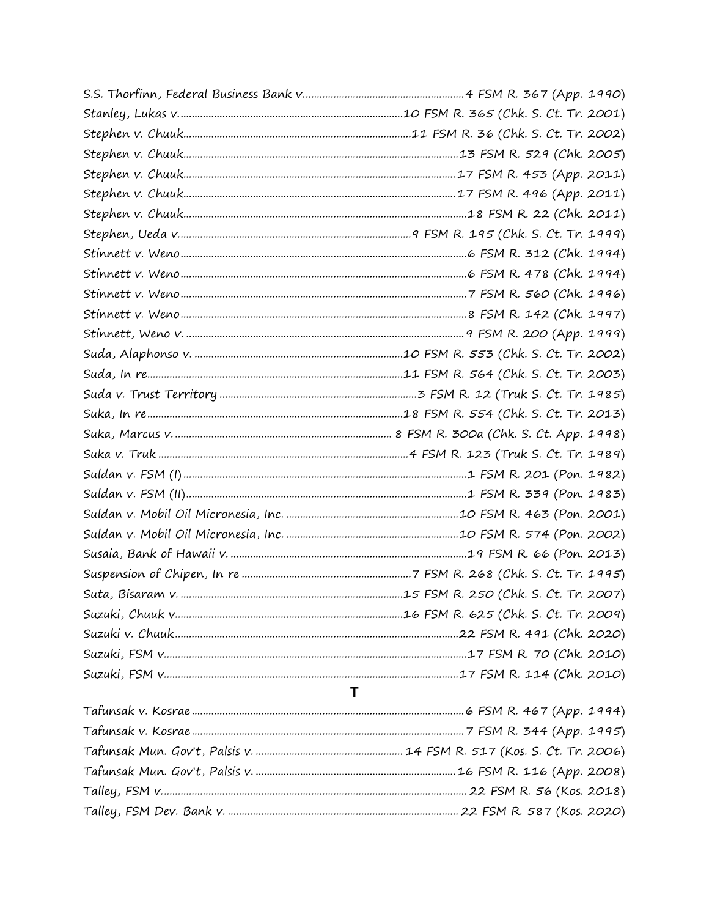S.S. Thorfinn, Federal Business Bank v. ........................................................ 4 FSM R. 367 (App. 1990)
Stanley, Lukas v. ........................................................................ 10 FSM R. 365 (Chk. S. Ct. Tr. 2001)
Stephen v. Chuuk ........................................................................ 11 FSM R. 36 (Chk. S. Ct. Tr. 2002)
Stephen v. Chuuk ........................................................................ 13 FSM R. 529 (Chk. 2005)
Stephen v. Chuuk ........................................................................ 17 FSM R. 453 (App. 2011)
Stephen v. Chuuk ........................................................................ 17 FSM R. 496 (App. 2011)
Stephen v. Chuuk ........................................................................ 18 FSM R. 22 (Chk. 2011)
Stephen, Ueda v. ........................................................................ 9 FSM R. 195 (Chk. S. Ct. Tr. 1999)
Stinnett v. Weno ........................................................................ 6 FSM R. 312 (Chk. 1994)
Stinnett v. Weno ........................................................................ 6 FSM R. 478 (Chk. 1994)
Stinnett v. Weno ........................................................................ 7 FSM R. 560 (Chk. 1996)
Stinnett v. Weno ........................................................................ 8 FSM R. 142 (Chk. 1997)
Stinnett, Weno v. ........................................................................ 9 FSM R. 200 (App. 1999)
Suda, Alaphonso v. ........................................................................ 10 FSM R. 553 (Chk. S. Ct. Tr. 2002)
Suda, In re ........................................................................ 11 FSM R. 564 (Chk. S. Ct. Tr. 2003)
Suda v. Trust Territory ........................................................................ 3 FSM R. 12 (Truk S. Ct. Tr. 1985)
Suka, In re ........................................................................ 18 FSM R. 554 (Chk. S. Ct. Tr. 2013)
Suka, Marcus v. ........................................................................ 8 FSM R. 300a (Chk. S. Ct. App. 1998)
Suka v. Truk ........................................................................ 4 FSM R. 123 (Truk S. Ct. Tr. 1989)
Suldan v. FSM (I) ........................................................................ 1 FSM R. 201 (Pon. 1982)
Suldan v. FSM (II) ........................................................................ 1 FSM R. 339 (Pon. 1983)
Suldan v. Mobil Oil Micronesia, Inc. ........................................................................ 10 FSM R. 463 (Pon. 2001)
Suldan v. Mobil Oil Micronesia, Inc. ........................................................................ 10 FSM R. 574 (Pon. 2002)
Susaia, Bank of Hawaii v. ........................................................................ 19 FSM R. 66 (Pon. 2013)
Suspension of Chipen, In re ........................................................................ 7 FSM R. 268 (Chk. S. Ct. Tr. 1995)
Suta, Bisaram v. ........................................................................ 15 FSM R. 250 (Chk. S. Ct. Tr. 2007)
Suzuki, Chuuk v. ........................................................................ 16 FSM R. 625 (Chk. S. Ct. Tr. 2009)
Suzuki v. Chuuk ........................................................................ 22 FSM R. 491 (Chk. 2020)
Suzuki, FSM v. ........................................................................ 17 FSM R. 70 (Chk. 2010)
Suzuki, FSM v. ........................................................................ 17 FSM R. 114 (Chk. 2010)

## T

Tafunsak v. Kosrae ........................................................................ 6 FSM R. 467 (App. 1994)
Tafunsak v. Kosrae ........................................................................ 7 FSM R. 344 (App. 1995)
Tafunsak Mun. Gov't, Palsis v. ........................................................................ 14 FSM R. 517 (Kos. S. Ct. Tr. 2006)
Tafunsak Mun. Gov't, Palsis v. ........................................................................ 16 FSM R. 116 (App. 2008)
Talley, FSM v. ........................................................................ 22 FSM R. 56 (Kos. 2018)
Talley, FSM Dev. Bank v. ........................................................................ 22 FSM R. 587 (Kos. 2020)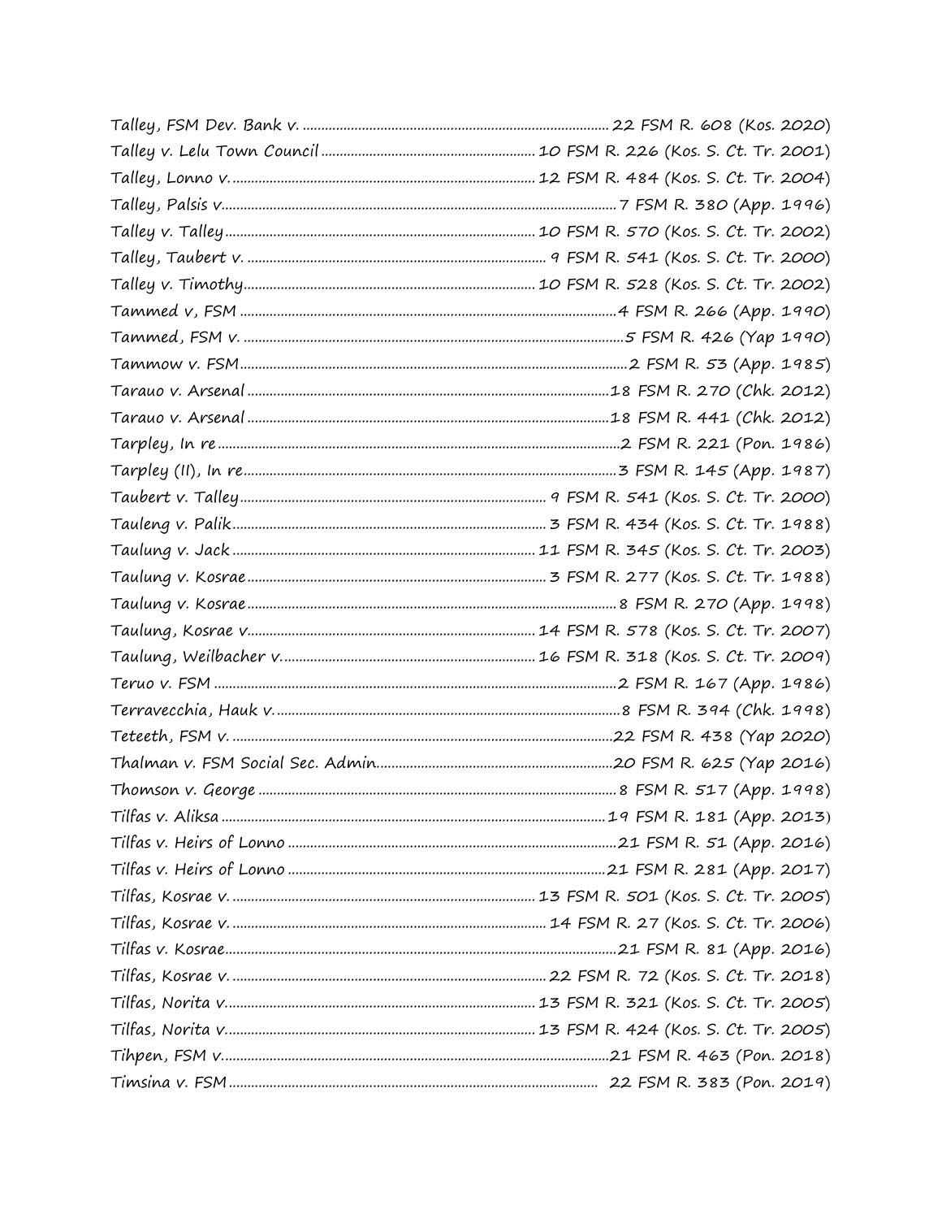Talley, FSM Dev. Bank v. ............................................................................... 22 FSM R. 608 (Kos. 2020)
Talley v. Lelu Town Council ........................................................ 10 FSM R. 226 (Kos. S. Ct. Tr. 2001)
Talley, Lonno v. ................................................................................ 12 FSM R. 484 (Kos. S. Ct. Tr. 2004)
Talley, Palsis v. ....................................................................................................... 7 FSM R. 380 (App. 1996)
Talley v. Talley ................................................................................ 10 FSM R. 570 (Kos. S. Ct. Tr. 2002)
Talley, Taubert v. ............................................................................... 9 FSM R. 541 (Kos. S. Ct. Tr. 2000)
Talley v. Timothy ........................................................................... 10 FSM R. 528 (Kos. S. Ct. Tr. 2002)
Tammed v, FSM ................................................................................................... 4 FSM R. 266 (App. 1990)
Tammed, FSM v. .................................................................................................... 5 FSM R. 426 (Yap 1990)
Tammow v. FSM ...................................................................................................... 2 FSM R. 53 (App. 1985)
Tarauo v. Arsenal ............................................................................................... 18 FSM R. 270 (Chk. 2012)
Tarauo v. Arsenal ............................................................................................... 18 FSM R. 441 (Chk. 2012)
Tarpley, In re .......................................................................................................... 2 FSM R. 221 (Pon. 1986)
Tarpley (II), In re .................................................................................................. 3 FSM R. 145 (App. 1987)
Taubert v. Talley ................................................................................ 9 FSM R. 541 (Kos. S. Ct. Tr. 2000)
Tauleng v. Palik ................................................................................... 3 FSM R. 434 (Kos. S. Ct. Tr. 1988)
Taulung v. Jack ................................................................................ 11 FSM R. 345 (Kos. S. Ct. Tr. 2003)
Taulung v. Kosrae ............................................................................... 3 FSM R. 277 (Kos. S. Ct. Tr. 1988)
Taulung v. Kosrae ................................................................................................. 8 FSM R. 270 (App. 1998)
Taulung, Kosrae v. ........................................................................... 14 FSM R. 578 (Kos. S. Ct. Tr. 2007)
Taulung, Weilbacher v. ................................................................... 16 FSM R. 318 (Kos. S. Ct. Tr. 2009)
Teruo v. FSM .......................................................................................................... 2 FSM R. 167 (App. 1986)
Terravecchia, Hauk v. ........................................................................................... 8 FSM R. 394 (Chk. 1998)
Teteeth, FSM v. .................................................................................................... 22 FSM R. 438 (Yap 2020)
Thalman v. FSM Social Sec. Admin ............................................................... 20 FSM R. 625 (Yap 2016)
Thomson v. George ............................................................................................... 8 FSM R. 517 (App. 1998)
Tilfas v. Aliksa ..................................................................................................... 19 FSM R. 181 (App. 2013)
Tilfas v. Heirs of Lonno ....................................................................................... 21 FSM R. 51 (App. 2016)
Tilfas v. Heirs of Lonno ..................................................................................... 21 FSM R. 281 (App. 2017)
Tilfas, Kosrae v. ................................................................................ 13 FSM R. 501 (Kos. S. Ct. Tr. 2005)
Tilfas, Kosrae v. .................................................................................. 14 FSM R. 27 (Kos. S. Ct. Tr. 2006)
Tilfas v. Kosrae ....................................................................................................... 21 FSM R. 81 (App. 2016)
Tilfas, Kosrae v. .................................................................................. 22 FSM R. 72 (Kos. S. Ct. Tr. 2018)
Tilfas, Norita v. ................................................................................ 13 FSM R. 321 (Kos. S. Ct. Tr. 2005)
Tilfas, Norita v. ................................................................................ 13 FSM R. 424 (Kos. S. Ct. Tr. 2005)
Tihpen, FSM v. ...................................................................................................... 21 FSM R. 463 (Pon. 2018)
Timsina v. FSM ..................................................................................................... 22 FSM R. 383 (Pon. 2019)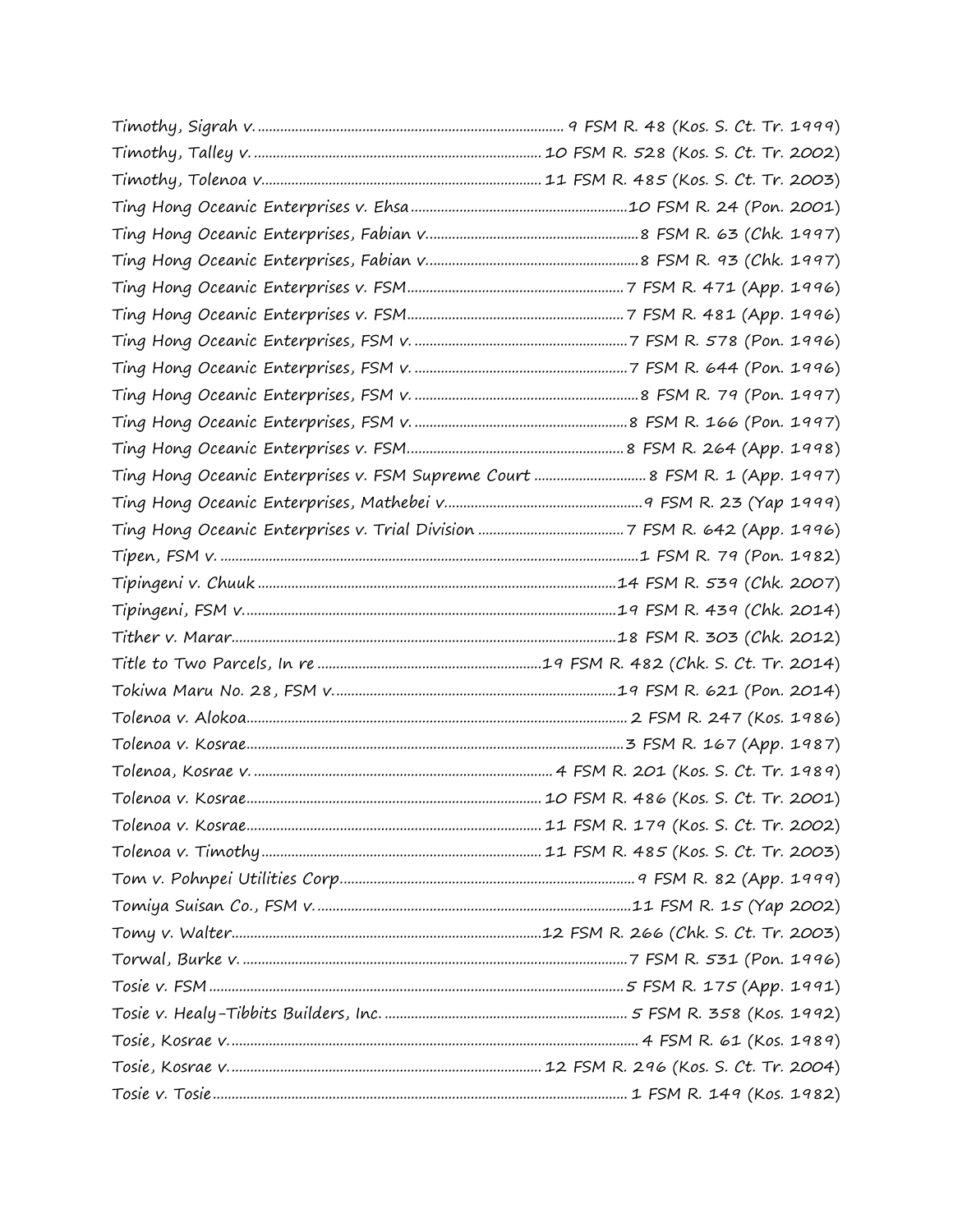Timothy, Sigrah v. ............................................................................. 9 FSM R. 48 (Kos. S. Ct. Tr. 1999)
Timothy, Talley v. ........................................................................... 10 FSM R. 528 (Kos. S. Ct. Tr. 2002)
Timothy, Tolenoa v. ......................................................................... 11 FSM R. 485 (Kos. S. Ct. Tr. 2003)
Ting Hong Oceanic Enterprises v. Ehsa .......................................................10 FSM R. 24 (Pon. 2001)
Ting Hong Oceanic Enterprises, Fabian v. ......................................................8 FSM R. 63 (Chk. 1997)
Ting Hong Oceanic Enterprises, Fabian v. ......................................................8 FSM R. 93 (Chk. 1997)
Ting Hong Oceanic Enterprises v. FSM.......................................................7 FSM R. 471 (App. 1996)
Ting Hong Oceanic Enterprises v. FSM.......................................................7 FSM R. 481 (App. 1996)
Ting Hong Oceanic Enterprises, FSM v. ......................................................7 FSM R. 578 (Pon. 1996)
Ting Hong Oceanic Enterprises, FSM v. ......................................................7 FSM R. 644 (Pon. 1996)
Ting Hong Oceanic Enterprises, FSM v. ........................................................8 FSM R. 79 (Pon. 1997)
Ting Hong Oceanic Enterprises, FSM v. ......................................................8 FSM R. 166 (Pon. 1997)
Ting Hong Oceanic Enterprises v. FSM.......................................................8 FSM R. 264 (App. 1998)
Ting Hong Oceanic Enterprises v. FSM Supreme Court ............................8 FSM R. 1 (App. 1997)
Ting Hong Oceanic Enterprises, Mathebei v. ..................................................9 FSM R. 23 (Yap 1999)
Ting Hong Oceanic Enterprises v. Trial Division .....................................7 FSM R. 642 (App. 1996)
Tipen, FSM v. ..............................................................................................1 FSM R. 79 (Pon. 1982)
Tipingeni v. Chuuk .....................................................................................14 FSM R. 539 (Chk. 2007)
Tipingeni, FSM v. ........................................................................................19 FSM R. 439 (Chk. 2014)
Tither v. Marar.............................................................................................18 FSM R. 303 (Chk. 2012)
Title to Two Parcels, In re ...........................................................19 FSM R. 482 (Chk. S. Ct. Tr. 2014)
Tokiwa Maru No. 28, FSM v. .......................................................................19 FSM R. 621 (Pon. 2014)
Tolenoa v. Alokoa.........................................................................................2 FSM R. 247 (Kos. 1986)
Tolenoa v. Kosrae.........................................................................................3 FSM R. 167 (App. 1987)
Tolenoa, Kosrae v. ...................................................................... 4 FSM R. 201 (Kos. S. Ct. Tr. 1989)
Tolenoa v. Kosrae...................................................................... 10 FSM R. 486 (Kos. S. Ct. Tr. 2001)
Tolenoa v. Kosrae...................................................................... 11 FSM R. 179 (Kos. S. Ct. Tr. 2002)
Tolenoa v. Timothy..................................................................... 11 FSM R. 485 (Kos. S. Ct. Tr. 2003)
Tom v. Pohnpei Utilities Corp..........................................................................9 FSM R. 82 (App. 1999)
Tomiya Suisan Co., FSM v. ...............................................................................11 FSM R. 15 (Yap 2002)
Tomy v. Walter.............................................................................12 FSM R. 266 (Chk. S. Ct. Tr. 2003)
Torwal, Burke v. ..........................................................................................7 FSM R. 531 (Pon. 1996)
Tosie v. FSM ...............................................................................................5 FSM R. 175 (App. 1991)
Tosie v. Healy-Tibbits Builders, Inc. .........................................................5 FSM R. 358 (Kos. 1992)
Tosie, Kosrae v. ............................................................................................4 FSM R. 61 (Kos. 1989)
Tosie, Kosrae v. ........................................................................ 12 FSM R. 296 (Kos. S. Ct. Tr. 2004)
Tosie v. Tosie................................................................................................1 FSM R. 149 (Kos. 1982)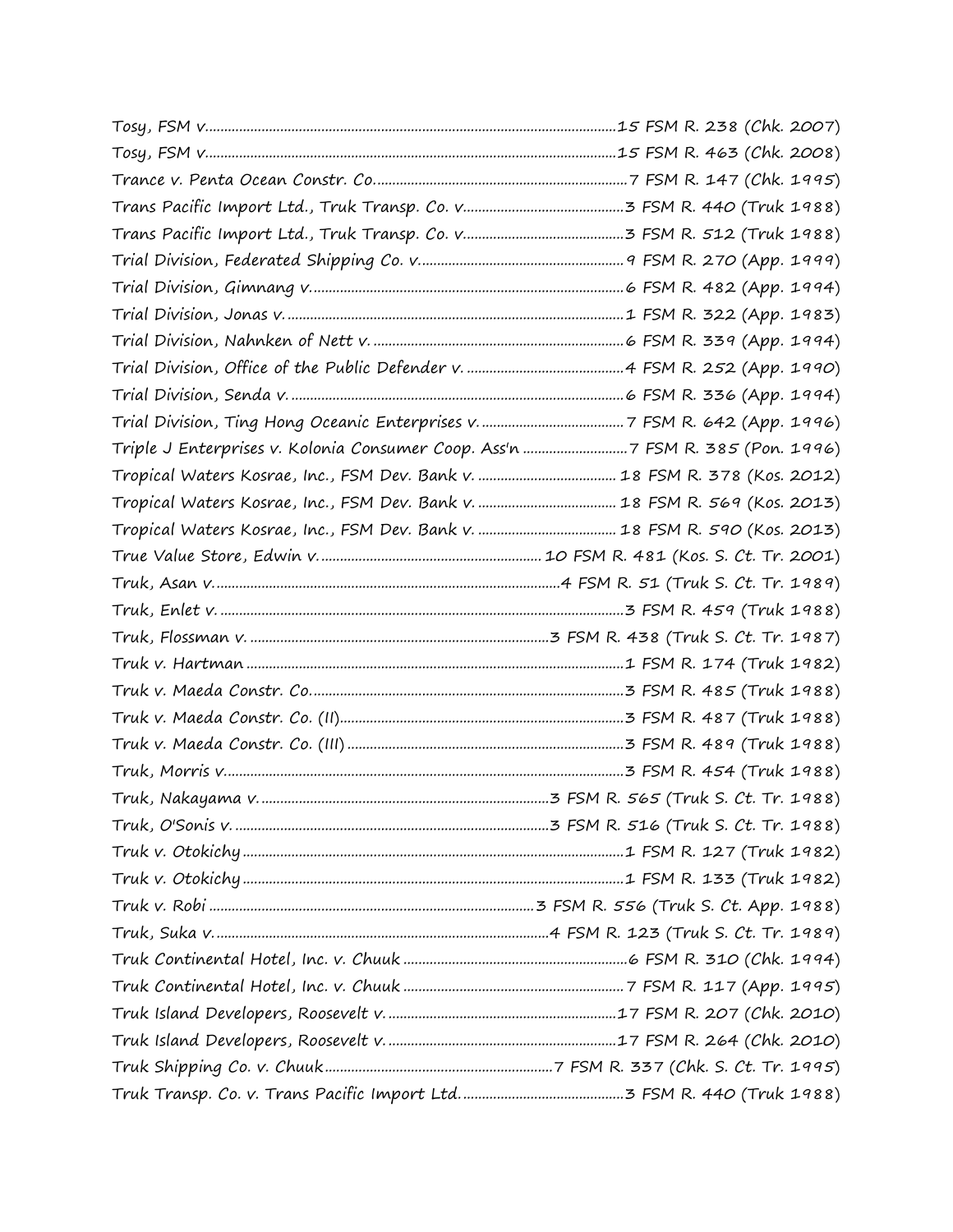Tosy, FSM v. ........................................................................................................15 FSM R. 238 (Chk. 2007)
Tosy, FSM v. ........................................................................................................15 FSM R. 463 (Chk. 2008)
Trance v. Penta Ocean Constr. Co. ...................................................................7 FSM R. 147 (Chk. 1995)
Trans Pacific Import Ltd., Truk Transp. Co. v. .........................................3 FSM R. 440 (Truk 1988)
Trans Pacific Import Ltd., Truk Transp. Co. v. .........................................3 FSM R. 512 (Truk 1988)
Trial Division, Federated Shipping Co. v. .....................................................9 FSM R. 270 (App. 1999)
Trial Division, Gimnang v. .................................................................................6 FSM R. 482 (App. 1994)
Trial Division, Jonas v. ........................................................................................1 FSM R. 322 (App. 1983)
Trial Division, Nahnken of Nett v. ..................................................................6 FSM R. 339 (App. 1994)
Trial Division, Office of the Public Defender v. .........................................4 FSM R. 252 (App. 1990)
Trial Division, Senda v. .......................................................................................6 FSM R. 336 (App. 1994)
Trial Division, Ting Hong Oceanic Enterprises v. .....................................7 FSM R. 642 (App. 1996)
Triple J Enterprises v. Kolonia Consumer Coop. Ass'n ...........................7 FSM R. 385 (Pon. 1996)
Tropical Waters Kosrae, Inc., FSM Dev. Bank v. ..................................... 18 FSM R. 378 (Kos. 2012)
Tropical Waters Kosrae, Inc., FSM Dev. Bank v. ..................................... 18 FSM R. 569 (Kos. 2013)
Tropical Waters Kosrae, Inc., FSM Dev. Bank v. ..................................... 18 FSM R. 590 (Kos. 2013)
True Value Store, Edwin v. .......................................................... 10 FSM R. 481 (Kos. S. Ct. Tr. 2001)
Truk, Asan v. .........................................................................................4 FSM R. 51 (Truk S. Ct. Tr. 1989)
Truk, Enlet v. ........................................................................................................3 FSM R. 459 (Truk 1988)
Truk, Flossman v. ...............................................................................3 FSM R. 438 (Truk S. Ct. Tr. 1987)
Truk v. Hartman ..................................................................................................1 FSM R. 174 (Truk 1982)
Truk v. Maeda Constr. Co. ..................................................................................3 FSM R. 485 (Truk 1988)
Truk v. Maeda Constr. Co. (II) ..........................................................................3 FSM R. 487 (Truk 1988)
Truk v. Maeda Constr. Co. (III) .........................................................................3 FSM R. 489 (Truk 1988)
Truk, Morris v. ......................................................................................................3 FSM R. 454 (Truk 1988)
Truk, Nakayama v. ............................................................................3 FSM R. 565 (Truk S. Ct. Tr. 1988)
Truk, O'Sonis v. ...................................................................................3 FSM R. 516 (Truk S. Ct. Tr. 1988)
Truk v. Otokichy ...................................................................................................1 FSM R. 127 (Truk 1982)
Truk v. Otokichy ...................................................................................................1 FSM R. 133 (Truk 1982)
Truk v. Robi ......................................................................................3 FSM R. 556 (Truk S. Ct. App. 1988)
Truk, Suka v. ........................................................................................4 FSM R. 123 (Truk S. Ct. Tr. 1989)
Truk Continental Hotel, Inc. v. Chuuk ...........................................................6 FSM R. 310 (Chk. 1994)
Truk Continental Hotel, Inc. v. Chuuk ..........................................................7 FSM R. 117 (App. 1995)
Truk Island Developers, Roosevelt v. ............................................................17 FSM R. 207 (Chk. 2010)
Truk Island Developers, Roosevelt v. ............................................................17 FSM R. 264 (Chk. 2010)
Truk Shipping Co. v. Chuuk ............................................................7 FSM R. 337 (Chk. S. Ct. Tr. 1995)
Truk Transp. Co. v. Trans Pacific Import Ltd. ...........................................3 FSM R. 440 (Truk 1988)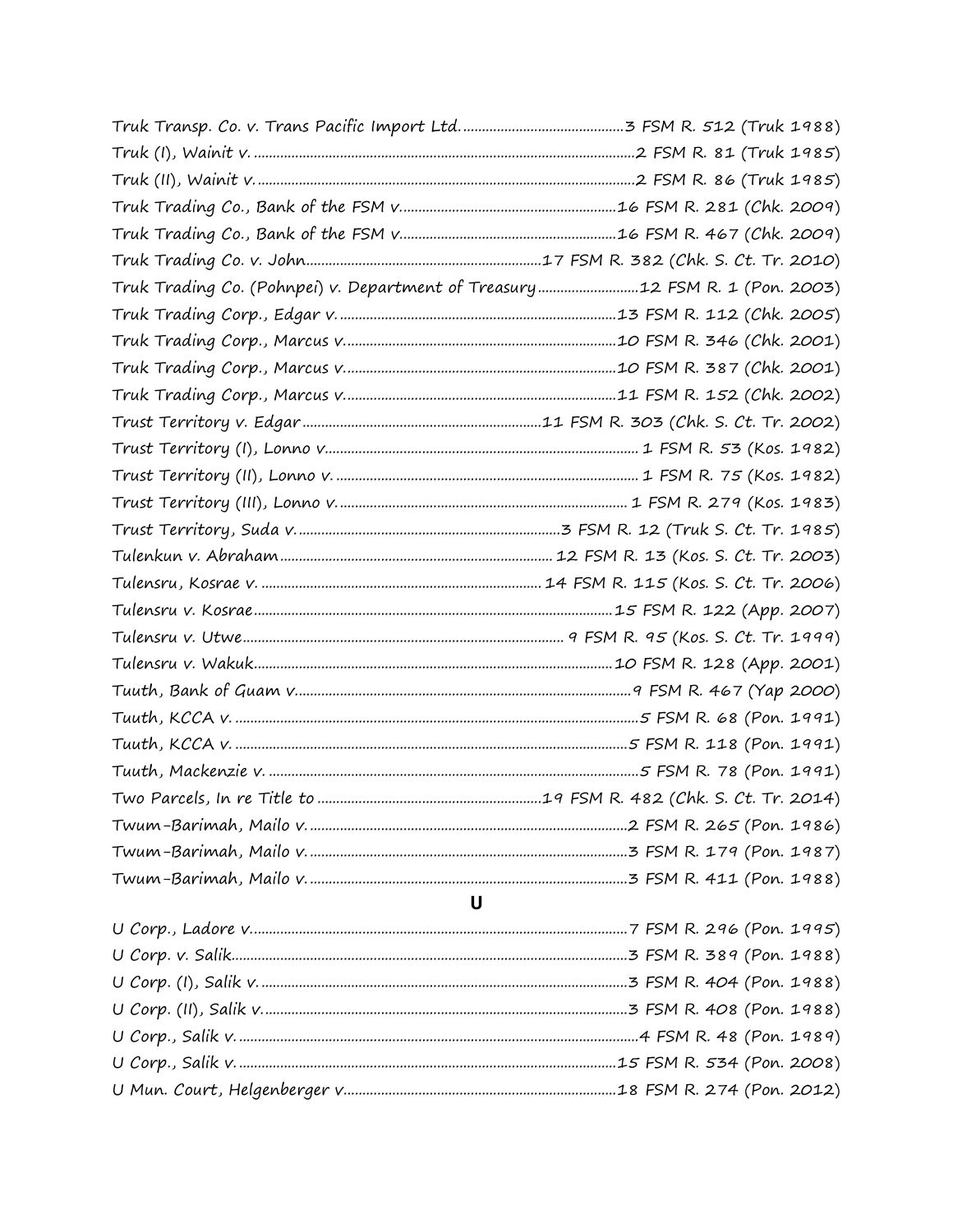Truk Transp. Co. v. Trans Pacific Import Ltd. ........................................3 FSM R. 512 (Truk 1988)
Truk (I), Wainit v. ........................................................................................2 FSM R. 81 (Truk 1985)
Truk (II), Wainit v. .......................................................................................2 FSM R. 86 (Truk 1985)
Truk Trading Co., Bank of the FSM v. ......................................................16 FSM R. 281 (Chk. 2009)
Truk Trading Co., Bank of the FSM v. ......................................................16 FSM R. 467 (Chk. 2009)
Truk Trading Co. v. John ..............................................................17 FSM R. 382 (Chk. S. Ct. Tr. 2010)
Truk Trading Co. (Pohnpei) v. Department of Treasury ..........................12 FSM R. 1 (Pon. 2003)
Truk Trading Corp., Edgar v. .....................................................................13 FSM R. 112 (Chk. 2005)
Truk Trading Corp., Marcus v. ...................................................................10 FSM R. 346 (Chk. 2001)
Truk Trading Corp., Marcus v. ...................................................................10 FSM R. 387 (Chk. 2001)
Truk Trading Corp., Marcus v. ...................................................................11 FSM R. 152 (Chk. 2002)
Trust Territory v. Edgar ...............................................................11 FSM R. 303 (Chk. S. Ct. Tr. 2002)
Trust Territory (I), Lonno v. .........................................................................1 FSM R. 53 (Kos. 1982)
Trust Territory (II), Lonno v. ........................................................................1 FSM R. 75 (Kos. 1982)
Trust Territory (III), Lonno v. ......................................................................1 FSM R. 279 (Kos. 1983)
Trust Territory, Suda v. ...................................................................3 FSM R. 12 (Truk S. Ct. Tr. 1985)
Tulenkun v. Abraham .................................................................12 FSM R. 13 (Kos. S. Ct. Tr. 2003)
Tulensru, Kosrae v. ....................................................................14 FSM R. 115 (Kos. S. Ct. Tr. 2006)
Tulensru v. Kosrae ......................................................................................15 FSM R. 122 (App. 2007)
Tulensru v. Utwe ..........................................................................9 FSM R. 95 (Kos. S. Ct. Tr. 1999)
Tulensru v. Wakuk ......................................................................................10 FSM R. 128 (App. 2001)
Tuuth, Bank of Guam v. ..................................................................................9 FSM R. 467 (Yap 2000)
Tuuth, KCCA v. ..............................................................................................5 FSM R. 68 (Pon. 1991)
Tuuth, KCCA v. ............................................................................................5 FSM R. 118 (Pon. 1991)
Tuuth, Mackenzie v. .......................................................................................5 FSM R. 78 (Pon. 1991)
Two Parcels, In re Title to ...........................................................19 FSM R. 482 (Chk. S. Ct. Tr. 2014)
Twum-Barimah, Mailo v. ..............................................................................2 FSM R. 265 (Pon. 1986)
Twum-Barimah, Mailo v. ..............................................................................3 FSM R. 179 (Pon. 1987)
Twum-Barimah, Mailo v. ..............................................................................3 FSM R. 411 (Pon. 1988)

## U

U Corp., Ladore v. ...........................................................................................7 FSM R. 296 (Pon. 1995)
U Corp. v. Salik ..............................................................................................3 FSM R. 389 (Pon. 1988)
U Corp. (I), Salik v. ........................................................................................3 FSM R. 404 (Pon. 1988)
U Corp. (II), Salik v. .......................................................................................3 FSM R. 408 (Pon. 1988)
U Corp., Salik v. ...............................................................................................4 FSM R. 48 (Pon. 1989)
U Corp., Salik v. ...........................................................................................15 FSM R. 534 (Pon. 2008)
U Mun. Court, Helgenberger v. .................................................................18 FSM R. 274 (Pon. 2012)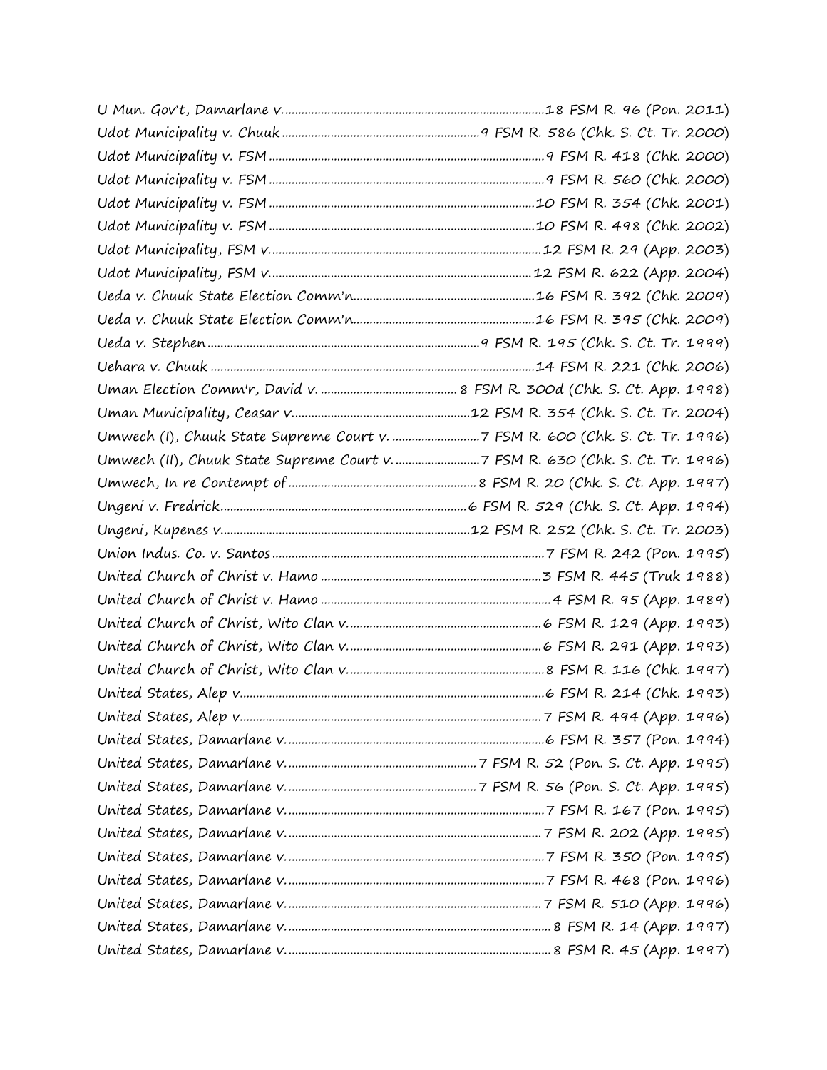U Mun. Gov't, Damarlane v. ............................................................................... 18 FSM R. 96 (Pon. 2011)
Udot Municipality v. Chuuk ................................................................ 9 FSM R. 586 (Chk. S. Ct. Tr. 2000)
Udot Municipality v. FSM ........................................................................................ 9 FSM R. 418 (Chk. 2000)
Udot Municipality v. FSM ........................................................................................ 9 FSM R. 560 (Chk. 2000)
Udot Municipality v. FSM ..................................................................................... 10 FSM R. 354 (Chk. 2001)
Udot Municipality v. FSM ..................................................................................... 10 FSM R. 498 (Chk. 2002)
Udot Municipality, FSM v. ...................................................................................... 12 FSM R. 29 (App. 2003)
Udot Municipality, FSM v. .................................................................................... 12 FSM R. 622 (App. 2004)
Ueda v. Chuuk State Election Comm'n ................................................................ 16 FSM R. 392 (Chk. 2009)
Ueda v. Chuuk State Election Comm'n ................................................................ 16 FSM R. 395 (Chk. 2009)
Ueda v. Stephen ...................................................................................... 9 FSM R. 195 (Chk. S. Ct. Tr. 1999)
Uehara v. Chuuk ....................................................................................................... 14 FSM R. 221 (Chk. 2006)
Uman Election Comm'r, David v. ............................................................ 8 FSM R. 300d (Chk. S. Ct. App. 1998)
Uman Municipality, Ceasar v. ............................................................... 12 FSM R. 354 (Chk. S. Ct. Tr. 2004)
Umwech (I), Chuuk State Supreme Court v. ............................................ 7 FSM R. 600 (Chk. S. Ct. Tr. 1996)
Umwech (II), Chuuk State Supreme Court v. ............................................ 7 FSM R. 630 (Chk. S. Ct. Tr. 1996)
Umwech, In re Contempt of ........................................................................ 8 FSM R. 20 (Chk. S. Ct. App. 1997)
Ungeni v. Fredrick ..................................................................................... 6 FSM R. 529 (Chk. S. Ct. App. 1994)
Ungeni, Kupenes v. ................................................................................. 12 FSM R. 252 (Chk. S. Ct. Tr. 2003)
Union Indus. Co. v. Santos ...................................................................................... 7 FSM R. 242 (Pon. 1995)
United Church of Christ v. Hamo ............................................................................ 3 FSM R. 445 (Truk 1988)
United Church of Christ v. Hamo ............................................................................... 4 FSM R. 95 (App. 1989)
United Church of Christ, Wito Clan v. ...................................................................... 6 FSM R. 129 (App. 1993)
United Church of Christ, Wito Clan v. ...................................................................... 6 FSM R. 291 (App. 1993)
United Church of Christ, Wito Clan v. ...................................................................... 8 FSM R. 116 (Chk. 1997)
United States, Alep v. ................................................................................................ 6 FSM R. 214 (Chk. 1993)
United States, Alep v. ................................................................................................ 7 FSM R. 494 (App. 1996)
United States, Damarlane v. ...................................................................................... 6 FSM R. 357 (Pon. 1994)
United States, Damarlane v. ...................................................................... 7 FSM R. 52 (Pon. S. Ct. App. 1995)
United States, Damarlane v. ...................................................................... 7 FSM R. 56 (Pon. S. Ct. App. 1995)
United States, Damarlane v. ...................................................................................... 7 FSM R. 167 (Pon. 1995)
United States, Damarlane v. ...................................................................................... 7 FSM R. 202 (App. 1995)
United States, Damarlane v. ...................................................................................... 7 FSM R. 350 (Pon. 1995)
United States, Damarlane v. ...................................................................................... 7 FSM R. 468 (Pon. 1996)
United States, Damarlane v. ...................................................................................... 7 FSM R. 510 (App. 1996)
United States, Damarlane v. ........................................................................................ 8 FSM R. 14 (App. 1997)
United States, Damarlane v. ........................................................................................ 8 FSM R. 45 (App. 1997)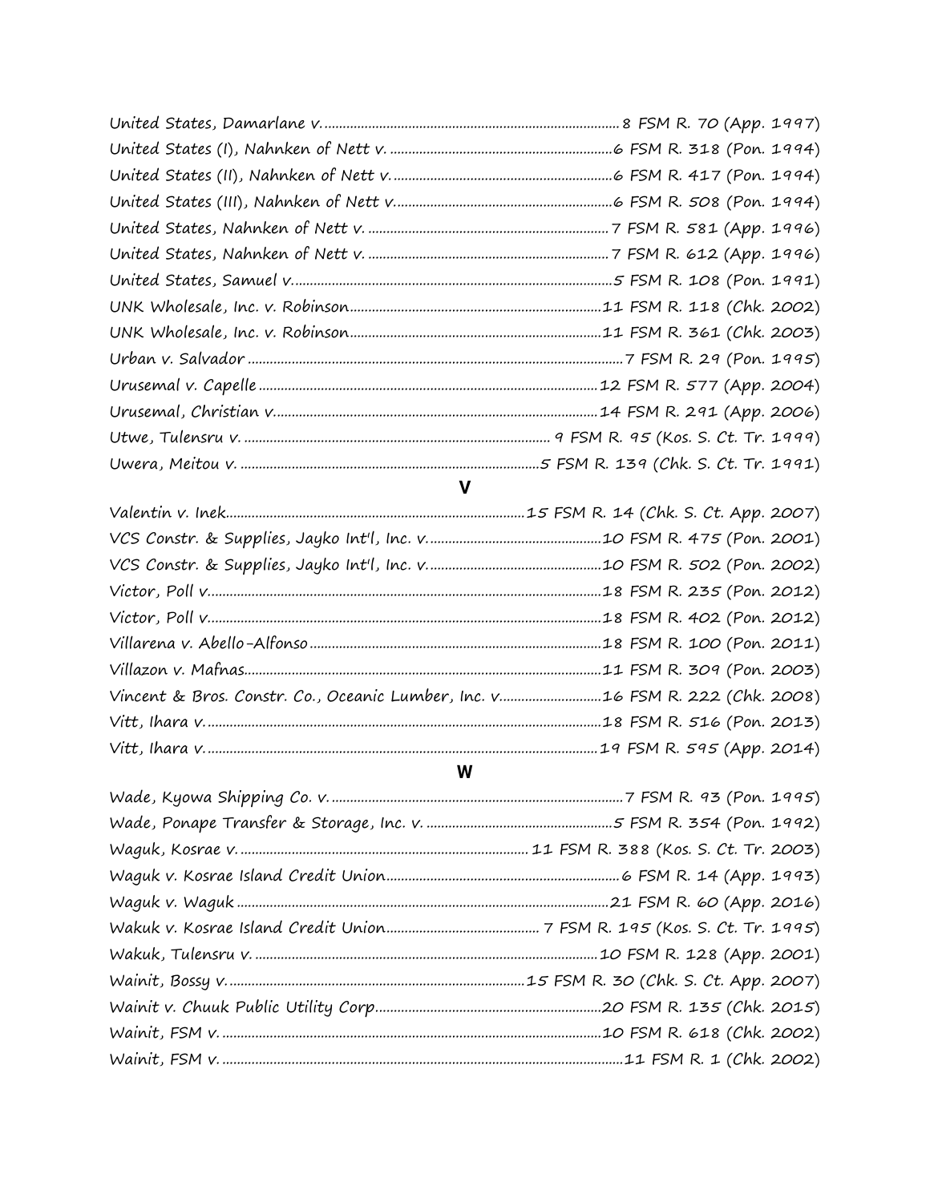United States, Damarlane v. ........................................................................ 8 FSM R. 70 (App. 1997)
United States (I), Nahnken of Nett v. ..........................................................6 FSM R. 318 (Pon. 1994)
United States (II), Nahnken of Nett v. .........................................................6 FSM R. 417 (Pon. 1994)
United States (III), Nahnken of Nett v. ........................................................6 FSM R. 508 (Pon. 1994)
United States, Nahnken of Nett v. ..............................................................7 FSM R. 581 (App. 1996)
United States, Nahnken of Nett v. ..............................................................7 FSM R. 612 (App. 1996)
United States, Samuel v. ...........................................................................5 FSM R. 108 (Pon. 1991)
UNK Wholesale, Inc. v. Robinson..............................................................11 FSM R. 118 (Chk. 2002)
UNK Wholesale, Inc. v. Robinson..............................................................11 FSM R. 361 (Chk. 2003)
Urban v. Salvador ......................................................................................7 FSM R. 29 (Pon. 1995)
Urusemal v. Capelle ...................................................................................12 FSM R. 577 (App. 2004)
Urusemal, Christian v. ................................................................................14 FSM R. 291 (App. 2006)
Utwe, Tulensru v. .................................................................................. 9 FSM R. 95 (Kos. S. Ct. Tr. 1999)
Uwera, Meitou v. .................................................................................5 FSM R. 139 (Chk. S. Ct. Tr. 1991)

## V

Valentin v. Inek...................................................................................15 FSM R. 14 (Chk. S. Ct. App. 2007)
VCS Constr. & Supplies, Jayko Int'l, Inc. v. ..............................................10 FSM R. 475 (Pon. 2001)
VCS Constr. & Supplies, Jayko Int'l, Inc. v. ..............................................10 FSM R. 502 (Pon. 2002)
Victor, Poll v. .............................................................................................18 FSM R. 235 (Pon. 2012)
Victor, Poll v. .............................................................................................18 FSM R. 402 (Pon. 2012)
Villarena v. Abello-Alfonso ........................................................................18 FSM R. 100 (Pon. 2011)
Villazon v. Mafnas.......................................................................................11 FSM R. 309 (Pon. 2003)
Vincent & Bros. Constr. Co., Oceanic Lumber, Inc. v. ..................................16 FSM R. 222 (Chk. 2008)
Vitt, Ihara v. ...............................................................................................18 FSM R. 516 (Pon. 2013)
Vitt, Ihara v. ...............................................................................................19 FSM R. 595 (App. 2014)

## W

Wade, Kyowa Shipping Co. v. ......................................................................7 FSM R. 93 (Pon. 1995)
Wade, Ponape Transfer & Storage, Inc. v. ...................................................5 FSM R. 354 (Pon. 1992)
Waguk, Kosrae v. ............................................................................. 11 FSM R. 388 (Kos. S. Ct. Tr. 2003)
Waguk v. Kosrae Island Credit Union...........................................................6 FSM R. 14 (App. 1993)
Waguk v. Waguk ..........................................................................................21 FSM R. 60 (App. 2016)
Wakuk v. Kosrae Island Credit Union.................................... 7 FSM R. 195 (Kos. S. Ct. Tr. 1995)
Wakuk, Tulensru v. .....................................................................................10 FSM R. 128 (App. 2001)
Wainit, Bossy v. ...................................................................15 FSM R. 30 (Chk. S. Ct. App. 2007)
Wainit v. Chuuk Public Utility Corp............................................................20 FSM R. 135 (Chk. 2015)
Wainit, FSM v. ............................................................................................10 FSM R. 618 (Chk. 2002)
Wainit, FSM v. ............................................................................................11 FSM R. 1 (Chk. 2002)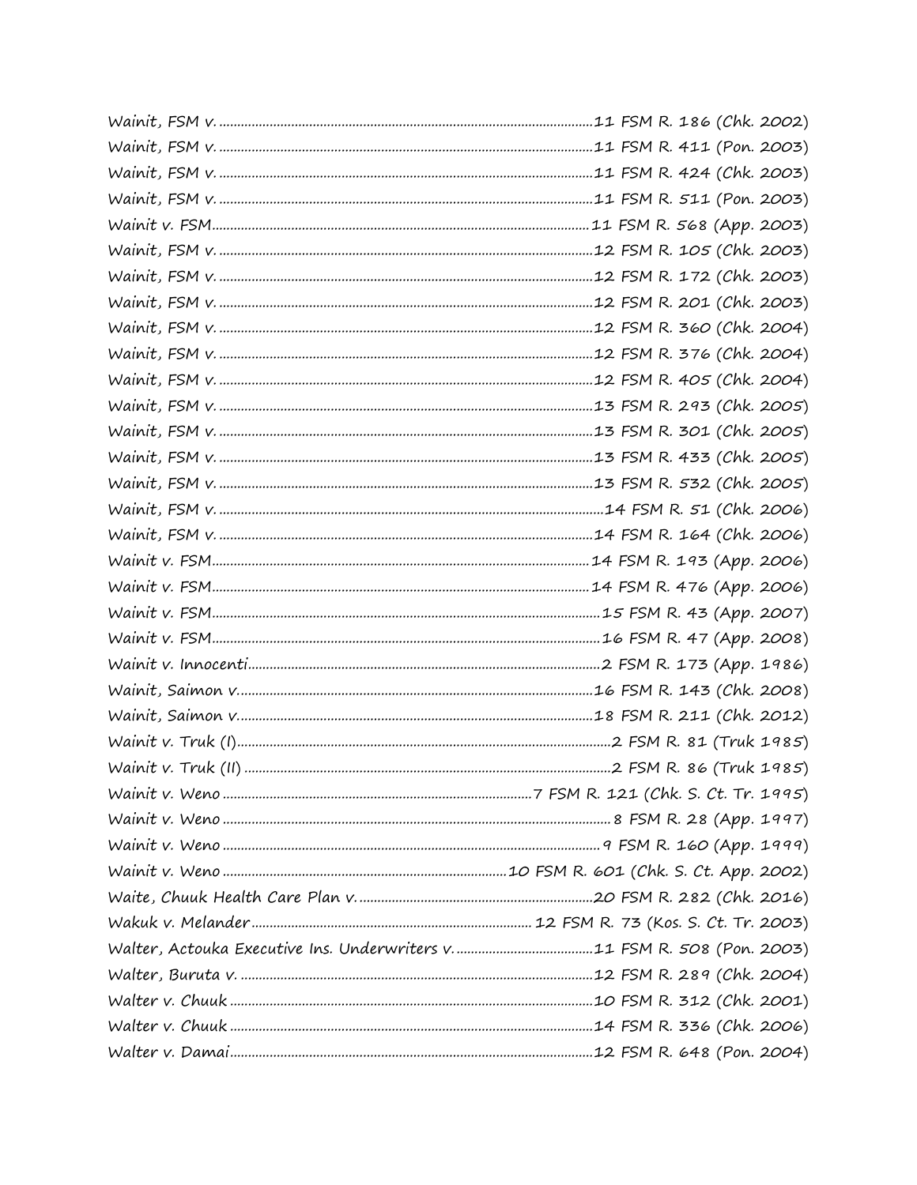Wainit, FSM v. ....................................................................................................11 FSM R. 186 (Chk. 2002)
Wainit, FSM v. ....................................................................................................11 FSM R. 411 (Pon. 2003)
Wainit, FSM v. ....................................................................................................11 FSM R. 424 (Chk. 2003)
Wainit, FSM v. ....................................................................................................11 FSM R. 511 (Pon. 2003)
Wainit v. FSM.....................................................................................................11 FSM R. 568 (App. 2003)
Wainit, FSM v. ....................................................................................................12 FSM R. 105 (Chk. 2003)
Wainit, FSM v. ....................................................................................................12 FSM R. 172 (Chk. 2003)
Wainit, FSM v. ....................................................................................................12 FSM R. 201 (Chk. 2003)
Wainit, FSM v. ....................................................................................................12 FSM R. 360 (Chk. 2004)
Wainit, FSM v. ....................................................................................................12 FSM R. 376 (Chk. 2004)
Wainit, FSM v. ....................................................................................................12 FSM R. 405 (Chk. 2004)
Wainit, FSM v. ....................................................................................................13 FSM R. 293 (Chk. 2005)
Wainit, FSM v. ....................................................................................................13 FSM R. 301 (Chk. 2005)
Wainit, FSM v. ....................................................................................................13 FSM R. 433 (Chk. 2005)
Wainit, FSM v. ....................................................................................................13 FSM R. 532 (Chk. 2005)
Wainit, FSM v. ......................................................................................................14 FSM R. 51 (Chk. 2006)
Wainit, FSM v. ....................................................................................................14 FSM R. 164 (Chk. 2006)
Wainit v. FSM.....................................................................................................14 FSM R. 193 (App. 2006)
Wainit v. FSM.....................................................................................................14 FSM R. 476 (App. 2006)
Wainit v. FSM.......................................................................................................15 FSM R. 43 (App. 2007)
Wainit v. FSM.......................................................................................................16 FSM R. 47 (App. 2008)
Wainit v. Innocenti..............................................................................................2 FSM R. 173 (App. 1986)
Wainit, Saimon v. ...............................................................................................16 FSM R. 143 (Chk. 2008)
Wainit, Saimon v. ...............................................................................................18 FSM R. 211 (Chk. 2012)
Wainit v. Truk (I)......................................................................................................2 FSM R. 81 (Truk 1985)
Wainit v. Truk (II) ....................................................................................................2 FSM R. 86 (Truk 1985)
Wainit v. Weno .................................................................................7 FSM R. 121 (Chk. S. Ct. Tr. 1995)
Wainit v. Weno .........................................................................................................8 FSM R. 28 (App. 1997)
Wainit v. Weno .......................................................................................................9 FSM R. 160 (App. 1999)
Wainit v. Weno ...........................................................................10 FSM R. 601 (Chk. S. Ct. App. 2002)
Waite, Chuuk Health Care Plan v. ...................................................................20 FSM R. 282 (Chk. 2016)
Wakuk v. Melander .........................................................................12 FSM R. 73 (Kos. S. Ct. Tr. 2003)
Walter, Actouka Executive Ins. Underwriters v. ...............................................11 FSM R. 508 (Pon. 2003)
Walter, Buruta v. ................................................................................................12 FSM R. 289 (Chk. 2004)
Walter v. Chuuk ..................................................................................................10 FSM R. 312 (Chk. 2001)
Walter v. Chuuk ..................................................................................................14 FSM R. 336 (Chk. 2006)
Walter v. Damai..................................................................................................12 FSM R. 648 (Pon. 2004)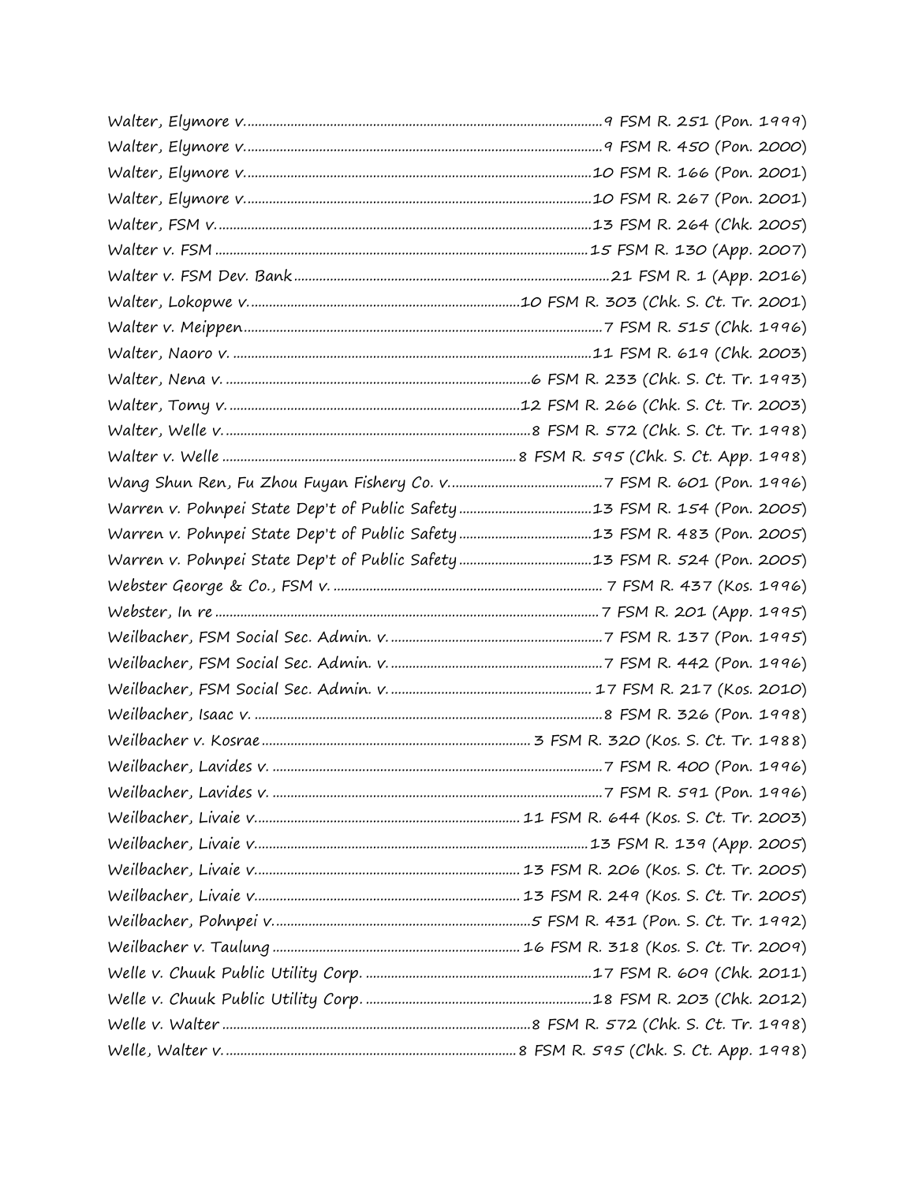Walter, Elymore v. ..................................................................................................9 FSM R. 251 (Pon. 1999)
Walter, Elymore v. ..................................................................................................9 FSM R. 450 (Pon. 2000)
Walter, Elymore v. ...............................................................................................10 FSM R. 166 (Pon. 2001)
Walter, Elymore v. ...............................................................................................10 FSM R. 267 (Pon. 2001)
Walter, FSM v. .......................................................................................................13 FSM R. 264 (Chk. 2005)
Walter v. FSM .......................................................................................................15 FSM R. 130 (App. 2007)
Walter v. FSM Dev. Bank .......................................................................................21 FSM R. 1 (App. 2016)
Walter, Lokopwe v. ..........................................................................10 FSM R. 303 (Chk. S. Ct. Tr. 2001)
Walter v. Meippen..................................................................................................7 FSM R. 515 (Chk. 1996)
Walter, Naoro v. ...................................................................................................11 FSM R. 619 (Chk. 2003)
Walter, Nena v. .....................................................................................6 FSM R. 233 (Chk. S. Ct. Tr. 1993)
Walter, Tomy v. ................................................................................12 FSM R. 266 (Chk. S. Ct. Tr. 2003)
Walter, Welle v. .....................................................................................8 FSM R. 572 (Chk. S. Ct. Tr. 1998)
Walter v. Welle .................................................................................8 FSM R. 595 (Chk. S. Ct. App. 1998)
Wang Shun Ren, Fu Zhou Fuyan Fishery Co. v. ..........................................7 FSM R. 601 (Pon. 1996)
Warren v. Pohnpei State Dep't of Public Safety .....................................13 FSM R. 154 (Pon. 2005)
Warren v. Pohnpei State Dep't of Public Safety .....................................13 FSM R. 483 (Pon. 2005)
Warren v. Pohnpei State Dep't of Public Safety .....................................13 FSM R. 524 (Pon. 2005)
Webster George & Co., FSM v. .......................................................................... 7 FSM R. 437 (Kos. 1996)
Webster, In re .........................................................................................................7 FSM R. 201 (App. 1995)
Weilbacher, FSM Social Sec. Admin. v. ...........................................................7 FSM R. 137 (Pon. 1995)
Weilbacher, FSM Social Sec. Admin. v. ...........................................................7 FSM R. 442 (Pon. 1996)
Weilbacher, FSM Social Sec. Admin. v. ....................................................... 17 FSM R. 217 (Kos. 2010)
Weilbacher, Isaac v. ...............................................................................................8 FSM R. 326 (Pon. 1998)
Weilbacher v. Kosrae .......................................................................... 3 FSM R. 320 (Kos. S. Ct. Tr. 1988)
Weilbacher, Lavides v. ..........................................................................................7 FSM R. 400 (Pon. 1996)
Weilbacher, Lavides v. ..........................................................................................7 FSM R. 591 (Pon. 1996)
Weilbacher, Livaie v. ......................................................................... 11 FSM R. 644 (Kos. S. Ct. Tr. 2003)
Weilbacher, Livaie v. ...........................................................................................13 FSM R. 139 (App. 2005)
Weilbacher, Livaie v. ......................................................................... 13 FSM R. 206 (Kos. S. Ct. Tr. 2005)
Weilbacher, Livaie v. ......................................................................... 13 FSM R. 249 (Kos. S. Ct. Tr. 2005)
Weilbacher, Pohnpei v. .......................................................................5 FSM R. 431 (Pon. S. Ct. Tr. 1992)
Weilbacher v. Taulung ..................................................................... 16 FSM R. 318 (Kos. S. Ct. Tr. 2009)
Welle v. Chuuk Public Utility Corp. ...............................................................17 FSM R. 609 (Chk. 2011)
Welle v. Chuuk Public Utility Corp. ...............................................................18 FSM R. 203 (Chk. 2012)
Welle v. Walter .....................................................................................8 FSM R. 572 (Chk. S. Ct. Tr. 1998)
Welle, Walter v. .................................................................................8 FSM R. 595 (Chk. S. Ct. App. 1998)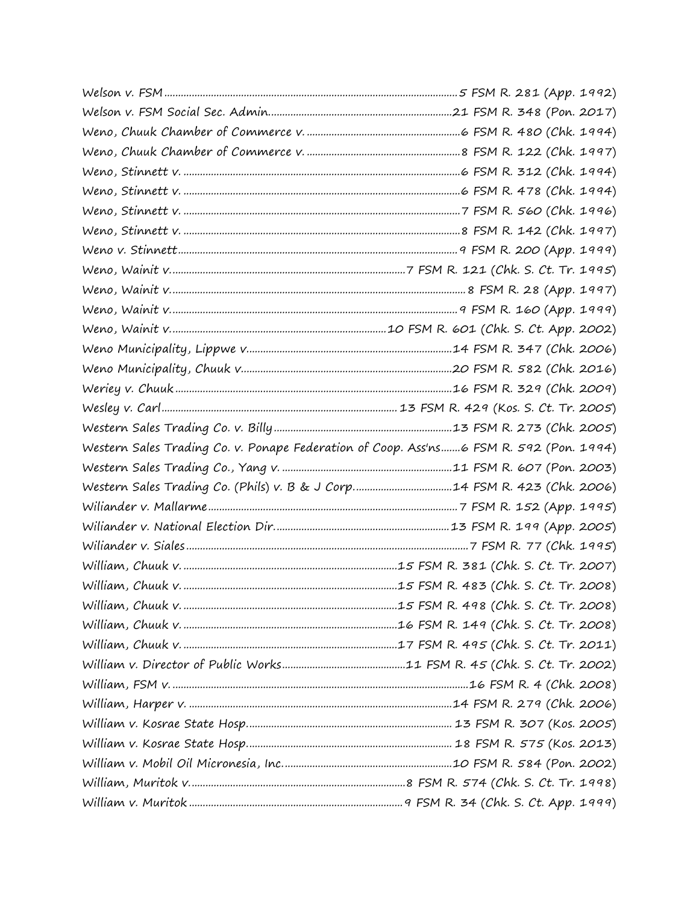Welson v. FSM ........................................................................................................ 5 FSM R. 281 (App. 1992)
Welson v. FSM Social Sec. Admin. ................................................................... 21 FSM R. 348 (Pon. 2017)
Weno, Chuuk Chamber of Commerce v. ........................................................ 6 FSM R. 480 (Chk. 1994)
Weno, Chuuk Chamber of Commerce v. ........................................................ 8 FSM R. 122 (Chk. 1997)
Weno, Stinnett v. .................................................................................................. 6 FSM R. 312 (Chk. 1994)
Weno, Stinnett v. .................................................................................................. 6 FSM R. 478 (Chk. 1994)
Weno, Stinnett v. .................................................................................................. 7 FSM R. 560 (Chk. 1996)
Weno, Stinnett v. .................................................................................................. 8 FSM R. 142 (Chk. 1997)
Weno v. Stinnett ................................................................................................... 9 FSM R. 200 (App. 1999)
Weno, Wainit v. .................................................................................... 7 FSM R. 121 (Chk. S. Ct. Tr. 1995)
Weno, Wainit v. ........................................................................................................ 8 FSM R. 28 (App. 1997)
Weno, Wainit v. ...................................................................................................... 9 FSM R. 160 (App. 1999)
Weno, Wainit v. ............................................................................... 10 FSM R. 601 (Chk. S. Ct. App. 2002)
Weno Municipality, Lippwe v. ......................................................................... 14 FSM R. 347 (Chk. 2006)
Weno Municipality, Chuuk v. ........................................................................... 20 FSM R. 582 (Chk. 2016)
Weriey v. Chuuk .................................................................................................. 16 FSM R. 329 (Chk. 2009)
Wesley v. Carl ................................................................................... 13 FSM R. 429 (Kos. S. Ct. Tr. 2005)
Western Sales Trading Co. v. Billy ................................................................ 13 FSM R. 273 (Chk. 2005)
Western Sales Trading Co. v. Ponape Federation of Coop. Ass'ns ....... 6 FSM R. 592 (Pon. 1994)
Western Sales Trading Co., Yang v. ............................................................. 11 FSM R. 607 (Pon. 2003)
Western Sales Trading Co. (Phils) v. B & J Corp. .................................... 14 FSM R. 423 (Chk. 2006)
Wiliander v. Mallarme ......................................................................................... 7 FSM R. 152 (App. 1995)
Wiliander v. National Election Dir. ................................................................ 13 FSM R. 199 (App. 2005)
Wiliander v. Siales ................................................................................................. 7 FSM R. 77 (Chk. 1995)
William, Chuuk v. ............................................................................ 15 FSM R. 381 (Chk. S. Ct. Tr. 2007)
William, Chuuk v. ............................................................................ 15 FSM R. 483 (Chk. S. Ct. Tr. 2008)
William, Chuuk v. ............................................................................ 15 FSM R. 498 (Chk. S. Ct. Tr. 2008)
William, Chuuk v. ............................................................................ 16 FSM R. 149 (Chk. S. Ct. Tr. 2008)
William, Chuuk v. ............................................................................ 17 FSM R. 495 (Chk. S. Ct. Tr. 2011)
William v. Director of Public Works ............................................ 11 FSM R. 45 (Chk. S. Ct. Tr. 2002)
William, FSM v. .......................................................................................................... 16 FSM R. 4 (Chk. 2008)
William, Harper v. ............................................................................................. 14 FSM R. 279 (Chk. 2006)
William v. Kosrae State Hosp. ........................................................................ 13 FSM R. 307 (Kos. 2005)
William v. Kosrae State Hosp. ........................................................................ 18 FSM R. 575 (Kos. 2013)
William v. Mobil Oil Micronesia, Inc. ............................................................ 10 FSM R. 584 (Pon. 2002)
William, Muritok v. ............................................................................ 8 FSM R. 574 (Chk. S. Ct. Tr. 1998)
William v. Muritok ............................................................................ 9 FSM R. 34 (Chk. S. Ct. App. 1999)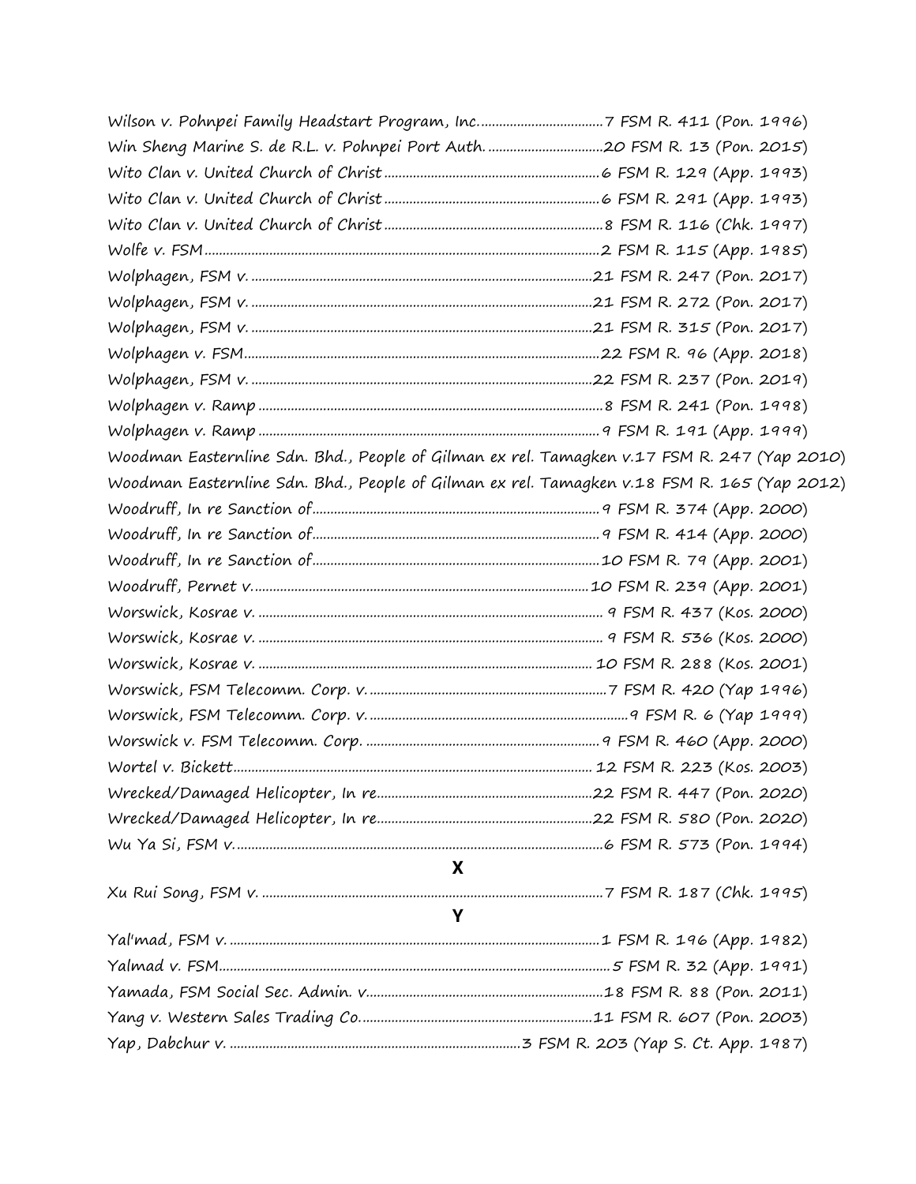Wilson v. Pohnpei Family Headstart Program, Inc. ................................ 7 FSM R. 411 (Pon. 1996)
Win Sheng Marine S. de R.L. v. Pohnpei Port Auth. ............................... 20 FSM R. 13 (Pon. 2015)
Wito Clan v. United Church of Christ ........................................................ 6 FSM R. 129 (App. 1993)
Wito Clan v. United Church of Christ ........................................................ 6 FSM R. 291 (App. 1993)
Wito Clan v. United Church of Christ ........................................................ 8 FSM R. 116 (Chk. 1997)
Wolfe v. FSM ................................................................................................ 2 FSM R. 115 (App. 1985)
Wolphagen, FSM v. ..................................................................................... 21 FSM R. 247 (Pon. 2017)
Wolphagen, FSM v. ..................................................................................... 21 FSM R. 272 (Pon. 2017)
Wolphagen, FSM v. ..................................................................................... 21 FSM R. 315 (Pon. 2017)
Wolphagen v. FSM ....................................................................................... 22 FSM R. 96 (App. 2018)
Wolphagen, FSM v. ..................................................................................... 22 FSM R. 237 (Pon. 2019)
Wolphagen v. Ramp ..................................................................................... 8 FSM R. 241 (Pon. 1998)
Wolphagen v. Ramp ..................................................................................... 9 FSM R. 191 (App. 1999)
Woodman Easternline Sdn. Bhd., People of Gilman ex rel. Tamagken v. 17 FSM R. 247 (Yap 2010)
Woodman Easternline Sdn. Bhd., People of Gilman ex rel. Tamagken v. 18 FSM R. 165 (Yap 2012)
Woodruff, In re Sanction of ......................................................................... 9 FSM R. 374 (App. 2000)
Woodruff, In re Sanction of ......................................................................... 9 FSM R. 414 (App. 2000)
Woodruff, In re Sanction of ......................................................................... 10 FSM R. 79 (App. 2001)
Woodruff, Pernet v. ..................................................................................... 10 FSM R. 239 (App. 2001)
Worswick, Kosrae v. .................................................................................... 9 FSM R. 437 (Kos. 2000)
Worswick, Kosrae v. .................................................................................... 9 FSM R. 536 (Kos. 2000)
Worswick, Kosrae v. .................................................................................... 10 FSM R. 288 (Kos. 2001)
Worswick, FSM Telecomm. Corp. v. .......................................................... 7 FSM R. 420 (Yap 1996)
Worswick, FSM Telecomm. Corp. v. .......................................................... 9 FSM R. 6 (Yap 1999)
Worswick v. FSM Telecomm. Corp. ............................................................ 9 FSM R. 460 (App. 2000)
Wortel v. Bickett .......................................................................................... 12 FSM R. 223 (Kos. 2003)
Wrecked/Damaged Helicopter, In re ............................................................ 22 FSM R. 447 (Pon. 2020)
Wrecked/Damaged Helicopter, In re ............................................................ 22 FSM R. 580 (Pon. 2020)
Wu Ya Si, FSM v. ......................................................................................... 6 FSM R. 573 (Pon. 1994)

## X

Xu Rui Song, FSM v. .................................................................................... 7 FSM R. 187 (Chk. 1995)

## Y

Yal'mad, FSM v. ........................................................................................... 1 FSM R. 196 (App. 1982)
Yalmad v. FSM ............................................................................................. 5 FSM R. 32 (App. 1991)
Yamada, FSM Social Sec. Admin. v. ............................................................ 18 FSM R. 88 (Pon. 2011)
Yang v. Western Sales Trading Co. ............................................................. 11 FSM R. 607 (Pon. 2003)
Yap, Dabchur v. ............................................................................. 3 FSM R. 203 (Yap S. Ct. App. 1987)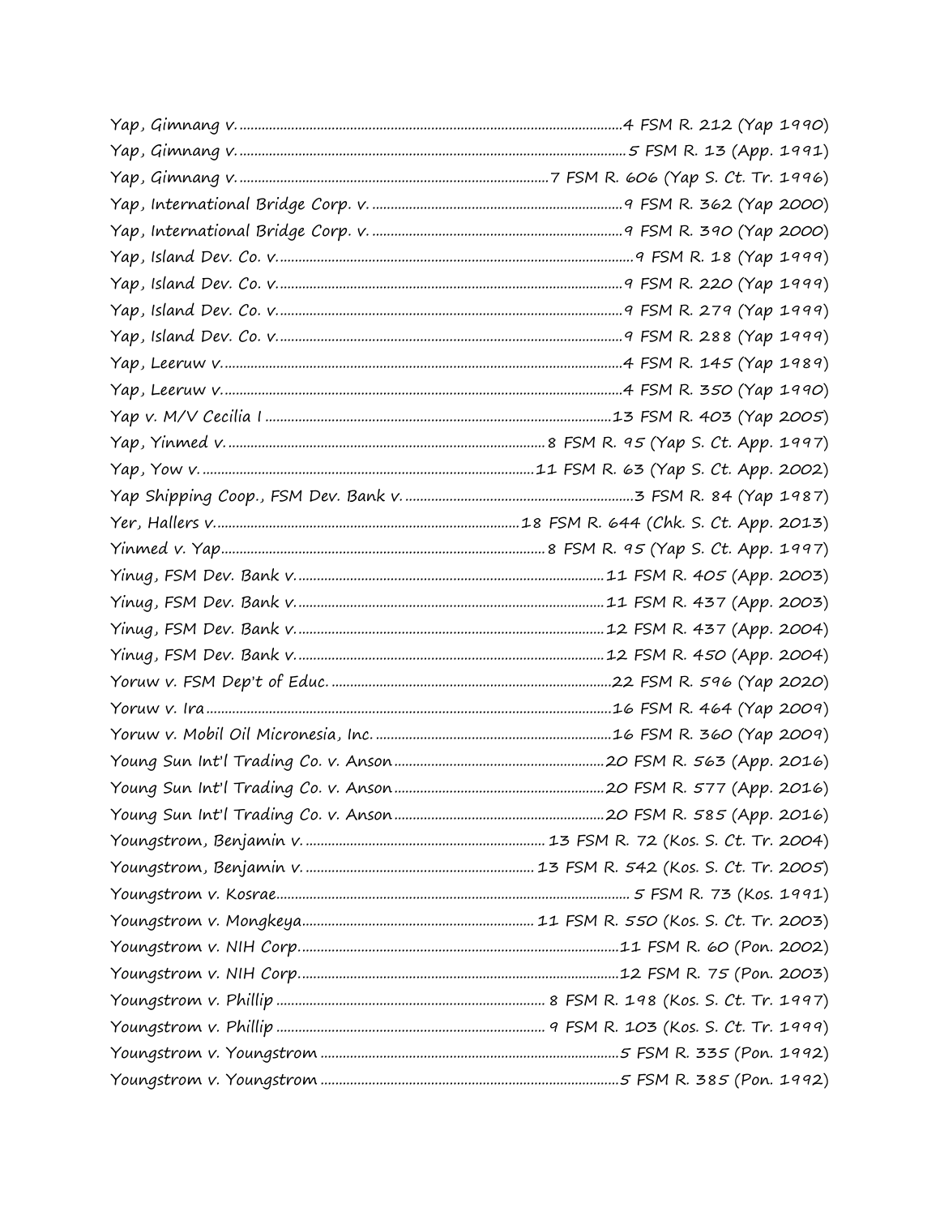Yap, Gimnang v. ........................................................................................4 FSM R. 212 (Yap 1990)
Yap, Gimnang v. ........................................................................................5 FSM R. 13 (App. 1991)
Yap, Gimnang v. ......................................................................7 FSM R. 606 (Yap S. Ct. Tr. 1996)
Yap, International Bridge Corp. v. ...................................................................9 FSM R. 362 (Yap 2000)
Yap, International Bridge Corp. v. ...................................................................9 FSM R. 390 (Yap 2000)
Yap, Island Dev. Co. v. ..................................................................................9 FSM R. 18 (Yap 1999)
Yap, Island Dev. Co. v. ..................................................................................9 FSM R. 220 (Yap 1999)
Yap, Island Dev. Co. v. ..................................................................................9 FSM R. 279 (Yap 1999)
Yap, Island Dev. Co. v. ..................................................................................9 FSM R. 288 (Yap 1999)
Yap, Leeruw v. ..............................................................................................4 FSM R. 145 (Yap 1989)
Yap, Leeruw v. ..............................................................................................4 FSM R. 350 (Yap 1990)
Yap v. M/V Cecilia I .......................................................................................13 FSM R. 403 (Yap 2005)
Yap, Yinmed v. .............................................................................8 FSM R. 95 (Yap S. Ct. App. 1997)
Yap, Yow v. .................................................................................11 FSM R. 63 (Yap S. Ct. App. 2002)
Yap Shipping Coop., FSM Dev. Bank v. ..........................................................3 FSM R. 84 (Yap 1987)
Yer, Hallers v. ...........................................................................18 FSM R. 644 (Chk. S. Ct. App. 2013)
Yinmed v. Yap .............................................................................8 FSM R. 95 (Yap S. Ct. App. 1997)
Yinug, FSM Dev. Bank v. ...............................................................................11 FSM R. 405 (App. 2003)
Yinug, FSM Dev. Bank v. ...............................................................................11 FSM R. 437 (App. 2003)
Yinug, FSM Dev. Bank v. ...............................................................................12 FSM R. 437 (App. 2004)
Yinug, FSM Dev. Bank v. ...............................................................................12 FSM R. 450 (App. 2004)
Yoruw v. FSM Dep't of Educ. ..........................................................................22 FSM R. 596 (Yap 2020)
Yoruw v. Ira .................................................................................................16 FSM R. 464 (Yap 2009)
Yoruw v. Mobil Oil Micronesia, Inc. ................................................................16 FSM R. 360 (Yap 2009)
Young Sun Int'l Trading Co. v. Anson ..............................................................20 FSM R. 563 (App. 2016)
Young Sun Int'l Trading Co. v. Anson ..............................................................20 FSM R. 577 (App. 2016)
Young Sun Int'l Trading Co. v. Anson ..............................................................20 FSM R. 585 (App. 2016)
Youngstrom, Benjamin v. ..................................................13 FSM R. 72 (Kos. S. Ct. Tr. 2004)
Youngstrom, Benjamin v. ..................................................13 FSM R. 542 (Kos. S. Ct. Tr. 2005)
Youngstrom v. Kosrae .......................................................................................5 FSM R. 73 (Kos. 1991)
Youngstrom v. Mongkeya .................................................11 FSM R. 550 (Kos. S. Ct. Tr. 2003)
Youngstrom v. NIH Corp. ..................................................................................11 FSM R. 60 (Pon. 2002)
Youngstrom v. NIH Corp. ..................................................................................12 FSM R. 75 (Pon. 2003)
Youngstrom v. Phillip .......................................................8 FSM R. 198 (Kos. S. Ct. Tr. 1997)
Youngstrom v. Phillip .......................................................9 FSM R. 103 (Kos. S. Ct. Tr. 1999)
Youngstrom v. Youngstrom ..............................................................................5 FSM R. 335 (Pon. 1992)
Youngstrom v. Youngstrom ..............................................................................5 FSM R. 385 (Pon. 1992)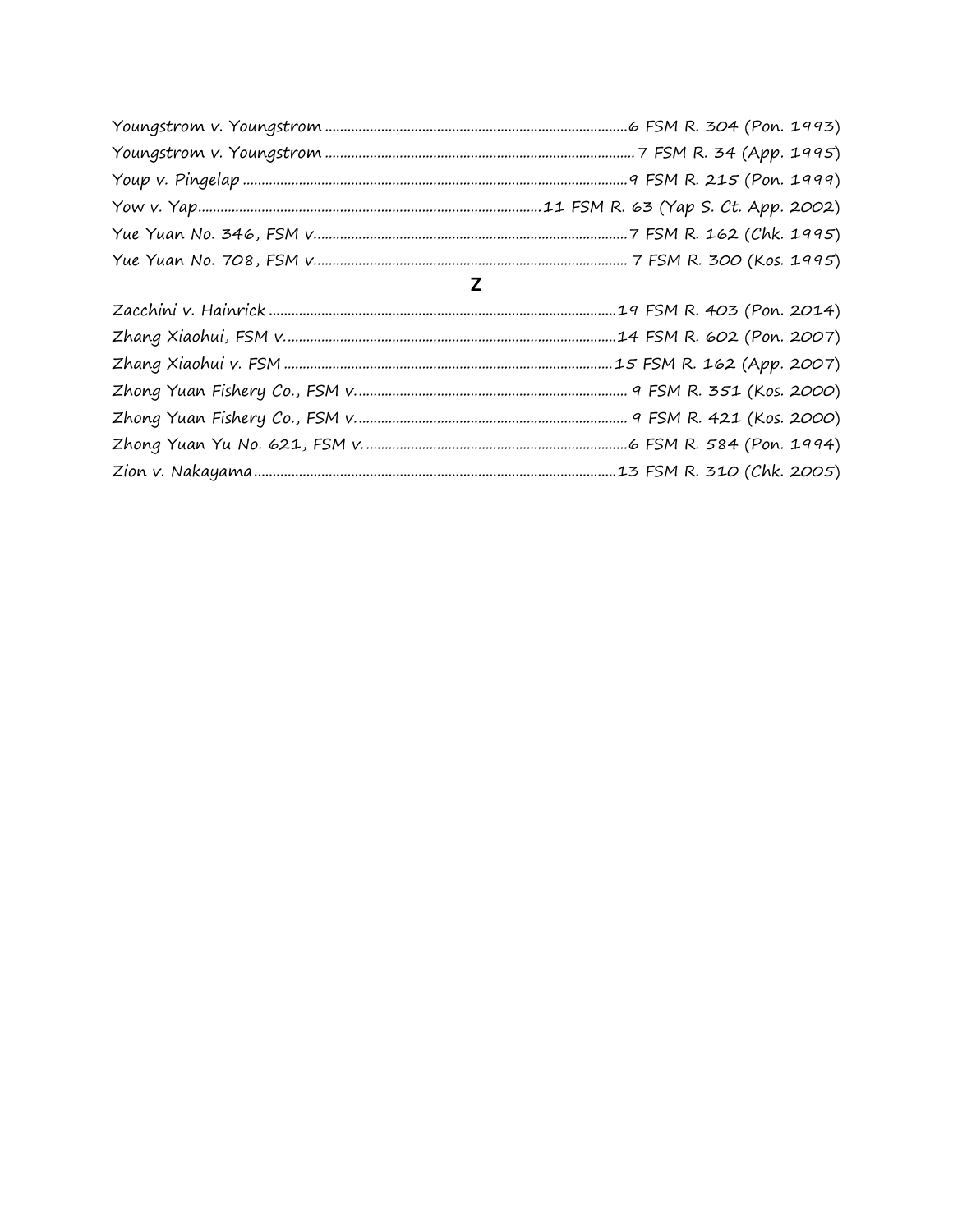Youngstrom v. Youngstrom ................................................................................6 FSM R. 304 (Pon. 1993)
Youngstrom v. Youngstrom ................................................................................7 FSM R. 34 (App. 1995)
Youp v. Pingelap ................................................................................9 FSM R. 215 (Pon. 1999)
Yow v. Yap................................................................................11 FSM R. 63 (Yap S. Ct. App. 2002)
Yue Yuan No. 346, FSM v................................................................................7 FSM R. 162 (Chk. 1995)
Yue Yuan No. 708, FSM v................................................................................7 FSM R. 300 (Kos. 1995)

## Z

Zacchini v. Hainrick ................................................................................19 FSM R. 403 (Pon. 2014)
Zhang Xiaohui, FSM v................................................................................14 FSM R. 602 (Pon. 2007)
Zhang Xiaohui v. FSM ................................................................................15 FSM R. 162 (App. 2007)
Zhong Yuan Fishery Co., FSM v. ................................................................................9 FSM R. 351 (Kos. 2000)
Zhong Yuan Fishery Co., FSM v. ................................................................................9 FSM R. 421 (Kos. 2000)
Zhong Yuan Yu No. 621, FSM v. ................................................................................6 FSM R. 584 (Pon. 1994)
Zion v. Nakayama................................................................................13 FSM R. 310 (Chk. 2005)